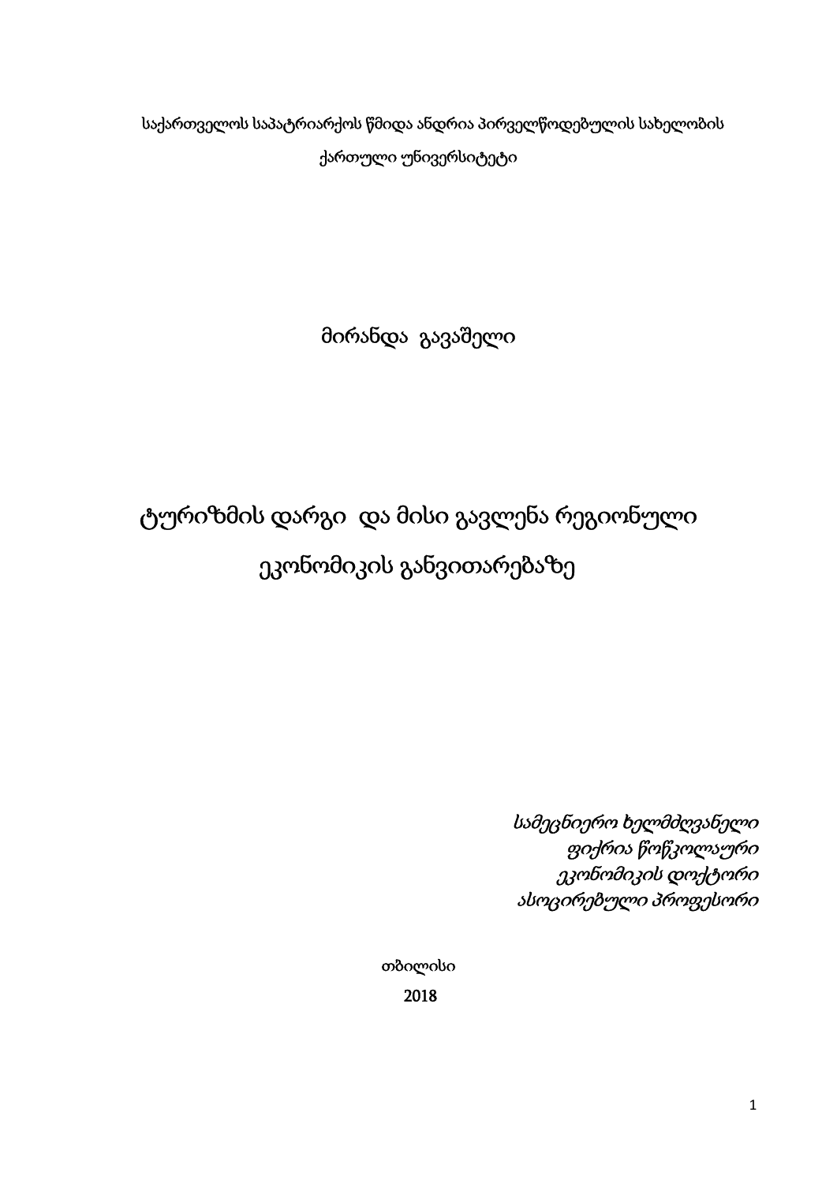საქართველოს საპატრიარქოს წმიდა ანდრია პირველწოდებულის სახელობის

ქართული უნივერსიტეტი

მირანდა გავაშელი

# ტურიზმის დარგი და მისი გავლენა რეგიონული ეკონომიკის განვითარებაზე

*სამეცნიერო ხელმძღვანელი*
*ფიქრია წოწკოლაური*
*ეკონომიკის დოქტორი*
*ასოცირებული პროფესორი*

თბილისი

2018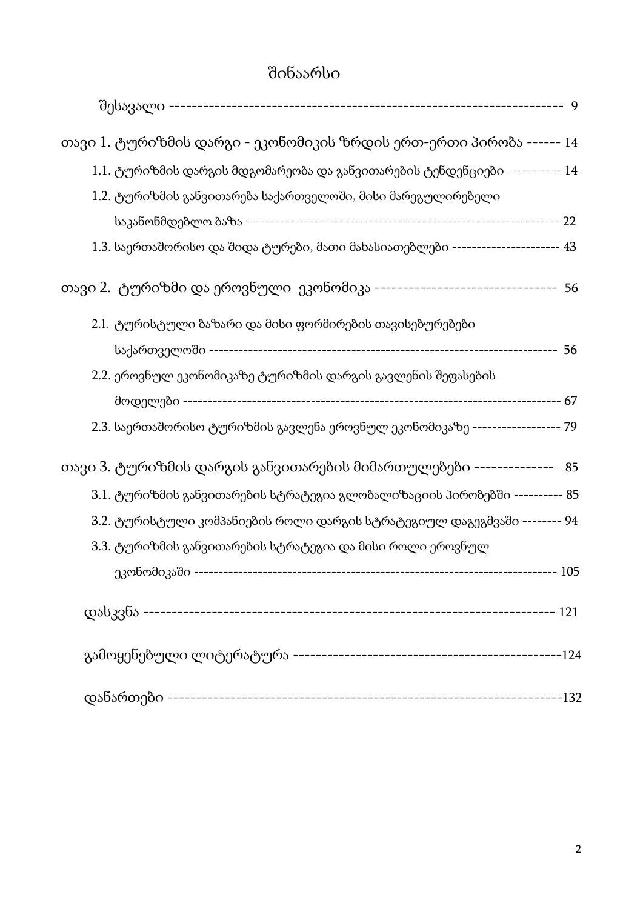# შინაარსი

შესავალი ------------------------------------------------------------------- 9

თავი 1. ტურიზმის დარგი - ეკონომიკის ზრდის ერთ-ერთი პირობა ------ 14

1.1. ტურიზმის დარგის მდგომარეობა და განვითარების ტენდენციები ----------- 14

1.2. ტურიზმის განვითარება საქართველოში, მისი მარეგულირებელი საკანონმდებლო ბაზა ------------------------------------------------------------------ 22

1.3. საერთაშორისო და შიდა ტურები, მათი მახასიათებლები --------------------- 43

თავი 2. ტურიზმი და ეროვნული ეკონომიკა -------------------------------- 56

2.1. ტურისტული ბაზარი და მისი ფორმირების თავისებურებები საქართველოში ----------------------------------------------------------------------- 56

2.2. ეროვნულ ეკონომიკაზე ტურიზმის დარგის გავლენის შეფასების მოდელები ------------------------------------------------------------------------- 67

2.3. საერთაშორისო ტურიზმის გავლენა ეროვნულ ეკონომიკაზე ----------------- 79

თავი 3. ტურიზმის დარგის განვითარების მიმართულებები --------------- 85

3.1. ტურიზმის განვითარების სტრატეგია გლობალიზაციის პირობებში ---------- 85

3.2. ტურისტული კომპანიების როლი დარგის სტრატეგიულ დაგეგმვაში -------- 94

3.3. ტურიზმის განვითარების სტრატეგია და მისი როლი ეროვნულ ეკონომიკაში ----------------------------------------------------------------------- 105

დასკვნა ------------------------------------------------------------------- 121

გამოყენებული ლიტერატურა -------------------------------------------124

დანართები -----------------------------------------------------------------132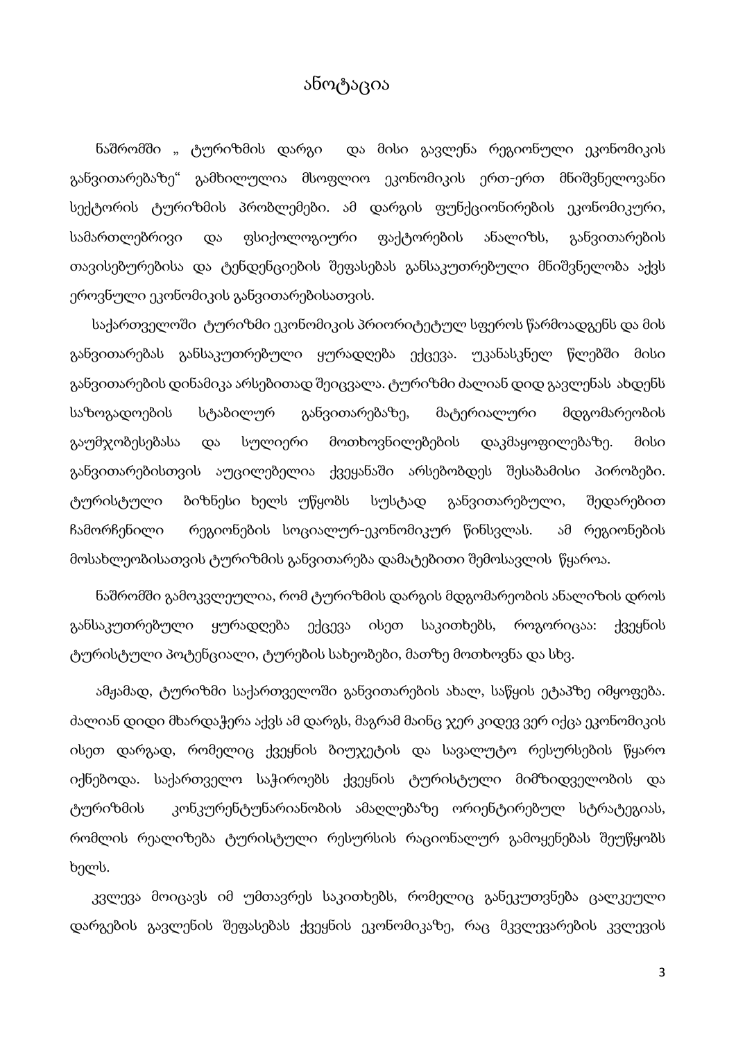# ანოტაცია

ნაშრომში „ ტურიზმის დარგი და მისი გავლენა რეგიონული ეკონომიკის განვითარებაზე" გამხილულია მსოფლიო ეკონომიკის ერთ-ერთ მნიშვნელოვანი სექტორის ტურიზმის პრობლემები. ამ დარგის ფუნქციონირების ეკონომიკური, სამართლებრივი და ფსიქოლოგიური ფაქტორების ანალიზს, განვითარების თავისებურებისა და ტენდენციების შეფასებას განსაკუთრებული მნიშვნელობა აქვს ეროვნული ეკონომიკის განვითარებისათვის.

საქართველოში ტურიზმი ეკონომიკის პრიორიტეტულ სფეროს წარმოადგენს და მის განვითარებას განსაკუთრებული ყურადღება ექცევა. უკანასკნელ წლებში მისი განვითარების დინამიკა არსებითად შეიცვალა. ტურიზმი ძალიან დიდ გავლენას ახდენს საზოგადოების სტაბილურ განვითარებაზე, მატერიალური მდგომარეობის გაუმჯობესებასა და სულიერი მოთხოვნილებების დაკმაყოფილებაზე. მისი განვითარებისთვის აუცილებელია ქვეყანაში არსებობდეს შესაბამისი პირობები. ტურისტული ბიზნესი ხელს უწყობს სუსტად განვითარებული, შედარებით ჩამორჩენილი რეგიონების სოციალურ-ეკონომიკურ წინსვლას. ამ რეგიონების მოსახლეობისათვის ტურიზმის განვითარება დამატებითი შემოსავლის წყაროა.

ნაშრომში გამოკვლეულია, რომ ტურიზმის დარგის მდგომარეობის ანალიზის დროს განსაკუთრებული ყურადღება ექცევა ისეთ საკითხებს, როგორიცაა: ქვეყნის ტურისტული პოტენციალი, ტურების სახეობები, მათზე მოთხოვნა და სხვ.

ამჟამად, ტურიზმი საქართველოში განვითარების ახალ, საწყის ეტაპზე იმყოფება. ძალიან დიდი მხარდაჭერა აქვს ამ დარგს, მაგრამ მაინც ჯერ კიდევ ვერ იქცა ეკონომიკის ისეთ დარგად, რომელიც ქვეყნის ბიუჯეტის და სავალუტო რესურსების წყარო იქნებოდა. საქართველო საჭიროებს ქვეყნის ტურისტული მიმზიდველობის და ტურიზმის კონკურენტუნარიანობის ამაღლებაზე ორიენტირებულ სტრატეგიას, რომლის რეალიზება ტურისტული რესურსის რაციონალურ გამოყენებას შეუწყობს ხელს.

კვლევა მოიცავს იმ უმთავრეს საკითხებს, რომელიც განეკუთვნება ცალკეული დარგების გავლენის შეფასებას ქვეყნის ეკონომიკაზე, რაც მკვლევარების კვლევის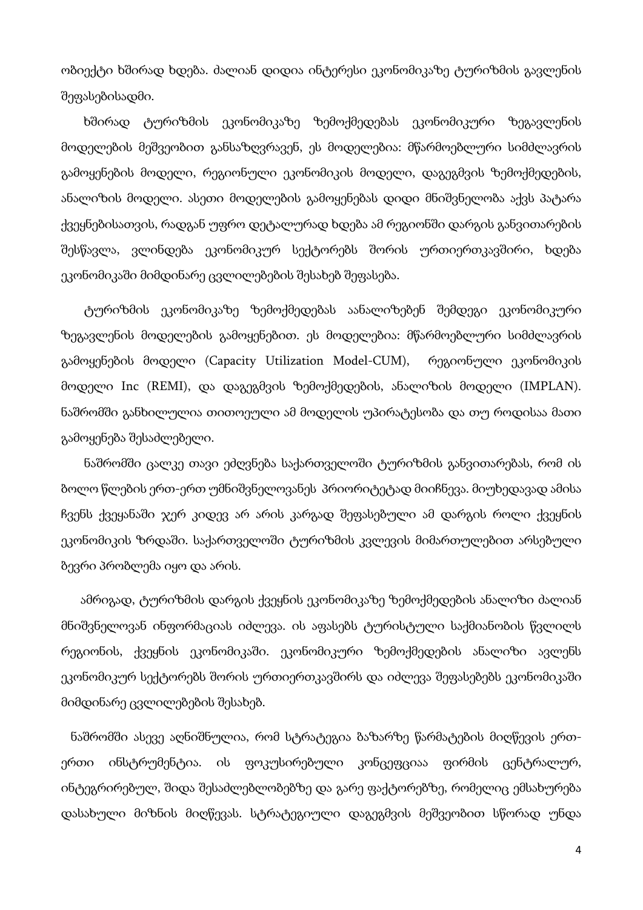ობიექტი ხშირად ხდება. ძალიან დიდია ინტერესი ეკონომიკაზე ტურიზმის გავლენის შეფასებისადმი.

ხშირად ტურიზმის ეკონომიკაზე ზემოქმედებას ეკონომიკური ზეგავლენის მოდელების მეშვეობით განსაზღვრავენ, ეს მოდელებია: მწარმოებლური სიმძლავრის გამოყენების მოდელი, რეგიონული ეკონომიკის მოდელი, დაგეგმვის ზემოქმედების, ანალიზის მოდელი. ასეთი მოდელების გამოყენებას დიდი მნიშვნელობა აქვს პატარა ქვეყნებისათვის, რადგან უფრო დეტალურად ხდება ამ რეგიონში დარგის განვითარების შესწავლა, ვლინდება ეკონომიკურ სექტორებს შორის ურთიერთკავშირი, ხდება ეკონომიკაში მიმდინარე ცვლილებების შესახებ შეფასება.

ტურიზმის ეკონომიკაზე ზემოქმედებას აანალიზებენ შემდეგი ეკონომიკური ზეგავლენის მოდელების გამოყენებით. ეს მოდელებია: მწარმოებლური სიმძლავრის გამოყენების მოდელი (Capacity Utilization Model-CUM), რეგიონული ეკონომიკის მოდელი Inc (REMI), და დაგეგმვის ზემოქმედების, ანალიზის მოდელი (IMPLAN). ნაშრომში განხილულია თითოეული ამ მოდელის უპირატესობა და თუ როდისაა მათი გამოყენება შესაძლებელი.

ნაშრომში ცალკე თავი ეძღვნება საქართველოში ტურიზმის განვითარებას, რომ ის ბოლო წლების ერთ-ერთ უმნიშვნელოვანეს პრიორიტეტად მიიჩნევა. მიუხედავად ამისა ჩვენს ქვეყანაში ჯერ კიდევ არ არის კარგად შეფასებული ამ დარგის როლი ქვეყნის ეკონომიკის ზრდაში. საქართველოში ტურიზმის კვლევის მიმართულებით არსებული ბევრი პრობლემა იყო და არის.

ამრიგად, ტურიზმის დარგის ქვეყნის ეკონომიკაზე ზემოქმედების ანალიზი ძალიან მნიშვნელოვან ინფორმაციას იძლევა. ის აფასებს ტურისტული საქმიანობის წვლილს რეგიონის, ქვეყნის ეკონომიკაში. ეკონომიკური ზემოქმედების ანალიზი ავლენს ეკონომიკურ სექტორებს შორის ურთიერთკავშირს და იძლევა შეფასებებს ეკონომიკაში მიმდინარე ცვლილებების შესახებ.

ნაშრომში ასევე აღნიშნულია, რომ სტრატეგია ბაზარზე წარმატების მიღწევის ერთ-ერთი ინსტრუმენტია. ის ფოკუსირებული კონცეფციაა ფირმის ცენტრალურ, ინტეგრირებულ, შიდა შესაძლებლობებზე და გარე ფაქტორებზე, რომელიც ემსახურება დასახული მიზნის მიღწევას. სტრატეგიული დაგეგმვის მეშვეობით სწორად უნდა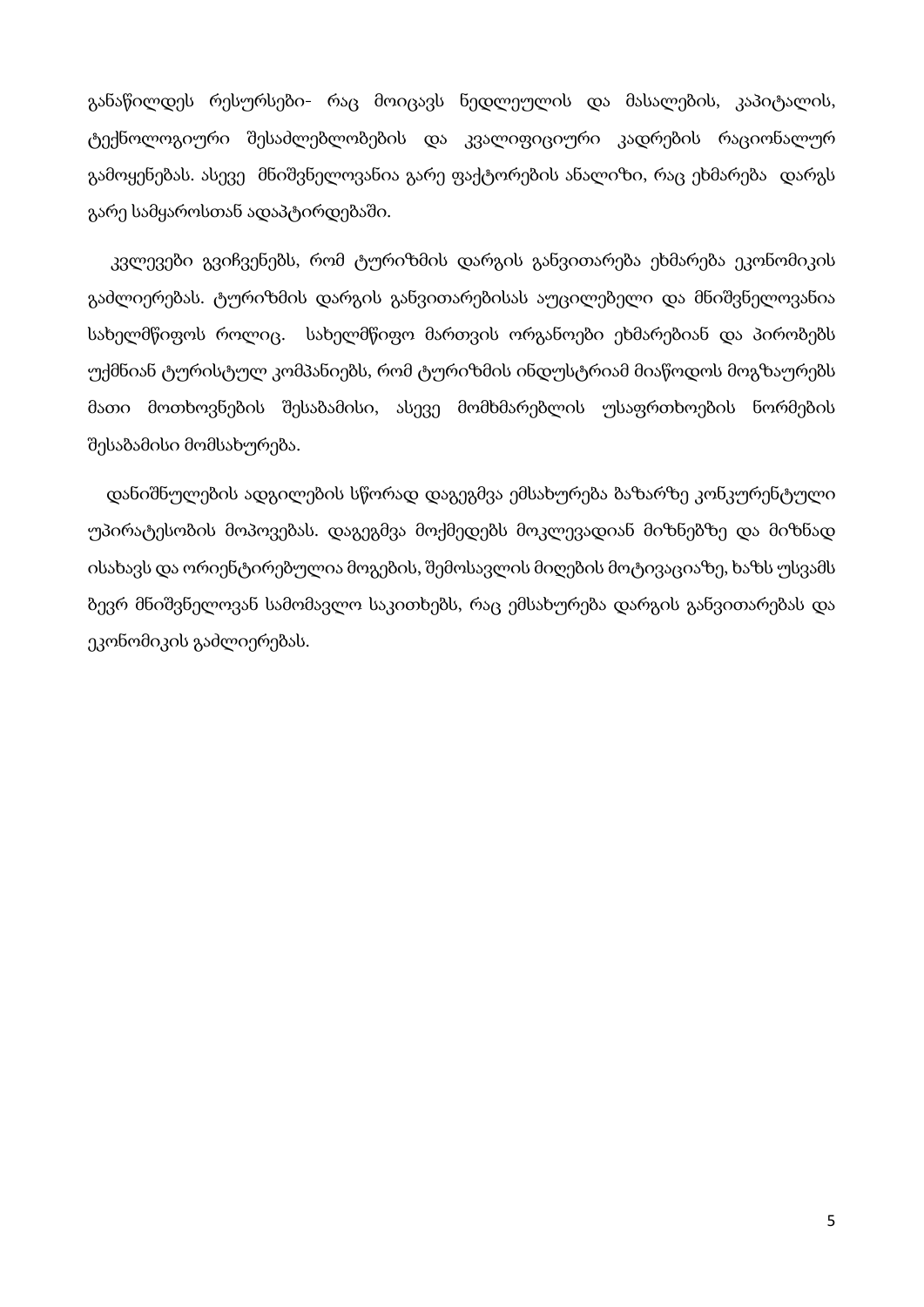განაწილდეს რესურსები- რაც მოიცავს ნედლეულის და მასალების, კაპიტალის, ტექნოლოგიური შესაძლებლობების და კვალიფიციური კადრების რაციონალურ გამოყენებას. ასევე მნიშვნელოვანია გარე ფაქტორების ანალიზი, რაც ეხმარება დარგს გარე სამყაროსთან ადაპტირდებაში.

კვლევები გვიჩვენებს, რომ ტურიზმის დარგის განვითარება ეხმარება ეკონომიკის გაძლიერებას. ტურიზმის დარგის განვითარებისას აუცილებელი და მნიშვნელოვანია სახელმწიფოს როლიც. სახელმწიფო მართვის ორგანოები ეხმარებიან და პირობებს უქმნიან ტურისტულ კომპანიებს, რომ ტურიზმის ინდუსტრიამ მიაწოდოს მოგზაურებს მათი მოთხოვნების შესაბამისი, ასევე მომხმარებლის უსაფრთხოების ნორმების შესაბამისი მომსახურება.

დანიშნულების ადგილების სწორად დაგეგმვა ემსახურება ბაზარზე კონკურენტული უპირატესობის მოპოვებას. დაგეგმვა მოქმედებს მოკლევადიან მიზნებზე და მიზნად ისახავს და ორიენტირებულია მოგების, შემოსავლის მიღების მოტივაციაზე, ხაზს უსვამს ბევრ მნიშვნელოვან სამომავლო საკითხებს, რაც ემსახურება დარგის განვითარებას და ეკონომიკის გაძლიერებას.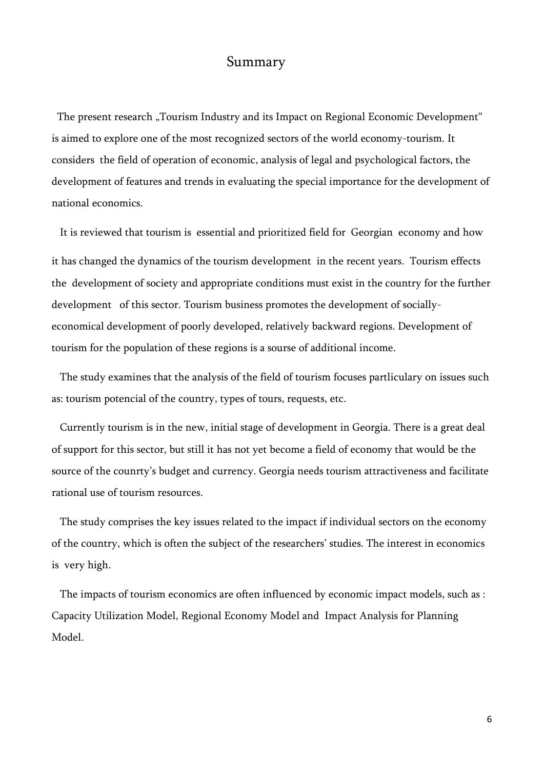# Summary

The present research „Tourism Industry and its Impact on Regional Economic Development" is aimed to explore one of the most recognized sectors of the world economy-tourism. It considers the field of operation of economic, analysis of legal and psychological factors, the development of features and trends in evaluating the special importance for the development of national economics.

It is reviewed that tourism is essential and prioritized field for Georgian economy and how it has changed the dynamics of the tourism development in the recent years. Tourism effects the development of society and appropriate conditions must exist in the country for the further development of this sector. Tourism business promotes the development of socially-economical development of poorly developed, relatively backward regions. Development of tourism for the population of these regions is a sourse of additional income.

The study examines that the analysis of the field of tourism focuses partliculary on issues such as: tourism potencial of the country, types of tours, requests, etc.

Currently tourism is in the new, initial stage of development in Georgia. There is a great deal of support for this sector, but still it has not yet become a field of economy that would be the source of the counrty's budget and currency. Georgia needs tourism attractiveness and facilitate rational use of tourism resources.

The study comprises the key issues related to the impact if individual sectors on the economy of the country, which is often the subject of the researchers' studies. The interest in economics is very high.

The impacts of tourism economics are often influenced by economic impact models, such as : Capacity Utilization Model, Regional Economy Model and Impact Analysis for Planning Model.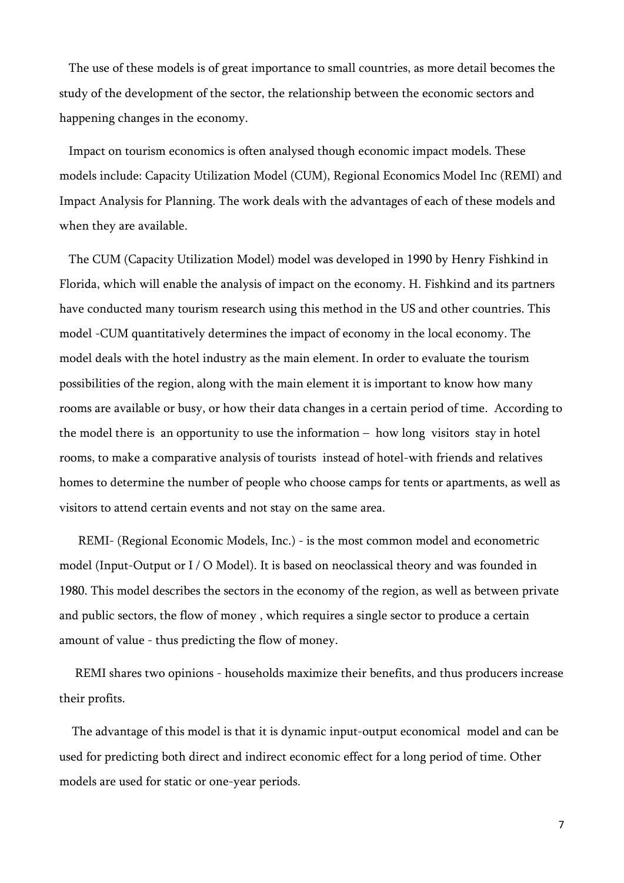The use of these models is of great importance to small countries, as more detail becomes the study of the development of the sector, the relationship between the economic sectors and happening changes in the economy.

Impact on tourism economics is often analysed though economic impact models. These models include: Capacity Utilization Model (CUM), Regional Economics Model Inc (REMI) and Impact Analysis for Planning. The work deals with the advantages of each of these models and when they are available.

The CUM (Capacity Utilization Model) model was developed in 1990 by Henry Fishkind in Florida, which will enable the analysis of impact on the economy. H. Fishkind and its partners have conducted many tourism research using this method in the US and other countries. This model -CUM quantitatively determines the impact of economy in the local economy. The model deals with the hotel industry as the main element. In order to evaluate the tourism possibilities of the region, along with the main element it is important to know how many rooms are available or busy, or how their data changes in a certain period of time. According to the model there is an opportunity to use the information – how long visitors stay in hotel rooms, to make a comparative analysis of tourists instead of hotel-with friends and relatives homes to determine the number of people who choose camps for tents or apartments, as well as visitors to attend certain events and not stay on the same area.

REMI- (Regional Economic Models, Inc.) - is the most common model and econometric model (Input-Output or I / O Model). It is based on neoclassical theory and was founded in 1980. This model describes the sectors in the economy of the region, as well as between private and public sectors, the flow of money , which requires a single sector to produce a certain amount of value - thus predicting the flow of money.

REMI shares two opinions - households maximize their benefits, and thus producers increase their profits.

The advantage of this model is that it is dynamic input-output economical model and can be used for predicting both direct and indirect economic effect for a long period of time. Other models are used for static or one-year periods.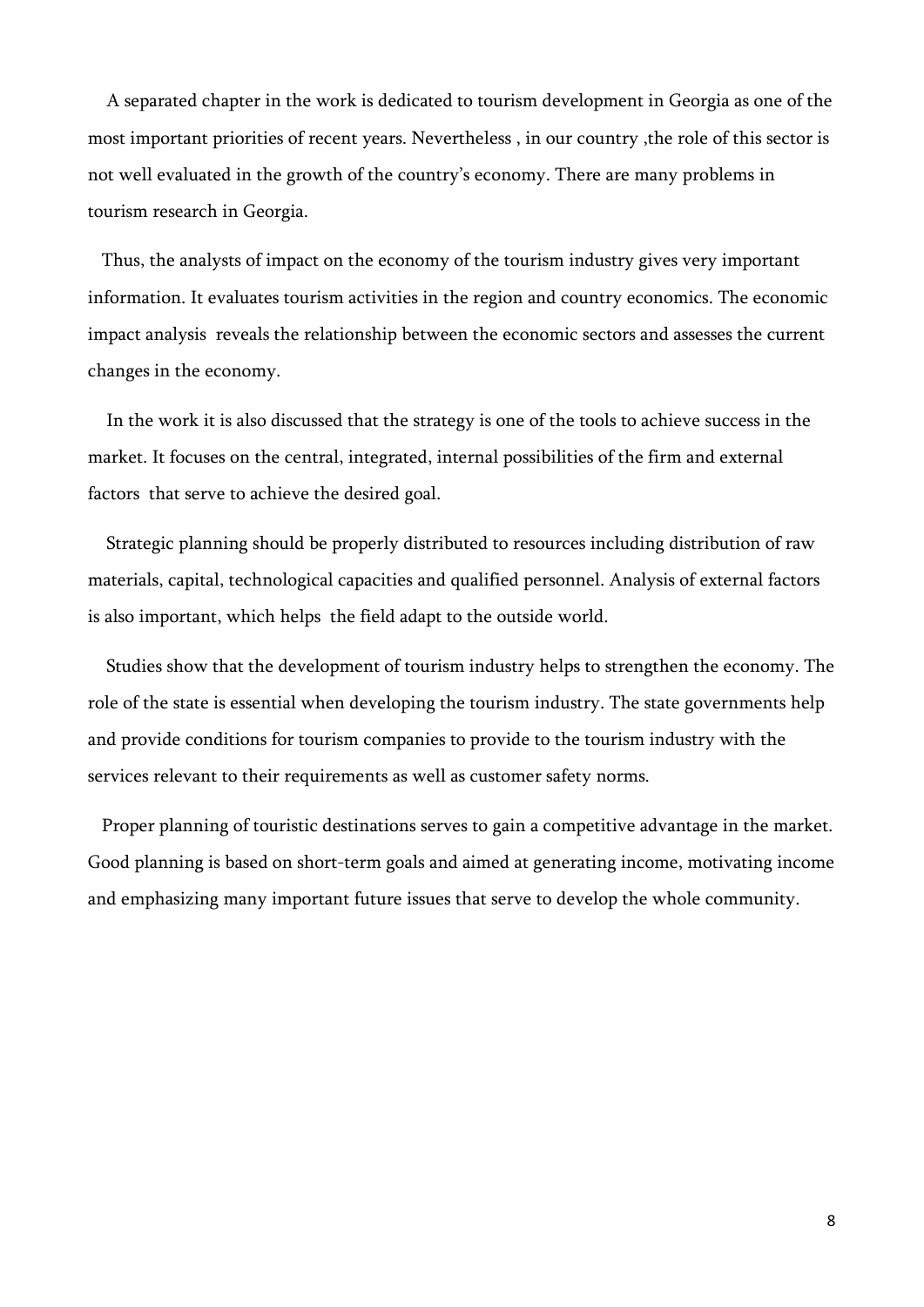A separated chapter in the work is dedicated to tourism development in Georgia as one of the most important priorities of recent years. Nevertheless , in our country ,the role of this sector is not well evaluated in the growth of the country's economy. There are many problems in tourism research in Georgia.

Thus, the analysts of impact on the economy of the tourism industry gives very important information. It evaluates tourism activities in the region and country economics. The economic impact analysis reveals the relationship between the economic sectors and assesses the current changes in the economy.

In the work it is also discussed that the strategy is one of the tools to achieve success in the market. It focuses on the central, integrated, internal possibilities of the firm and external factors that serve to achieve the desired goal.

Strategic planning should be properly distributed to resources including distribution of raw materials, capital, technological capacities and qualified personnel. Analysis of external factors is also important, which helps the field adapt to the outside world.

Studies show that the development of tourism industry helps to strengthen the economy. The role of the state is essential when developing the tourism industry. The state governments help and provide conditions for tourism companies to provide to the tourism industry with the services relevant to their requirements as well as customer safety norms.

Proper planning of touristic destinations serves to gain a competitive advantage in the market. Good planning is based on short-term goals and aimed at generating income, motivating income and emphasizing many important future issues that serve to develop the whole community.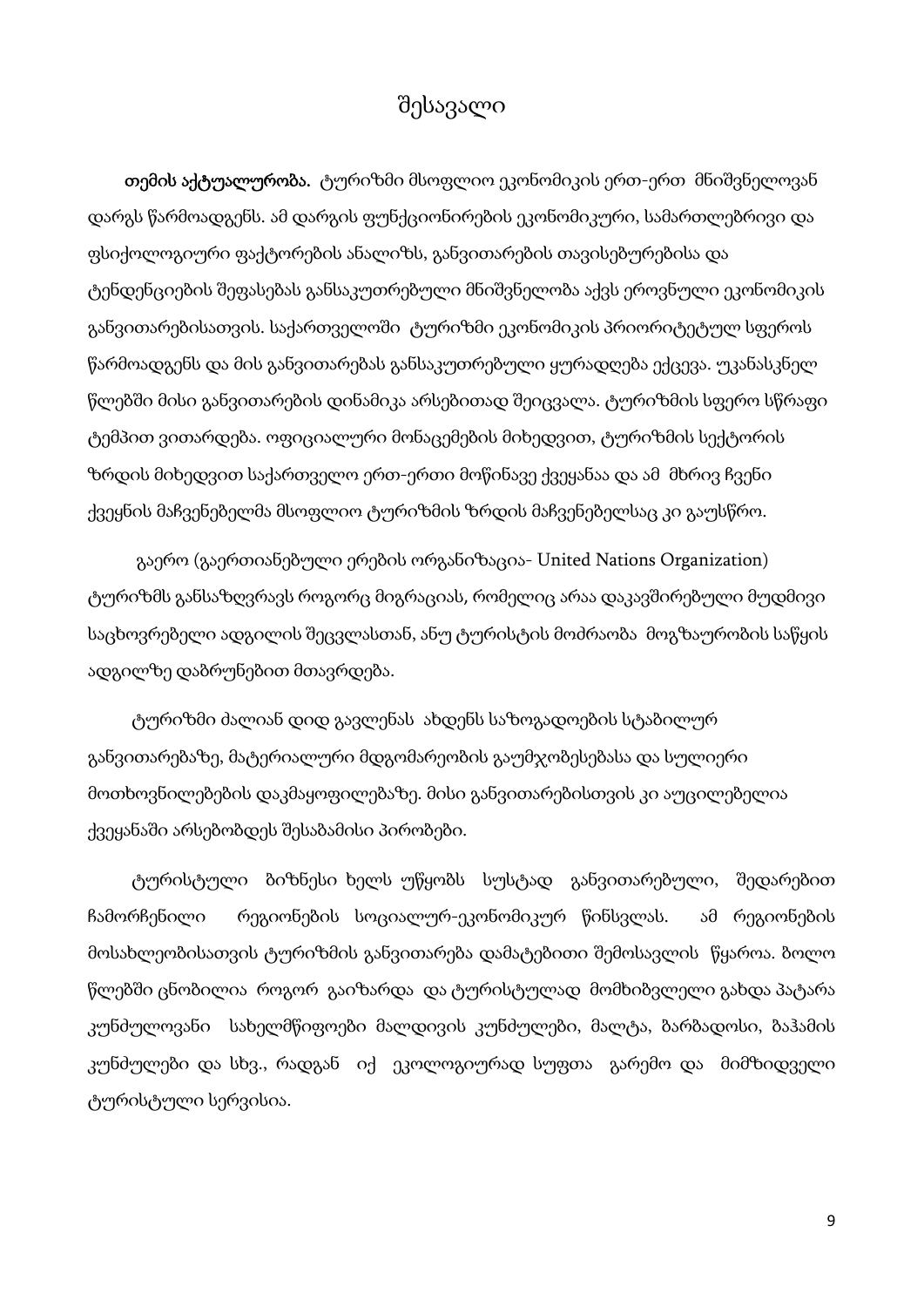# შესავალი

***თემის აქტუალურობა.*** ტურიზმი მსოფლიო ეკონომიკის ერთ-ერთ მნიშვნელოვან დარგს წარმოადგენს. ამ დარგის ფუნქციონირების ეკონომიკური, სამართლებრივი და ფსიქოლოგიური ფაქტორების ანალიზს, განვითარების თავისებურებისა და ტენდენციების შეფასებას განსაკუთრებული მნიშვნელობა აქვს ეროვნული ეკონომიკის განვითარებისათვის. საქართველოში ტურიზმი ეკონომიკის პრიორიტეტულ სფეროს წარმოადგენს და მის განვითარებას განსაკუთრებული ყურადღება ექცევა. უკანასკნელ წლებში მისი განვითარების დინამიკა არსებითად შეიცვალა. ტურიზმის სფერო სწრაფი ტემპით ვითარდება. ოფიციალური მონაცემების მიხედვით, ტურიზმის სექტორის ზრდის მიხედვით საქართველო ერთ-ერთი მოწინავე ქვეყანაა და ამ მხრივ ჩვენი ქვეყნის მაჩვენებელმა მსოფლიო ტურიზმის ზრდის მაჩვენებელსაც კი გაუსწრო.

გაერო (გაერთიანებული ერების ორგანიზაცია- United Nations Organization) ტურიზმს განსაზღვრავს როგორც მიგრაციას, რომელიც არაა დაკავშირებული მუდმივი საცხოვრებელი ადგილის შეცვლასთან, ანუ ტურისტის მოძრაობა მოგზაურობის საწყის ადგილზე დაბრუნებით მთავრდება.

ტურიზმი ძალიან დიდ გავლენას ახდენს საზოგადოების სტაბილურ განვითარებაზე, მატერიალური მდგომარეობის გაუმჯობესებასა და სულიერი მოთხოვნილებების დაკმაყოფილებაზე. მისი განვითარებისთვის კი აუცილებელია ქვეყანაში არსებობდეს შესაბამისი პირობები.

ტურისტული ბიზნესი ხელს უწყობს სუსტად განვითარებული, შედარებით ჩამორჩენილი რეგიონების სოციალურ-ეკონომიკურ წინსვლას. ამ რეგიონების მოსახლეობისათვის ტურიზმის განვითარება დამატებითი შემოსავლის წყაროა. ბოლო წლებში ცნობილია როგორ გაიზარდა და ტურისტულად მომხიბვლელი გახდა პატარა კუნძულოვანი სახელმწიფოები მალდივის კუნძულები, მალტა, ბარბადოსი, ბაჰამის კუნძულები და სხვ., რადგან იქ ეკოლოგიურად სუფთა გარემო და მიმზიდველი ტურისტული სერვისია.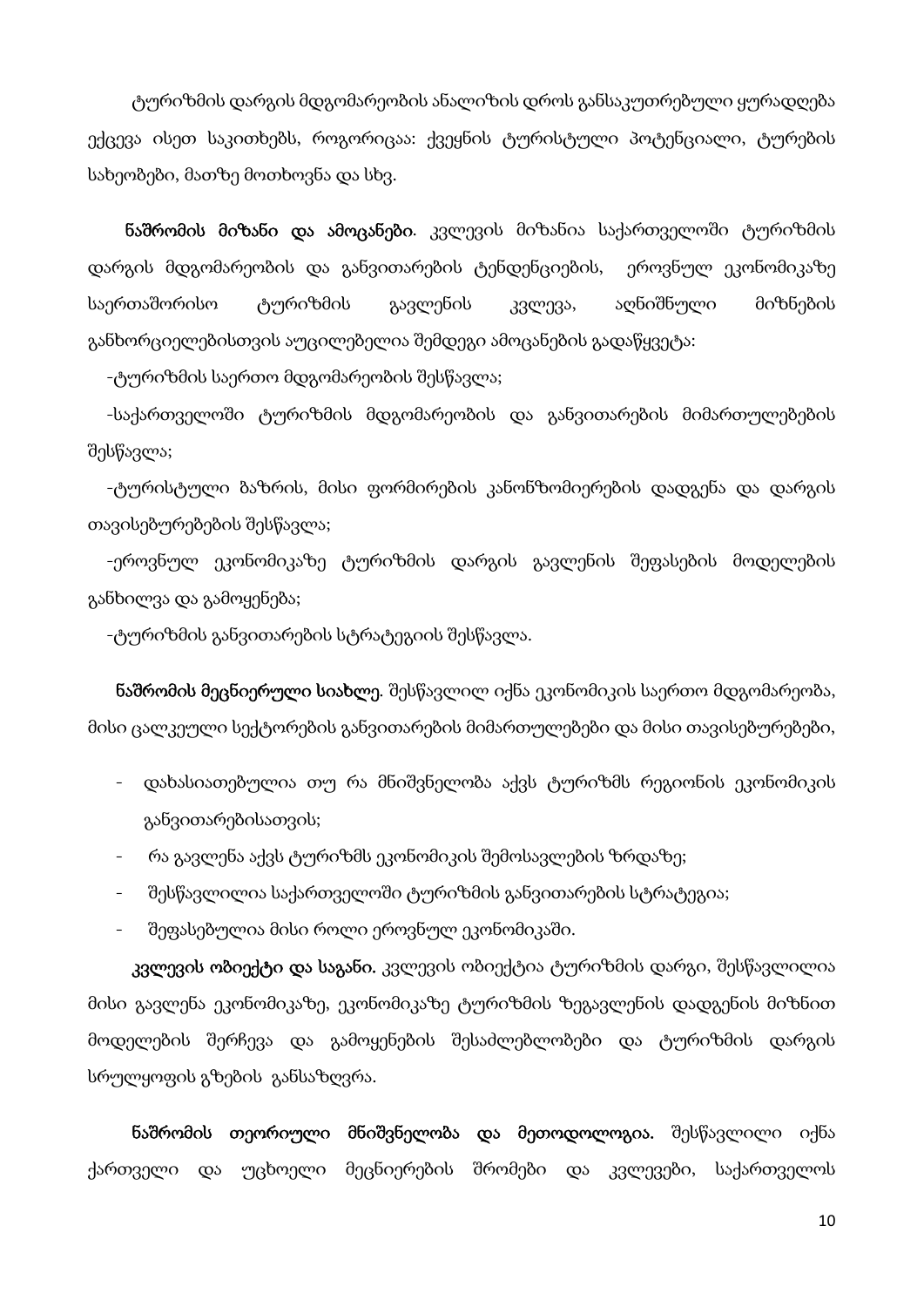ტურიზმის დარგის მდგომარეობის ანალიზის დროს განსაკუთრებული ყურადღება ექცევა ისეთ საკითხებს, როგორიცაა: ქვეყნის ტურისტული პოტენციალი, ტურების სახეობები, მათზე მოთხოვნა და სხვ.

**ნაშრომის მიზანი და ამოცანები**. კვლევის მიზანია საქართველოში ტურიზმის დარგის მდგომარეობის და განვითარების ტენდენციების, ეროვნულ ეკონომიკაზე საერთაშორისო ტურიზმის გავლენის კვლევა, აღნიშნული მიზნების განხორციელებისთვის აუცილებელია შემდეგი ამოცანების გადაწყვეტა:

-ტურიზმის საერთო მდგომარეობის შესწავლა;

-საქართველოში ტურიზმის მდგომარეობის და განვითარების მიმართულებების შესწავლა;

-ტურისტული ბაზრის, მისი ფორმირების კანონზომიერების დადგენა და დარგის თავისებურებების შესწავლა;

-ეროვნულ ეკონომიკაზე ტურიზმის დარგის გავლენის შეფასების მოდელების განხილვა და გამოყენება;

-ტურიზმის განვითარების სტრატეგიის შესწავლა.

**ნაშრომის მეცნიერული სიახლე**. შესწავლილ იქნა ეკონომიკის საერთო მდგომარეობა, მისი ცალკეული სექტორების განვითარების მიმართულებები და მისი თავისებურებები,

- დახასიათებულია თუ რა მნიშვნელობა აქვს ტურიზმს რეგიონის ეკონომიკის განვითარებისათვის;
- რა გავლენა აქვს ტურიზმს ეკონომიკის შემოსავლების ზრდაზე;
- შესწავლილია საქართველოში ტურიზმის განვითარების სტრატეგია;
- შეფასებულია მისი როლი ეროვნულ ეკონომიკაში.

**კვლევის ობიექტი და საგანი.** კვლევის ობიექტია ტურიზმის დარგი, შესწავლილია მისი გავლენა ეკონომიკაზე, ეკონომიკაზე ტურიზმის ზეგავლენის დადგენის მიზნით მოდელების შერჩევა და გამოყენების შესაძლებლობები და ტურიზმის დარგის სრულყოფის გზების განსაზღვრა.

**ნაშრომის თეორიული მნიშვნელობა და მეთოდოლოგია.** შესწავლილი იქნა ქართველი და უცხოელი მეცნიერების შრომები და კვლევები, საქართველოს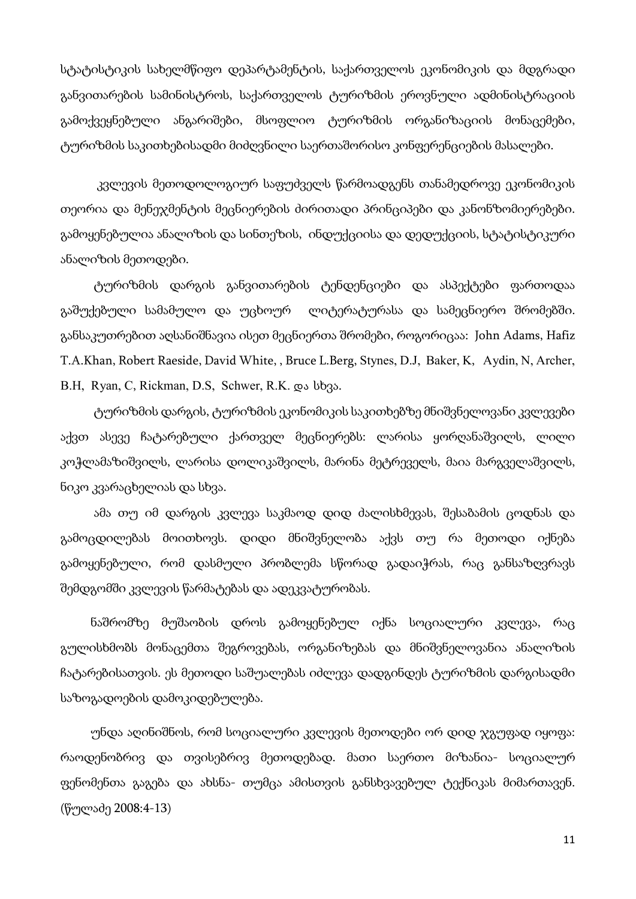სტატისტიკის სახელმწიფო დეპარტამენტის, საქართველოს ეკონომიკის და მდგრადი განვითარების სამინისტროს, საქართველოს ტურიზმის ეროვნული ადმინისტრაციის გამოქვეყნებული ანგარიშები, მსოფლიო ტურიზმის ორგანიზაციის მონაცემები, ტურიზმის საკითხებისადმი მიძღვნილი საერთაშორისო კონფერენციების მასალები.

კვლევის მეთოდოლოგიურ საფუძველს წარმოადგენს თანამედროვე ეკონომიკის თეორია და მენეჯმენტის მეცნიერების ძირითადი პრინციპები და კანონზომიერებები. გამოყენებულია ანალიზის და სინთეზის, ინდუქციისა და დედუქციის, სტატისტიკური ანალიზის მეთოდები.

ტურიზმის დარგის განვითარების ტენდენციები და ასპექტები ფართოდაა გაშუქებული სამამულო და უცხოურ ლიტერატურასა და სამეცნიერო შრომებში. განსაკუთრებით აღსანიშნავია ისეთ მეცნიერთა შრომები, როგორიცაა: John Adams, Hafiz T.A.Khan, Robert Raeside, David White, , Bruce L.Berg, Stynes, D.J, Baker, K, Aydin, N, Archer, B.H, Ryan, C, Rickman, D.S, Schwer, R.K. და სხვა.

ტურიზმის დარგის, ტურიზმის ეკონომიკის საკითხებზე მნიშვნელოვანი კვლევები აქვთ ასევე ჩატარებული ქართველ მეცნიერებს: ლარისა ყორღანაშვილს, ლილი კოჭლამაზიშვილს, ლარისა დოლიკაშვილს, მარინა მეტრეველს, მაია მარგველაშვილს, ნიკო კვარაცხელიას და სხვა.

ამა თუ იმ დარგის კვლევა საკმაოდ დიდ ძალისხმევას, შესაბამის ცოდნას და გამოცდილებას მოითხოვს. დიდი მნიშვნელობა აქვს თუ რა მეთოდი იქნება გამოყენებული, რომ დასმული პრობლემა სწორად გადაიჭრას, რაც განსაზღვრავს შემდგომში კვლევის წარმატებას და ადეკვატურობას.

ნაშრომზე მუშაობის დროს გამოყენებულ იქნა სოციალური კვლევა, რაც გულისხმობს მონაცემთა შეგროვებას, ორგანიზებას და მნიშვნელოვანია ანალიზის ჩატარებისათვის. ეს მეთოდი საშუალებას იძლევა დადგინდეს ტურიზმის დარგისადმი საზოგადოების დამოკიდებულება.

უნდა აღინიშნოს, რომ სოციალური კვლევის მეთოდები ორ დიდ ჯგუფად იყოფა: რაოდენობრივ და თვისებრივ მეთოდებად. მათი საერთო მიზანია- სოციალურ ფენომენთა გაგება და ახსნა- თუმცა ამისთვის განსხვავებულ ტექნიკას მიმართავენ. (წულაძე 2008:4-13)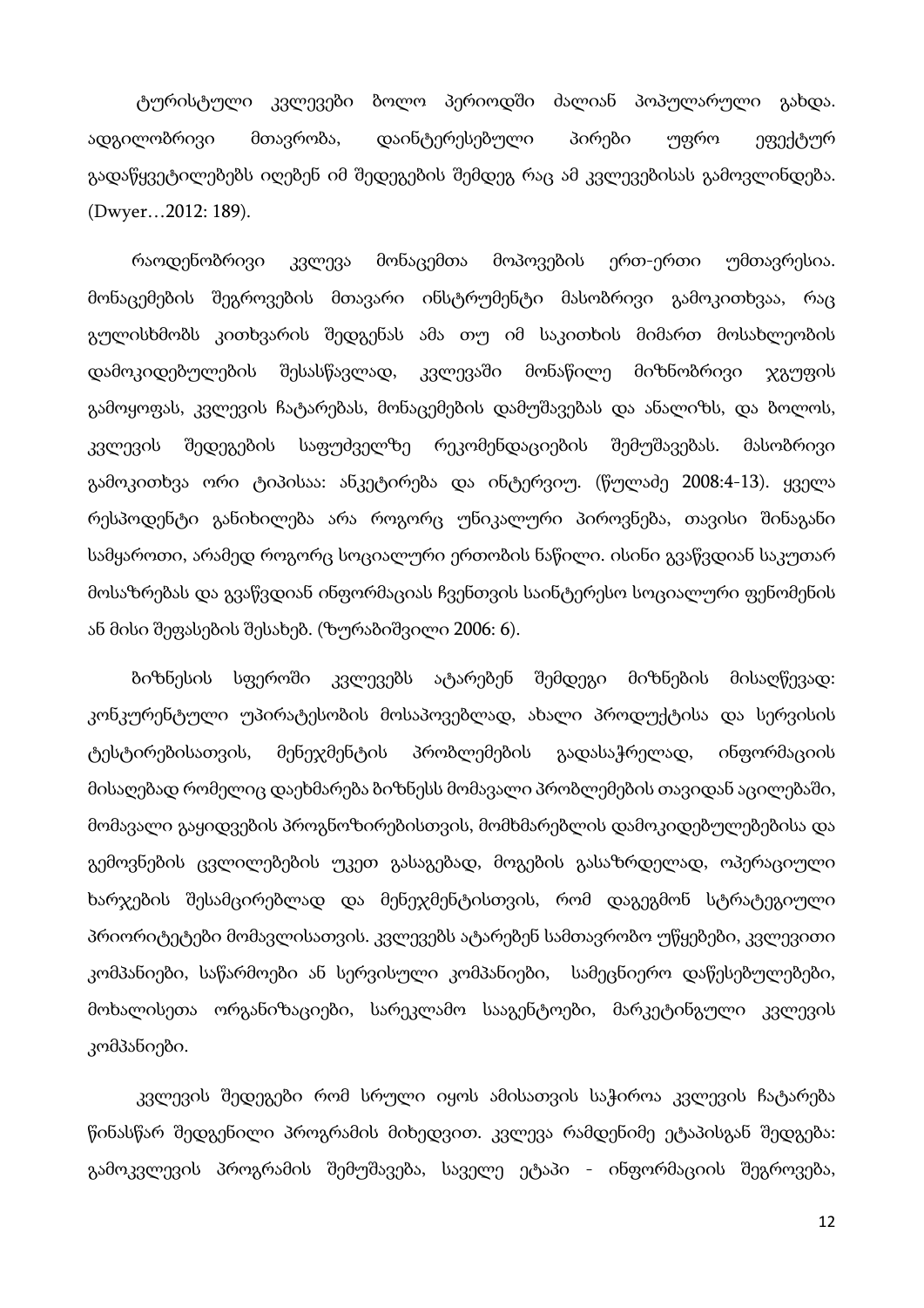ტურისტული კვლევები ბოლო პერიოდში ძალიან პოპულარული გახდა. ადგილობრივი მთავრობა, დაინტერესებული პირები უფრო ეფექტურ გადაწყვეტილებებს იღებენ იმ შედეგების შემდეგ რაც ამ კვლევებისას გამოვლინდება. (Dwyer…2012: 189).

რაოდენობრივი კვლევა მონაცემთა მოპოვების ერთ-ერთი უმთავრესია. მონაცემების შეგროვების მთავარი ინსტრუმენტი მასობრივი გამოკითხვაა, რაც გულისხმობს კითხვარის შედგენას ამა თუ იმ საკითხის მიმართ მოსახლეობის დამოკიდებულების შესასწავლად, კვლევაში მონაწილე მიზნობრივი ჯგუფის გამოყოფას, კვლევის ჩატარებას, მონაცემების დამუშავებას და ანალიზს, და ბოლოს, კვლევის შედეგების საფუძველზე რეკომენდაციების შემუშავებას. მასობრივი გამოკითხვა ორი ტიპისაა: ანკეტირება და ინტერვიუ. (წულაძე 2008:4-13). ყველა რესპოდენტი განიხილება არა როგორც უნიკალური პიროვნება, თავისი შინაგანი სამყაროთი, არამედ როგორც სოციალური ერთობის ნაწილი. ისინი გვაწვდიან საკუთარ მოსაზრებას და გვაწვდიან ინფორმაციას ჩვენთვის საინტერესო სოციალური ფენომენის ან მისი შეფასების შესახებ. (ზურაბიშვილი 2006: 6).

ბიზნესის სფეროში კვლევებს ატარებენ შემდეგი მიზნების მისაღწევად: კონკურენტული უპირატესობის მოსაპოვებლად, ახალი პროდუქტისა და სერვისის ტესტირებისათვის, მენეჯმენტის პრობლემების გადასაჭრელად, ინფორმაციის მისაღებად რომელიც დაეხმარება ბიზნესს მომავალი პრობლემების თავიდან აცილებაში, მომავალი გაყიდვების პროგნოზირებისთვის, მომხმარებლის დამოკიდებულებებისა და გემოვნების ცვლილებების უკეთ გასაგებად, მოგების გასაზრდელად, ოპერაციული ხარჯების შესამცირებლად და მენეჯმენტისთვის, რომ დაგეგმონ სტრატეგიული პრიორიტეტები მომავლისათვის. კვლევებს ატარებენ სამთავრობო უწყებები, კვლევითი კომპანიები, საწარმოები ან სერვისული კომპანიები, სამეცნიერო დაწესებულებები, მოხალისეთა ორგანიზაციები, სარეკლამო სააგენტოები, მარკეტინგული კვლევის კომპანიები.

კვლევის შედეგები რომ სრული იყოს ამისათვის საჭიროა კვლევის ჩატარება წინასწარ შედგენილი პროგრამის მიხედვით. კვლევა რამდენიმე ეტაპისგან შედგება: გამოკვლევის პროგრამის შემუშავება, საველე ეტაპი - ინფორმაციის შეგროვება,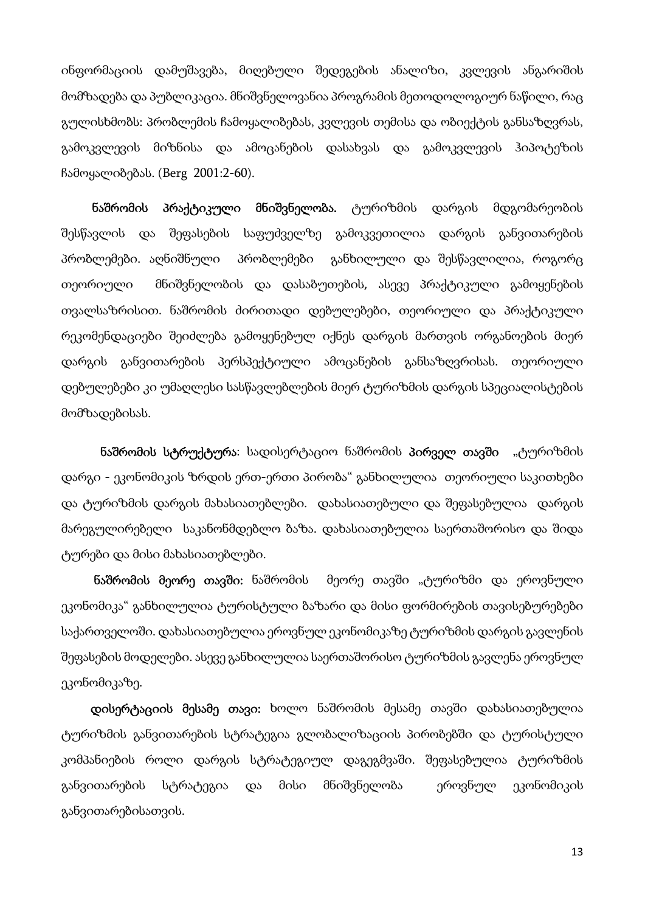ინფორმაციის დამუშავება, მიღებული შედეგების ანალიზი, კვლევის ანგარიშის მომზადება და პუბლიკაცია. მნიშვნელოვანია პროგრამის მეთოდოლოგიურ ნაწილი, რაც გულისხმობს: პრობლემის ჩამოყალიბებას, კვლევის თემისა და ობიექტის განსაზღვრას, გამოკვლევის მიზნისა და ამოცანების დასახვას და გამოკვლევის ჰიპოტეზის ჩამოყალიბებას. (Berg 2001:2-60).

**ნაშრომის პრაქტიკული მნიშვნელობა.** ტურიზმის დარგის მდგომარეობის შესწავლის და შეფასების საფუძველზე გამოკვეთილია დარგის განვითარების პრობლემები. აღნიშნული პრობლემები განხილული და შესწავლილია, როგორც თეორიული მნიშვნელობის და დასაბუთების, ასევე პრაქტიკული გამოყენების თვალსაზრისით. ნაშრომის ძირითადი დებულებები, თეორიული და პრაქტიკული რეკომენდაციები შეიძლება გამოყენებულ იქნეს დარგის მართვის ორგანოების მიერ დარგის განვითარების პერსპექტიული ამოცანების განსაზღვრისას. თეორიული დებულებები კი უმაღლესი სასწავლებლების მიერ ტურიზმის დარგის სპეციალისტების მომზადებისას.

**ნაშრომის სტრუქტურა**: სადისერტაციო ნაშრომის **პირველ თავში** „ტურიზმის დარგი - ეკონომიკის ზრდის ერთ-ერთი პირობა" განხილულია თეორიული საკითხები და ტურიზმის დარგის მახასიათებლები. დახასიათებული და შეფასებულია დარგის მარეგულირებელი საკანონმდებლო ბაზა. დახასიათებულია საერთაშორისო და შიდა ტურები და მისი მახასიათებლები.

**ნაშრომის მეორე თავში:** ნაშრომის მეორე თავში „ტურიზმი და ეროვნული ეკონომიკა" განხილულია ტურისტული ბაზარი და მისი ფორმირების თავისებურებები საქართველოში. დახასიათებულია ეროვნულ ეკონომიკაზე ტურიზმის დარგის გავლენის შეფასების მოდელები. ასევე განხილულია საერთაშორისო ტურიზმის გავლენა ეროვნულ ეკონომიკაზე.

**დისერტაციის მესამე თავი:** ხოლო ნაშრომის მესამე თავში დახასიათებულია ტურიზმის განვითარების სტრატეგია გლობალიზაციის პირობებში და ტურისტული კომპანიების როლი დარგის სტრატეგიულ დაგეგმვაში. შეფასებულია ტურიზმის განვითარების სტრატეგია და მისი მნიშვნელობა ეროვნულ ეკონომიკის განვითარებისათვის.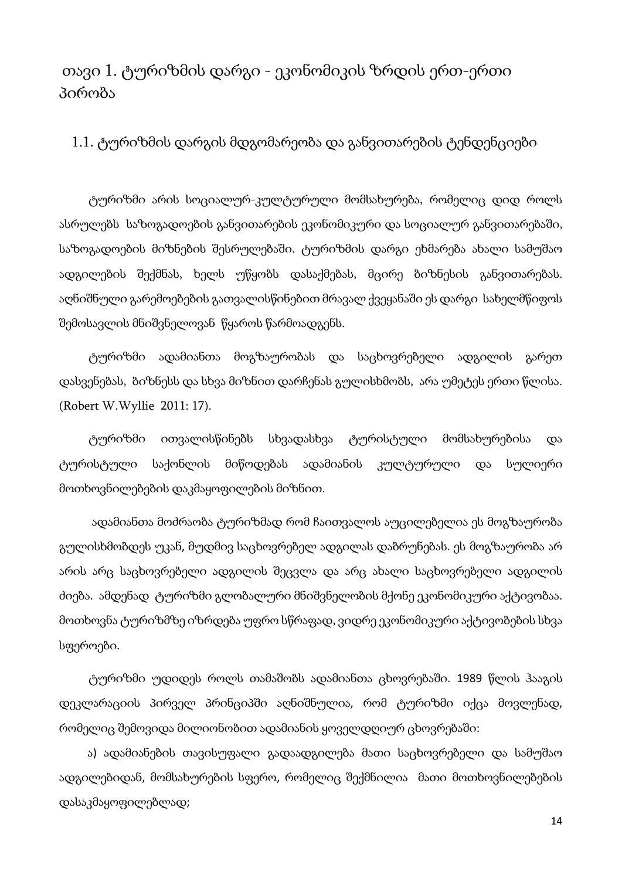# თავი 1. ტურიზმის დარგი - ეკონომიკის ზრდის ერთ-ერთი პირობა

## 1.1. ტურიზმის დარგის მდგომარეობა და განვითარების ტენდენციები

ტურიზმი არის სოციალურ-კულტურული მომსახურება, რომელიც დიდ როლს ასრულებს საზოგადოების განვითარების ეკონომიკური და სოციალურ განვითარებაში, საზოგადოების მიზნების შესრულებაში. ტურიზმის დარგი ეხმარება ახალი სამუშაო ადგილების შექმნას, ხელს უწყობს დასაქმებას, მცირე ბიზნესის განვითარებას. აღნიშნული გარემოებების გათვალისწინებით მრავალ ქვეყანაში ეს დარგი სახელმწიფოს შემოსავლის მნიშვნელოვან წყაროს წარმოადგენს.

ტურიზმი ადამიანთა მოგზაურობას და საცხოვრებელი ადგილის გარეთ დასვენებას, ბიზნესს და სხვა მიზნით დარჩენას გულისხმობს, არა უმეტეს ერთი წლისა. (Robert W.Wyllie 2011: 17).

ტურიზმი ითვალისწინებს სხვადასხვა ტურისტული მომსახურებისა და ტურისტული საქონლის მიწოდებას ადამიანის კულტურული და სულიერი მოთხოვნილებების დაკმაყოფილების მიზნით.

ადამიანთა მოძრაობა ტურიზმად რომ ჩაითვალოს აუცილებელია ეს მოგზაურობა გულისხმობდეს უკან, მუდმივ საცხოვრებელ ადგილას დაბრუნებას. ეს მოგზაურობა არ არის არც საცხოვრებელი ადგილის შეცვლა და არც ახალი საცხოვრებელი ადგილის ძიება. ამდენად ტურიზმი გლობალური მნიშვნელობის მქონე ეკონომიკური აქტივობაა. მოთხოვნა ტურიზმზე იზრდება უფრო სწრაფად, ვიდრე ეკონომიკური აქტივობების სხვა სფეროები.

ტურიზმი უდიდეს როლს თამაშობს ადამიანთა ცხოვრებაში. 1989 წლის ჰააგის დეკლარაციის პირველ პრინციპში აღნიშნულია, რომ ტურიზმი იქცა მოვლენად, რომელიც შემოვიდა მილიონობით ადამიანის ყოველდღიურ ცხოვრებაში:

ა) ადამიანების თავისუფალი გადაადგილება მათი საცხოვრებელი და სამუშაო ადგილებიდან, მომსახურების სფერო, რომელიც შექმნილია მათი მოთხოვნილებების დასაკმაყოფილებლად;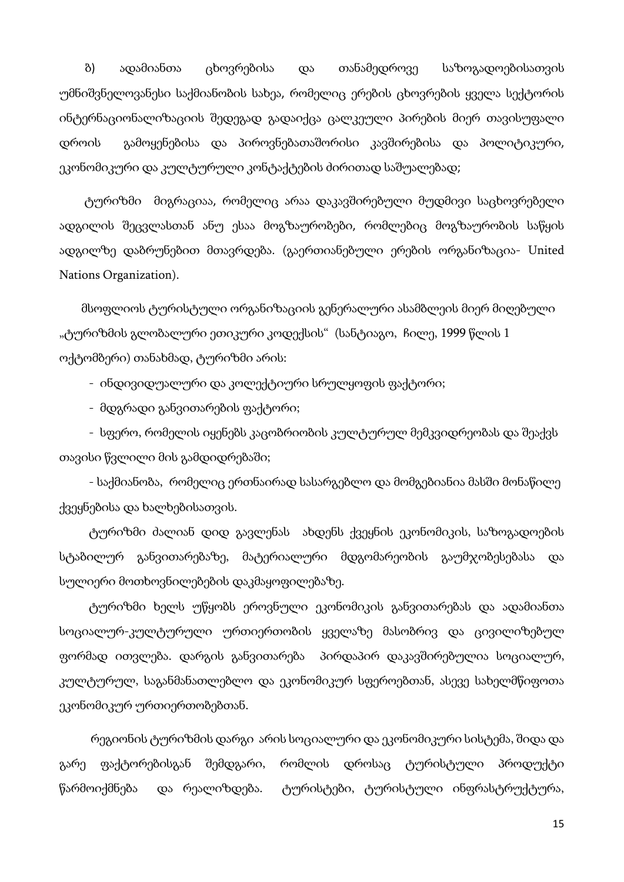ზ) ადამიანთა ცხოვრებისა და თანამედროვე საზოგადოებისათვის უმნიშვნელოვანესი საქმიანობის სახეა, რომელიც ერების ცხოვრების ყველა სექტორის ინტერნაციონალიზაციის შედეგად გადაიქცა ცალკეული პირების მიერ თავისუფალი დროის გამოყენებისა და პიროვნებათაშორისი კავშირებისა და პოლიტიკური, ეკონომიკური და კულტურული კონტაქტების ძირითად საშუალებად;

ტურიზმი მიგრაციაა, რომელიც არაა დაკავშირებული მუდმივი საცხოვრებელი ადგილის შეცვლასთან ანუ ესაა მოგზაურობები, რომლებიც მოგზაურობის საწყის ადგილზე დაბრუნებით მთავრდება. (გაერთიანებული ერების ორგანიზაცია- United Nations Organization).

მსოფლიოს ტურისტული ორგანიზაციის გენერალური ასამბლეის მიერ მიღებული „ტურიზმის გლობალური ეთიკური კოდექსის" (სანტიაგო, ჩილე, 1999 წლის 1 ოქტომბერი) თანახმად, ტურიზმი არის:

- ინდივიდუალური და კოლექტიური სრულყოფის ფაქტორი;
- მდგრადი განვითარების ფაქტორი;
- სფერო, რომელის იყენებს კაცობრიობის კულტურულ მემკვიდრეობას და შეაქვს თავისი წვლილი მის გამდიდრებაში;
- საქმიანობა, რომელიც ერთნაირად სასარგებლო და მომგებიანია მასში მონაწილე ქვეყნებისა და ხალხებისათვის.

ტურიზმი ძალიან დიდ გავლენას ახდენს ქვეყნის ეკონომიკის, საზოგადოების სტაბილურ განვითარებაზე, მატერიალური მდგომარეობის გაუმჯობესებასა და სულიერი მოთხოვნილებების დაკმაყოფილებაზე.

ტურიზმი ხელს უწყობს ეროვნული ეკონომიკის განვითარებას და ადამიანთა სოციალურ-კულტურული ურთიერთობის ყველაზე მასობრივ და ცივილიზებულ ფორმად ითვლება. დარგის განვითარება პირდაპირ დაკავშირებულია სოციალურ, კულტურულ, საგანმანათლებლო და ეკონომიკურ სფეროებთან, ასევე სახელმწიფოთა ეკონომიკურ ურთიერთობებთან.

რეგიონის ტურიზმის დარგი არის სოციალური და ეკონომიკური სისტემა, შიდა და გარე ფაქტორებისგან შემდგარი, რომლის დროსაც ტურისტული პროდუქტი წარმოიქმნება და რეალიზდება. ტურისტები, ტურისტული ინფრასტრუქტურა,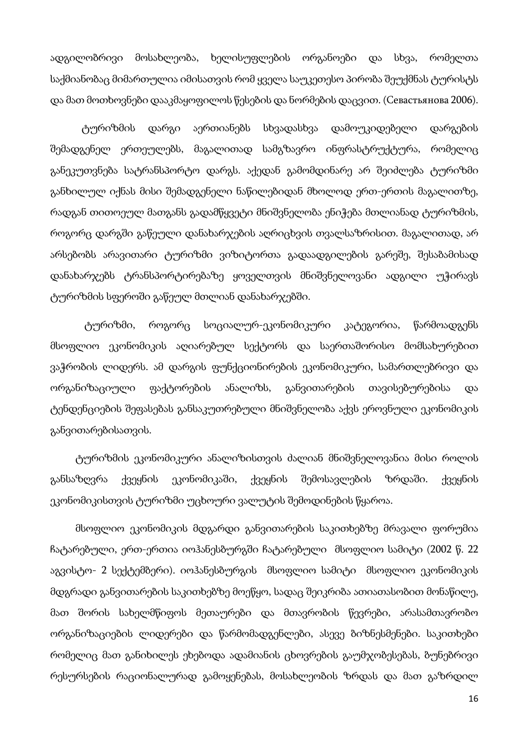ადგილობრივი მოსახლეობა, ხელისუფლების ორგანოები და სხვა, რომელთა საქმიანობაც მიმართულია იმისათვის რომ ყველა საუკეთესო პირობა შეუქმნას ტურისტს და მათ მოთხოვნები დააკმაყოფილოს წესების და ნორმების დაცვით. (Севастьянова 2006).

ტურიზმის დარგი აერთიანებს სხვადასხვა დამოუკიდებელი დარგების შემადგენელ ერთეულებს, მაგალითად სამგზავრო ინფრასტრუქტურა, რომელიც განეკუთვნება სატრანსპორტო დარგს. აქედან გამომდინარე არ შეიძლება ტურიზმი განხილულ იქნას მისი შემადგენელი ნაწილებიდან მხოლოდ ერთ-ერთის მაგალითზე, რადგან თითოეულ მათგანს გადამწყვეტი მნიშვნელობა ენიჭება მთლიანად ტურიზმის, როგორც დარგში გაწეული დანახარჯების აღრიცხვის თვალსაზრისით. მაგალითად, არ არსებობს არავითარი ტურიზმი ვიზიტორთა გადაადგილების გარეშე, შესაბამისად დანახარჯებს ტრანსპორტირებაზე ყოველთვის მნიშვნელოვანი ადგილი უჭირავს ტურიზმის სფეროში გაწეულ მთლიან დანახარჯებში.

ტურიზმი, როგორც სოციალურ-ეკონომიკური კატეგორია, წარმოადგენს მსოფლიო ეკონომიკის აღიარებულ სექტორს და საერთაშორისო მომსახურებით ვაჭრობის ლიდერს. ამ დარგის ფუნქციონირების ეკონომიკური, სამართლებრივი და ორგანიზაციული ფაქტორების ანალიზს, განვითარების თავისებურებისა და ტენდენციების შეფასებას განსაკუთრებული მნიშვნელობა აქვს ეროვნული ეკონომიკის განვითარებისათვის.

ტურიზმის ეკონომიკური ანალიზისთვის ძალიან მნიშვნელოვანია მისი როლის განსაზღვრა ქვეყნის ეკონომიკაში, ქვეყნის შემოსავლების ზრდაში. ქვეყნის ეკონომიკისთვის ტურიზმი უცხოური ვალუტის შემოდინების წყაროა.

მსოფლიო ეკონომიკის მდგარდი განვითარების საკითხებზე მრავალი ფორუმია ჩატარებული, ერთ-ერთია იოჰანესბურგში ჩატარებული მსოფლიო სამიტი (2002 წ. 22 აგვისტო- 2 სექტემბერი). იოჰანესბურგის მსოფლიო სამიტი მსოფლიო ეკონომიკის მდგრადი განვითარების საკითხებზე მოეწყო, სადაც შეიკრიბა ათიათასობით მონაწილე, მათ შორის სახელმწიფოს მეთაურები და მთავრობის წევრები, არასამთავრობო ორგანიზაციების ლიდერები და წარმომადგენლები, ასევე ბიზნესმენები. საკითხები რომელიც მათ განიხილეს ეხებოდა ადამიანის ცხოვრების გაუმჯობესებას, ბუნებრივი რესურსების რაციონალურად გამოყენებას, მოსახლეობის ზრდას და მათ გაზრდილ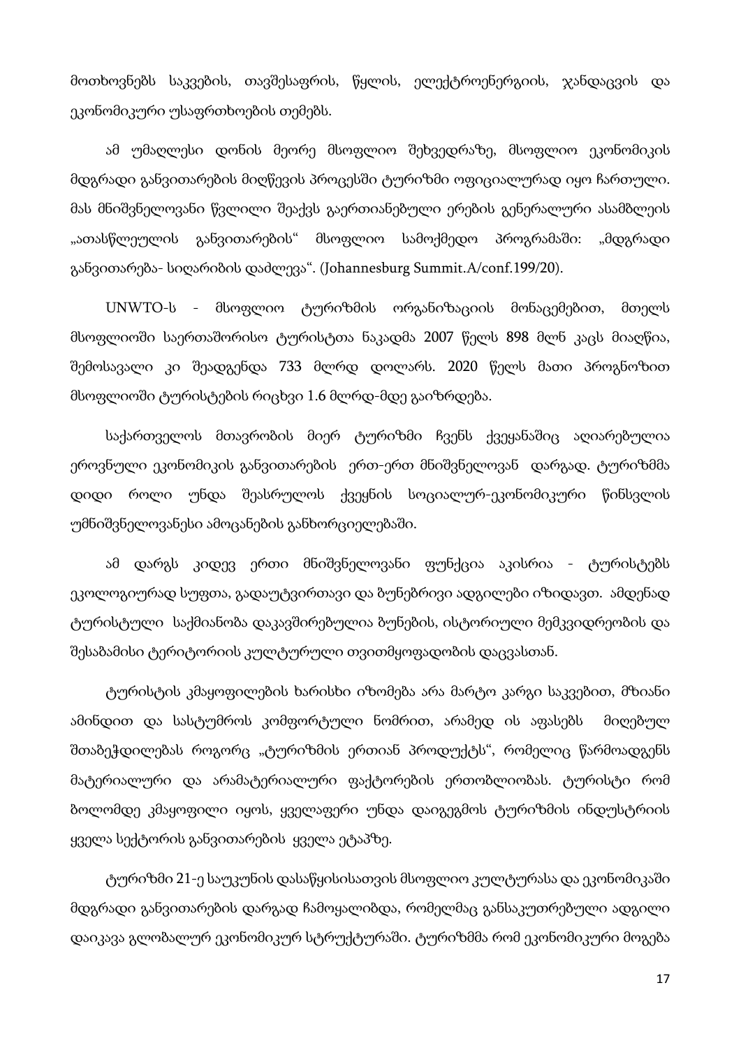მოთხოვნებს საკვების, თავშესაფრის, წყლის, ელექტროენერგიის, ჯანდაცვის და ეკონომიკური უსაფრთხოების თემებს.

ამ უმაღლესი დონის მეორე მსოფლიო შეხვედრაზე, მსოფლიო ეკონომიკის მდგრადი განვითარების მიღწევის პროცესში ტურიზმი ოფიციალურად იყო ჩართული. მას მნიშვნელოვანი წვლილი შეაქვს გაერთიანებული ერების გენერალური ასამბლეის „ათასწლეულის განვითარების" მსოფლიო სამოქმედო პროგრამაში: „მდგრადი განვითარება- სიღარიბის დაძლევა". (Johannesburg Summit.A/conf.199/20).

UNWTO-ს - მსოფლიო ტურიზმის ორგანიზაციის მონაცემებით, მთელს მსოფლიოში საერთაშორისო ტურისტთა ნაკადმა 2007 წელს 898 მლნ კაცს მიაღწია, შემოსავალი კი შეადგენდა 733 მლრდ დოლარს. 2020 წელს მათი პროგნოზით მსოფლიოში ტურისტების რიცხვი 1.6 მლრდ-მდე გაიზრდება.

საქართველოს მთავრობის მიერ ტურიზმი ჩვენს ქვეყანაშიც აღიარებულია ეროვნული ეკონომიკის განვითარების ერთ-ერთ მნიშვნელოვან დარგად. ტურიზმმა დიდი როლი უნდა შეასრულოს ქვეყნის სოციალურ-ეკონომიკური წინსვლის უმნიშვნელოვანესი ამოცანების განხორციელებაში.

ამ დარგს კიდევ ერთი მნიშვნელოვანი ფუნქცია აკისრია - ტურისტებს ეკოლოგიურად სუფთა, გადაუტვირთავი და ბუნებრივი ადგილები იზიდავთ. ამდენად ტურისტული საქმიანობა დაკავშირებულია ბუნების, ისტორიული მემკვიდრეობის და შესაბამისი ტერიტორიის კულტურული თვითმყოფადობის დაცვასთან.

ტურისტის კმაყოფილების ხარისხი იზომება არა მარტო კარგი საკვებით, მზიანი ამინდით და სასტუმროს კომფორტული ნომრით, არამედ ის აფასებს მიღებულ შთაბეჭდილებას როგორც „ტურიზმის ერთიან პროდუქტს", რომელიც წარმოადგენს მატერიალური და არამატერიალური ფაქტორების ერთობლიობას. ტურისტი რომ ბოლომდე კმაყოფილი იყოს, ყველაფერი უნდა დაიგეგმოს ტურიზმის ინდუსტრიის ყველა სექტორის განვითარების ყველა ეტაპზე.

ტურიზმი 21-ე საუკუნის დასაწყისისათვის მსოფლიო კულტურასა და ეკონომიკაში მდგრადი განვითარების დარგად ჩამოყალიბდა, რომელმაც განსაკუთრებული ადგილი დაიკავა გლობალურ ეკონომიკურ სტრუქტურაში. ტურიზმმა რომ ეკონომიკური მოგება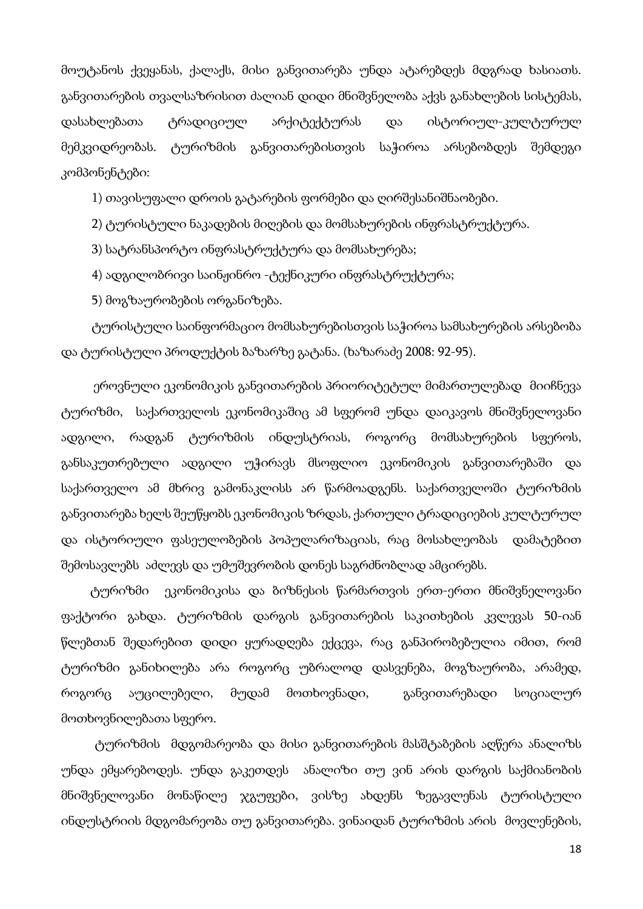მოუტანოს ქვეყანას, ქალაქს, მისი განვითარება უნდა ატარებდეს მდგრად ხასიათს. განვითარების თვალსაზრისით ძალიან დიდი მნიშვნელობა აქვს განახლების სისტემას, დასახლებათა ტრადიციულ არქიტექტურას და ისტორიულ-კულტურულ მემკვიდრეობას. ტურიზმის განვითარებისთვის საჭიროა არსებობდეს შემდეგი კომპონენტები:

1) თავისუფალი დროის გატარების ფორმები და ღირშესანიშნაობები.

2) ტურისტული ნაკადების მიღების და მომსახურების ინფრასტრუქტურა.

3) სატრანსპორტო ინფრასტრუქტურა და მომსახურება;

4) ადგილობრივი საინჟინრო -ტექნიკური ინფრასტრუქტურა;

5) მოგზაურობების ორგანიზება.

ტურისტული საინფორმაციო მომსახურებისთვის საჭიროა სამსახურების არსებობა და ტურისტული პროდუქტის ბაზარზე გატანა. (ხაზარაძე 2008: 92-95).

ეროვნული ეკონომიკის განვითარების პრიორიტეტულ მიმართულებად მიიჩნევა ტურიზმი, საქართველოს ეკონომიკაშიც ამ სფერომ უნდა დაიკავოს მნიშვნელოვანი ადგილი, რადგან ტურიზმის ინდუსტრიას, როგორც მომსახურების სფეროს, განსაკუთრებული ადგილი უჭირავს მსოფლიო ეკონომიკის განვითარებაში და საქართველო ამ მხრივ გამონაკლისს არ წარმოადგენს. საქართველოში ტურიზმის განვითარება ხელს შეუწყობს ეკონომიკის ზრდას, ქართული ტრადიციების კულტურულ და ისტორიული ფასეულობების პოპულარიზაციას, რაც მოსახლეობას დამატებით შემოსავლებს აძლევს და უმუშევრობის დონეს საგრძნობლად ამცირებს.

ტურიზმი ეკონომიკისა და ბიზნესის წარმართვის ერთ-ერთი მნიშვნელოვანი ფაქტორი გახდა. ტურიზმის დარგის განვითარების საკითხების კვლევას 50-იან წლებთან შედარებით დიდი ყურადღება ექცევა, რაც განპირობებულია იმით, რომ ტურიზმი განიხილება არა როგორც უბრალოდ დასვენება, მოგზაურობა, არამედ, როგორც აუცილებელი, მუდამ მოთხოვნადი, განვითარებადი სოციალურ მოთხოვნილებათა სფერო.

ტურიზმის მდგომარეობა და მისი განვითარების მასშტაბების აღწერა ანალიზს უნდა ემყარებოდეს. უნდა გაკეთდეს ანალიზი თუ ვინ არის დარგის საქმიანობის მნიშვნელოვანი მონაწილე ჯგუფები, ვისზე ახდენს ზეგავლენას ტურისტული ინდუსტრიის მდგომარეობა თუ განვითარება. ვინაიდან ტურიზმის არის მოვლენების,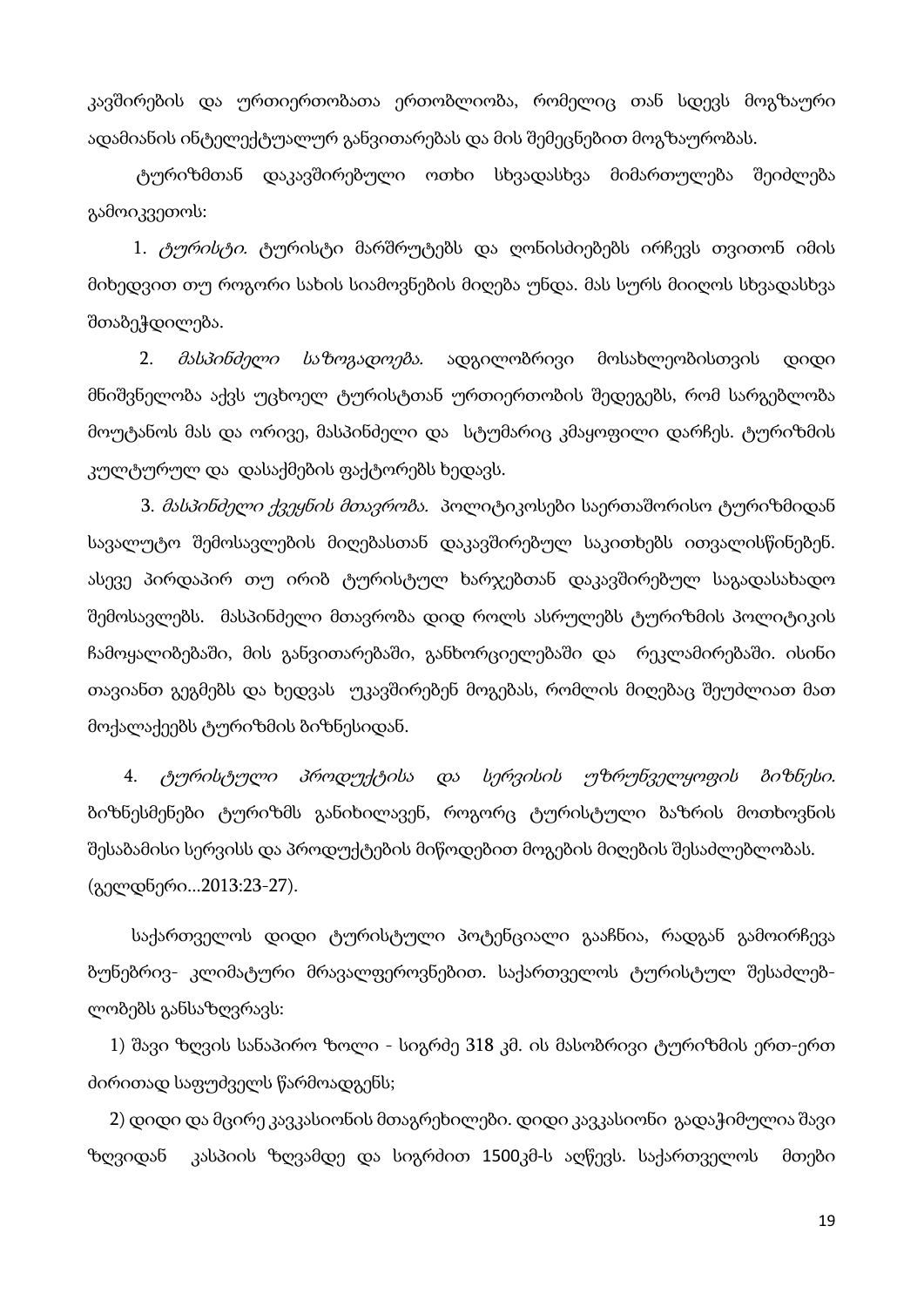კავშირების და ურთიერთობათა ერთობლიობა, რომელიც თან სდევს მოგზაური ადამიანის ინტელექტუალურ განვითარებას და მის შემეცნებით მოგზაურობას.

ტურიზმთან დაკავშირებული ოთხი სხვადასხვა მიმართულება შეიძლება გამოიკვეთოს:

1. *ტურისტი.* ტურისტი მარშრუტებს და ღონისძიებებს ირჩევს თვითონ იმის მიხედვით თუ როგორი სახის სიამოვნების მიღება უნდა. მას სურს მიიღოს სხვადასხვა შთაბეჭდილება.

2. *მასპინძელი საზოგადოება.* ადგილობრივი მოსახლეობისთვის დიდი მნიშვნელობა აქვს უცხოელ ტურისტთან ურთიერთობის შედეგებს, რომ სარგებლობა მოუტანოს მას და ორივე, მასპინძელი და სტუმარიც კმაყოფილი დარჩეს. ტურიზმის კულტურულ და დასაქმების ფაქტორებს ხედავს.

3. *მასპინძელი ქვეყნის მთავრობა.* პოლიტიკოსები საერთაშორისო ტურიზმიდან სავალუტო შემოსავლების მიღებასთან დაკავშირებულ საკითხებს ითვალისწინებენ. ასევე პირდაპირ თუ ირიბ ტურისტულ ხარჯებთან დაკავშირებულ საგადასახადო შემოსავლებს. მასპინძელი მთავრობა დიდ როლს ასრულებს ტურიზმის პოლიტიკის ჩამოყალიბებაში, მის განვითარებაში, განხორციელებაში და რეკლამირებაში. ისინი თავიანთ გეგმებს და ხედვას უკავშირებენ მოგებას, რომლის მიღებაც შეუძლიათ მათ მოქალაქეებს ტურიზმის ბიზნესიდან.

4. *ტურისტული პროდუქტისა და სერვისის უზრუნველყოფის ბიზნესი.* ბიზნესმენები ტურიზმს განიხილავენ, როგორც ტურისტული ბაზრის მოთხოვნის შესაბამისი სერვისს და პროდუქტების მიწოდებით მოგების მიღების შესაძლებლობას. (გელდნერი...2013:23-27).

საქართველოს დიდი ტურისტული პოტენციალი გააჩნია, რადგან გამოირჩევა ბუნებრივ- კლიმატური მრავალფეროვნებით. საქართველოს ტურისტულ შესაძლებ-ლობებს განსაზღვრავს:

1) შავი ზღვის სანაპირო ზოლი - სიგრძე 318 კმ. ის მასობრივი ტურიზმის ერთ-ერთ ძირითად საფუძველს წარმოადგენს;

2) დიდი და მცირე კავკასიონის მთაგრეხილები. დიდი კავკასიონი გადაჭიმულია შავი ზღვიდან კასპიის ზღვამდე და სიგრძით 1500კმ-ს აღწევს. საქართველოს მთები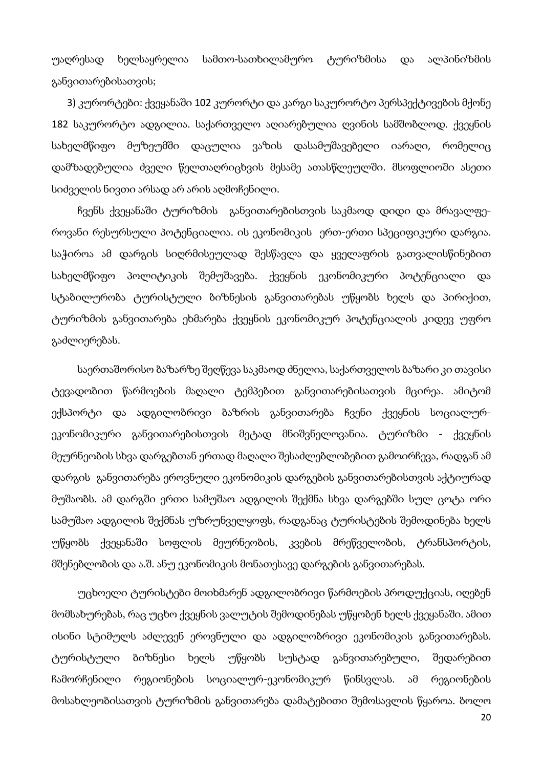უაღრესად ხელსაყრელია სამთო-სათხილამურო ტურიზმისა და ალპინიზმის განვითარებისათვის;

3) კურორტები: ქვეყანაში 102 კურორტი და კარგი საკურორტო პერსპექტივების მქონე 182 საკურორტო ადგილია. საქართველო აღიარებულია ღვინის სამშობლოდ. ქვეყნის სახელმწიფო მუზეუმში დაცულია ვაზის დასამუშავებელი იარაღი, რომელიც დამზადებულია ძველი წელთაღრიცხვის მესამე ათასწლეულში. მსოფლიოში ასეთი სიძველის ნივთი არსად არ არის აღმოჩენილი.

ჩვენს ქვეყანაში ტურიზმის განვითარებისთვის საკმაოდ დიდი და მრავალფეროვანი რესურსული პოტენციალია. ის ეკონომიკის ერთ-ერთი სპეციფიკური დარგია. საჭიროა ამ დარგის სიღრმისეულად შესწავლა და ყველაფრის გათვალისწინებით სახელმწიფო პოლიტიკის შემუშავება. ქვეყნის ეკონომიკური პოტენციალი და სტაბილურობა ტურისტული ბიზნესის განვითარებას უწყობს ხელს და პირიქით, ტურიზმის განვითარება ეხმარება ქვეყნის ეკონომიკურ პოტენციალის კიდევ უფრო გაძლიერებას.

საერთაშორისო ბაზარზე შეღწევა საკმაოდ ძნელია, საქართველოს ბაზარი კი თავისი ტევადობით წარმოების მაღალი ტემპებით განვითარებისათვის მცირეა. ამიტომ ექსპორტი და ადგილობრივი ბაზრის განვითარება ჩვენი ქვეყნის სოციალურ-ეკონომიკური განვითარებისთვის მეტად მნიშვნელოვანია. ტურიზმი - ქვეყნის მეურნეობის სხვა დარგებთან ერთად მაღალი შესაძლებლობებით გამოირჩევა, რადგან ამ დარგის განვითარება ეროვნული ეკონომიკის დარგების განვითარებისთვის აქტიურად მუშაობს. ამ დარგში ერთი სამუშაო ადგილის შექმნა სხვა დარგებში სულ ცოტა ორი სამუშაო ადგილის შექმნას უზრუნველყოფს, რადგანაც ტურისტების შემოდინება ხელს უწყობს ქვეყანაში სოფლის მეურნეობის, კვების მრეწველობის, ტრანსპორტის, მშენებლობის და ა.შ. ანუ ეკონომიკის მონათესავე დარგების განვითარებას.

უცხოელი ტურისტები მოიხმარენ ადგილობრივი წარმოების პროდუქციას, იღებენ მომსახურებას, რაც უცხო ქვეყნის ვალუტის შემოდინებას უწყობენ ხელს ქვეყანაში. ამით ისინი სტიმულს აძლევენ ეროვნული და ადგილობრივი ეკონომიკის განვითარებას. ტურისტული ბიზნესი ხელს უწყობს სუსტად განვითარებული, შედარებით ჩამორჩენილი რეგიონების სოციალურ-ეკონომიკურ წინსვლას. ამ რეგიონების მოსახლეობისათვის ტურიზმის განვითარება დამატებითი შემოსავლის წყაროა. ბოლო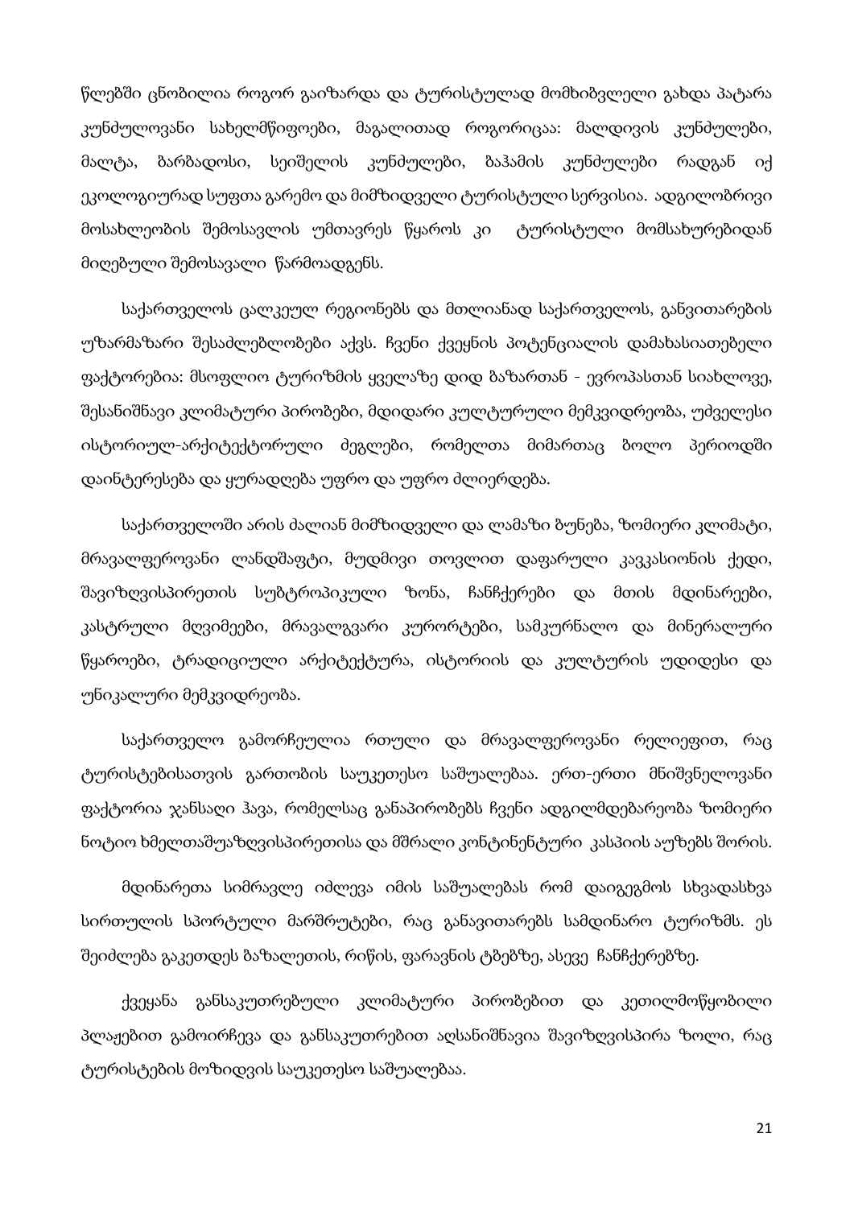წლებში ცნობილია როგორ გაიზარდა და ტურისტულად მომხიბვლელი გახდა პატარა კუნძულოვანი სახელმწიფოები, მაგალითად როგორიცაა: მალდივის კუნძულები, მალტა, ბარბადოსი, სეიშელის კუნძულები, ბაჰამის კუნძულები რადგან იქ ეკოლოგიურად სუფთა გარემო და მიმზიდველი ტურისტული სერვისია. ადგილობრივი მოსახლეობის შემოსავლის უმთავრეს წყაროს კი ტურისტული მომსახურებიდან მიღებული შემოსავალი წარმოადგენს.

საქართველოს ცალკეულ რეგიონებს და მთლიანად საქართველოს, განვითარების უზარმაზარი შესაძლებლობები აქვს. ჩვენი ქვეყნის პოტენციალის დამახასიათებელი ფაქტორებია: მსოფლიო ტურიზმის ყველაზე დიდ ბაზართან - ევროპასთან სიახლოვე, შესანიშნავი კლიმატური პირობები, მდიდარი კულტურული მემკვიდრეობა, უძველესი ისტორიულ-არქიტექტორული ძეგლები, რომელთა მიმართაც ბოლო პერიოდში დაინტერესება და ყურადღება უფრო და უფრო ძლიერდება.

საქართველოში არის ძალიან მიმზიდველი და ლამაზი ბუნება, ზომიერი კლიმატი, მრავალფეროვანი ლანდშაფტი, მუდმივი თოვლით დაფარული კავკასიონის ქედი, შავიზღვისპირეთის სუბტროპიკული ზონა, ჩანჩქერები და მთის მდინარეები, კასტრული მღვიმეები, მრავალგვარი კურორტები, სამკურნალო და მინერალური წყაროები, ტრადიციული არქიტექტურა, ისტორიის და კულტურის უდიდესი და უნიკალური მემკვიდრეობა.

საქართველო გამორჩეულია რთული და მრავალფეროვანი რელიეფით, რაც ტურისტებისათვის გართობის საუკეთესო საშუალებაა. ერთ-ერთი მნიშვნელოვანი ფაქტორია ჯანსაღი ჰავა, რომელსაც განაპირობებს ჩვენი ადგილმდებარეობა ზომიერი ნოტიო ხმელთაშუაზღვისპირეთისა და მშრალი კონტინენტური კასპიის აუზებს შორის.

მდინარეთა სიმრავლე იძლევა იმის საშუალებას რომ დაიგეგმოს სხვადასხვა სირთულის სპორტული მარშრუტები, რაც განავითარებს სამდინარო ტურიზმს. ეს შეიძლება გაკეთდეს ბაზალეთის, რიწის, ფარავნის ტბებზე, ასევე ჩანჩქერებზე.

ქვეყანა განსაკუთრებული კლიმატური პირობებით და კეთილმოწყობილი პლაჟებით გამოირჩევა და განსაკუთრებით აღსანიშნავია შავიზღვისპირა ზოლი, რაც ტურისტების მოზიდვის საუკეთესო საშუალებაა.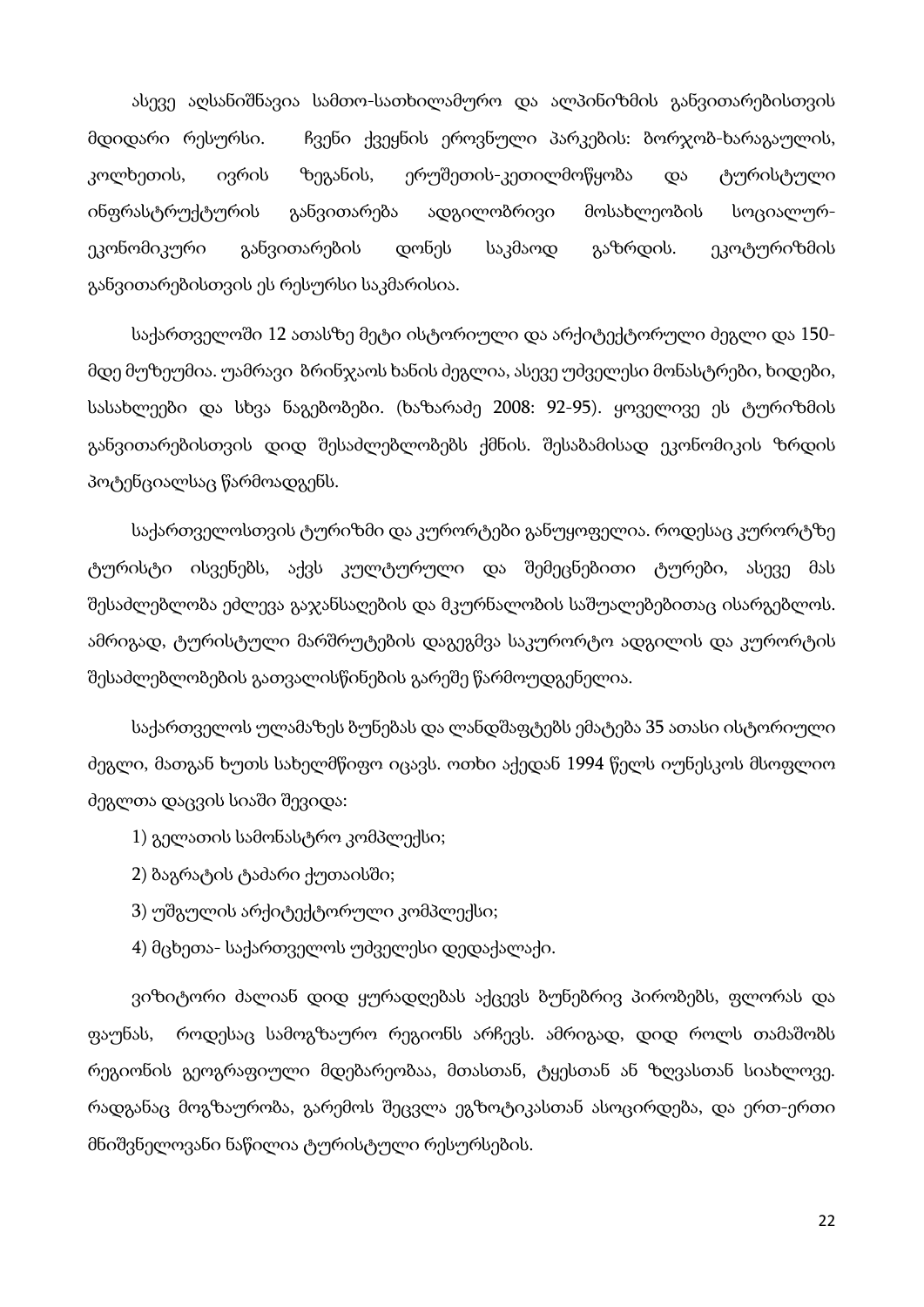ასევე აღსანიშნავია სამთო-სათხილამურო და ალპინიზმის განვითარებისთვის მდიდარი რესურსი. ჩვენი ქვეყნის ეროვნული პარკების: ბორჯომ-ხარაგაულის, კოლხეთის, ივრის ზეგანის, ერუშეთის-კეთილმოწყობა და ტურისტული ინფრასტრუქტურის განვითარება ადგილობრივი მოსახლეობის სოციალურ-ეკონომიკური განვითარების დონეს საკმაოდ გაზრდის. ეკოტურიზმის განვითარებისთვის ეს რესურსი საკმარისია.

საქართველოში 12 ათასზე მეტი ისტორიული და არქიტექტორული ძეგლი და 150-მდე მუზეუმია. უამრავი ბრინჯაოს ხანის ძეგლია, ასევე უძველესი მონასტრები, ხიდები, სასახლეები და სხვა ნაგებობები. (ხაზარაძე 2008: 92-95). ყოველივე ეს ტურიზმის განვითარებისთვის დიდ შესაძლებლობებს ქმნის. შესაბამისად ეკონომიკის ზრდის პოტენციალსაც წარმოადგენს.

საქართველოსთვის ტურიზმი და კურორტები განუყოფელია. როდესაც კურორტზე ტურისტი ისვენებს, აქვს კულტურული და შემეცნებითი ტურები, ასევე მას შესაძლებლობა ეძლევა გაჯანსაღების და მკურნალობის საშუალებებითაც ისარგებლოს. ამრიგად, ტურისტული მარშრუტების დაგეგმვა საკურორტო ადგილის და კურორტის შესაძლებლობების გათვალისწინების გარეშე წარმოუდგენელია.

საქართველოს ულამაზეს ბუნებას და ლანდშაფტებს ემატება 35 ათასი ისტორიული ძეგლი, მათგან ხუთს სახელმწიფო იცავს. ოთხი აქედან 1994 წელს იუნესკოს მსოფლიო ძეგლთა დაცვის სიაში შევიდა:

1) გელათის სამონასტრო კომპლექსი;

2) ბაგრატის ტაძარი ქუთაისში;

3) უშგულის არქიტექტორული კომპლექსი;

4) მცხეთა- საქართველოს უძველესი დედაქალაქი.

ვიზიტორი ძალიან დიდ ყურადღებას აქცევს ბუნებრივ პირობებს, ფლორას და ფაუნას, როდესაც სამოგზაურო რეგიონს არჩევს. ამრიგად, დიდ როლს თამაშობს რეგიონის გეოგრაფიული მდებარეობაა, მთასთან, ტყესთან ან ზღვასთან სიახლოვე. რადგანაც მოგზაურობა, გარემოს შეცვლა ეგზოტიკასთან ასოცირდება, და ერთ-ერთი მნიშვნელოვანი ნაწილია ტურისტული რესურსების.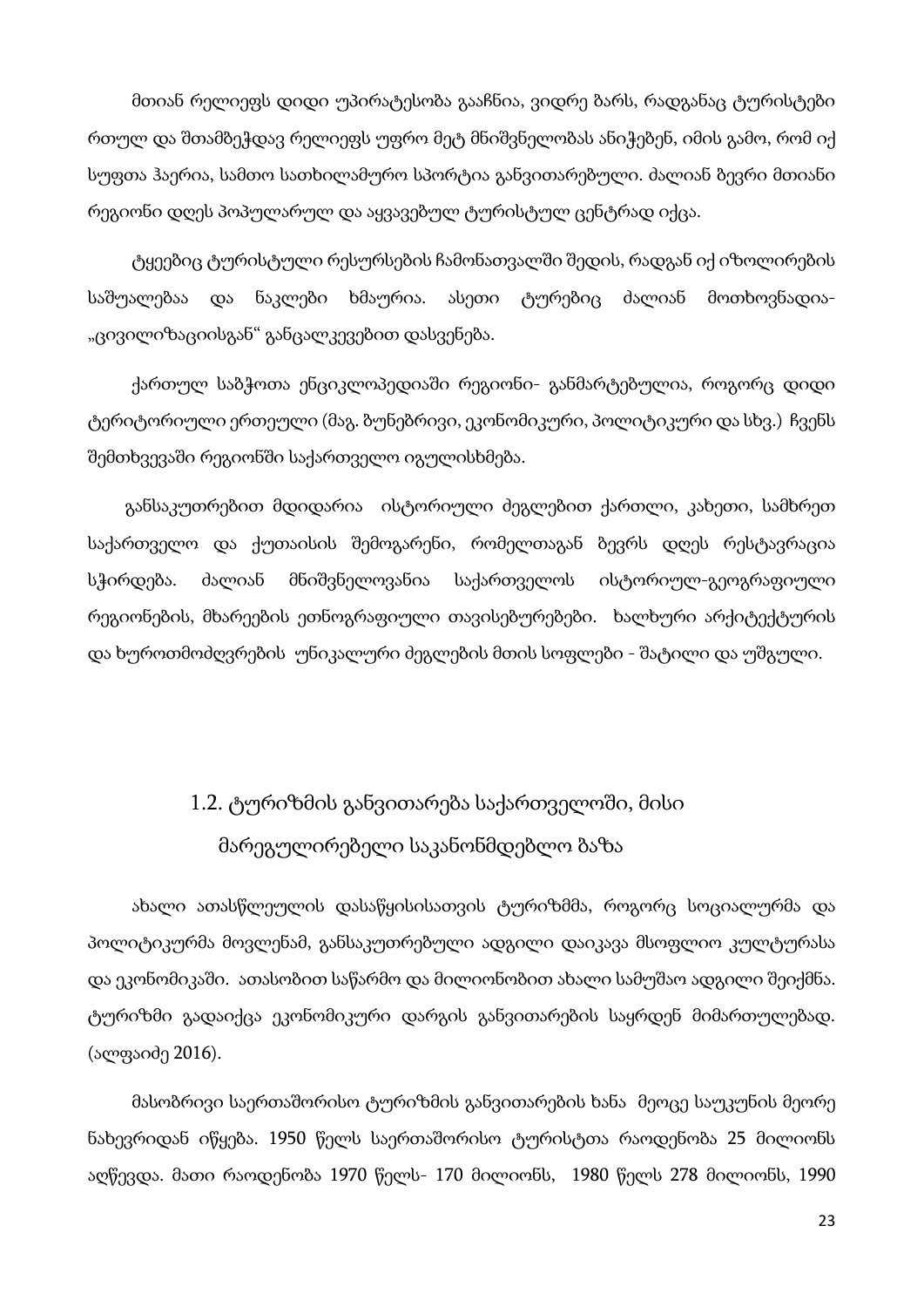მთიან რელიეფს დიდი უპირატესობა გააჩნია, ვიდრე ბარს, რადგანაც ტურისტები რთულ და შთამბეჭდავ რელიეფს უფრო მეტ მნიშვნელობას ანიჭებენ, იმის გამო, რომ იქ სუფთა ჰაერია, სამთო სათხილამურო სპორტია განვითარებული. ძალიან ბევრი მთიანი რეგიონი დღეს პოპულარულ და აყვავებულ ტურისტულ ცენტრად იქცა.

ტყეებიც ტურისტული რესურსების ჩამონათვალში შედის, რადგან იქ იზოლირების საშუალებაა და ნაკლები ხმაურია. ასეთი ტურებიც ძალიან მოთხოვნადია- „ცივილიზაციისგან" განცალკევებით დასვენება.

ქართულ საბჭოთა ენციკლოპედიაში რეგიონი- განმარტებულია, როგორც დიდი ტერიტორიული ერთეული (მაგ. ბუნებრივი, ეკონომიკური, პოლიტიკური და სხვ.) ჩვენს შემთხვევაში რეგიონში საქართველო იგულისხმება.

განსაკუთრებით მდიდარია ისტორიული ძეგლებით ქართლი, კახეთი, სამხრეთ საქართველო და ქუთაისის შემოგარენი, რომელთაგან ბევრს დღეს რესტავრაცია სჭირდება. ძალიან მნიშვნელოვანია საქართველოს ისტორიულ-გეოგრაფიული რეგიონების, მხარეების ეთნოგრაფიული თავისებურებები. ხალხური არქიტექტურის და ხუროთმოძღვრების უნიკალური ძეგლების მთის სოფლები - შატილი და უშგული.

## 1.2. ტურიზმის განვითარება საქართველოში, მისი მარეგულირებელი საკანონმდებლო ბაზა

ახალი ათასწლეულის დასაწყისისათვის ტურიზმმა, როგორც სოციალურმა და პოლიტიკურმა მოვლენამ, განსაკუთრებული ადგილი დაიკავა მსოფლიო კულტურასა და ეკონომიკაში. ათასობით საწარმო და მილიონობით ახალი სამუშაო ადგილი შეიქმნა. ტურიზმი გადაიქცა ეკონომიკური დარგის განვითარების საყრდენ მიმართულებად. (ალფაიძე 2016).

მასობრივი საერთაშორისო ტურიზმის განვითარების ხანა მეოცე საუკუნის მეორე ნახევრიდან იწყება. 1950 წელს საერთაშორისო ტურისტთა რაოდენობა 25 მილიონს აღწევდა. მათი რაოდენობა 1970 წელს- 170 მილიონს, 1980 წელს 278 მილიონს, 1990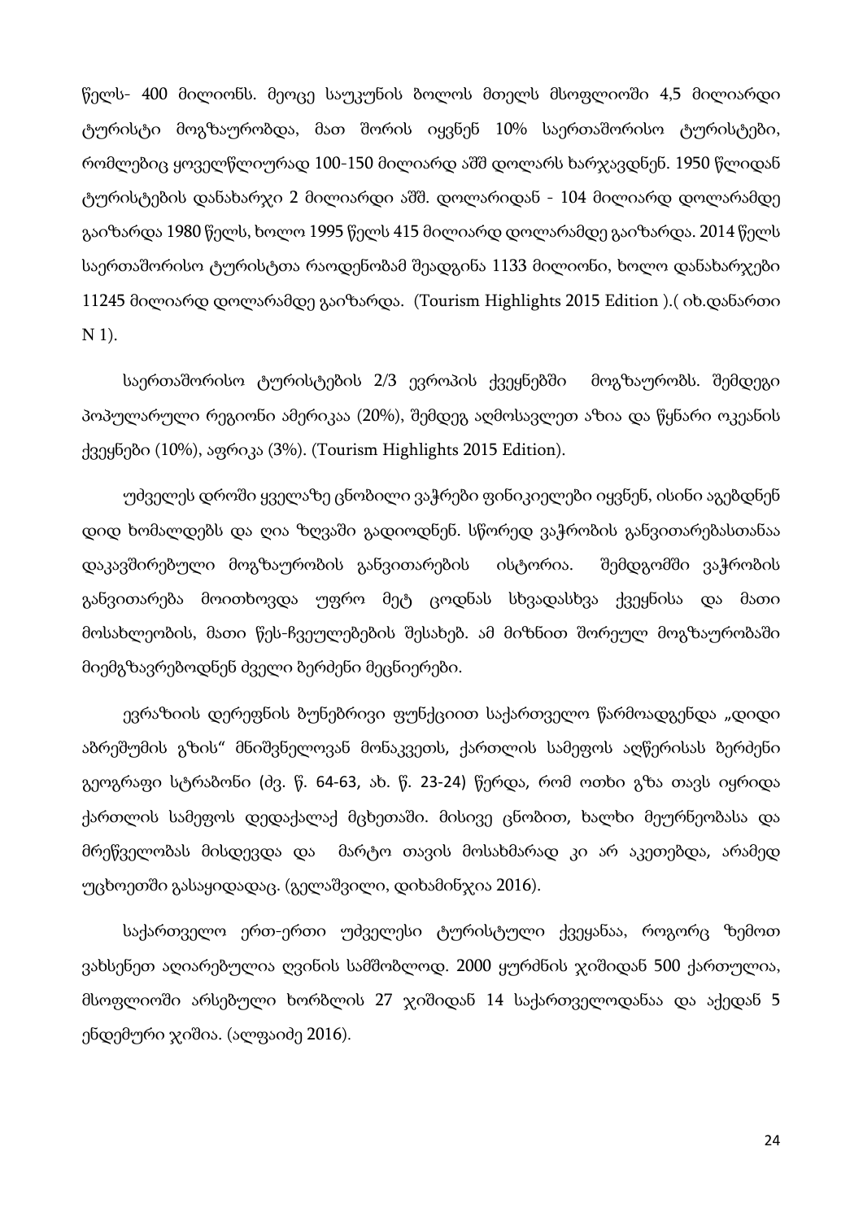წელს- 400 მილიონს. მეოცე საუკუნის ბოლოს მთელს მსოფლიოში 4,5 მილიარდი ტურისტი მოგზაურობდა, მათ შორის იყვნენ 10% საერთაშორისო ტურისტები, რომლებიც ყოველწლიურად 100-150 მილიარდ აშშ დოლარს ხარჯავდნენ. 1950 წლიდან ტურისტების დანახარჯი 2 მილიარდი აშშ. დოლარიდან - 104 მილიარდ დოლარამდე გაიზარდა 1980 წელს, ხოლო 1995 წელს 415 მილიარდ დოლარამდე გაიზარდა. 2014 წელს საერთაშორისო ტურისტთა რაოდენობამ შეადგინა 1133 მილიონი, ხოლო დანახარჯები 11245 მილიარდ დოლარამდე გაიზარდა. (Tourism Highlights 2015 Edition ).( იხ.დანართი N 1).

საერთაშორისო ტურისტების 2/3 ევროპის ქვეყნებში მოგზაურობს. შემდეგი პოპულარული რეგიონი ამერიკაა (20%), შემდეგ აღმოსავლეთ აზია და წყნარი ოკეანის ქვეყნები (10%), აფრიკა (3%). (Tourism Highlights 2015 Edition).

უძველეს დროში ყველაზე ცნობილი ვაჭრები ფინიკიელები იყვნენ, ისინი აგებდნენ დიდ ხომალდებს და ღია ზღვაში გადიოდნენ. სწორედ ვაჭრობის განვითარებასთანაა დაკავშირებული მოგზაურობის განვითარების ისტორია. შემდგომში ვაჭრობის განვითარება მოითხოვდა უფრო მეტ ცოდნას სხვადასხვა ქვეყნისა და მათი მოსახლეობის, მათი წეს-ჩვეულებების შესახებ. ამ მიზნით შორეულ მოგზაურობაში მიემგზავრებოდნენ ძველი ბერძენი მეცნიერები.

ევრაზიის დერეფნის ბუნებრივი ფუნქციით საქართველო წარმოადგენდა „დიდი აბრეშუმის გზის" მნიშვნელოვან მონაკვეთს, ქართლის სამეფოს აღწერისას ბერძენი გეოგრაფი სტრაბონი (ძვ. წ. 64-63, ახ. წ. 23-24) წერდა, რომ ოთხი გზა თავს იყრიდა ქართლის სამეფოს დედაქალაქ მცხეთაში. მისივე ცნობით, ხალხი მეურნეობასა და მრეწველობას მისდევდა და მარტო თავის მოსახმარად კი არ აკეთებდა, არამედ უცხოეთში გასაყიდადაც. (გელაშვილი, დიხამინჯია 2016).

საქართველო ერთ-ერთი უძველესი ტურისტული ქვეყანაა, როგორც ზემოთ ვახსენეთ აღიარებულია ღვინის სამშობლოდ. 2000 ყურძნის ჯიშიდან 500 ქართულია, მსოფლიოში არსებული ხორბლის 27 ჯიშიდან 14 საქართველოდანაა და აქედან 5 ენდემური ჯიშია. (ალფაიძე 2016).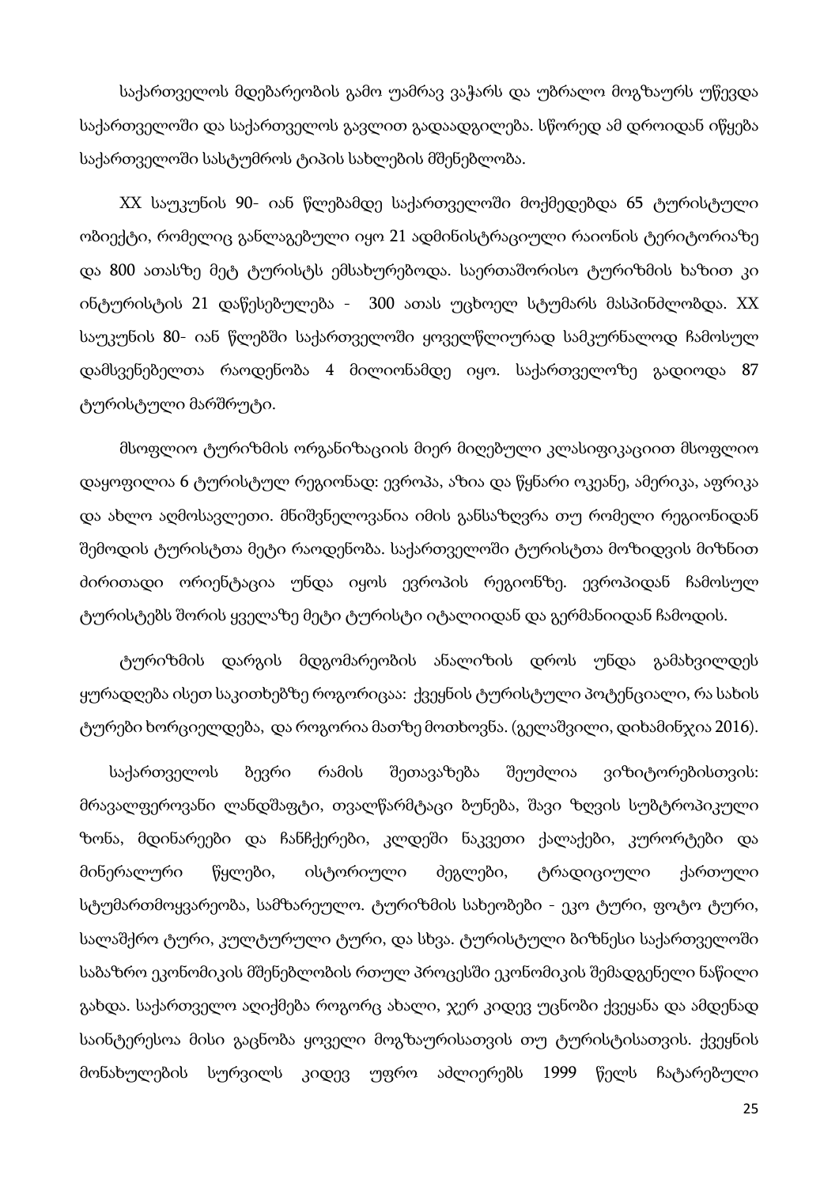საქართველოს მდებარეობის გამო უამრავ ვაჭარს და უბრალო მოგზაურს უწევდა საქართველოში და საქართველოს გავლით გადაადგილება. სწორედ ამ დროიდან იწყება საქართველოში სასტუმროს ტიპის სახლების მშენებლობა.

XX საუკუნის 90- იან წლებამდე საქართველოში მოქმედებდა 65 ტურისტული ობიექტი, რომელიც განლაგებული იყო 21 ადმინისტრაციული რაიონის ტერიტორიაზე და 800 ათასზე მეტ ტურისტს ემსახურებოდა. საერთაშორისო ტურიზმის ხაზით კი ინტურისტის 21 დაწესებულება - 300 ათას უცხოელ სტუმარს მასპინძლობდა. XX საუკუნის 80- იან წლებში საქართველოში ყოველწლიურად სამკურნალოდ ჩამოსულ დამსვენებელთა რაოდენობა 4 მილიონამდე იყო. საქართველოზე გადიოდა 87 ტურისტული მარშრუტი.

მსოფლიო ტურიზმის ორგანიზაციის მიერ მიღებული კლასიფიკაციით მსოფლიო დაყოფილია 6 ტურისტულ რეგიონად: ევროპა, აზია და წყნარი ოკეანე, ამერიკა, აფრიკა და ახლო აღმოსავლეთი. მნიშვნელოვანია იმის განსაზღვრა თუ რომელი რეგიონიდან შემოდის ტურისტთა მეტი რაოდენობა. საქართველოში ტურისტთა მოზიდვის მიზნით ძირითადი ორიენტაცია უნდა იყოს ევროპის რეგიონზე. ევროპიდან ჩამოსულ ტურისტებს შორის ყველაზე მეტი ტურისტი იტალიიდან და გერმანიიდან ჩამოდის.

ტურიზმის დარგის მდგომარეობის ანალიზის დროს უნდა გამახვილდეს ყურადღება ისეთ საკითხებზე როგორიცაა: ქვეყნის ტურისტული პოტენციალი, რა სახის ტურები ხორციელდება, და როგორია მათზე მოთხოვნა. (გელაშვილი, დიხამინჯია 2016).

საქართველოს ბევრი რამის შეთავაზება შეუძლია ვიზიტორებისთვის: მრავალფეროვანი ლანდშაფტი, თვალწარმტაცი ბუნება, შავი ზღვის სუბტროპიკული ზონა, მდინარეები და ჩანჩქერები, კლდეში ნაკვეთი ქალაქები, კურორტები და მინერალური წყლები, ისტორიული ძეგლები, ტრადიციული ქართული სტუმართმოყვარეობა, სამზარეულო. ტურიზმის სახეობები - ეკო ტური, ფოტო ტური, სალაშქრო ტური, კულტურული ტური, და სხვა. ტურისტული ბიზნესი საქართველოში საბაზრო ეკონომიკის მშენებლობის რთულ პროცესში ეკონომიკის შემადგენელი ნაწილი გახდა. საქართველო აღიქმება როგორც ახალი, ჯერ კიდევ უცნობი ქვეყანა და ამდენად საინტერესოა მისი გაცნობა ყოველი მოგზაურისათვის თუ ტურისტისათვის. ქვეყნის მონახულების სურვილს კიდევ უფრო აძლიერებს 1999 წელს ჩატარებული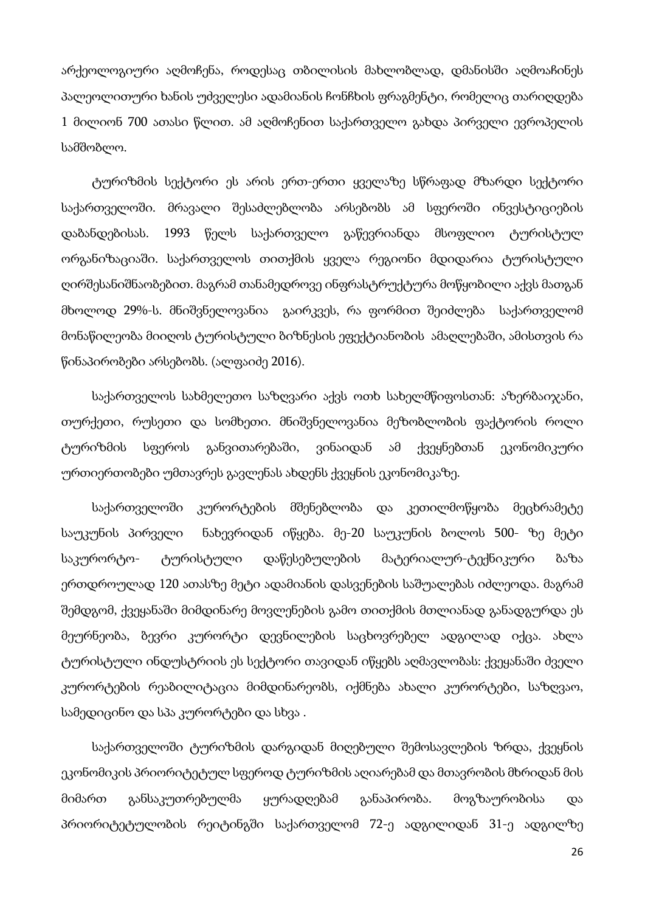არქეოლოგიური აღმოჩენა, როდესაც თბილისის მახლობლად, დმანისში აღმოაჩინეს პალეოლითური ხანის უძველესი ადამიანის ჩონჩხის ფრაგმენტი, რომელიც თარიღდება 1 მილიონ 700 ათასი წლით. ამ აღმოჩენით საქართველო გახდა პირველი ევროპელის სამშობლო.

ტურიზმის სექტორი ეს არის ერთ-ერთი ყველაზე სწრაფად მზარდი სექტორი საქართველოში. მრავალი შესაძლებლობა არსებობს ამ სფეროში ინვესტიციების დაბანდებისას. 1993 წელს საქართველო გაწევრიანდა მსოფლიო ტურისტულ ორგანიზაციაში. საქართველოს თითქმის ყველა რეგიონი მდიდარია ტურისტული ღირშესანიშნაობებით. მაგრამ თანამედროვე ინფრასტრუქტურა მოწყობილი აქვს მათგან მხოლოდ 29%-ს. მნიშვნელოვანია გაირკვეს, რა ფორმით შეიძლება საქართველომ მონაწილეობა მიიღოს ტურისტული ბიზნესის ეფექტიანობის ამაღლებაში, ამისთვის რა წინაპირობები არსებობს. (ალფაიძე 2016).

საქართველოს სახმელეთო საზღვარი აქვს ოთხ სახელმწიფოსთან: აზერბაიჯანი, თურქეთი, რუსეთი და სომხეთი. მნიშვნელოვანია მეზობლობის ფაქტორის როლი ტურიზმის სფეროს განვითარებაში, ვინაიდან ამ ქვეყნებთან ეკონომიკური ურთიერთობები უმთავრეს გავლენას ახდენს ქვეყნის ეკონომიკაზე.

საქართველოში კურორტების მშენებლობა და კეთილმოწყობა მეცხრამეტე საუკუნის პირველი ნახევრიდან იწყება. მე-20 საუკუნის ბოლოს 500- ზე მეტი საკურორტო- ტურისტული დაწესებულების მატერიალურ-ტექნიკური ბაზა ერთდროულად 120 ათასზე მეტი ადამიანის დასვენების საშუალებას იძლეოდა. მაგრამ შემდგომ, ქვეყანაში მიმდინარე მოვლენების გამო თითქმის მთლიანად განადგურდა ეს მეურნეობა, ბევრი კურორტი დევნილების საცხოვრებელ ადგილად იქცა. ახლა ტურისტული ინდუსტრიის ეს სექტორი თავიდან იწყებს აღმავლობას: ქვეყანაში ძველი კურორტების რეაბილიტაცია მიმდინარეობს, იქმნება ახალი კურორტები, საზღვაო, სამედიცინო და სპა კურორტები და სხვა .

საქართველოში ტურიზმის დარგიდან მიღებული შემოსავლების ზრდა, ქვეყნის ეკონომიკის პრიორიტეტულ სფეროდ ტურიზმის აღიარებამ და მთავრობის მხრიდან მის მიმართ განსაკუთრებულმა ყურადღებამ განაპირობა. მოგზაურობისა და პრიორიტეტულობის რეიტინგში საქართველომ 72-ე ადგილიდან 31-ე ადგილზე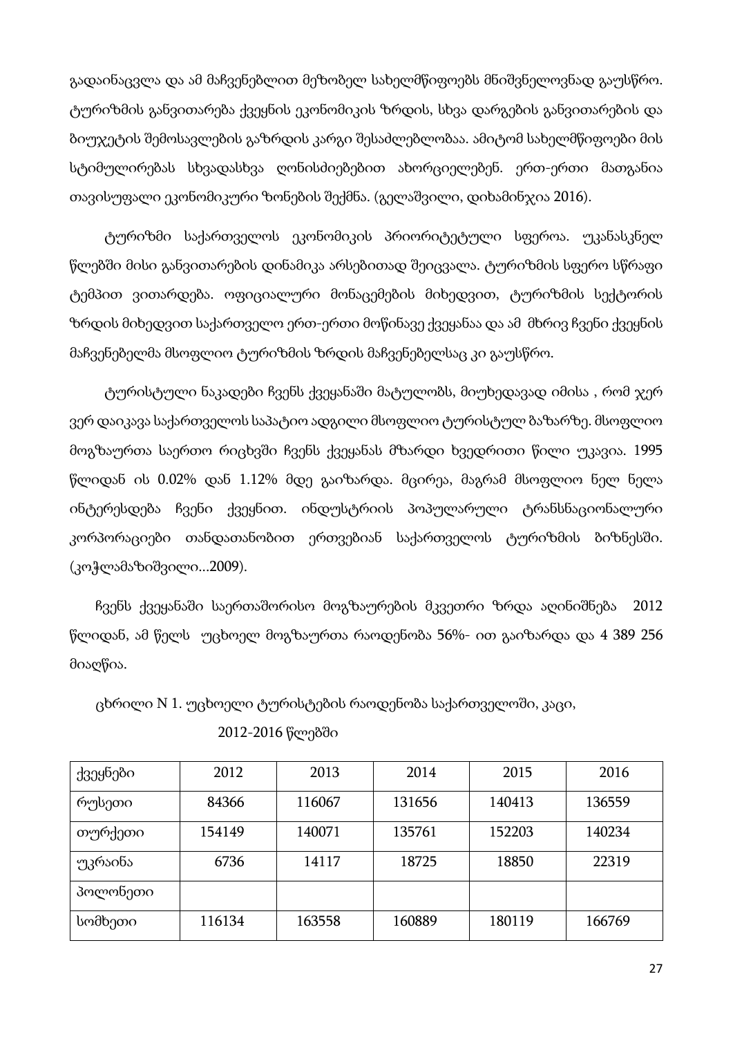გადაინაცვლა და ამ მაჩვენებლით მეზობელ სახელმწიფოებს მნიშვნელოვნად გაუსწრო. ტურიზმის განვითარება ქვეყნის ეკონომიკის ზრდის, სხვა დარგების განვითარების და ბიუჯეტის შემოსავლების გაზრდის კარგი შესაძლებლობაა. ამიტომ სახელმწიფოები მის სტიმულირებას სხვადასხვა ღონისძიებებით ახორციელებენ. ერთ-ერთი მათგანია თავისუფალი ეკონომიკური ზონების შექმნა. (გელაშვილი, დიხამინჯია 2016).

ტურიზმი საქართველოს ეკონომიკის პრიორიტეტული სფეროა. უკანასკნელ წლებში მისი განვითარების დინამიკა არსებითად შეიცვალა. ტურიზმის სფერო სწრაფი ტემპით ვითარდება. ოფიციალური მონაცემების მიხედვით, ტურიზმის სექტორის ზრდის მიხედვით საქართველო ერთ-ერთი მოწინავე ქვეყანაა და ამ მხრივ ჩვენი ქვეყნის მაჩვენებელმა მსოფლიო ტურიზმის ზრდის მაჩვენებელსაც კი გაუსწრო.

ტურისტული ნაკადები ჩვენს ქვეყანაში მატულობს, მიუხედავად იმისა , რომ ჯერ ვერ დაიკავა საქართველოს საპატიო ადგილი მსოფლიო ტურისტულ ბაზარზე. მსოფლიო მოგზაურთა საერთო რიცხვში ჩვენს ქვეყანას მზარდი ხვედრითი წილი უკავია. 1995 წლიდან ის 0.02% დან 1.12% მდე გაიზარდა. მცირეა, მაგრამ მსოფლიო ნელ ნელა ინტერესდება ჩვენი ქვეყნით. ინდუსტრიის პოპულარული ტრანსნაციონალური კორპორაციები თანდათანობით ერთვებიან საქართველოს ტურიზმის ბიზნესში. (კოჭლამაზიშვილი...2009).

ჩვენს ქვეყანაში საერთაშორისო მოგზაურების მკვეთრი ზრდა აღინიშნება 2012 წლიდან, ამ წელს უცხოელ მოგზაურთა რაოდენობა 56%- ით გაიზარდა და 4 389 256 მიაღწია.

ცხრილი N 1. უცხოელი ტურისტების რაოდენობა საქართველოში, კაცი, 2012-2016 წლებში

| ქვეყნები | 2012 | 2013 | 2014 | 2015 | 2016 |
|---|---|---|---|---|---|
| რუსეთი | 84366 | 116067 | 131656 | 140413 | 136559 |
| თურქეთი | 154149 | 140071 | 135761 | 152203 | 140234 |
| უკრაინა | 6736 | 14117 | 18725 | 18850 | 22319 |
| პოლონეთი | | | | | |
| სომხეთი | 116134 | 163558 | 160889 | 180119 | 166769 |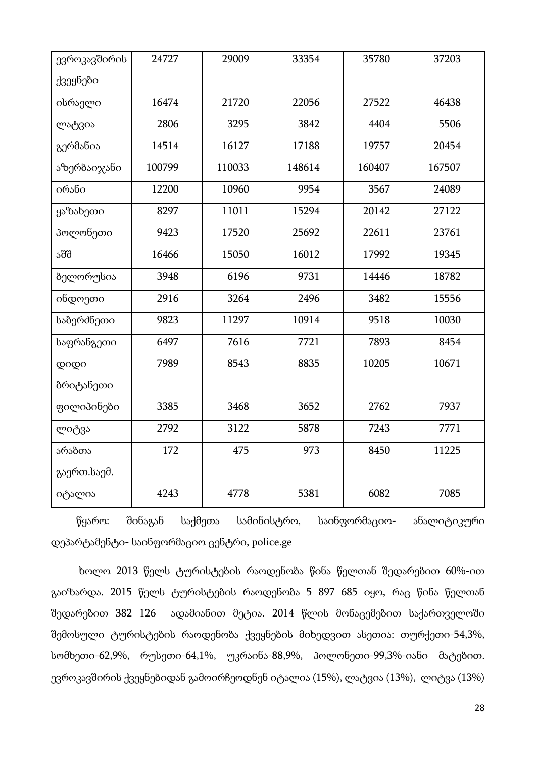| ევროკავშირის ქვეყნები | 24727 | 29009 | 33354 | 35780 | 37203 |
|---|---|---|---|---|---|
| ისრაელი | 16474 | 21720 | 22056 | 27522 | 46438 |
| ლატვია | 2806 | 3295 | 3842 | 4404 | 5506 |
| გერმანია | 14514 | 16127 | 17188 | 19757 | 20454 |
| აზერბაიჯანი | 100799 | 110033 | 148614 | 160407 | 167507 |
| ირანი | 12200 | 10960 | 9954 | 3567 | 24089 |
| ყაზახეთი | 8297 | 11011 | 15294 | 20142 | 27122 |
| პოლონეთი | 9423 | 17520 | 25692 | 22611 | 23761 |
| აშშ | 16466 | 15050 | 16012 | 17992 | 19345 |
| ბელორუსია | 3948 | 6196 | 9731 | 14446 | 18782 |
| ინდოეთი | 2916 | 3264 | 2496 | 3482 | 15556 |
| საბერძნეთი | 9823 | 11297 | 10914 | 9518 | 10030 |
| საფრანგეთი | 6497 | 7616 | 7721 | 7893 | 8454 |
| დიდი ბრიტანეთი | 7989 | 8543 | 8835 | 10205 | 10671 |
| ფილიპინები | 3385 | 3468 | 3652 | 2762 | 7937 |
| ლიტვა | 2792 | 3122 | 5878 | 7243 | 7771 |
| არაბთა გაერთ.საემ. | 172 | 475 | 973 | 8450 | 11225 |
| იტალია | 4243 | 4778 | 5381 | 6082 | 7085 |

წყარო: შინაგან საქმეთა სამინისტრო, საინფორმაციო- ანალიტიკური დეპარტამენტი- საინფორმაციო ცენტრი, police.ge

ხოლო 2013 წელს ტურისტების რაოდენობა წინა წელთან შედარებით 60%-ით გაიზარდა. 2015 წელს ტურისტების რაოდენობა 5 897 685 იყო, რაც წინა წელთან შედარებით 382 126 ადამიანით მეტია. 2014 წლის მონაცემებით საქართველოში შემოსული ტურისტების რაოდენობა ქვეყნების მიხედვით ასეთია: თურქეთი-54,3%, სომხეთი-62,9%, რუსეთი-64,1%, უკრაინა-88,9%, პოლონეთი-99,3%-იანი მატებით. ევროკავშირის ქვეყნებიდან გამოირჩეოდნენ იტალია (15%), ლატვია (13%), ლიტვა (13%)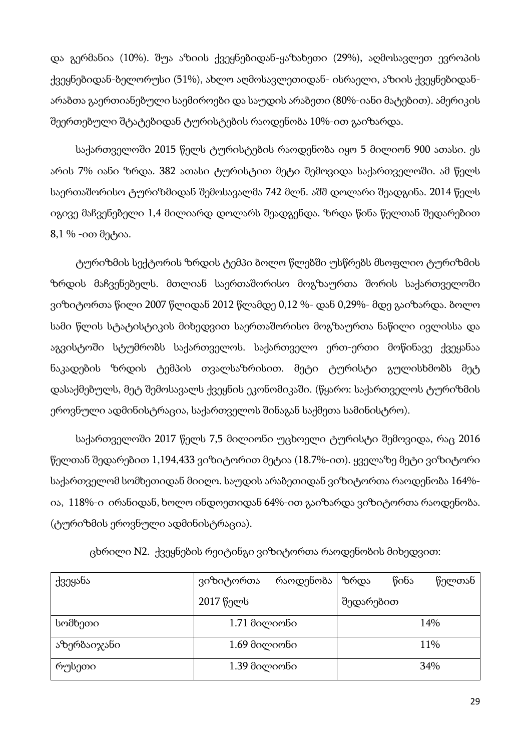და გერმანია (10%). შუა აზიის ქვეყნებიდან-ყაზახეთი (29%), აღმოსავლეთ ევროპის ქვეყნებიდან-ბელორუსი (51%), ახლო აღმოსავლეთიდან- ისრაელი, აზიის ქვეყნებიდან- არაბთა გაერთიანებული საემიროები და საუდის არაბეთი (80%-იანი მატებით). ამერიკის შეერთებული შტატებიდან ტურისტების რაოდენობა 10%-ით გაიზარდა.

საქართველოში 2015 წელს ტურისტების რაოდენობა იყო 5 მილიონ 900 ათასი. ეს არის 7% იანი ზრდა. 382 ათასი ტურისტით მეტი შემოვიდა საქართველოში. ამ წელს საერთაშორისო ტურიზმიდან შემოსავალმა 742 მლნ. აშშ დოლარი შეადგინა. 2014 წელს იგივე მაჩვენებელი 1,4 მილიარდ დოლარს შეადგენდა. ზრდა წინა წელთან შედარებით 8,1 % -ით მეტია.

ტურიზმის სექტორის ზრდის ტემპი ბოლო წლებში უსწრებს მსოფლიო ტურიზმის ზრდის მაჩვენებელს. მთლიან საერთაშორისო მოგზაურთა შორის საქართველოში ვიზიტორთა წილი 2007 წლიდან 2012 წლამდე 0,12 %- დან 0,29%- მდე გაიზარდა. ბოლო სამი წლის სტატისტიკის მიხედვით საერთაშორისო მოგზაურთა ნაწილი ივლისსა და აგვისტოში სტუმრობს საქართველოს. საქართველო ერთ-ერთი მოწინავე ქვეყანაა ნაკადების ზრდის ტემპის თვალსაზრისით. მეტი ტურისტი გულისხმობს მეტ დასაქმებულს, მეტ შემოსავალს ქვეყნის ეკონომიკაში. (წყარო: საქართველოს ტურიზმის ეროვნული ადმინისტრაცია, საქართველოს შინაგან საქმეთა სამინისტრო).

საქართველოში 2017 წელს 7,5 მილიონი უცხოელი ტურისტი შემოვიდა, რაც 2016 წელთან შედარებით 1,194,433 ვიზიტორით მეტია (18.7%-ით). ყველაზე მეტი ვიზიტორი საქართველომ სომხეთიდან მიიღო. საუდის არაბეთიდან ვიზიტორთა რაოდენობა 164%-ია, 118%-ი ირანიდან, ხოლო ინდოეთიდან 64%-ით გაიზარდა ვიზიტორთა რაოდენობა. (ტურიზმის ეროვნული ადმინისტრაცია).

ცხრილი N2. ქვეყნების რეიტინგი ვიზიტორთა რაოდენობის მიხედვით:

| ქვეყანა | ვიზიტორთა რაოდენობა 2017 წელს | ზრდა წინა წელთან შედარებით |
|---|---|---|
| სომხეთი | 1.71 მილიონი | 14% |
| აზერბაიჯანი | 1.69 მილიონი | 11% |
| რუსეთი | 1.39 მილიონი | 34% |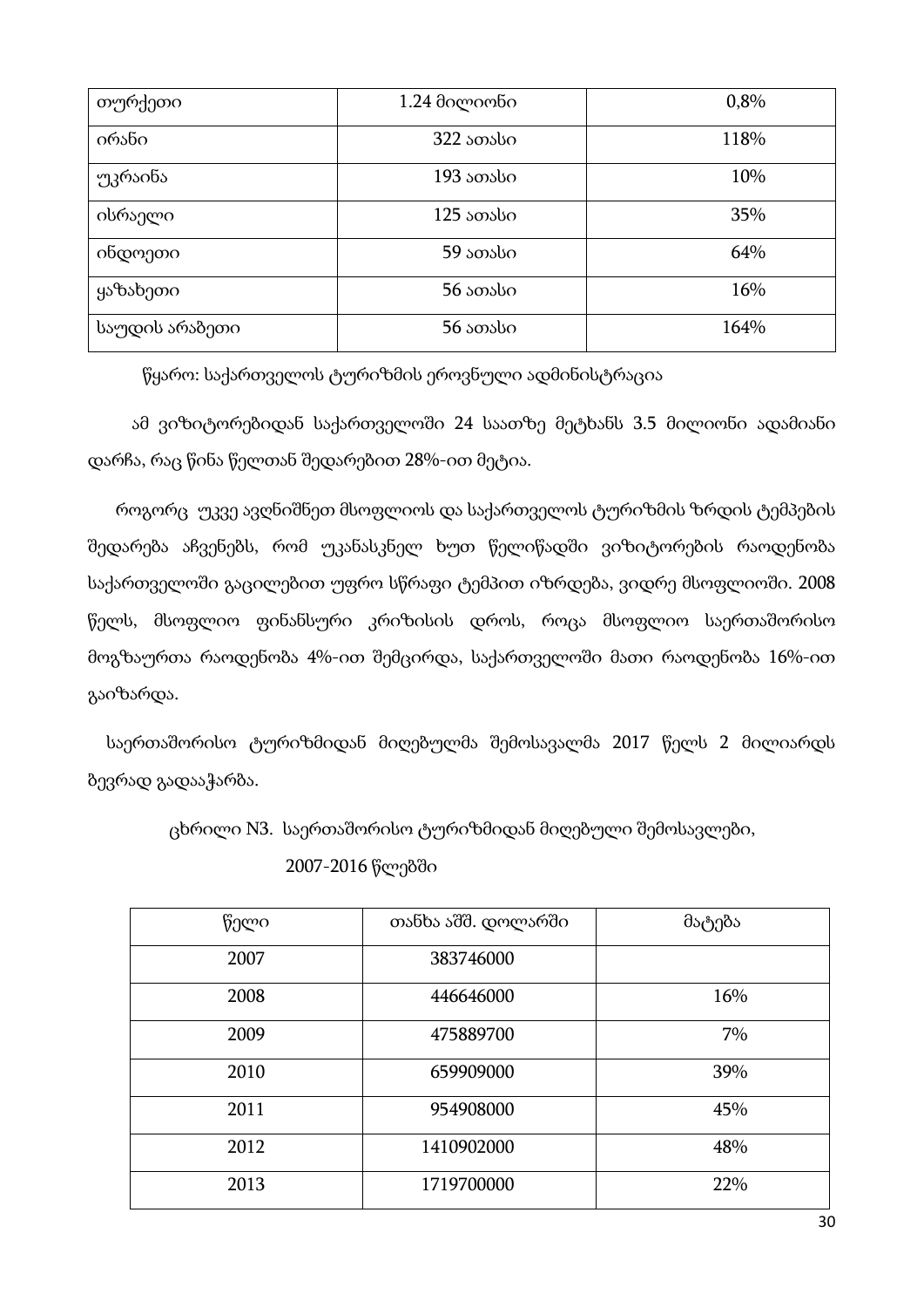| თურქეთი | 1.24 მილიონი | 0,8% |
|---|---|---|
| ირანი | 322 ათასი | 118% |
| უკრაინა | 193 ათასი | 10% |
| ისრაელი | 125 ათასი | 35% |
| ინდოეთი | 59 ათასი | 64% |
| ყაზახეთი | 56 ათასი | 16% |
| საუდის არაბეთი | 56 ათასი | 164% |

წყარო: საქართველოს ტურიზმის ეროვნული ადმინისტრაცია

ამ ვიზიტორებიდან საქართველოში 24 საათზე მეტხანს 3.5 მილიონი ადამიანი დარჩა, რაც წინა წელთან შედარებით 28%-ით მეტია.

როგორც უკვე ავღნიშნეთ მსოფლიოს და საქართველოს ტურიზმის ზრდის ტემპების შედარება აჩვენებს, რომ უკანასკნელ ხუთ წელიწადში ვიზიტორების რაოდენობა საქართველოში გაცილებით უფრო სწრაფი ტემპით იზრდება, ვიდრე მსოფლიოში. 2008 წელს, მსოფლიო ფინანსური კრიზისის დროს, როცა მსოფლიო საერთაშორისო მოგზაურთა რაოდენობა 4%-ით შემცირდა, საქართველოში მათი რაოდენობა 16%-ით გაიზარდა.

საერთაშორისო ტურიზმიდან მიღებულმა შემოსავალმა 2017 წელს 2 მილიარდს ბევრად გადააჭარბა.

ცხრილი N3. საერთაშორისო ტურიზმიდან მიღებული შემოსავლები, 2007-2016 წლებში

| წელი | თანხა აშშ. დოლარში | მატება |
|---|---|---|
| 2007 | 383746000 | |
| 2008 | 446646000 | 16% |
| 2009 | 475889700 | 7% |
| 2010 | 659909000 | 39% |
| 2011 | 954908000 | 45% |
| 2012 | 1410902000 | 48% |
| 2013 | 1719700000 | 22% |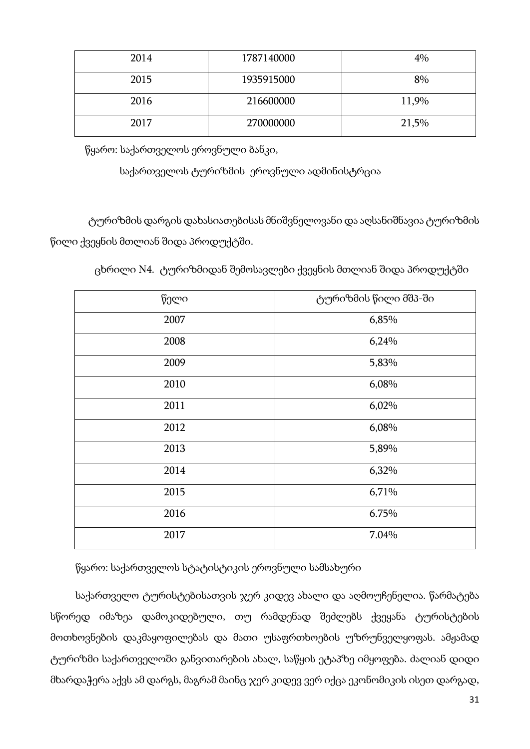| 2014 | 1787140000 | 4% |
|---|---|---|
| 2015 | 1935915000 | 8% |
| 2016 | 216600000 | 11,9% |
| 2017 | 270000000 | 21,5% |

წყარო: საქართველოს ეროვნული ბანკი,

საქართველოს ტურიზმის ეროვნული ადმინისტრცია

ტურიზმის დარგის დახასიათებისას მნიშვნელოვანი და აღსანიშნავია ტურიზმის წილი ქვეყნის მთლიან შიდა პროდუქტში.

ცხრილი N4. ტურიზმიდან შემოსავლები ქვეყნის მთლიან შიდა პროდუქტში

| წელი | ტურიზმის წილი მშპ-ში |
|---|---|
| 2007 | 6,85% |
| 2008 | 6,24% |
| 2009 | 5,83% |
| 2010 | 6,08% |
| 2011 | 6,02% |
| 2012 | 6,08% |
| 2013 | 5,89% |
| 2014 | 6,32% |
| 2015 | 6,71% |
| 2016 | 6.75% |
| 2017 | 7.04% |

წყარო: საქართველოს სტატისტიკის ეროვნული სამსახური

საქართველო ტურისტებისათვის ჯერ კიდევ ახალი და აღმოუჩენელია. წარმატება სწორედ იმაზეა დამოკიდებული, თუ რამდენად შეძლებს ქვეყანა ტურისტების მოთხოვნების დაკმაყოფილებას და მათი უსაფრთხოების უზრუნველყოფას. ამჟამად ტურიზმი საქართველოში განვითარების ახალ, საწყის ეტაპზე იმყოფება. ძალიან დიდი მხარდაჭერა აქვს ამ დარგს, მაგრამ მაინც ჯერ კიდევ ვერ იქცა ეკონომიკის ისეთ დარგად,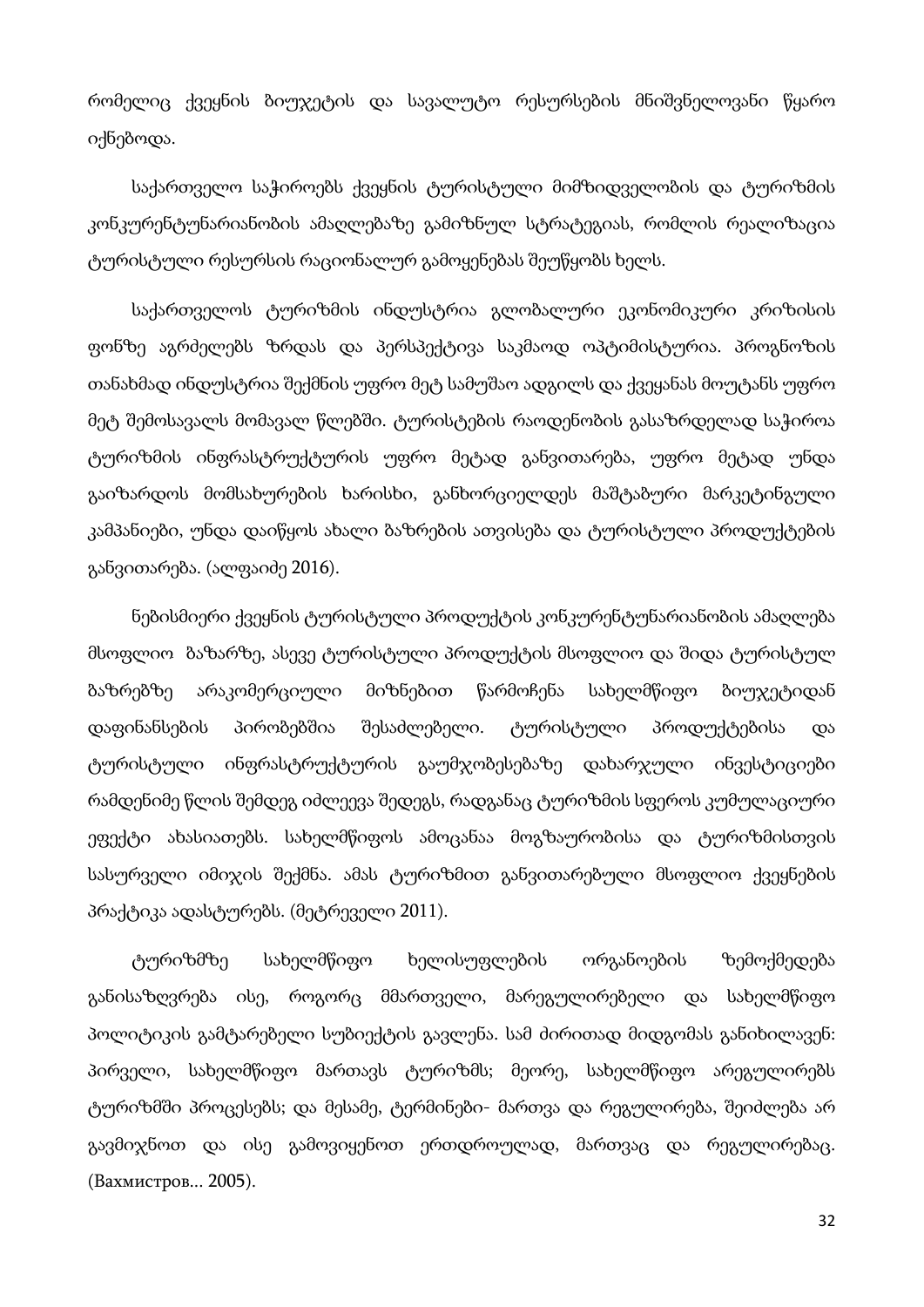რომელიც ქვეყნის ბიუჯეტის და სავალუტო რესურსების მნიშვნელოვანი წყარო იქნებოდა.

საქართველო საჭიროებს ქვეყნის ტურისტული მიმზიდველობის და ტურიზმის კონკურენტუნარიანობის ამაღლებაზე გამიზნულ სტრატეგიას, რომლის რეალიზაცია ტურისტული რესურსის რაციონალურ გამოყენებას შეუწყობს ხელს.

საქართველოს ტურიზმის ინდუსტრია გლობალური ეკონომიკური კრიზისის ფონზე აგრძელებს ზრდას და პერსპექტივა საკმაოდ ოპტიმისტურია. პროგნოზის თანახმად ინდუსტრია შექმნის უფრო მეტ სამუშაო ადგილს და ქვეყანას მოუტანს უფრო მეტ შემოსავალს მომავალ წლებში. ტურისტების რაოდენობის გასაზრდელად საჭიროა ტურიზმის ინფრასტრუქტურის უფრო მეტად განვითარება, უფრო მეტად უნდა გაიზარდოს მომსახურების ხარისხი, განხორციელდეს მაშტაბური მარკეტინგული კამპანიები, უნდა დაიწყოს ახალი ბაზრების ათვისება და ტურისტული პროდუქტების განვითარება. (ალფაიძე 2016).

ნებისმიერი ქვეყნის ტურისტული პროდუქტის კონკურენტუნარიანობის ამაღლება მსოფლიო ბაზარზე, ასევე ტურისტული პროდუქტის მსოფლიო და შიდა ტურისტულ ბაზრებზე არაკომერციული მიზნებით წარმოჩენა სახელმწიფო ბიუჯეტიდან დაფინანსების პირობებშია შესაძლებელი. ტურისტული პროდუქტებისა და ტურისტული ინფრასტრუქტურის გაუმჯობესებაზე დახარჯული ინვესტიციები რამდენიმე წლის შემდეგ იძლეევა შედეგს, რადგანაც ტურიზმის სფეროს კუმულაციური ეფექტი ახასიათებს. სახელმწიფოს ამოცანაა მოგზაურობისა და ტურიზმისთვის სასურველი იმიჯის შექმნა. ამას ტურიზმით განვითარებული მსოფლიო ქვეყნების პრაქტიკა ადასტურებს. (მეტრეველი 2011).

ტურიზმზე სახელმწიფო ხელისუფლების ორგანოების ზემოქმედება განისაზღვრება ისე, როგორც მმართველი, მარეგულირებელი და სახელმწიფო პოლიტიკის გამტარებელი სუბიექტის გავლენა. სამ ძირითად მიდგომას განიხილავენ: პირველი, სახელმწიფო მართავს ტურიზმს; მეორე, სახელმწიფო არეგულირებს ტურიზმში პროცესებს; და მესამე, ტერმინები- მართვა და რეგულირება, შეიძლება არ გავმიჯნოთ და ისე გამოვიყენოთ ერთდროულად, მართვაც და რეგულირებაც. (Вахмистров... 2005).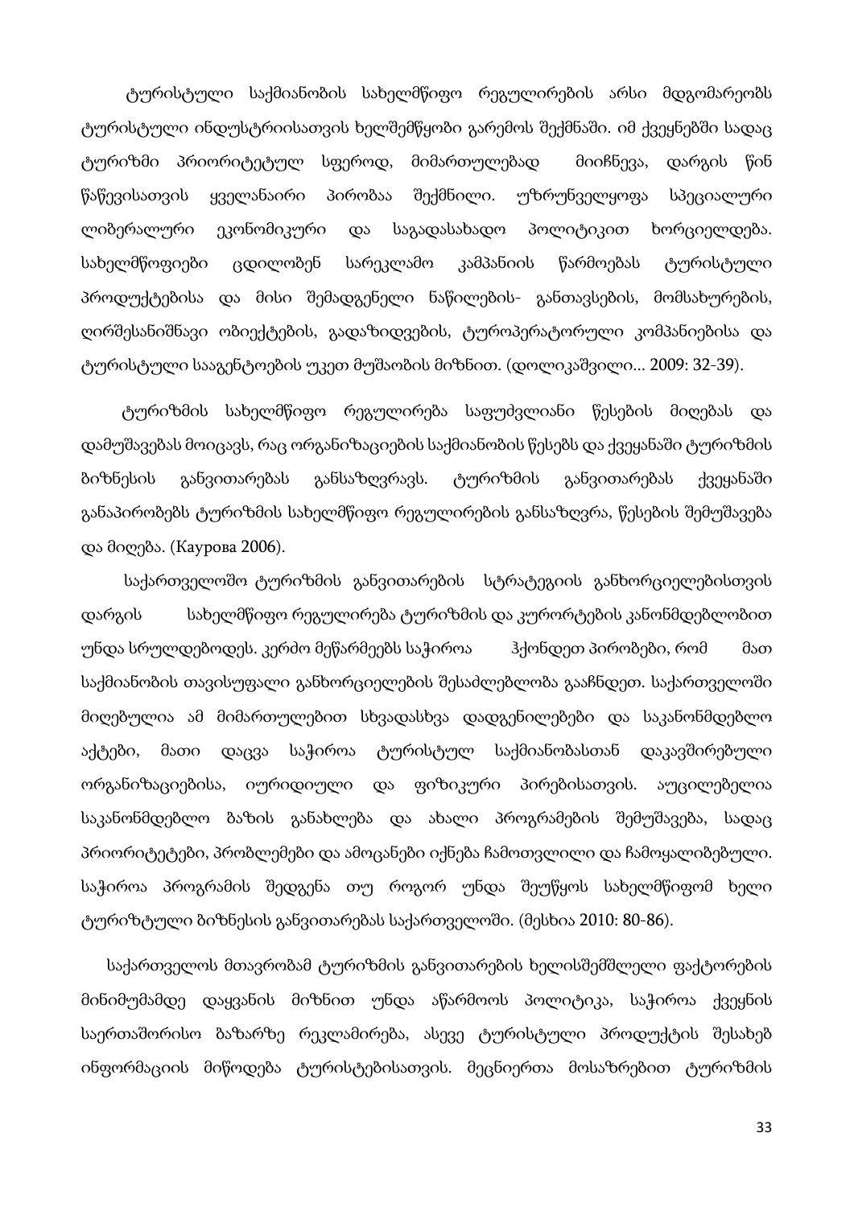ტურისტული საქმიანობის სახელმწიფო რეგულირების არსი მდგომარეობს ტურისტული ინდუსტრიისათვის ხელშემწყობი გარემოს შექმნაში. იმ ქვეყნებში სადაც ტურიზმი პრიორიტეტულ სფეროდ, მიმართულებად მიიჩნევა, დარგის წინ წაწევისათვის ყველანაირი პირობაა შექმნილი. უზრუნველყოფა სპეციალური ლიბერალური ეკონომიკური და საგადასახადო პოლიტიკით ხორციელდება. სახელმწოფიები ცდილობენ სარეკლამო კამპანიის წარმოებას ტურისტული პროდუქტებისა და მისი შემადგენელი ნაწილების- განთავსების, მომსახურების, ღირშესანიშნავი ობიექტების, გადაზიდვების, ტუროპერატორული კომპანიებისა და ტურისტული სააგენტოების უკეთ მუშაობის მიზნით. (დოლიკაშვილი... 2009: 32-39).

ტურიზმის სახელმწიფო რეგულირება საფუძვლიანი წესების მიღებას და დამუშავებას მოიცავს, რაც ორგანიზაციების საქმიანობის წესებს და ქვეყანაში ტურიზმის ბიზნესის განვითარებას განსაზღვრავს. ტურიზმის განვითარებას ქვეყანაში განაპირობებს ტურიზმის სახელმწიფო რეგულირების განსაზღვრა, წესების შემუშავება და მიღება. (Каурова 2006).

საქართველოშო ტურიზმის განვითარების სტრატეგიის განხორციელებისთვის დარგის სახელმწიფო რეგულირება ტურიზმის და კურორტების კანონმდებლობით უნდა სრულდებოდეს. კერძო მეწარმეებს საჭიროა ჰქონდეთ პირობები, რომ მათ საქმიანობის თავისუფალი განხორციელების შესაძლებლობა გააჩნდეთ. საქართველოში მიღებულია ამ მიმართულებით სხვადასხვა დადგენილებები და საკანონმდებლო აქტები, მათი დაცვა საჭიროა ტურისტულ საქმიანობასთან დაკავშირებული ორგანიზაციებისა, იურიდიული და ფიზიკური პირებისათვის. აუცილებელია საკანონმდებლო ბაზის განახლება და ახალი პროგრამების შემუშავება, სადაც პრიორიტეტები, პრობლემები და ამოცანები იქნება ჩამოთვლილი და ჩამოყალიბებული. საჭიროა პროგრამის შედგენა თუ როგორ უნდა შეუწყოს სახელმწიფომ ხელი ტურიზტული ბიზნესის განვითარებას საქართველოში. (მესხია 2010: 80-86).

საქართველოს მთავრობამ ტურიზმის განვითარების ხელისშემშლელი ფაქტორების მინიმუმამდე დაყვანის მიზნით უნდა აწარმოოს პოლიტიკა, საჭიროა ქვეყნის საერთაშორისო ბაზარზე რეკლამირება, ასევე ტურისტული პროდუქტის შესახებ ინფორმაციის მიწოდება ტურისტებისათვის. მეცნიერთა მოსაზრებით ტურიზმის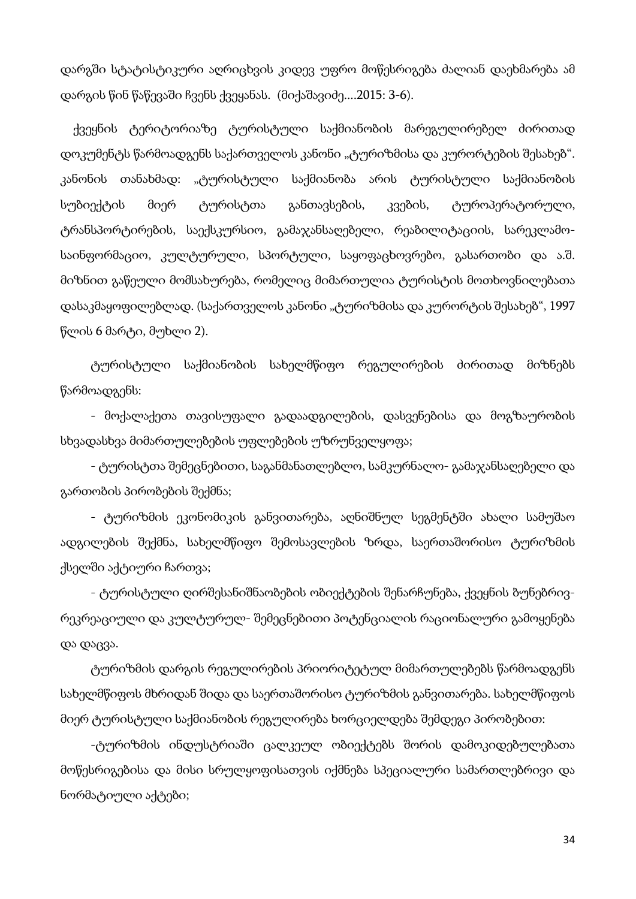დარგში სტატისტიკური აღრიცხვის კიდევ უფრო მოწესრიგება ძალიან დაეხმარება ამ დარგის წინ წაწევაში ჩვენს ქვეყანას. (მიქაშავიძე....2015: 3-6).

ქვეყნის ტერიტორიაზე ტურისტული საქმიანობის მარეგულირებელ ძირითად დოკუმენტს წარმოადგენს საქართველოს კანონი „ტურიზმისა და კურორტების შესახებ“. კანონის თანახმად: „ტურისტული საქმიანობა არის ტურისტული საქმიანობის სუბიექტის მიერ ტურისტთა განთავსების, კვების, ტუროპერატორული, ტრანსპორტირების, საექსკურსიო, გამაჯანსაღებელი, რეაბილიტაციის, სარეკლამო-საინფორმაციო, კულტურული, სპორტული, საყოფაცხოვრებო, გასართობი და ა.შ. მიზნით გაწეული მომსახურება, რომელიც მიმართულია ტურისტის მოთხოვნილებათა დასაკმაყოფილებლად. (საქართველოს კანონი „ტურიზმისა და კურორტის შესახებ“, 1997 წლის 6 მარტი, მუხლი 2).

ტურისტული საქმიანობის სახელმწიფო რეგულირების ძირითად მიზნებს წარმოადგენს:

- მოქალაქეთა თავისუფალი გადაადგილების, დასვენებისა და მოგზაურობის სხვადასხვა მიმართულებების უფლებების უზრუნველყოფა;

- ტურისტთა შემეცნებითი, საგანმანათლებლო, სამკურნალო- გამაჯანსაღებელი და გართობის პირობების შექმნა;

- ტურიზმის ეკონომიკის განვითარება, აღნიშნულ სეგმენტში ახალი სამუშაო ადგილების შექმნა, სახელმწიფო შემოსავლების ზრდა, საერთაშორისო ტურიზმის ქსელში აქტიური ჩართვა;

- ტურისტული ღირშესანიშნაობების ობიექტების შენარჩუნება, ქვეყნის ბუნებრივ-რეკრეაციული და კულტურულ- შემეცნებითი პოტენციალის რაციონალური გამოყენება და დაცვა.

ტურიზმის დარგის რეგულირების პრიორიტეტულ მიმართულებებს წარმოადგენს სახელმწიფოს მხრიდან შიდა და საერთაშორისო ტურიზმის განვითარება. სახელმწიფოს მიერ ტურისტული საქმიანობის რეგულირება ხორციელდება შემდეგი პირობებით:

-ტურიზმის ინდუსტრიაში ცალკეულ ობიექტებს შორის დამოკიდებულებათა მოწესრიგებისა და მისი სრულყოფისათვის იქმნება სპეციალური სამართლებრივი და ნორმატიული აქტები;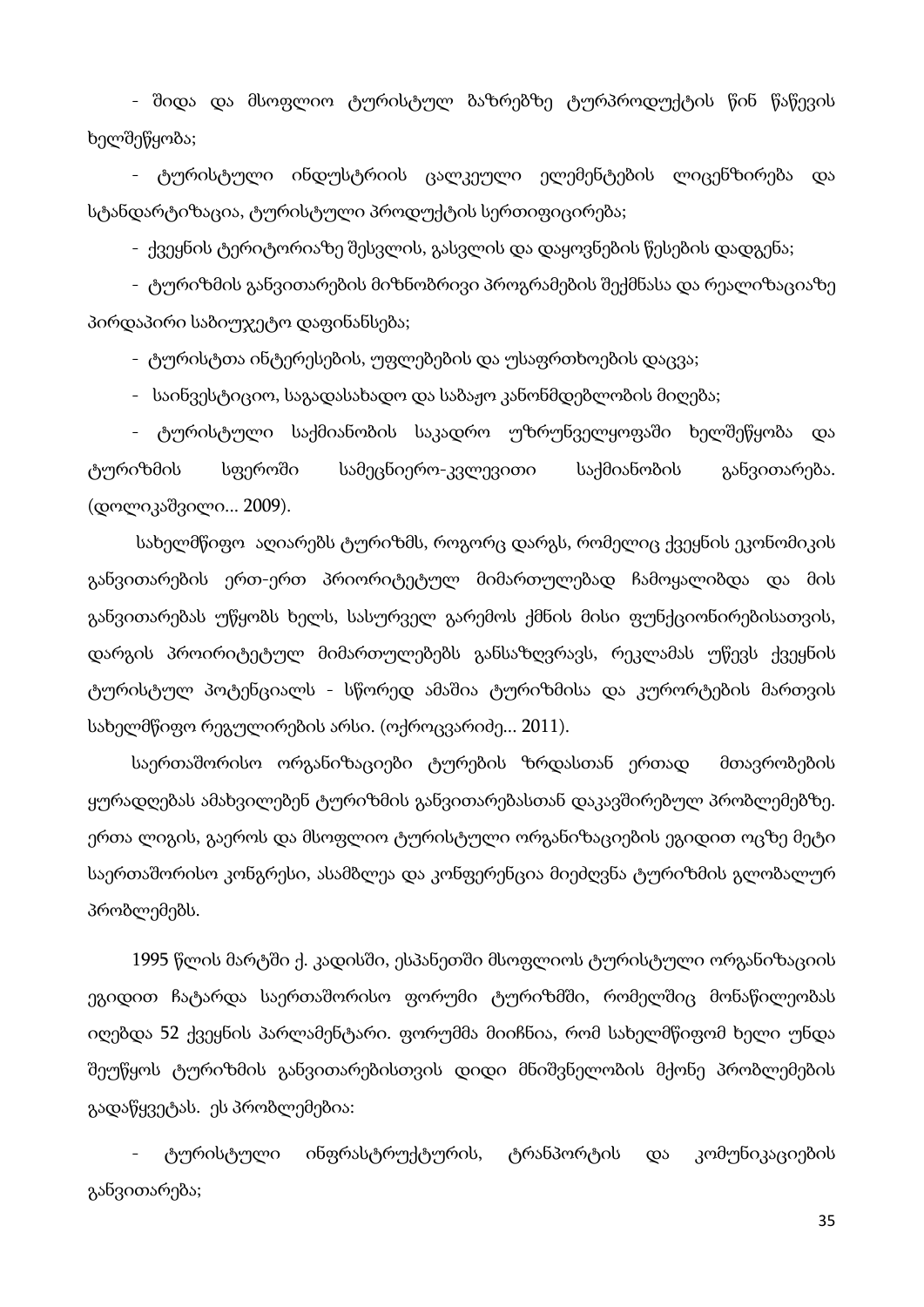- შიდა და მსოფლიო ტურისტულ ბაზრებზე ტურპროდუქტის წინ წაწევის ხელშეწყობა;

- ტურისტული ინდუსტრიის ცალკეული ელემენტების ლიცენზირება და სტანდარტიზაცია, ტურისტული პროდუქტის სერთიფიცირება;

- ქვეყნის ტერიტორიაზე შესვლის, გასვლის და დაყოვნების წესების დადგენა;

- ტურიზმის განვითარების მიზნობრივი პროგრამების შექმნასა და რეალიზაციაზე პირდაპირი საბიუჯეტო დაფინანსება;

- ტურისტთა ინტერესების, უფლებების და უსაფრთხოების დაცვა;

- საინვესტიციო, საგადასახადო და საბაჟო კანონმდებლობის მიღება;

- ტურისტული საქმიანობის საკადრო უზრუნველყოფაში ხელშეწყობა და ტურიზმის სფეროში სამეცნიერო-კვლევითი საქმიანობის განვითარება. (დოლიკაშვილი... 2009).

სახელმწიფო აღიარებს ტურიზმს, როგორც დარგს, რომელიც ქვეყნის ეკონომიკის განვითარების ერთ-ერთ პრიორიტეტულ მიმართულებად ჩამოყალიბდა და მის განვითარებას უწყობს ხელს, სასურველ გარემოს ქმნის მისი ფუნქციონირებისათვის, დარგის პრიორიტეტულ მიმართულებებს განსაზღვრავს, რეკლამას უწევს ქვეყნის ტურისტულ პოტენციალს - სწორედ ამაშია ტურიზმისა და კურორტების მართვის სახელმწიფო რეგულირების არსი. (ოქროცვარიძე... 2011).

საერთაშორისო ორგანიზაციები ტურების ზრდასთან ერთად მთავრობების ყურადღებას ამახვილებენ ტურიზმის განვითარებასთან დაკავშირებულ პრობლემებზე. ერთა ლიგის, გაეროს და მსოფლიო ტურისტული ორგანიზაციების ეგიდით ოცზე მეტი საერთაშორისო კონგრესი, ასამბლეა და კონფერენცია მიეძღვნა ტურიზმის გლობალურ პრობლემებს.

1995 წლის მარტში ქ. კადისში, ესპანეთში მსოფლიოს ტურისტული ორგანიზაციის ეგიდით ჩატარდა საერთაშორისო ფორუმი ტურიზმში, რომელშიც მონაწილეობას იღებდა 52 ქვეყნის პარლამენტარი. ფორუმმა მიიჩნია, რომ სახელმწიფომ ხელი უნდა შეუწყოს ტურიზმის განვითარებისთვის დიდი მნიშვნელობის მქონე პრობლემების გადაწყვეტას. ეს პრობლემებია:

- ტურისტული ინფრასტრუქტურის, ტრანსპორტის და კომუნიკაციების განვითარება;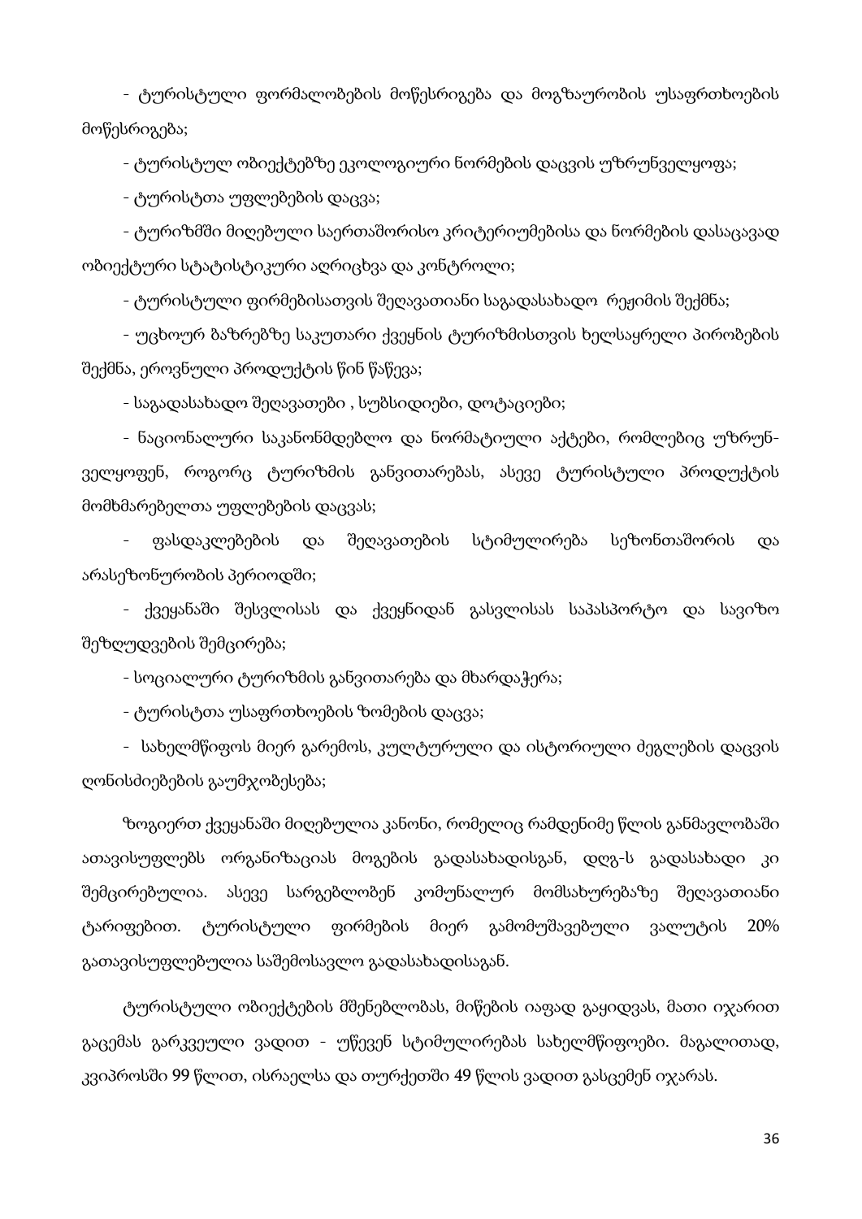- ტურისტული ფორმალობების მოწესრიგება და მოგზაურობის უსაფრთხოების მოწესრიგება;

- ტურისტულ ობიექტებზე ეკოლოგიური ნორმების დაცვის უზრუნველყოფა;

- ტურისტთა უფლებების დაცვა;

- ტურიზმში მიღებული საერთაშორისო კრიტერიუმებისა და ნორმების დასაცავად ობიექტური სტატისტიკური აღრიცხვა და კონტროლი;

- ტურისტული ფირმებისათვის შეღავათიანი საგადასახადო რეჟიმის შექმნა;

- უცხოურ ბაზრებზე საკუთარი ქვეყნის ტურიზმისთვის ხელსაყრელი პირობების შექმნა, ეროვნული პროდუქტის წინ წაწევა;

- საგადასახადო შეღავათები , სუბსიდიები, დოტაციები;

- ნაციონალური საკანონმდებლო და ნორმატიული აქტები, რომლებიც უზრუნველყოფენ, როგორც ტურიზმის განვითარებას, ასევე ტურისტული პროდუქტის მომხმარებელთა უფლებების დაცვას;

- ფასდაკლებების და შეღავათების სტიმულირება სეზონთაშორის და არასეზონურობის პერიოდში;

- ქვეყანაში შესვლისას და ქვეყნიდან გასვლისას საპასპორტო და სავიზო შეზღუდვების შემცირება;

- სოციალური ტურიზმის განვითარება და მხარდაჭერა;

- ტურისტთა უსაფრთხოების ზომების დაცვა;

- სახელმწიფოს მიერ გარემოს, კულტურული და ისტორიული ძეგლების დაცვის ღონისძიებების გაუმჯობესება;

ზოგიერთ ქვეყანაში მიღებულია კანონი, რომელიც რამდენიმე წლის განმავლობაში ათავისუფლებს ორგანიზაციას მოგების გადასახადისგან, დღგ-ს გადასახადი კი შემცირებულია. ასევე სარგებლობენ კომუნალურ მომსახურებაზე შეღავათიანი ტარიფებით. ტურისტული ფირმების მიერ გამომუშავებული ვალუტის 20% გათავისუფლებულია საშემოსავლო გადასახადისაგან.

ტურისტული ობიექტების მშენებლობას, მიწების იაფად გაყიდვას, მათი იჯარით გაცემას გარკვეული ვადით - უწევენ სტიმულირებას სახელმწიფოები. მაგალითად, კვიპროსში 99 წლით, ისრაელსა და თურქეთში 49 წლის ვადით გასცემენ იჯარას.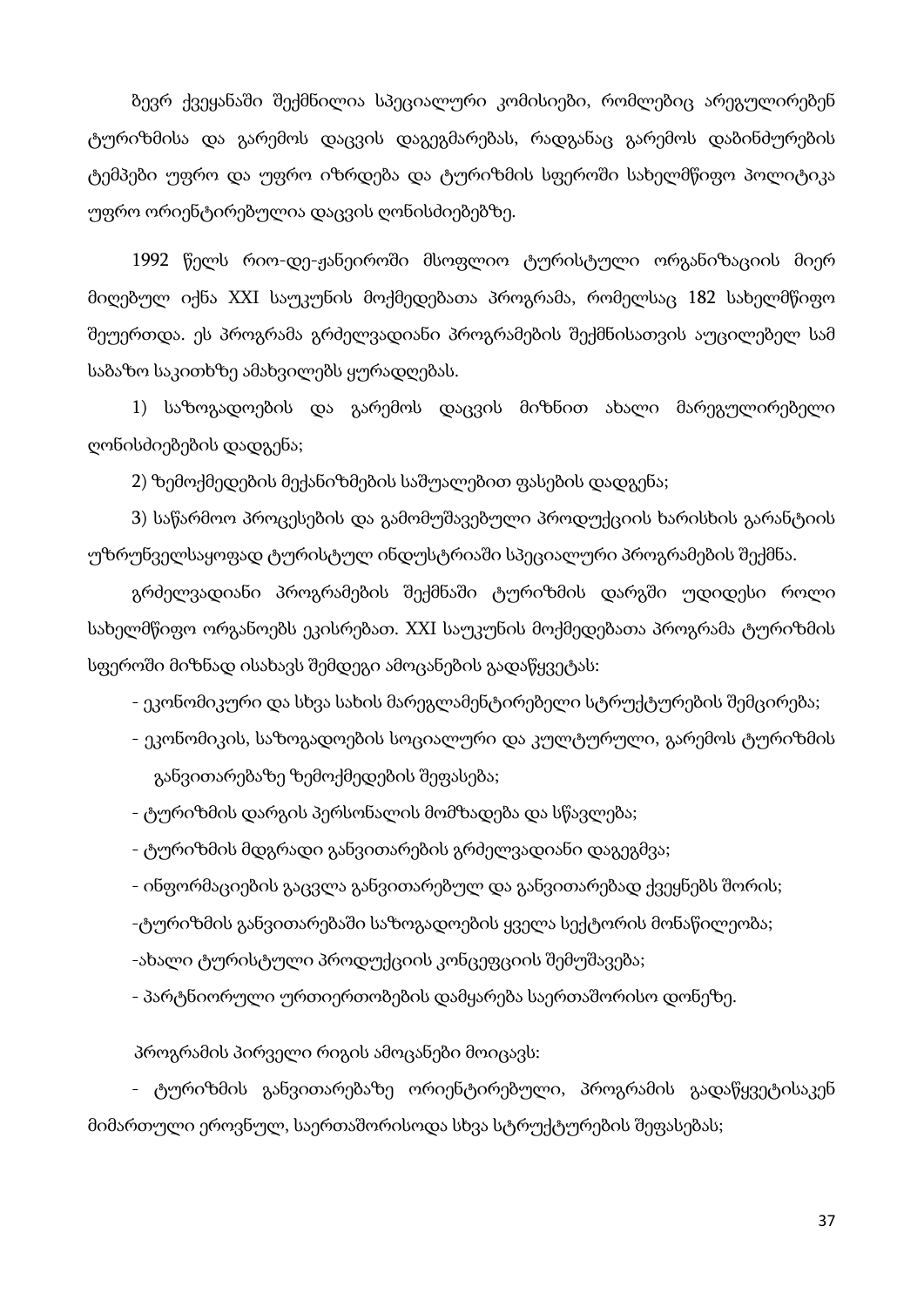ბევრ ქვეყანაში შექმნილია სპეციალური კომისიები, რომლებიც არეგულირებენ ტურიზმისა და გარემოს დაცვის დაგეგმარებას, რადგანაც გარემოს დაბინძურების ტემპები უფრო და უფრო იზრდება და ტურიზმის სფეროში სახელმწიფო პოლიტიკა უფრო ორიენტირებულია დაცვის ღონისძიებებზე.

1992 წელს რიო-დე-ჟანეიროში მსოფლიო ტურისტული ორგანიზაციის მიერ მიღებულ იქნა XXI საუკუნის მოქმედებათა პროგრამა, რომელსაც 182 სახელმწიფო შეუერთდა. ეს პროგრამა გრძელვადიანი პროგრამების შექმნისათვის აუცილებელ სამ საბაზო საკითხზე ამახვილებს ყურადღებას.

1) საზოგადოების და გარემოს დაცვის მიზნით ახალი მარეგულირებელი ღონისძიებების დადგენა;

2) ზემოქმედების მექანიზმების საშუალებით ფასების დადგენა;

3) საწარმოო პროცესების და გამომუშავებული პროდუქციის ხარისხის გარანტიის უზრუნველსაყოფად ტურისტულ ინდუსტრიაში სპეციალური პროგრამების შექმნა.

გრძელვადიანი პროგრამების შექმნაში ტურიზმის დარგში უდიდესი როლი სახელმწიფო ორგანოებს ეკისრებათ. XXI საუკუნის მოქმედებათა პროგრამა ტურიზმის სფეროში მიზნად ისახავს შემდეგი ამოცანების გადაწყვეტას:

- ეკონომიკური და სხვა სახის მარეგლამენტირებელი სტრუქტურების შემცირება;
- ეკონომიკის, საზოგადოების სოციალური და კულტურული, გარემოს ტურიზმის განვითარებაზე ზემოქმედების შეფასება;
- ტურიზმის დარგის პერსონალის მომზადება და სწავლება;
- ტურიზმის მდგრადი განვითარების გრძელვადიანი დაგეგმვა;
- ინფორმაციების გაცვლა განვითარებულ და განვითარებად ქვეყნებს შორის;
- ტურიზმის განვითარებაში საზოგადოების ყველა სექტორის მონაწილეობა;
- ახალი ტურისტული პროდუქციის კონცეფციის შემუშავება;
- პარტნიორული ურთიერთობების დამყარება საერთაშორისო დონეზე.

პროგრამის პირველი რიგის ამოცანები მოიცავს:

- ტურიზმის განვითარებაზე ორიენტირებული, პროგრამის გადაწყვეტისაკენ მიმართული ეროვნულ, საერთაშორისოდა სხვა სტრუქტურების შეფასებას;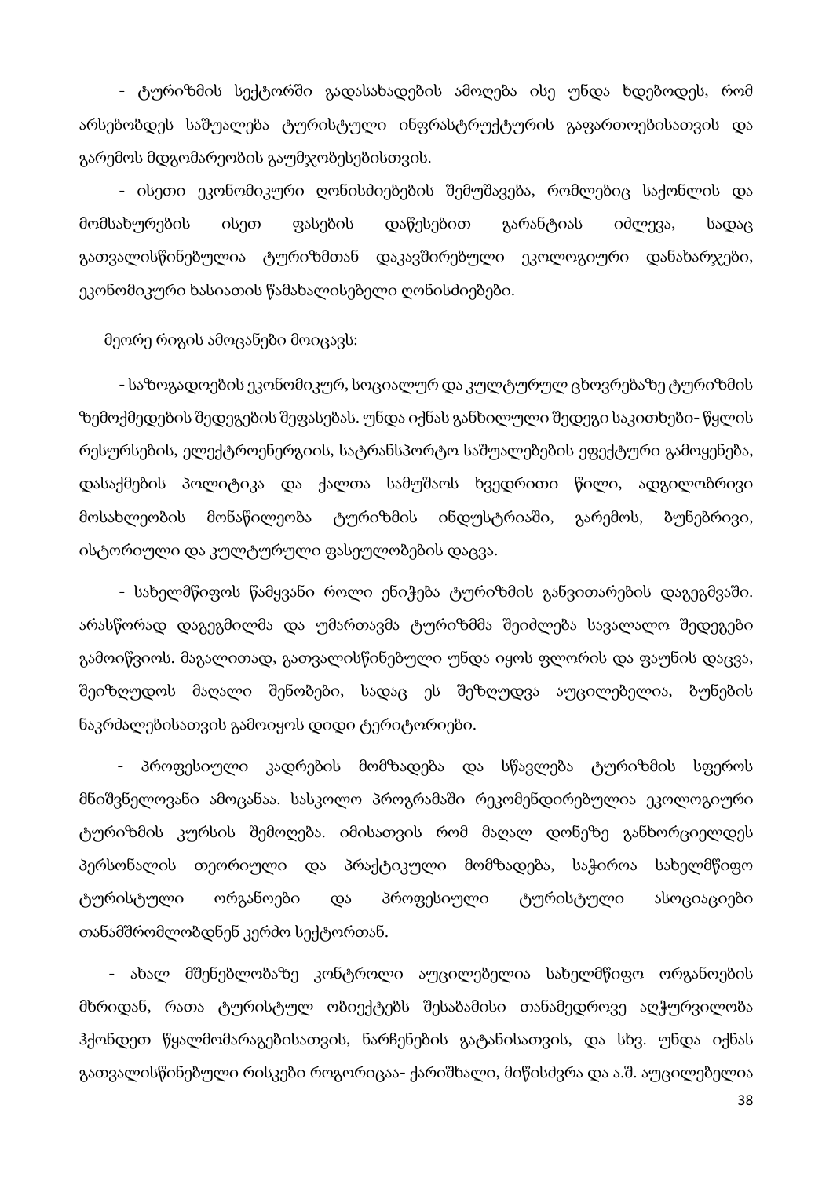- ტურიზმის სექტორში გადასახადების ამოღება ისე უნდა ხდებოდეს, რომ არსებობდეს საშუალება ტურისტული ინფრასტრუქტურის გაფართოებისათვის და გარემოს მდგომარეობის გაუმჯობესებისთვის.

- ისეთი ეკონომიკური ღონისძიებების შემუშავება, რომლებიც საქონლის და მომსახურების ისეთ ფასების დაწესებით გარანტიას იძლევა, სადაც გათვალისწინებულია ტურიზმთან დაკავშირებული ეკოლოგიური დანახარჯები, ეკონომიკური ხასიათის წამახალისებელი ღონისძიებები.

მეორე რიგის ამოცანები მოიცავს:

- საზოგადოების ეკონომიკურ, სოციალურ და კულტურულ ცხოვრებაზე ტურიზმის ზემოქმედების შედეგების შეფასებას. უნდა იქნას განხილული შედეგი საკითხები- წყლის რესურსების, ელექტროენერგიის, სატრანსპორტო საშუალებების ეფექტური გამოყენება, დასაქმების პოლიტიკა და ქალთა სამუშაოს ხვედრითი წილი, ადგილობრივი მოსახლეობის მონაწილეობა ტურიზმის ინდუსტრიაში, გარემოს, ბუნებრივი, ისტორიული და კულტურული ფასეულობების დაცვა.

- სახელმწიფოს წამყვანი როლი ენიჭება ტურიზმის განვითარების დაგეგმვაში. არასწორად დაგეგმილმა და უმართავმა ტურიზმმა შეიძლება სავალალო შედეგები გამოიწვიოს. მაგალითად, გათვალისწინებული უნდა იყოს ფლორის და ფაუნის დაცვა, შეიზღუდოს მაღალი შენობები, სადაც ეს შეზღუდვა აუცილებელია, ბუნების ნაკრძალებისათვის გამოიყოს დიდი ტერიტორიები.

- პროფესიული კადრების მომზადება და სწავლება ტურიზმის სფეროს მნიშვნელოვანი ამოცანაა. სასკოლო პროგრამაში რეკომენდირებულია ეკოლოგიური ტურიზმის კურსის შემოღება. იმისათვის რომ მაღალ დონეზე განხორციელდეს პერსონალის თეორიული და პრაქტიკული მომზადება, საჭიროა სახელმწიფო ტურისტული ორგანოები და პროფესიული ტურისტული ასოციაციები თანამშრომლობდნენ კერძო სექტორთან.

- ახალ მშენებლობაზე კონტროლი აუცილებელია სახელმწიფო ორგანოების მხრიდან, რათა ტურისტულ ობიექტებს შესაბამისი თანამედროვე აღჭურვილობა ჰქონდეთ წყალმომარაგებისათვის, ნარჩენების გატანისათვის, და სხვ. უნდა იქნას გათვალისწინებული რისკები როგორიცაა- ქარიშხალი, მიწისძვრა და ა.შ. აუცილებელია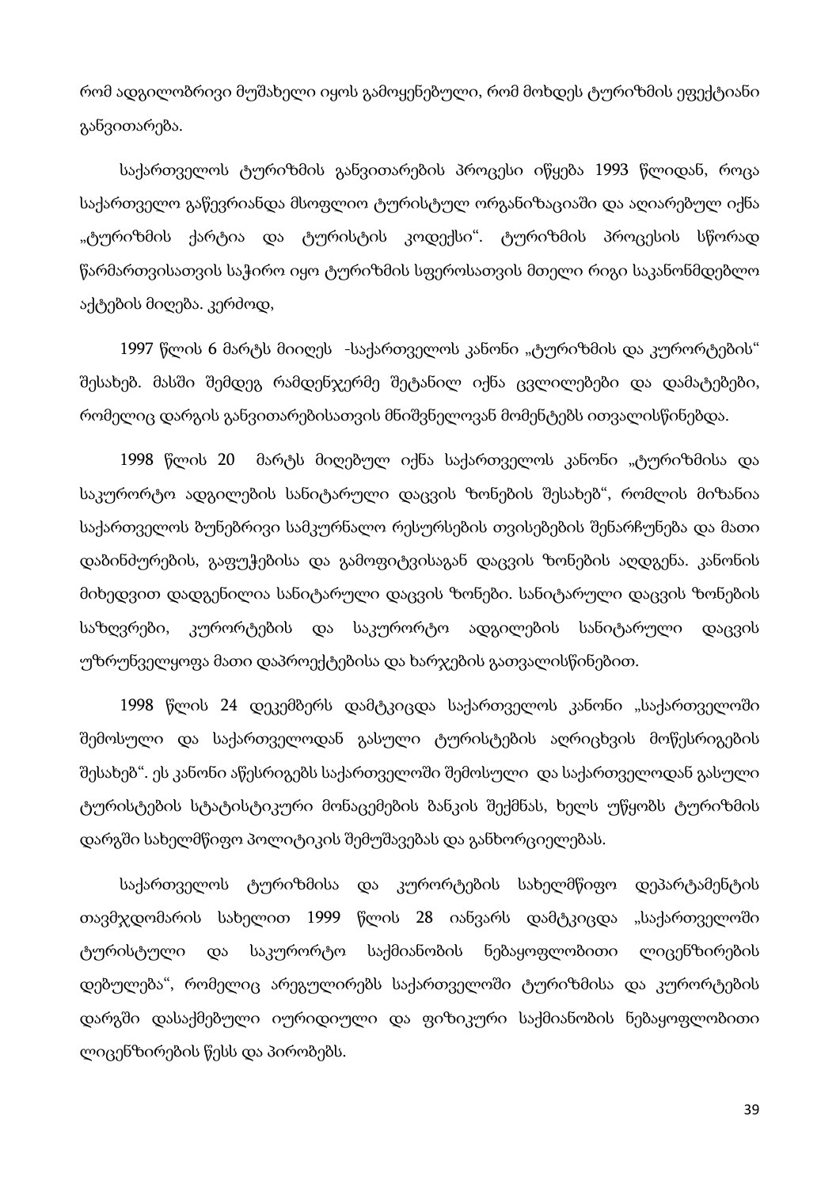რომ ადგილობრივი მუშახელი იყოს გამოყენებული, რომ მოხდეს ტურიზმის ეფექტიანი განვითარება.

საქართველოს ტურიზმის განვითარების პროცესი იწყება 1993 წლიდან, როცა საქართველო გაწევრიანდა მსოფლიო ტურისტულ ორგანიზაციაში და აღიარებულ იქნა „ტურიზმის ქარტია და ტურისტის კოდექსი". ტურიზმის პროცესის სწორად წარმართვისათვის საჭირო იყო ტურიზმის სფეროსათვის მთელი რიგი საკანონმდებლო აქტების მიღება. კერძოდ,

1997 წლის 6 მარტს მიიღეს -საქართველოს კანონი „ტურიზმის და კურორტების" შესახებ. მასში შემდეგ რამდენჯერმე შეტანილ იქნა ცვლილებები და დამატებები, რომელიც დარგის განვითარებისათვის მნიშვნელოვან მომენტებს ითვალისწინებდა.

1998 წლის 20 მარტს მიღებულ იქნა საქართველოს კანონი „ტურიზმისა და საკურორტო ადგილების სანიტარული დაცვის ზონების შესახებ", რომლის მიზანია საქართველოს ბუნებრივი სამკურნალო რესურსების თვისებების შენარჩუნება და მათი დაბინძურების, გაფუჭებისა და გამოფიტვისაგან დაცვის ზონების აღდგენა. კანონის მიხედვით დადგენილია სანიტარული დაცვის ზონები. სანიტარული დაცვის ზონების საზღვრები, კურორტების და საკურორტო ადგილების სანიტარული დაცვის უზრუნველყოფა მათი დაპროექტებისა და ხარჯების გათვალისწინებით.

1998 წლის 24 დეკემბერს დამტკიცდა საქართველოს კანონი „საქართველოში შემოსული და საქართველოდან გასული ტურისტების აღრიცხვის მოწესრიგების შესახებ". ეს კანონი აწესრიგებს საქართველოში შემოსული და საქართველოდან გასული ტურისტების სტატისტიკური მონაცემების ბანკის შექმნას, ხელს უწყობს ტურიზმის დარგში სახელმწიფო პოლიტიკის შემუშავებას და განხორციელებას.

საქართველოს ტურიზმისა და კურორტების სახელმწიფო დეპარტამენტის თავმჯდომარის სახელით 1999 წლის 28 იანვარს დამტკიცდა „საქართველოში ტურისტული და საკურორტო საქმიანობის ნებაყოფლობითი ლიცენზირების დებულება", რომელიც არეგულირებს საქართველოში ტურიზმისა და კურორტების დარგში დასაქმებული იურიდიული და ფიზიკური საქმიანობის ნებაყოფლობითი ლიცენზირების წესს და პირობებს.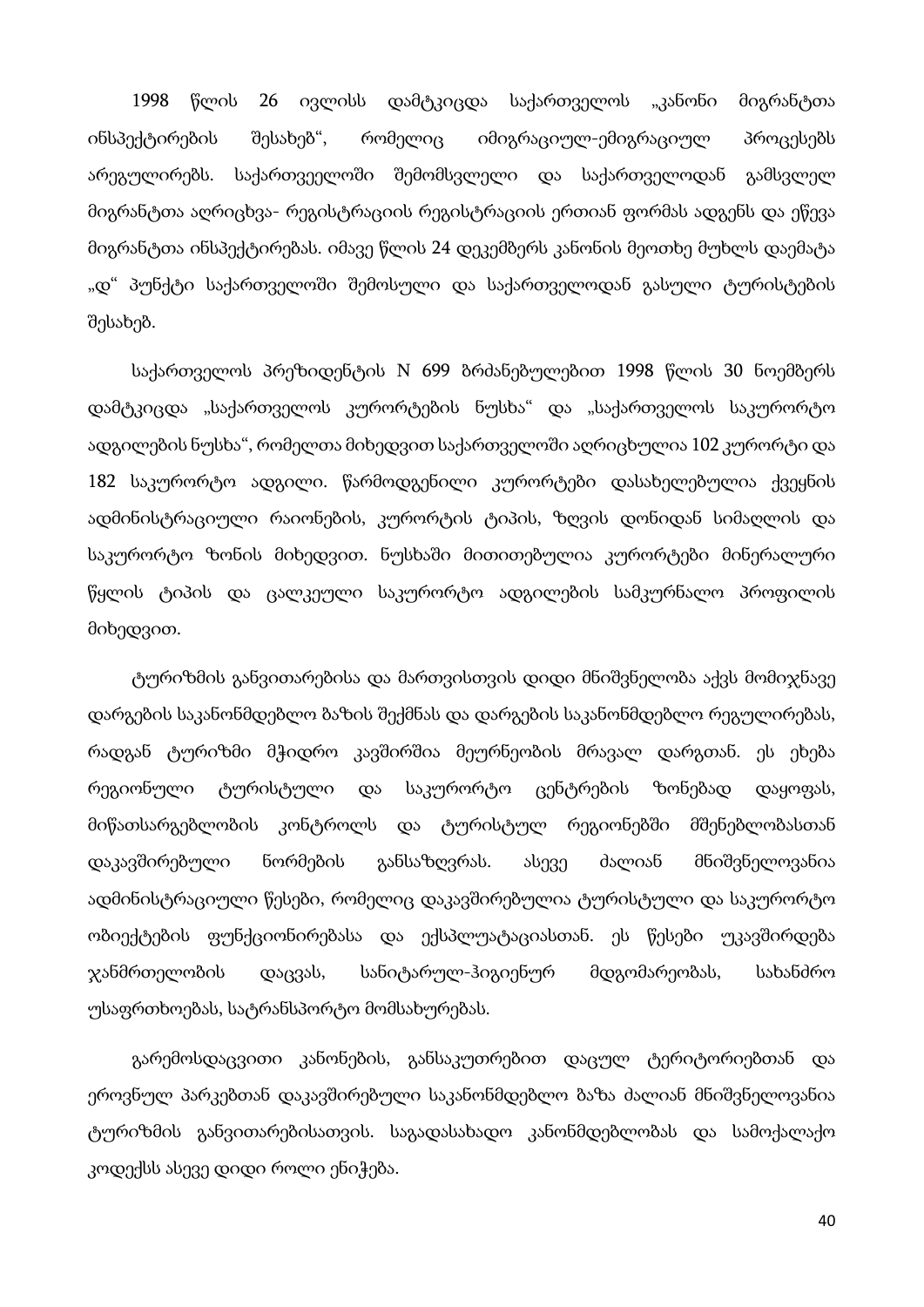1998 წლის 26 ივლისს დამტკიცდა საქართველოს „კანონი მიგრანტთა ინსპექტირების შესახებ“, რომელიც იმიგრაციულ-ემიგრაციულ პროცესებს არეგულირებს. საქართველოში შემომსვლელი და საქართველოდან გამსვლელ მიგრანტთა აღრიცხვა- რეგისტრაციის რეგისტრაციის ერთიან ფორმას ადგენს და ეწევა მიგრანტთა ინსპექტირებას. იმავე წლის 24 დეკემბერს კანონის მეოთხე მუხლს დაემატა „დ“ პუნქტი საქართველოში შემოსული და საქართველოდან გასული ტურისტების შესახებ.

საქართველოს პრეზიდენტის N 699 ბრძანებულებით 1998 წლის 30 ნოემბერს დამტკიცდა „საქართველოს კურორტების ნუსხა“ და „საქართველოს საკურორტო ადგილების ნუსხა“, რომელთა მიხედვით საქართველოში აღრიცხულია 102 კურორტი და 182 საკურორტო ადგილი. წარმოდგენილი კურორტები დასახელებულია ქვეყნის ადმინისტრაციული რაიონების, კურორტის ტიპის, ზღვის დონიდან სიმაღლის და საკურორტო ზონის მიხედვით. ნუსხაში მითითებულია კურორტები მინერალური წყლის ტიპის და ცალკეული საკურორტო ადგილების სამკურნალო პროფილის მიხედვით.

ტურიზმის განვითარებისა და მართვისთვის დიდი მნიშვნელობა აქვს მომიჯნავე დარგების საკანონმდებლო ბაზის შექმნას და დარგების საკანონმდებლო რეგულირებას, რადგან ტურიზმი მჭიდრო კავშირშია მეურნეობის მრავალ დარგთან. ეს ეხება რეგიონული ტურისტული და საკურორტო ცენტრების ზონებად დაყოფას, მიწათსარგებლობის კონტროლს და ტურისტულ რეგიონებში მშენებლობასთან დაკავშირებული ნორმების განსაზღვრას. ასევე ძალიან მნიშვნელოვანია ადმინისტრაციული წესები, რომელიც დაკავშირებულია ტურისტული და საკურორტო ობიექტების ფუნქციონირებასა და ექსპლუატაციასთან. ეს წესები უკავშირდება ჯანმრთელობის დაცვას, სანიტარულ-ჰიგიენურ მდგომარეობას, სახანძრო უსაფრთხოებას, სატრანსპორტო მომსახურებას.

გარემოსდაცვითი კანონების, განსაკუთრებით დაცულ ტერიტორიებთან და ეროვნულ პარკებთან დაკავშირებული საკანონმდებლო ბაზა ძალიან მნიშვნელოვანია ტურიზმის განვითარებისათვის. საგადასახადო კანონმდებლობას და სამოქალაქო კოდექსს ასევე დიდი როლი ენიჭება.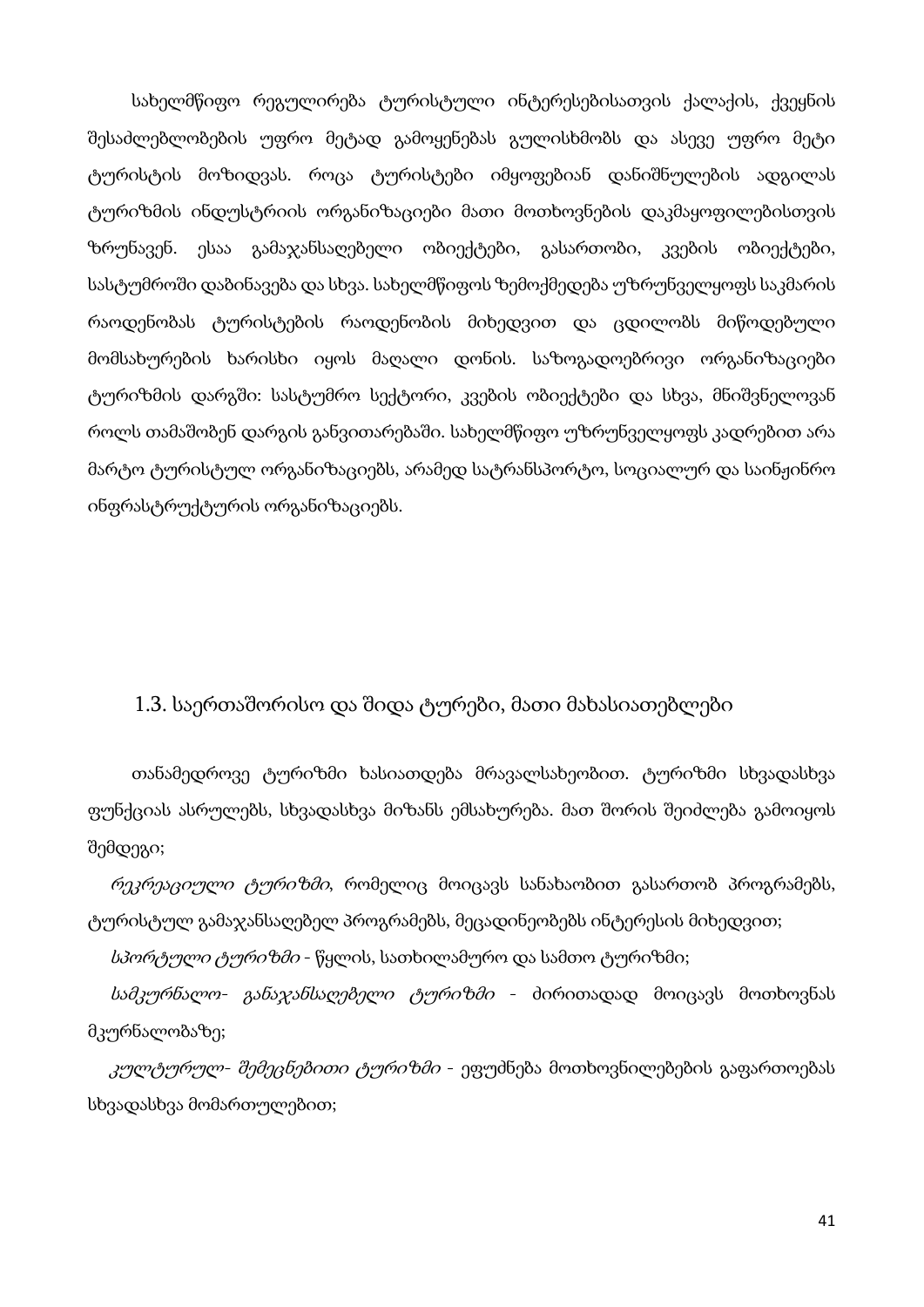სახელმწიფო რეგულირება ტურისტული ინტერესებისათვის ქალაქის, ქვეყნის შესაძლებლობების უფრო მეტად გამოყენებას გულისხმობს და ასევე უფრო მეტი ტურისტის მოზიდვას. როცა ტურისტები იმყოფებიან დანიშნულების ადგილას ტურიზმის ინდუსტრიის ორგანიზაციები მათი მოთხოვნების დაკმაყოფილებისთვის ზრუნავენ. ესაა გამაჯანსაღებელი ობიექტები, გასართობი, კვების ობიექტები, სასტუმროში დაბინავება და სხვა. სახელმწიფოს ზემოქმედება უზრუნველყოფს საკმარის რაოდენობას ტურისტების რაოდენობის მიხედვით და ცდილობს მიწოდებული მომსახურების ხარისხი იყოს მაღალი დონის. საზოგადოებრივი ორგანიზაციები ტურიზმის დარგში: სასტუმრო სექტორი, კვების ობიექტები და სხვა, მნიშვნელოვან როლს თამაშობენ დარგის განვითარებაში. სახელმწიფო უზრუნველყოფს კადრებით არა მარტო ტურისტულ ორგანიზაციებს, არამედ სატრანსპორტო, სოციალურ და საინჟინრო ინფრასტრუქტურის ორგანიზაციებს.

## 1.3. საერთაშორისო და შიდა ტურები, მათი მახასიათებლები

თანამედროვე ტურიზმი ხასიათდება მრავალსახეობით. ტურიზმი სხვადასხვა ფუნქციას ასრულებს, სხვადასხვა მიზანს ემსახურება. მათ შორის შეიძლება გამოიყოს შემდეგი;

*რეკრეაციული ტურიზმი,* რომელიც მოიცავს სანახაობით გასართობ პროგრამებს, ტურისტულ გამაჯანსაღებელ პროგრამებს, მეცადინეობებს ინტერესის მიხედვით;

*სპორტული ტურიზმი* - წყლის, სათხილამურო და სამთო ტურიზმი;

*სამკურნალო- განაჯანსაღებელი ტურიზმი* - ძირითადად მოიცავს მოთხოვნას მკურნალობაზე;

*კულტურულ- შემეცნებითი ტურიზმი* - ეფუძნება მოთხოვნილებების გაფართოებას სხვადასხვა მომართულებით;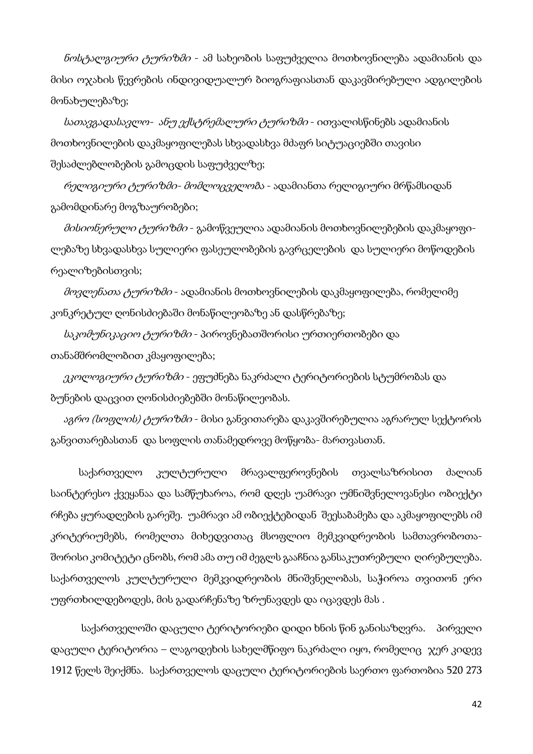*ნოსტალგიური ტურიზმი* - ამ სახეობის საფუძველია მოთხოვნილება ადამიანის და მისი ოჯახის წევრების ინდივიდუალურ ბიოგრაფიასთან დაკავშირებული ადგილების მონახულებაზე;

*სათავგადასავლო- ანუ ექსტრემალური ტურიზმი* - ითვალისწინებს ადამიანის მოთხოვნილების დაკმაყოფილებას სხვადასხვა მძაფრ სიტუაციებში თავისი შესაძლებლობების გამოცდის საფუძველზე;

*რელიგიური ტურიზმი- მომლოცველობა* - ადამიანთა რელიგიური მრწამსიდან გამომდინარე მოგზაურობები;

*მისიონერული ტურიზმი* - გამოწვეულია ადამიანის მოთხოვნილებების დაკმაყოფილებაზე სხვადასხვა სულიერი ფასეულობების გავრცელების და სულიერი მოწოდების რეალიზებისთვის;

*მოვლენათა ტურიზმი* - ადამიანის მოთხოვნილების დაკმაყოფილება, რომელიმე კონკრეტულ ღონისძიებაში მონაწილეობაზე ან დასწრებაზე;

*საკომუნიკაციო ტურიზმი* - პიროვნებათშორისი ურთიერთობები და თანამშრომლობით კმაყოფილება;

*ეკოლოგიური ტურიზმი* - ეფუძნება ნაკრძალი ტერიტორიების სტუმრობას და ბუნების დაცვით ღონისძიებებში მონაწილეობას.

*აგრო (სოფლის) ტურიზმი* - მისი განვითარება დაკავშირებულია აგრარულ სექტორის განვითარებასთან და სოფლის თანამედროვე მოწყობა- მართვასთან.

საქართველო კულტურული მრავალფეროვნების თვალსაზრისით ძალიან საინტერესო ქვეყანაა და სამწუხაროა, რომ დღეს უამრავი უმნიშვნელოვანესი ობიექტი რჩება ყურადღების გარეშე. უამრავი ამ ობიექტებიდან შეესაბამება და აკმაყოფილებს იმ კრიტერიუმებს, რომელთა მიხედვითაც მსოფლიო მემკვიდრეობის სამთავრობოთაშორისი კომიტეტი ცნობს, რომ ამა თუ იმ ძეგლს გააჩნია განსაკუთრებული ღირებულება. საქართველოს კულტურული მემკვიდრეობის მნიშვნელობას, საჭიროა თვითონ ერი უფრთხილდებოდეს, მის გადარჩენაზე ზრუნავდეს და იცავდეს მას .

საქართველოში დაცული ტერიტორიები დიდი ხნის წინ განისაზღვრა. პირველი დაცული ტერიტორია – ლაგოდეხის სახელმწიფო ნაკრძალი იყო, რომელიც ჯერ კიდევ 1912 წელს შეიქმნა. საქართველოს დაცული ტერიტორიების საერთო ფართობია 520 273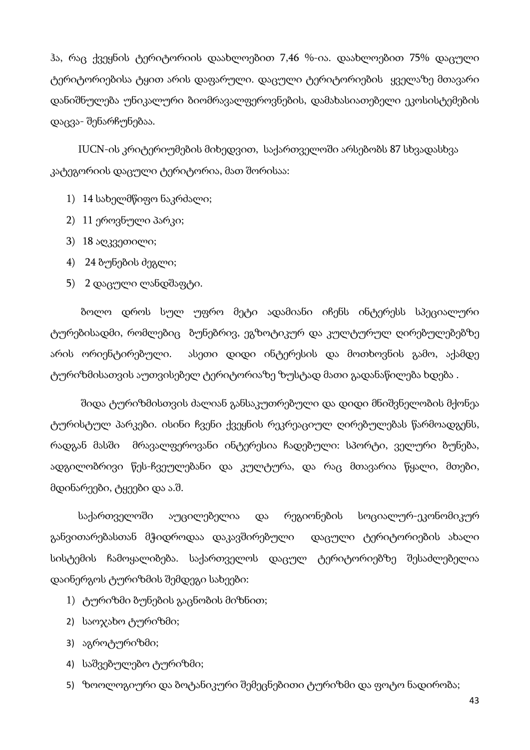ჰა, რაც ქვეყნის ტერიტორიის დაახლოებით 7,46 %-ია. დაახლოებით 75% დაცული ტერიტორიებისა ტყით არის დაფარული. დაცული ტერიტორიების ყველაზე მთავარი დანიშნულება უნიკალური ბიომრავალფეროვნების, დამახასიათებელი ეკოსისტემების დაცვა- შენარჩუნებაა.

IUCN-ის კრიტერიუმების მიხედვით, საქართველოში არსებობს 87 სხვადასხვა კატეგორიის დაცული ტერიტორია, მათ შორისაა:

1) 14 სახელმწიფო ნაკრძალი;
2) 11 ეროვნული პარკი;
3) 18 აღკვეთილი;
4) 24 ბუნების ძეგლი;
5) 2 დაცული ლანდშაფტი.

ბოლო დროს სულ უფრო მეტი ადამიანი იჩენს ინტერესს სპეციალური ტურებისადმი, რომლებიც ბუნებრივ, ეგზოტიკურ და კულტურულ ღირებულებებზე არის ორიენტირებული. ასეთი დიდი ინტერესის და მოთხოვნის გამო, აქამდე ტურიზმისათვის აუთვისებელ ტერიტორიაზე ზუსტად მათი გადანაწილება ხდება .

შიდა ტურიზმისთვის ძალიან განსაკუთრებული და დიდი მნიშვნელობის მქონეა ტურისტულ პარკები. ისინი ჩვენი ქვეყნის რეკრეაციულ ღირებულებას წარმოადგენს, რადგან მასში მრავალფეროვანი ინტერესია ჩადებული: სპორტი, ველური ბუნება, ადგილობრივი წეს-ჩვეულებანი და კულტურა, და რაც მთავარია წყალი, მთები, მდინარეები, ტყეები და ა.შ.

საქართველოში აუცილებელია და რეგიონების სოციალურ-ეკონომიკურ განვითარებასთან მჭიდროდაა დაკავშირებული დაცული ტერიტორიების ახალი სისტემის ჩამოყალიბება. საქართველოს დაცულ ტერიტორიებზე შესაძლებელია დაინერგოს ტურიზმის შემდეგი სახეები:

1) ტურიზმი ბუნების გაცნობის მიზნით;
2) საოჯახო ტურიზმი;
3) აგროტურიზმი;
4) საშვებულებო ტურიზმი;
5) ზოოლოგიური და ბოტანიკური შემეცნებითი ტურიზმი და ფოტო ნადირობა;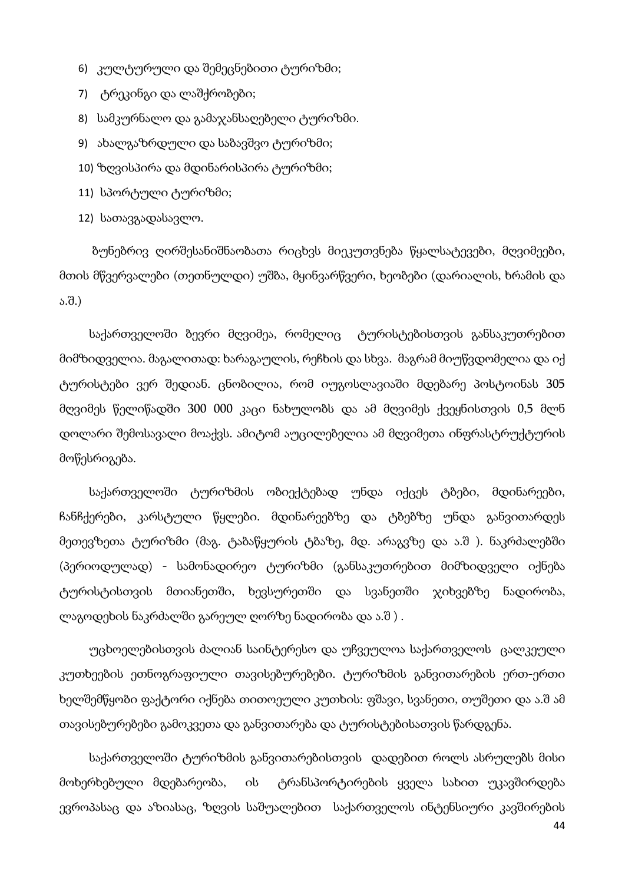6) კულტურული და შემეცნებითი ტურიზმი;
7) ტრეკინგი და ლაშქრობები;
8) სამკურნალო და გამაჯანსაღებელი ტურიზმი.
9) ახალგაზრდული და საბავშვო ტურიზმი;
10) ზღვისპირა და მდინარისპირა ტურიზმი;
11) სპორტული ტურიზმი;
12) სათავგადასავლო.

ბუნებრივ ღირშესანიშნაობათა რიცხვს მიეკუთვნება წყალსატევები, მღვიმეები, მთის მწვერვალები (თეთნულდი) უშბა, მყინვარწვერი, ხეობები (დარიალის, ხრამის და ა.შ.)

საქართველოში ბევრი მღვიმეა, რომელიც ტურისტებისთვის განსაკუთრებით მიმზიდველია. მაგალითად: ხარაგაულის, რეჩხის და სხვა. მაგრამ მიუწვდომელია და იქ ტურისტები ვერ შედიან. ცნობილია, რომ იუგოსლავიაში მდებარე პოსტოინას 305 მღვიმეს წელიწადში 300 000 კაცი ნახულობს და ამ მღვიმეს ქვეყნისთვის 0,5 მლნ დოლარი შემოსავალი მოაქვს. ამიტომ აუცილებელია ამ მღვიმეთა ინფრასტრუქტურის მოწესრიგება.

საქართველოში ტურიზმის ობიექტებად უნდა იქცეს ტბები, მდინარეები, ჩანჩქერები, კარსტული წყლები. მდინარეებზე და ტბებზე უნდა განვითარდეს მეთევზეთა ტურიზმი (მაგ. ტაბაწყურის ტბაზე, მდ. არაგვზე და ა.შ ). ნაკრძალებში (პერიოდულად) - სამონადირეო ტურიზმი (განსაკუთრებით მიმზიდველი იქნება ტურისტისთვის მთიანეთში, ხევსურეთში და სვანეთში ჯიხვებზე ნადირობა, ლაგოდეხის ნაკრძალში გარეულ ღორზე ნადირობა და ა.შ ) .

უცხოელებისთვის ძალიან საინტერესო და უჩვეულოა საქართველოს ცალკეული კუთხეების ეთნოგრაფიული თავისებურებები. ტურიზმის განვითარების ერთ-ერთი ხელშემწყობი ფაქტორი იქნება თითოეული კუთხის: ფშავი, სვანეთი, თუშეთი და ა.შ ამ თავისებურებები გამოკვეთა და განვითარება და ტურისტებისათვის წარდგენა.

საქართველოში ტურიზმის განვითარებისთვის დადებით როლს ასრულებს მისი მოხერხებული მდებარეობა, ის ტრანსპორტირების ყველა სახით უკავშირდება ევროპასაც და აზიასაც, ზღვის საშუალებით საქართველოს ინტენსიური კავშირების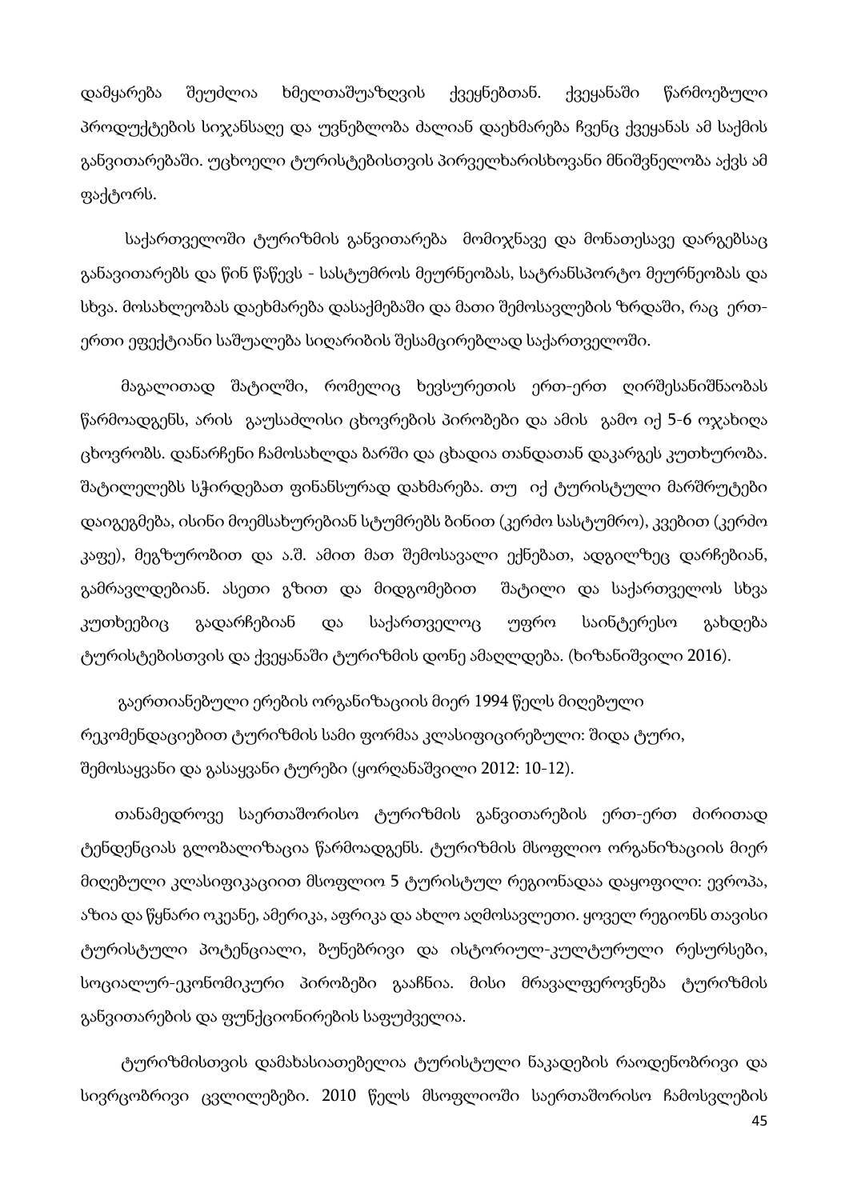დამყარება შეუძლია ხმელთაშუაზღვის ქვეყნებთან. ქვეყანაში წარმოებული პროდუქტების სიჯანსაღე და უვნებლობა ძალიან დაეხმარება ჩვენც ქვეყანას ამ საქმის განვითარებაში. უცხოელი ტურისტებისთვის პირველხარისხოვანი მნიშვნელობა აქვს ამ ფაქტორს.

საქართველოში ტურიზმის განვითარება მომიჯნავე და მონათესავე დარგებსაც განავითარებს და წინ წაწევს - სასტუმროს მეურნეობას, სატრანსპორტო მეურნეობას და სხვა. მოსახლეობას დაეხმარება დასაქმებაში და მათი შემოსავლების ზრდაში, რაც ერთ-ერთი ეფექტიანი საშუალება სიღარიბის შესამცირებლად საქართველოში.

მაგალითად შატილში, რომელიც ხევსურეთის ერთ-ერთ ღირშესანიშნაობას წარმოადგენს, არის გაუსაძლისი ცხოვრების პირობები და ამის გამო იქ 5-6 ოჯახიღა ცხოვრობს. დანარჩენი ჩამოსახლდა ბარში და ცხადია თანდათან დაკარგეს კუთხურობა. შატილელებს სჭირდებათ ფინანსურად დახმარება. თუ იქ ტურისტული მარშრუტები დაიგეგმება, ისინი მოემსახურებიან სტუმრებს ბინით (კერძო სასტუმრო), კვებით (კერძო კაფე), მეგზურობით და ა.შ. ამით მათ შემოსავალი ექნებათ, ადგილზეც დარჩებიან, გამრავლდებიან. ასეთი გზით და მიდგომებით შატილი და საქართველოს სხვა კუთხეებიც გადარჩებიან და საქართველოც უფრო საინტერესო გახდება ტურისტებისთვის და ქვეყანაში ტურიზმის დონე ამაღლდება. (ხიზანიშვილი 2016).

გაერთიანებული ერების ორგანიზაციის მიერ 1994 წელს მიღებული რეკომენდაციებით ტურიზმის სამი ფორმაა კლასიფიცირებული: შიდა ტური, შემოსაყვანი და გასაყვანი ტურები (ყორღანაშვილი 2012: 10-12).

თანამედროვე საერთაშორისო ტურიზმის განვითარების ერთ-ერთ ძირითად ტენდენციას გლობალიზაცია წარმოადგენს. ტურიზმის მსოფლიო ორგანიზაციის მიერ მიღებული კლასიფიკაციით მსოფლიო 5 ტურისტულ რეგიონადაა დაყოფილი: ევროპა, აზია და წყნარი ოკეანე, ამერიკა, აფრიკა და ახლო აღმოსავლეთი. ყოველ რეგიონს თავისი ტურისტული პოტენციალი, ბუნებრივი და ისტორიულ-კულტურული რესურსები, სოციალურ-ეკონომიკური პირობები გააჩნია. მისი მრავალფეროვნება ტურიზმის განვითარების და ფუნქციონირების საფუძველია.

ტურიზმისთვის დამახასიათებელია ტურისტული ნაკადების რაოდენობრივი და სივრცობრივი ცვლილებები. 2010 წელს მსოფლიოში საერთაშორისო ჩამოსვლების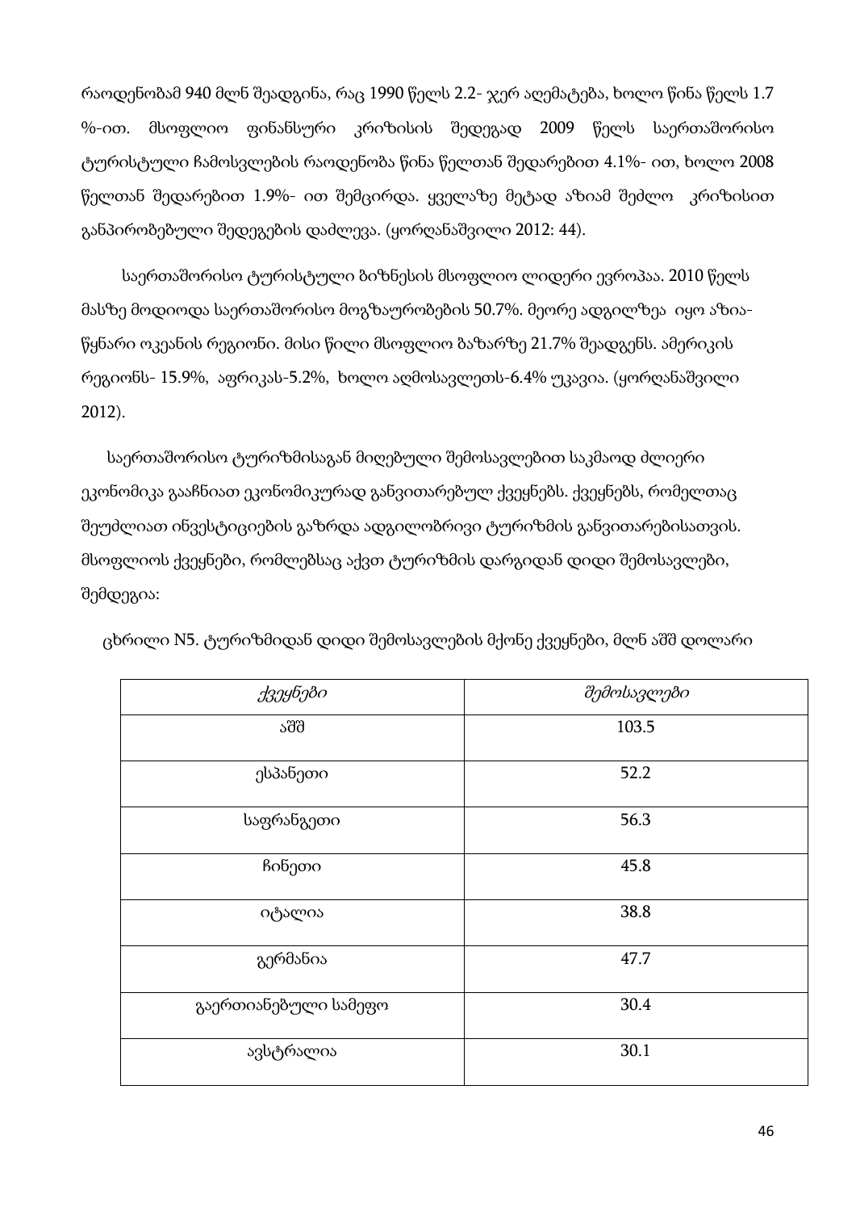რაოდენობამ 940 მლნ შეადგინა, რაც 1990 წელს 2.2- ჯერ აღემატება, ხოლო წინა წელს 1.7 %-ით. მსოფლიო ფინანსური კრიზისის შედეგად 2009 წელს საერთაშორისო ტურისტული ჩამოსვლების რაოდენობა წინა წელთან შედარებით 4.1%- ით, ხოლო 2008 წელთან შედარებით 1.9%- ით შემცირდა. ყველაზე მეტად აზიამ შეძლო კრიზისით განპირობებული შედეგების დაძლევა. (ყორღანაშვილი 2012: 44).

საერთაშორისო ტურისტული ბიზნესის მსოფლიო ლიდერი ევროპაა. 2010 წელს მასზე მოდიოდა საერთაშორისო მოგზაურობების 50.7%. მეორე ადგილზეა იყო აზია-წყნარი ოკეანის რეგიონი. მისი წილი მსოფლიო ბაზარზე 21.7% შეადგენს. ამერიკის რეგიონს- 15.9%, აფრიკას-5.2%, ხოლო აღმოსავლეთს-6.4% უკავია. (ყორღანაშვილი 2012).

საერთაშორისო ტურიზმისაგან მიღებული შემოსავლებით საკმაოდ ძლიერი ეკონომიკა გააჩნიათ ეკონომიკურად განვითარებულ ქვეყნებს. ქვეყნებს, რომელთაც შეუძლიათ ინვესტიციების გაზრდა ადგილობრივი ტურიზმის განვითარებისათვის. მსოფლიოს ქვეყნები, რომლებსაც აქვთ ტურიზმის დარგიდან დიდი შემოსავლები, შემდეგია:

ცხრილი N5. ტურიზმიდან დიდი შემოსავლების მქონე ქვეყნები, მლნ აშშ დოლარი

| *ქვეყნები* | *შემოსავლები* |
|---|---|
| აშშ | 103.5 |
| ესპანეთი | 52.2 |
| საფრანგეთი | 56.3 |
| ჩინეთი | 45.8 |
| იტალია | 38.8 |
| გერმანია | 47.7 |
| გაერთიანებული სამეფო | 30.4 |
| ავსტრალია | 30.1 |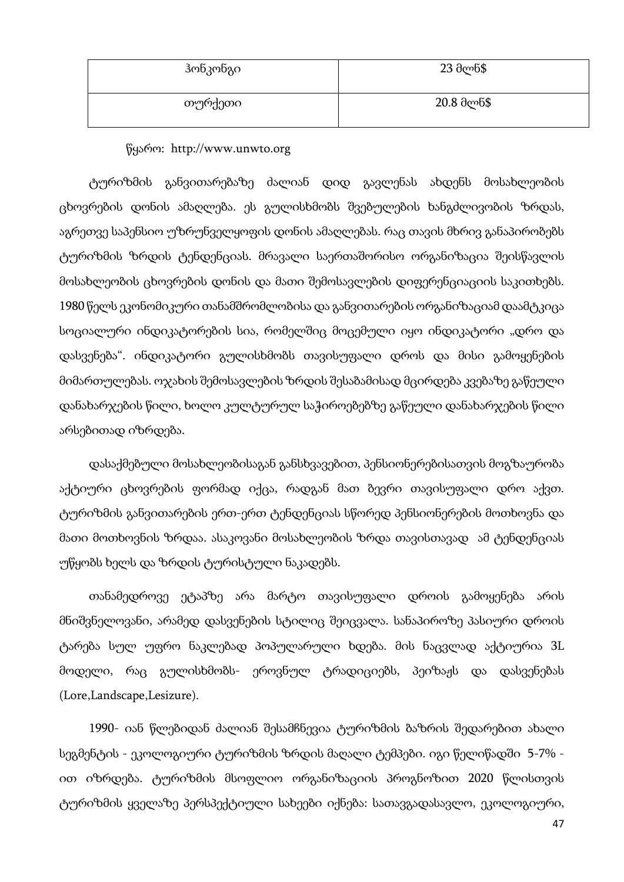| ჰონკონგი | 23 მლნ$ |
|---|---|
| თურქეთი | 20.8 მლნ$ |

წყარო: http://www.unwto.org

ტურიზმის განვითარებაზე ძალიან დიდ გავლენას ახდენს მოსახლეობის ცხოვრების დონის ამაღლება. ეს გულისხმობს შვებულების ხანგძლივობის ზრდას, აგრეთვე საპენსიო უზრუნველყოფის დონის ამაღლებას. რაც თავის მხრივ განაპირობებს ტურიზმის ზრდის ტენდენციას. მრავალი საერთაშორისო ორგანიზაცია შეისწავლის მოსახლეობის ცხოვრების დონის და მათი შემოსავლების დიფერენციაციის საკითხებს. 1980 წელს ეკონომიკური თანამშრომლობისა და განვითარების ორგანიზაციამ დაამტკიცა სოციალური ინდიკატორების სია, რომელშიც მოცემული იყო ინდიკატორი „დრო და დასვენება“. ინდიკატორი გულისხმობს თავისუფალი დროს და მისი გამოყენების მიმართულებას. ოჯახის შემოსავლების ზრდის შესაბამისად მცირდება კვებაზე გაწეული დანახარჯების წილი, ხოლო კულტურულ საჭიროებებზე გაწეული დანახარჯების წილი არსებითად იზრდება.

დასაქმებული მოსახლეობისაგან განსხვავებით, პენსიონერებისათვის მოგზაურობა აქტიური ცხოვრების ფორმად იქცა, რადგან მათ ბევრი თავისუფალი დრო აქვთ. ტურიზმის განვითარების ერთ-ერთ ტენდენციას სწორედ პენსიონერების მოთხოვნა და მათი მოთხოვნის ზრდაა. ასაკოვანი მოსახლეობის ზრდა თავისთავად ამ ტენდენციას უწყობს ხელს და ზრდის ტურისტული ნაკადებს.

თანამედროვე ეტაპზე არა მარტო თავისუფალი დროის გამოყენება არის მნიშვნელოვანი, არამედ დასვენების სტილიც შეიცვალა. სანაპიროზე პასიური დროის ტარება სულ უფრო ნაკლებად პოპულარული ხდება. მის ნაცვლად აქტიურია 3L მოდელი, რაც გულისხმობს- ეროვნულ ტრადიციებს, პეიზაჟს და დასვენებას (Lore,Landscape,Lesizure).

1990- იან წლებიდან ძალიან შესამჩნევია ტურიზმის ბაზრის შედარებით ახალი სეგმენტის - ეკოლოგიური ტურიზმის ზრდის მაღალი ტემპები. იგი წელიწადში 5-7% -ით იზრდება. ტურიზმის მსოფლიო ორგანიზაციის პროგნოზით 2020 წლისთვის ტურიზმის ყველაზე პერსპექტიული სახეები იქნება: სათავგადასავლო, ეკოლოგიური,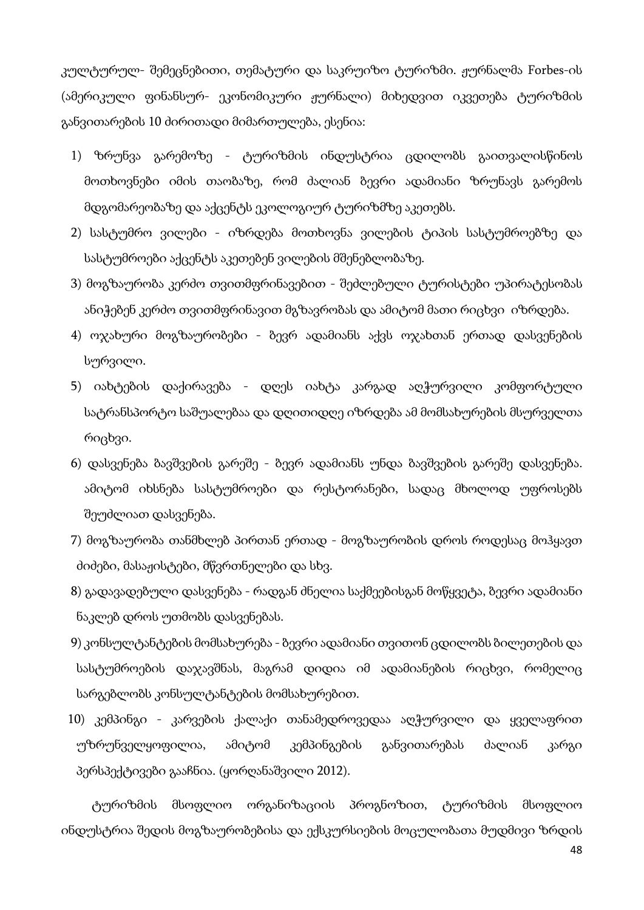კულტურულ- შემეცნებითი, თემატური და საკრუიზო ტურიზმი. ჟურნალმა Forbes-ის (ამერიკული ფინანსურ- ეკონომიკური ჟურნალი) მიხედვით იკვეთება ტურიზმის განვითარების 10 ძირითადი მიმართულება, ესენია:

1) ზრუნვა გარემოზე - ტურიზმის ინდუსტრია ცდილობს გაითვალისწინოს მოთხოვნები იმის თაობაზე, რომ ძალიან ბევრი ადამიანი ზრუნავს გარემოს მდგომარეობაზე და აქცენტს ეკოლოგიურ ტურიზმზე აკეთებს.
2) სასტუმრო ვილები - იზრდება მოთხოვნა ვილების ტიპის სასტუმროებზე და სასტუმროები აქცენტს აკეთებენ ვილების მშენებლობაზე.
3) მოგზაურობა კერძო თვითმფრინავებით - შეძლებული ტურისტები უპირატესობას ანიჭებენ კერძო თვითმფრინავით მგზავრობას და ამიტომ მათი რიცხვი იზრდება.
4) ოჯახური მოგზაურობები - ბევრ ადამიანს აქვს ოჯახთან ერთად დასვენების სურვილი.
5) იახტების დაქირავება - დღეს იახტა კარგად აღჭურვილი კომფორტული სატრანსპორტო საშუალებაა და დღითიდღე იზრდება ამ მომსახურების მსურველთა რიცხვი.
6) დასვენება ბავშვების გარეშე - ბევრ ადამიანს უნდა ბავშვების გარეშე დასვენება. ამიტომ იხსნება სასტუმროები და რესტორანები, სადაც მხოლოდ უფროსებს შეუძლიათ დასვენება.
7) მოგზაურობა თანმხლებ პირთან ერთად - მოგზაურობის დროს როდესაც მოჰყავთ ძიძები, მასაჟისტები, მწვრთნელები და სხვ.
8) გადავადებული დასვენება - რადგან ძნელია საქმეებისგან მოწყვეტა, ბევრი ადამიანი ნაკლებ დროს უთმობს დასვენებას.
9) კონსულტანტების მომსახურება - ბევრი ადამიანი თვითონ ცდილობს ბილეთების და სასტუმროების დაჯავშნას, მაგრამ დიდია იმ ადამიანების რიცხვი, რომელიც სარგებლობს კონსულტანტების მომსახურებით.
10) კემპინგი - კარვების ქალაქი თანამედროვედაა აღჭურვილი და ყველაფრით უზრუნველყოფილია, ამიტომ კემპინგების განვითარებას ძალიან კარგი პერსპექტივები გააჩნია. (ყორღანაშვილი 2012).

ტურიზმის მსოფლიო ორგანიზაციის პროგნოზით, ტურიზმის მსოფლიო ინდუსტრია შედის მოგზაურობებისა და ექსკურსიების მოცულობათა მუდმივი ზრდის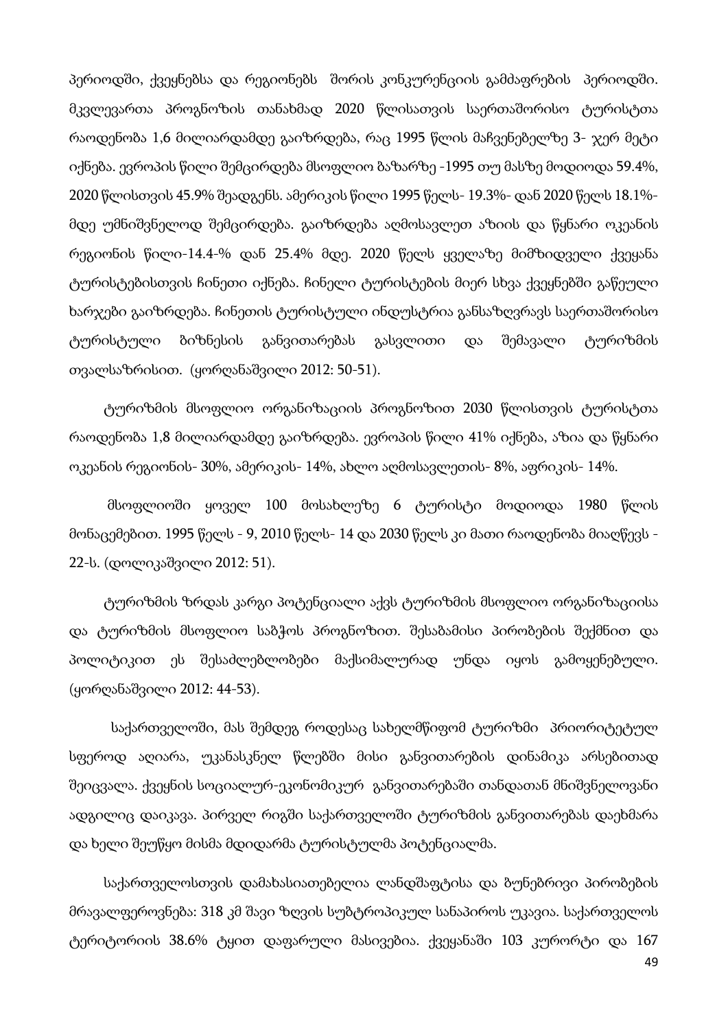პერიოდში, ქვეყნებსა და რეგიონებს შორის კონკურენციის გამძაფრების პერიოდში. მკვლევართა პროგნოზის თანახმად 2020 წლისათვის საერთაშორისო ტურისტთა რაოდენობა 1,6 მილიარდამდე გაიზრდება, რაც 1995 წლის მაჩვენებელზე 3- ჯერ მეტი იქნება. ევროპის წილი შემცირდება მსოფლიო ბაზარზე -1995 თუ მასზე მოდიოდა 59.4%, 2020 წლისთვის 45.9% შეადგენს. ამერიკის წილი 1995 წელს- 19.3%- დან 2020 წელს 18.1%-მდე უმნიშვნელოდ შემცირდება. გაიზრდება აღმოსავლეთ აზიის და წყნარი ოკეანის რეგიონის წილი-14.4-% დან 25.4% მდე. 2020 წელს ყველაზე მიმზიდველი ქვეყანა ტურისტებისთვის ჩინეთი იქნება. ჩინელი ტურისტების მიერ სხვა ქვეყნებში გაწეული ხარჯები გაიზრდება. ჩინეთის ტურისტული ინდუსტრია განსაზღვრავს საერთაშორისო ტურისტული ბიზნესის განვითარებას გასვლითი და შემავალი ტურიზმის თვალსაზრისით. (ყორღანაშვილი 2012: 50-51).

ტურიზმის მსოფლიო ორგანიზაციის პროგნოზით 2030 წლისთვის ტურისტთა რაოდენობა 1,8 მილიარდამდე გაიზრდება. ევროპის წილი 41% იქნება, აზია და წყნარი ოკეანის რეგიონის- 30%, ამერიკის- 14%, ახლო აღმოსავლეთის- 8%, აფრიკის- 14%.

მსოფლიოში ყოველ 100 მოსახლეზე 6 ტურისტი მოდიოდა 1980 წლის მონაცემებით. 1995 წელს - 9, 2010 წელს- 14 და 2030 წელს კი მათი რაოდენობა მიაღწევს - 22-ს. (დოლიკაშვილი 2012: 51).

ტურიზმის ზრდას კარგი პოტენციალი აქვს ტურიზმის მსოფლიო ორგანიზაციისა და ტურიზმის მსოფლიო საბჭოს პროგნოზით. შესაბამისი პირობების შექმნით და პოლიტიკით ეს შესაძლებლობები მაქსიმალურად უნდა იყოს გამოყენებული. (ყორღანაშვილი 2012: 44-53).

საქართველოში, მას შემდეგ როდესაც სახელმწიფომ ტურიზმი პრიორიტეტულ სფეროდ აღიარა, უკანასკნელ წლებში მისი განვითარების დინამიკა არსებითად შეიცვალა. ქვეყნის სოციალურ-ეკონომიკურ განვითარებაში თანდათან მნიშვნელოვანი ადგილიც დაიკავა. პირველ რიგში საქართველოში ტურიზმის განვითარებას დაეხმარა და ხელი შეუწყო მისმა მდიდარმა ტურისტულმა პოტენციალმა.

საქართველოსთვის დამახასიათებელია ლანდშაფტისა და ბუნებრივი პირობების მრავალფეროვნება: 318 კმ შავი ზღვის სუბტროპიკულ სანაპიროს უკავია. საქართველოს ტერიტორიის 38.6% ტყით დაფარული მასივებია. ქვეყანაში 103 კურორტი და 167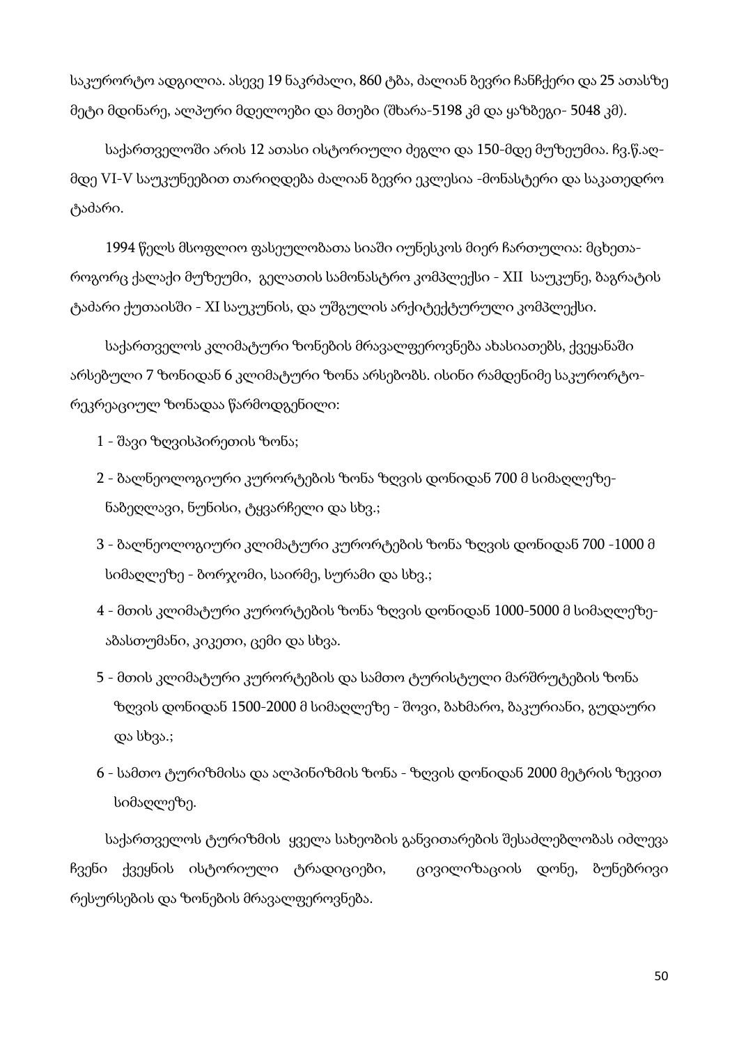საკურორტო ადგილია. ასევე 19 ნაკრძალი, 860 ტბა, ძალიან ბევრი ჩანჩქერი და 25 ათასზე მეტი მდინარე, ალპური მდელოები და მთები (შხარა-5198 კმ და ყაზბეგი- 5048 კმ).

საქართველოში არის 12 ათასი ისტორიული ძეგლი და 150-მდე მუზეუმია. ჩვ.წ.აღ-მდე VI-V საუკუნეებით თარიღდება ძალიან ბევრი ეკლესია -მონასტერი და საკათედრო ტაძარი.

1994 წელს მსოფლიო ფასეულობათა სიაში იუნესკოს მიერ ჩართულია: მცხეთა- როგორც ქალაქი მუზეუმი, გელათის სამონასტრო კომპლექსი - XII საუკუნე, ბაგრატის ტაძარი ქუთაისში - XI საუკუნის, და უშგულის არქიტექტურული კომპლექსი.

საქართველოს კლიმატური ზონების მრავალფეროვნება ახასიათებს, ქვეყანაში არსებული 7 ზონიდან 6 კლიმატური ზონა არსებობს. ისინი რამდენიმე საკურორტო- რეკრეაციულ ზონადაა წარმოდგენილი:

1 - შავი ზღვისპირეთის ზონა;

2 - ბალნეოლოგიური კურორტების ზონა ზღვის დონიდან 700 მ სიმაღლეზე- ნაბეღლავი, ნუნისი, ტყვარჩელი და სხვ.;

3 - ბალნეოლოგიური კლიმატური კურორტების ზონა ზღვის დონიდან 700 -1000 მ სიმაღლეზე - ბორჯომი, საირმე, სურამი და სხვ.;

4 - მთის კლიმატური კურორტების ზონა ზღვის დონიდან 1000-5000 მ სიმაღლეზე- აბასთუმანი, კიკეთი, ცემი და სხვა.

5 - მთის კლიმატური კურორტების და სამთო ტურისტული მარშრუტების ზონა ზღვის დონიდან 1500-2000 მ სიმაღლეზე - შოვი, ბახმარო, ბაკურიანი, გუდაური და სხვა.;

6 - სამთო ტურიზმისა და ალპინიზმის ზონა - ზღვის დონიდან 2000 მეტრის ზევით სიმაღლეზე.

საქართველოს ტურიზმის ყველა სახეობის განვითარების შესაძლებლობას იძლევა ჩვენი ქვეყნის ისტორიული ტრადიციები, ცივილიზაციის დონე, ბუნებრივი რესურსების და ზონების მრავალფეროვნება.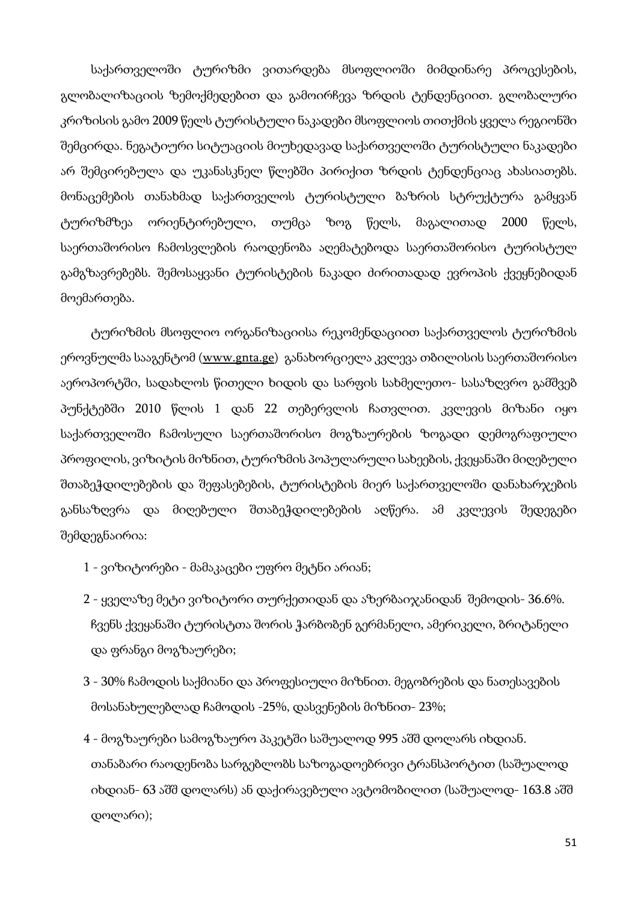საქართველოში ტურიზმი ვითარდება მსოფლიოში მიმდინარე პროცესების, გლობალიზაციის ზემოქმედებით და გამოირჩევა ზრდის ტენდენციით. გლობალური კრიზისის გამო 2009 წელს ტურისტული ნაკადები მსოფლიოს თითქმის ყველა რეგიონში შემცირდა. ნეგატიური სიტუაციის მიუხედავად საქართველოში ტურისტული ნაკადები არ შემცირებულა და უკანასკნელ წლებში პირიქით ზრდის ტენდენციაც ახასიათებს. მონაცემების თანახმად საქართველოს ტურისტული ბაზრის სტრუქტურა გამყვან ტურიზმზეა ორიენტირებული, თუმცა ზოგ წელს, მაგალითად 2000 წელს, საერთაშორისო ჩამოსვლების რაოდენობა აღემატებოდა საერთაშორისო ტურისტულ გამგზავრებებს. შემოსაყვანი ტურისტების ნაკადი ძირითადად ევროპის ქვეყნებიდან მოემართება.

ტურიზმის მსოფლიო ორგანიზაციისა რეკომენდაციით საქართველოს ტურიზმის ეროვნულმა სააგენტომ (www.gnta.ge) განახორციელა კვლევა თბილისის საერთაშორისო აეროპორტში, სადახლოს წითელი ხიდის და სარფის სახმელეთო- სასაზღვრო გამშვებ პუნქტებში 2010 წლის 1 დან 22 თებერვლის ჩათვლით. კვლევის მიზანი იყო საქართველოში ჩამოსული საერთაშორისო მოგზაურების ზოგადი დემოგრაფიული პროფილის, ვიზიტის მიზნით, ტურიზმის პოპულარული სახეების, ქვეყანაში მიღებული შთაბეჭდილებების და შეფასებების, ტურისტების მიერ საქართველოში დანახარჯების განსაზღვრა და მიღებული შთაბეჭდილებების აღწერა. ამ კვლევის შედეგები შემდეგნაირია:

1 - ვიზიტორები - მამაკაცები უფრო მეტნი არიან;

2 - ყველაზე მეტი ვიზიტორი თურქეთიდან და აზერბაიჯანიდან შემოდის- 36.6%. ჩვენს ქვეყანაში ტურისტთა შორის ჭარბობენ გერმანელი, ამერიკელი, ბრიტანელი და ფრანგი მოგზაურები;

3 - 30% ჩამოდის საქმიანი და პროფესიული მიზნით. მეგობრების და ნათესავების მოსანახულებლად ჩამოდის -25%, დასვენების მიზნით- 23%;

4 - მოგზაურები სამოგზაურო პაკეტში საშუალოდ 995 აშშ დოლარს იხდიან. თანაბარი რაოდენობა სარგებლობს საზოგადოებრივი ტრანსპორტით (საშუალოდ იხდიან- 63 აშშ დოლარს) ან დაქირავებული ავტომობილით (საშუალოდ- 163.8 აშშ დოლარი);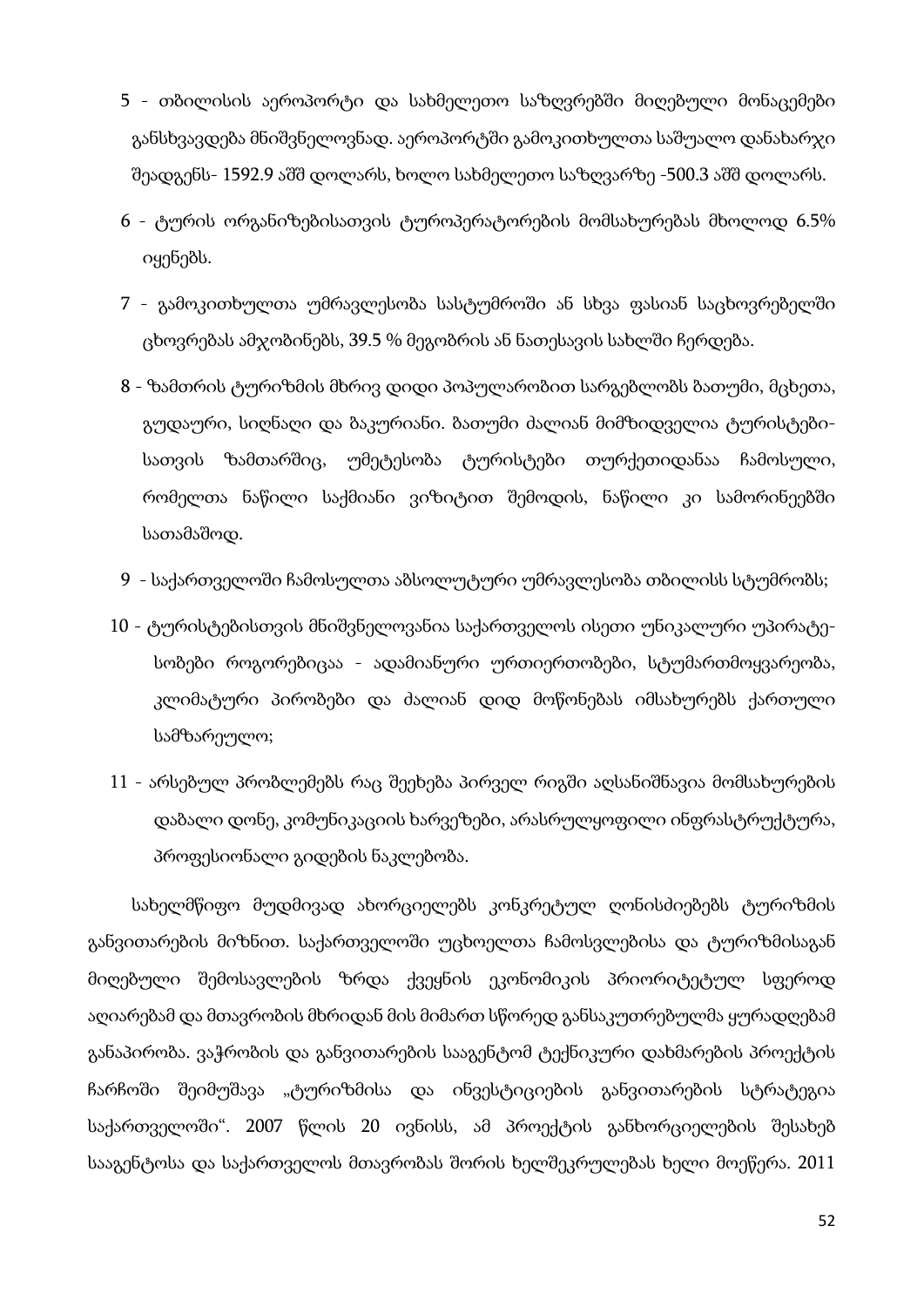5 - თბილისის აეროპორტი და სახმელეთო საზღვრებში მიღებული მონაცემები განსხვავდება მნიშვნელოვნად. აეროპორტში გამოკითხულთა საშუალო დანახარჯი შეადგენს- 1592.9 აშშ დოლარს, ხოლო სახმელეთო საზღვარზე -500.3 აშშ დოლარს.

6 - ტურის ორგანიზებისათვის ტუროპერატორების მომსახურებას მხოლოდ 6.5% იყენებს.

7 - გამოკითხულთა უმრავლესობა სასტუმროში ან სხვა ფასიან საცხოვრებელში ცხოვრებას ამჯობინებს, 39.5 % მეგობრის ან ნათესავის სახლში ჩერდება.

8 - ზამთრის ტურიზმის მხრივ დიდი პოპულარობით სარგებლობს ბათუმი, მცხეთა, გუდაური, სიღნაღი და ბაკურიანი. ბათუმი ძალიან მიმზიდველია ტურისტებისათვის ზამთარშიც, უმეტესობა ტურისტები თურქეთიდანაა ჩამოსული, რომელთა ნაწილი საქმიანი ვიზიტით შემოდის, ნაწილი კი სამორინეებში სათამაშოდ.

9 - საქართველოში ჩამოსულთა აბსოლუტური უმრავლესობა თბილისს სტუმრობს;

10 - ტურისტებისთვის მნიშვნელოვანია საქართველოს ისეთი უნიკალური უპირატესობები როგორებიცაა - ადამიანური ურთიერთობები, სტუმართმოყვარეობა, კლიმატური პირობები და ძალიან დიდ მოწონებას იმსახურებს ქართული სამზარეულო;

11 - არსებულ პრობლემებს რაც შეეხება პირველ რიგში აღსანიშნავია მომსახურების დაბალი დონე, კომუნიკაციის ხარვეზები, არასრულყოფილი ინფრასტრუქტურა, პროფესიონალი გიდების ნაკლებობა.

სახელმწიფო მუდმივად ახორციელებს კონკრეტულ ღონისძიებებს ტურიზმის განვითარების მიზნით. საქართველოში უცხოელთა ჩამოსვლებისა და ტურიზმისაგან მიღებული შემოსავლების ზრდა ქვეყნის ეკონომიკის პრიორიტეტულ სფეროდ აღიარებამ და მთავრობის მხრიდან მის მიმართ სწორედ განსაკუთრებულმა ყურადღებამ განაპირობა. ვაჭრობის და განვითარების სააგენტომ ტექნიკური დახმარების პროექტის ჩარჩოში შეიმუშავა „ტურიზმისა და ინვესტიციების განვითარების სტრატეგია საქართველოში“. 2007 წლის 20 ივნისს, ამ პროექტის განხორციელების შესახებ სააგენტოსა და საქართველოს მთავრობას შორის ხელშეკრულებას ხელი მოეწერა. 2011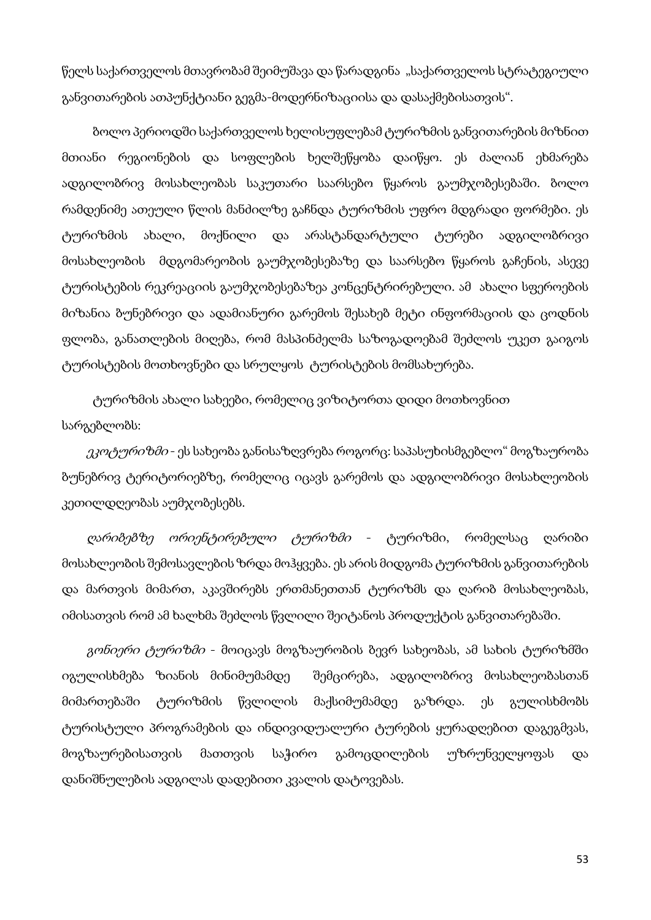წელს საქართველოს მთავრობამ შეიმუშავა და წარადგინა „საქართველოს სტრატეგიული განვითარების ათპუნქტიანი გეგმა-მოდერნიზაციისა და დასაქმებისათვის".

ბოლო პერიოდში საქართველოს ხელისუფლებამ ტურიზმის განვითარების მიზნით მთიანი რეგიონების და სოფლების ხელშეწყობა დაიწყო. ეს ძალიან ეხმარება ადგილობრივ მოსახლეობას საკუთარი საარსებო წყაროს გაუმჯობესებაში. ბოლო რამდენიმე ათეული წლის მანძილზე გაჩნდა ტურიზმის უფრო მდგრადი ფორმები. ეს ტურიზმის ახალი, მოქნილი და არასტანდარტული ტურები ადგილობრივი მოსახლეობის მდგომარეობის გაუმჯობესებაზე და საარსებო წყაროს გაჩენის, ასევე ტურისტების რეკრეაციის გაუმჯობესებაზეა კონცენტრირებული. ამ ახალი სფეროების მიზანია ბუნებრივი და ადამიანური გარემოს შესახებ მეტი ინფორმაციის და ცოდნის ფლობა, განათლების მიღება, რომ მასპინძელმა საზოგადოებამ შეძლოს უკეთ გაიგოს ტურისტების მოთხოვნები და სრულყოს ტურისტების მომსახურება.

ტურიზმის ახალი სახეები, რომელიც ვიზიტორთა დიდი მოთხოვნით სარგებლობს:

*ეკოტურიზმი* - ეს სახეობა განისაზღვრება როგორც: საპასუხისმგებლო" მოგზაურობა ბუნებრივ ტერიტორიებზე, რომელიც იცავს გარემოს და ადგილობრივი მოსახლეობის კეთილდღეობას აუმჯობესებს.

*ღარიბებზე ორიენტირებული ტურიზმი* - ტურიზმი, რომელსაც ღარიბი მოსახლეობის შემოსავლების ზრდა მოჰყვება. ეს არის მიდგომა ტურიზმის განვითარების და მართვის მიმართ, აკავშირებს ერთმანეთთან ტურიზმს და ღარიბ მოსახლეობას, იმისათვის რომ ამ ხალხმა შეძლოს წვლილი შეიტანოს პროდუქტის განვითარებაში.

*გონიერი ტურიზმი* - მოიცავს მოგზაურობის ბევრ სახეობას, ამ სახის ტურიზმში იგულისხმება ზიანის მინიმუმამდე შემცირება, ადგილობრივ მოსახლეობასთან მიმართებაში ტურიზმის წვლილის მაქსიმუმამდე გაზრდა. ეს გულისხმობს ტურისტული პროგრამების და ინდივიდუალური ტურების ყურადღებით დაგეგმვას, მოგზაურებისათვის მათთვის საჭირო გამოცდილების უზრუნველყოფას და დანიშნულების ადგილას დადებითი კვალის დატოვებას.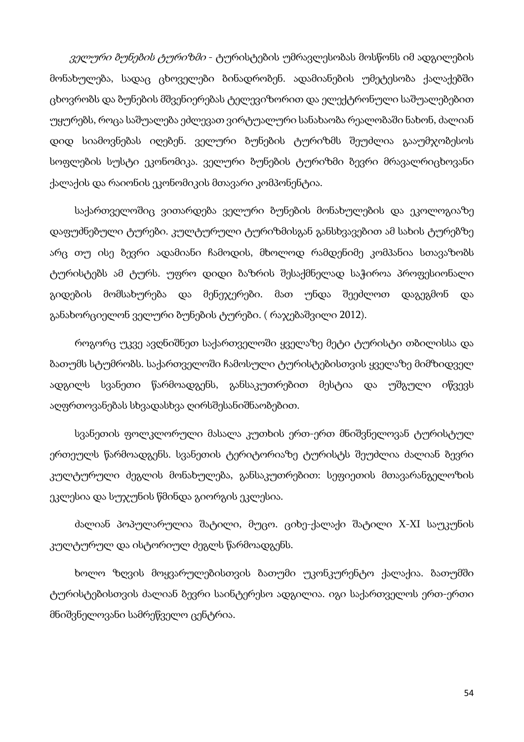*ველური ბუნების ტურიზმი* - ტურისტების უმრავლესობას მოსწონს იმ ადგილების მონახულება, სადაც ცხოველები ბინადრობენ. ადამიანების უმეტესობა ქალაქებში ცხოვრობს და ბუნების მშვენიერებას ტელევიზორით და ელექტრონული საშუალებებით უყურებს, როცა საშუალება ეძლევათ ვირტუალური სანახაობა რეალობაში ნახონ, ძალიან დიდ სიამოვნებას იღებენ. ველური ბუნების ტურიზმს შეუძლია გააუმჯობესოს სოფლების სუსტი ეკონომიკა. ველური ბუნების ტურიზმი ბევრი მრავალრიცხოვანი ქალაქის და რაიონის ეკონომიკის მთავარი კომპონენტია.

საქართველოშიც ვითარდება ველური ბუნების მონახულების და ეკოლოგიაზე დაფუძნებული ტურები. კულტურული ტურიზმისგან განსხვავებით ამ სახის ტურებზე არც თუ ისე ბევრი ადამიანი ჩამოდის, მხოლოდ რამდენიმე კომპანია სთავაზობს ტურისტებს ამ ტურს. უფრო დიდი ბაზრის შესაქმნელად საჭიროა პროფესიონალი გიდების მომსახურება და მენეჯერები. მათ უნდა შეეძლოთ დაგეგმონ და განახორციელონ ველური ბუნების ტურები. ( რაჯებაშვილი 2012).

როგორც უკვე ავღნიშნეთ საქართველოში ყველაზე მეტი ტურისტი თბილისსა და ბათუმს სტუმრობს. საქართველოში ჩამოსული ტურისტებისთვის ყველაზე მიმზიდველ ადგილს სვანეთი წარმოადგენს, განსაკუთრებით მესტია და უშგული იწვევს აღფრთოვანებას სხვადასხვა ღირსშესანიშნაობებით.

სვანეთის ფოლკლორული მასალა კუთხის ერთ-ერთ მნიშვნელოვან ტურისტულ ერთეულს წარმოადგენს. სვანეთის ტერიტორიაზე ტურისტს შეუძლია ძალიან ბევრი კულტურული ძეგლის მონახულება, განსაკუთრებით: სეფიეთის მთავარანგელოზის ეკლესია და სუჯუნის წმინდა გიორგის ეკლესია.

ძალიან პოპულარულია შატილი, მუცო. ციხე-ქალაქი შატილი X-XI საუკუნის კულტურულ და ისტორიულ ძეგლს წარმოადგენს.

ხოლო ზღვის მოყვარულებისთვის ბათუმი უკონკურენტო ქალაქია. ბათუმში ტურისტებისთვის ძალიან ბევრი საინტერესო ადგილია. იგი საქართველოს ერთ-ერთი მნიშვნელოვანი სამრეწველო ცენტრია.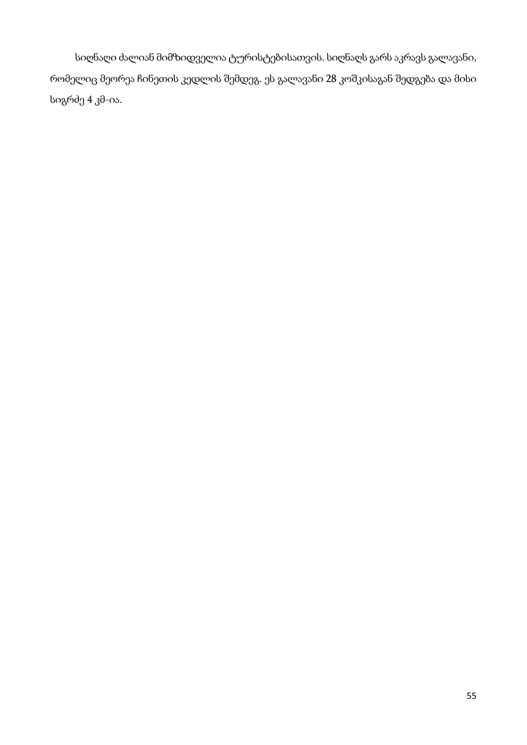სიღნაღი ძალიან მიმზიდველია ტურისტებისათვის. სიღნაღს გარს აკრავს გალავანი, რომელიც მეორეა ჩინეთის კედლის შემდეგ. ეს გალავანი 28 კოშკისაგან შედგება და მისი სიგრძე 4 კმ-ია.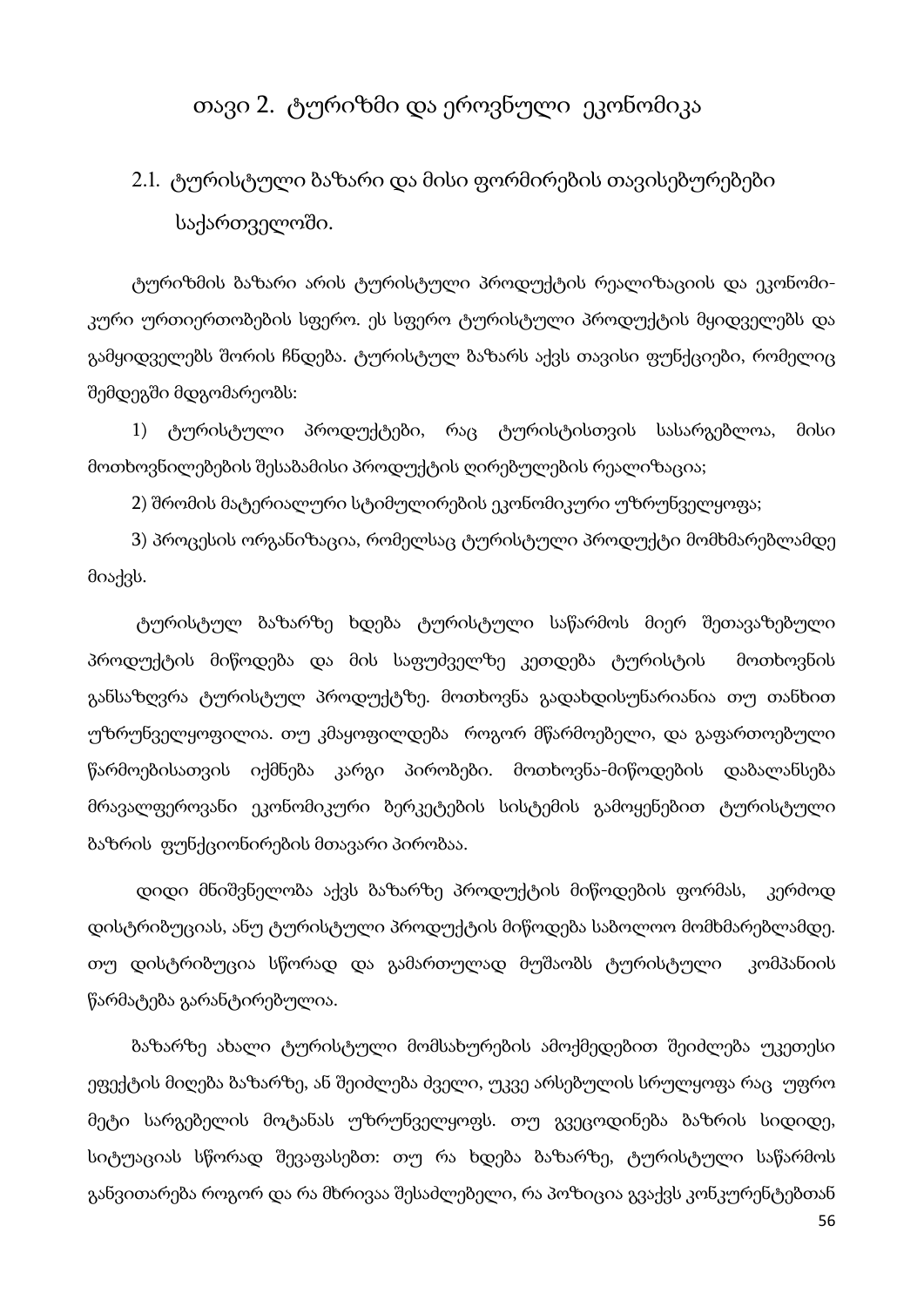# თავი 2. ტურიზმი და ეროვნული ეკონომიკა

## 2.1. ტურისტული ბაზარი და მისი ფორმირების თავისებურებები საქართველოში.

ტურიზმის ბაზარი არის ტურისტული პროდუქტის რეალიზაციის და ეკონომი-კური ურთიერთობების სფერო. ეს სფერო ტურისტული პროდუქტის მყიდველებს და გამყიდველებს შორის ჩნდება. ტურისტულ ბაზარს აქვს თავისი ფუნქციები, რომელიც შემდეგში მდგომარეობს:

1) ტურისტული პროდუქტები, რაც ტურისტისთვის სასარგებლოა, მისი მოთხოვნილებების შესაბამისი პროდუქტის ღირებულების რეალიზაცია;

2) შრომის მატერიალური სტიმულირების ეკონომიკური უზრუნველყოფა;

3) პროცესის ორგანიზაცია, რომელსაც ტურისტული პროდუქტი მომხმარებლამდე მიაქვს.

ტურისტულ ბაზარზე ხდება ტურისტული საწარმოს მიერ შეთავაზებული პროდუქტის მიწოდება და მის საფუძველზე კეთდება ტურისტის მოთხოვნის განსაზღვრა ტურისტულ პროდუქტზე. მოთხოვნა გადახდისუნარიანია თუ თანხით უზრუნველყოფილია. თუ კმაყოფილდება როგორ მწარმოებელი, და გაფართოებული წარმოებისათვის იქმნება კარგი პირობები. მოთხოვნა-მიწოდების დაბალანსება მრავალფეროვანი ეკონომიკური ბერკეტების სისტემის გამოყენებით ტურისტული ბაზრის ფუნქციონირების მთავარი პირობაა.

დიდი მნიშვნელობა აქვს ბაზარზე პროდუქტის მიწოდების ფორმას, კერძოდ დისტრიბუციას, ანუ ტურისტული პროდუქტის მიწოდება საბოლოო მომხმარებლამდე. თუ დისტრიბუცია სწორად და გამართულად მუშაობს ტურისტული კომპანიის წარმატება გარანტირებულია.

ბაზარზე ახალი ტურისტული მომსახურების ამოქმედებით შეიძლება უკეთესი ეფექტის მიღება ბაზარზე, ან შეიძლება ძველი, უკვე არსებულის სრულყოფა რაც უფრო მეტი სარგებელის მოტანას უზრუნველყოფს. თუ გვეცოდინება ბაზრის სიდიდე, სიტუაციას სწორად შევაფასებთ: თუ რა ხდება ბაზარზე, ტურისტული საწარმოს განვითარება როგორ და რა მხრივაა შესაძლებელი, რა პოზიცია გვაქვს კონკურენტებთან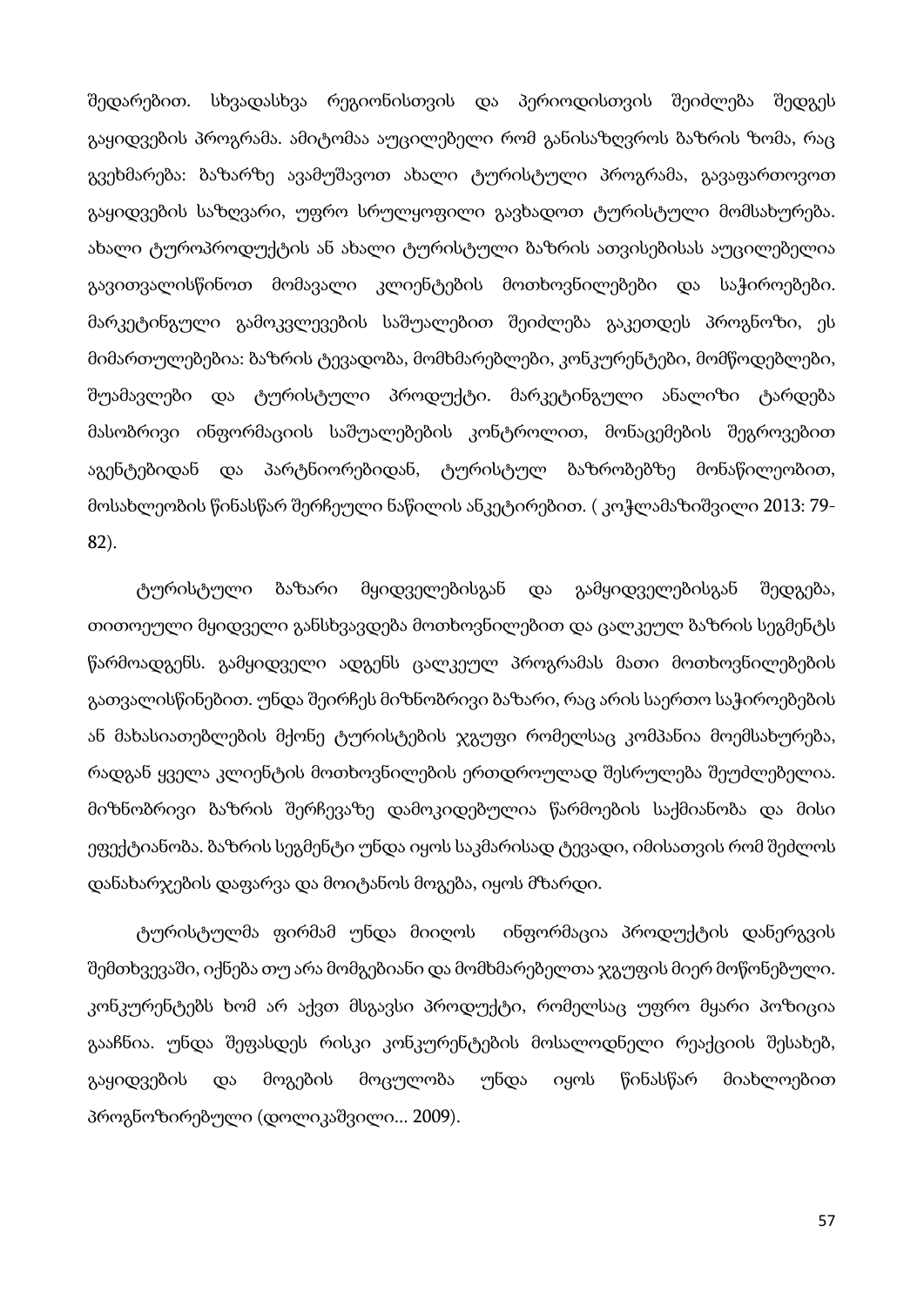შედარებით. სხვადასხვა რეგიონისთვის და პერიოდისთვის შეიძლება შედგეს გაყიდვების პროგრამა. ამიტომაა აუცილებელი რომ განისაზღვროს ბაზრის ზომა, რაც გვეხმარება: ბაზარზე ავამუშავოთ ახალი ტურისტული პროგრამა, გავაფართოვოთ გაყიდვების საზღვარი, უფრო სრულყოფილი გავხადოთ ტურისტული მომსახურება. ახალი ტუროპროდუქტის ან ახალი ტურისტული ბაზრის ათვისებისას აუცილებელია გავითვალისწინოთ მომავალი კლიენტების მოთხოვნილებები და საჭიროებები. მარკეტინგული გამოკვლევების საშუალებით შეიძლება გაკეთდეს პროგნოზი, ეს მიმართულებებია: ბაზრის ტევადობა, მომხმარებლები, კონკურენტები, მომწოდებლები, შუამავლები და ტურისტული პროდუქტი. მარკეტინგული ანალიზი ტარდება მასობრივი ინფორმაციის საშუალებების კონტროლით, მონაცემების შეგროვებით აგენტებიდან და პარტნიორებიდან, ტურისტულ ბაზრობებზე მონაწილეობით, მოსახლეობის წინასწარ შერჩეული ნაწილის ანკეტირებით. ( კოჭლამაზიშვილი 2013: 79-82).

ტურისტული ბაზარი მყიდველებისგან და გამყიდველებისგან შედგება, თითოეული მყიდველი განსხვავდება მოთხოვნილებით და ცალკეულ ბაზრის სეგმენტს წარმოადგენს. გამყიდველი ადგენს ცალკეულ პროგრამას მათი მოთხოვნილებების გათვალისწინებით. უნდა შეირჩეს მიზნობრივი ბაზარი, რაც არის საერთო საჭიროებების ან მახასიათებლების მქონე ტურისტების ჯგუფი რომელსაც კომპანია მოემსახურება, რადგან ყველა კლიენტის მოთხოვნილების ერთდროულად შესრულება შეუძლებელია. მიზნობრივი ბაზრის შერჩევაზე დამოკიდებულია წარმოების საქმიანობა და მისი ეფექტიანობა. ბაზრის სეგმენტი უნდა იყოს საკმარისად ტევადი, იმისათვის რომ შეძლოს დანახარჯების დაფარვა და მოიტანოს მოგება, იყოს მზარდი.

ტურისტულმა ფირმამ უნდა მიიღოს ინფორმაცია პროდუქტის დანერგვის შემთხვევაში, იქნება თუ არა მომგებიანი და მომხმარებელთა ჯგუფის მიერ მოწონებული. კონკურენტებს ხომ არ აქვთ მსგავსი პროდუქტი, რომელსაც უფრო მყარი პოზიცია გააჩნია. უნდა შეფასდეს რისკი კონკურენტების მოსალოდნელი რეაქციის შესახებ, გაყიდვების და მოგების მოცულობა უნდა იყოს წინასწარ მიახლოებით პროგნოზირებული (დოლიკაშვილი... 2009).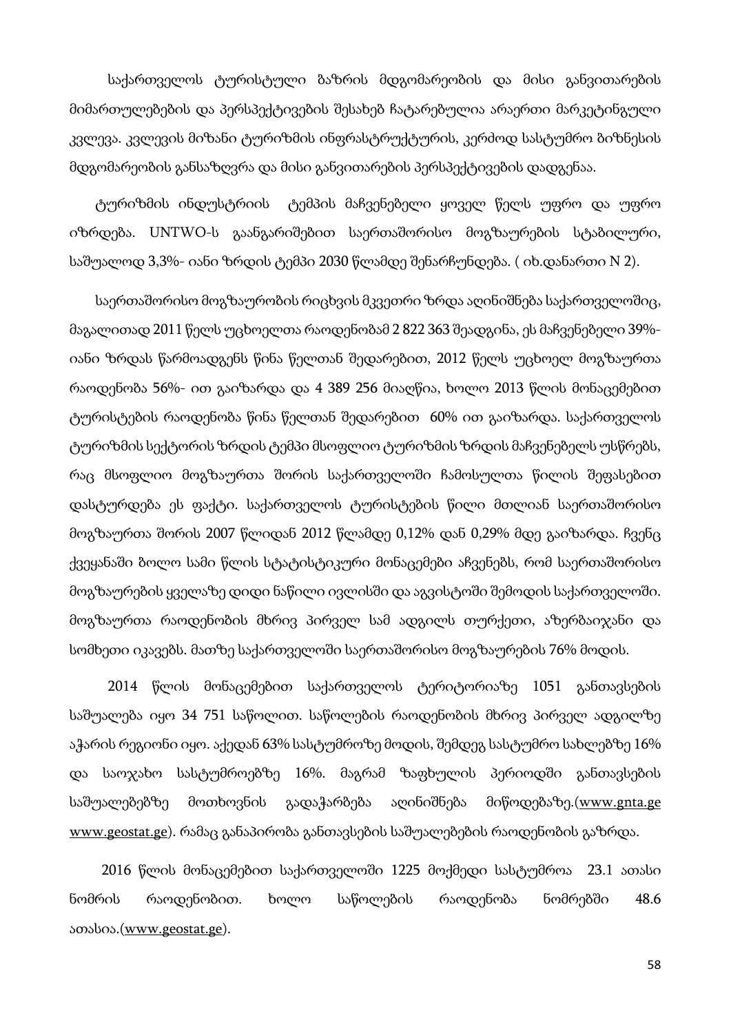საქართველოს ტურისტული ბაზრის მდგომარეობის და მისი განვითარების მიმართულებების და პერსპექტივების შესახებ ჩატარებულია არაერთი მარკეტინგული კვლევა. კვლევის მიზანი ტურიზმის ინფრასტრუქტურის, კერძოდ სასტუმრო ბიზნესის მდგომარეობის განსაზღვრა და მისი განვითარების პერსპექტივების დადგენაა.

ტურიზმის ინდუსტრიის ტემპის მაჩვენებელი ყოველ წელს უფრო და უფრო იზრდება. UNTWO-ს გაანგარიშებით საერთაშორისო მოგზაურების სტაბილური, საშუალოდ 3,3%- იანი ზრდის ტემპი 2030 წლამდე შენარჩუნდება. ( იხ.დანართი N 2).

საერთაშორისო მოგზაურობის რიცხვის მკვეთრი ზრდა აღინიშნება საქართველოშიც, მაგალითად 2011 წელს უცხოელთა რაოდენობამ 2 822 363 შეადგინა, ეს მაჩვენებელი 39%- იანი ზრდას წარმოადგენს წინა წელთან შედარებით, 2012 წელს უცხოელ მოგზაურთა რაოდენობა 56%- ით გაიზარდა და 4 389 256 მიაღწია, ხოლო 2013 წლის მონაცემებით ტურისტების რაოდენობა წინა წელთან შედარებით 60% ით გაიზარდა. საქართველოს ტურიზმის სექტორის ზრდის ტემპი მსოფლიო ტურიზმის ზრდის მაჩვენებელს უსწრებს, რაც მსოფლიო მოგზაურთა შორის საქართველოში ჩამოსულთა წილის შეფასებით დასტურდება ეს ფაქტი. საქართველოს ტურისტების წილი მთლიან საერთაშორისო მოგზაურთა შორის 2007 წლიდან 2012 წლამდე 0,12% დან 0,29% მდე გაიზარდა. ჩვენც ქვეყანაში ბოლო სამი წლის სტატისტიკური მონაცემები აჩვენებს, რომ საერთაშორისო მოგზაურების ყველაზე დიდი ნაწილი ივლისში და აგვისტოში შემოდის საქართველოში. მოგზაურთა რაოდენობის მხრივ პირველ სამ ადგილს თურქეთი, აზერბაიჯანი და სომხეთი იკავებს. მათზე საქართველოში საერთაშორისო მოგზაურების 76% მოდის.

2014 წლის მონაცემებით საქართველოს ტერიტორიაზე 1051 განთავსების საშუალება იყო 34 751 საწოლით. საწოლების რაოდენობის მხრივ პირველ ადგილზე აჭარის რეგიონი იყო. აქედან 63% სასტუმროზე მოდის, შემდეგ სასტუმრო სახლებზე 16% და საოჯახო სასტუმროებზე 16%. მაგრამ ზაფხულის პერიოდში განთავსების საშუალებებზე მოთხოვნის გადაჭარბება აღინიშნება მიწოდებაზე.(www.gnta.ge www.geostat.ge). რამაც განაპირობა განთავსების საშუალებების რაოდენობის გაზრდა.

2016 წლის მონაცემებით საქართველოში 1225 მოქმედი სასტუმროა 23.1 ათასი ნომრის რაოდენობით. ხოლო საწოლების რაოდენობა ნომრებში 48.6 ათასია.(www.geostat.ge).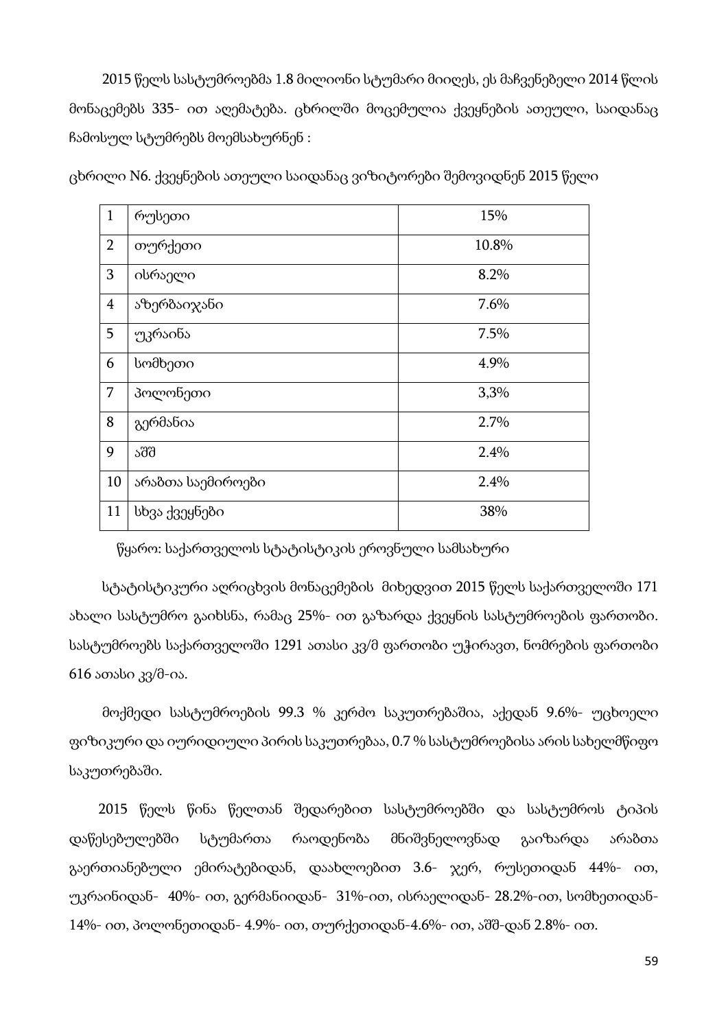2015 წელს სასტუმროებმა 1.8 მილიონი სტუმარი მიიღეს, ეს მაჩვენებელი 2014 წლის მონაცემებს 335- ით აღემატება. ცხრილში მოცემულია ქვეყნების ათეული, საიდანაც ჩამოსულ სტუმრებს მოემსახურნენ :

ცხრილი N6. ქვეყნების ათეული საიდანაც ვიზიტორები შემოვიდნენ 2015 წელი

| 1 | რუსეთი | 15% |
|---|---|---|
| 2 | თურქეთი | 10.8% |
| 3 | ისრაელი | 8.2% |
| 4 | აზერბაიჯანი | 7.6% |
| 5 | უკრაინა | 7.5% |
| 6 | სომხეთი | 4.9% |
| 7 | პოლონეთი | 3,3% |
| 8 | გერმანია | 2.7% |
| 9 | აშშ | 2.4% |
| 10 | არაბთა საემიროები | 2.4% |
| 11 | სხვა ქვეყნები | 38% |

წყარო: საქართველოს სტატისტიკის ეროვნული სამსახური

სტატისტიკური აღრიცხვის მონაცემების მიხედვით 2015 წელს საქართველოში 171 ახალი სასტუმრო გაიხსნა, რამაც 25%- ით გაზარდა ქვეყნის სასტუმროების ფართობი. სასტუმროებს საქართველოში 1291 ათასი კვ/მ ფართობი უჭირავთ, ნომრების ფართობი 616 ათასი კვ/მ-ია.

მოქმედი სასტუმროების 99.3 % კერძო საკუთრებაშია, აქედან 9.6%- უცხოელი ფიზიკური და იურიდიული პირის საკუთრებაა, 0.7 % სასტუმროებისა არის სახელმწიფო საკუთრებაში.

2015 წელს წინა წელთან შედარებით სასტუმროებში და სასტუმროს ტიპის დაწესებულებში სტუმართა რაოდენობა მნიშვნელოვნად გაიზარდა არაბთა გაერთიანებული ემირატებიდან, დაახლოებით 3.6- ჯერ, რუსეთიდან 44%- ით, უკრაინიდან- 40%- ით, გერმანიიდან- 31%-ით, ისრაელიდან- 28.2%-ით, სომხეთიდან- 14%- ით, პოლონეთიდან- 4.9%- ით, თურქეთიდან-4.6%- ით, აშშ-დან 2.8%- ით.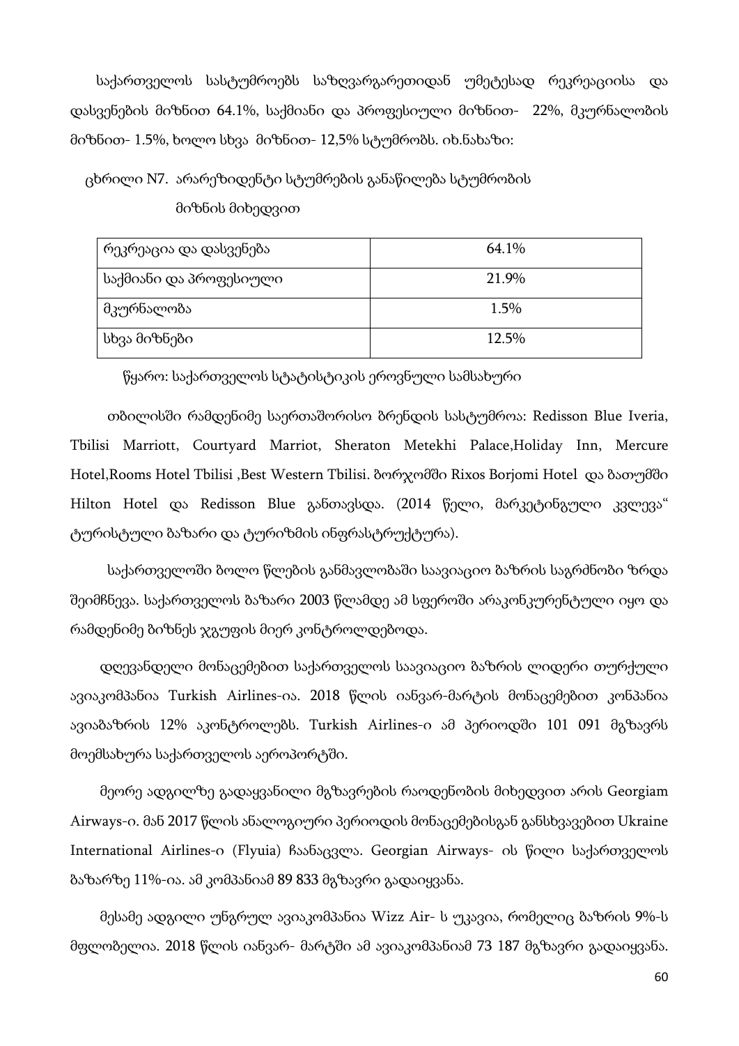საქართველოს სასტუმროებს საზღვარგარეთიდან უმეტესად რეკრეაციისა და დასვენების მიზნით 64.1%, საქმიანი და პროფესიული მიზნით- 22%, მკურნალობის მიზნით- 1.5%, ხოლო სხვა მიზნით- 12,5% სტუმრობს. იხ.ნახაზი:

ცხრილი N7. არარეზიდენტი სტუმრების განაწილება სტუმრობის მიზნის მიხედვით

| რეკრეაცია და დასვენება | 64.1% |
|---|---|
| საქმიანი და პროფესიული | 21.9% |
| მკურნალობა | 1.5% |
| სხვა მიზნები | 12.5% |

წყარო: საქართველოს სტატისტიკის ეროვნული სამსახური

თბილისში რამდენიმე საერთაშორისო ბრენდის სასტუმროა: Redisson Blue Iveria, Tbilisi Marriott, Courtyard Marriot, Sheraton Metekhi Palace,Holiday Inn, Mercure Hotel,Rooms Hotel Tbilisi ,Best Western Tbilisi. ბორჯომში Rixos Borjomi Hotel და ბათუმში Hilton Hotel და Redisson Blue განთავსდა. (2014 წელი, მარკეტინგული კვლევა" ტურისტული ბაზარი და ტურიზმის ინფრასტრუქტურა).

საქართველოში ბოლო წლების განმავლობაში საავიაციო ბაზრის საგრძნობი ზრდა შეიმჩნევა. საქართველოს ბაზარი 2003 წლამდე ამ სფეროში არაკონკურენტული იყო და რამდენიმე ბიზნეს ჯგუფის მიერ კონტროლდებოდა.

დღევანდელი მონაცემებით საქართველოს საავიაციო ბაზრის ლიდერი თურქული ავიაკომპანია Turkish Airlines-ია. 2018 წლის იანვარ-მარტის მონაცემებით კონპანია ავიაბაზრის 12% აკონტროლებს. Turkish Airlines-ი ამ პერიოდში 101 091 მგზავრს მოემსახურა საქართველოს აეროპორტში.

მეორე ადგილზე გადაყვანილი მგზავრების რაოდენობის მიხედვით არის Georgiam Airways-ი. მან 2017 წლის ანალოგიური პერიოდის მონაცემებისგან განსხვავებით Ukraine International Airlines-ი (Flyuia) ჩაანაცვლა. Georgian Airways- ის წილი საქართველოს ბაზარზე 11%-ია. ამ კომპანიამ 89 833 მგზავრი გადაიყვანა.

მესამე ადგილი უნგრულ ავიაკომპანია Wizz Air- ს უკავია, რომელიც ბაზრის 9%-ს მფლობელია. 2018 წლის იანვარ- მარტში ამ ავიაკომპანიამ 73 187 მგზავრი გადაიყვანა.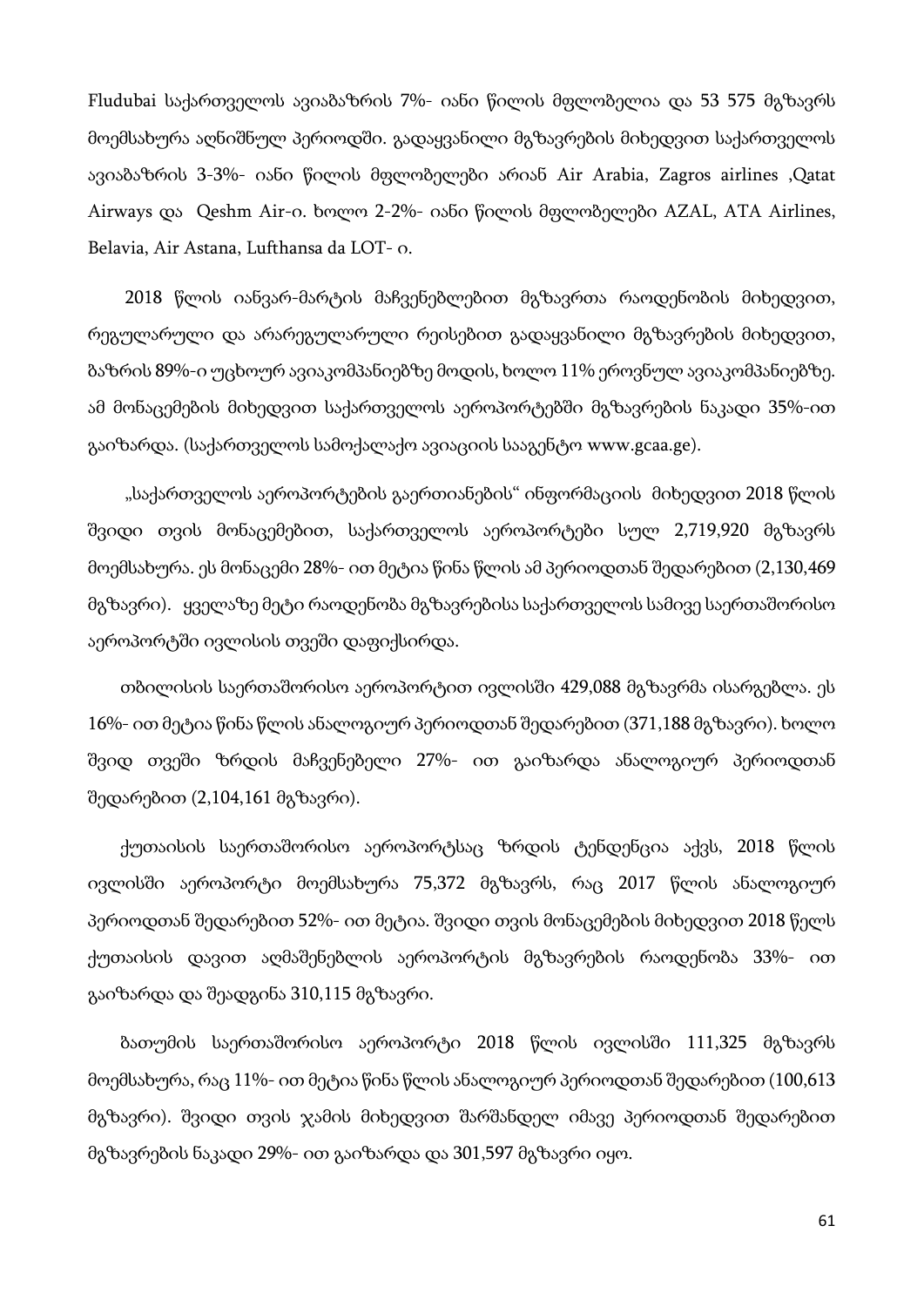Fludubai საქართველოს ავიაბაზრის 7%- იანი წილის მფლობელია და 53 575 მგზავრს მოემსახურა აღნიშნულ პერიოდში. გადაყვანილი მგზავრების მიხედვით საქართველოს ავიაბაზრის 3-3%- იანი წილის მფლობელები არიან Air Arabia, Zagros airlines ,Qatat Airways და Qeshm Air-ი. ხოლო 2-2%- იანი წილის მფლობელები AZAL, ATA Airlines, Belavia, Air Astana, Lufthansa da LOT- ი.

2018 წლის იანვარ-მარტის მაჩვენებლებით მგზავრთა რაოდენობის მიხედვით, რეგულარული და არარეგულარული რეისებით გადაყვანილი მგზავრების მიხედვით, ბაზრის 89%-ი უცხოურ ავიაკომპანიებზე მოდის, ხოლო 11% ეროვნულ ავიაკომპანიებზე. ამ მონაცემების მიხედვით საქართველოს აეროპორტებში მგზავრების ნაკადი 35%-ით გაიზარდა. (საქართველოს სამოქალაქო ავიაციის სააგენტო www.gcaa.ge).

„საქართველოს აეროპორტების გაერთიანების" ინფორმაციის მიხედვით 2018 წლის შვიდი თვის მონაცემებით, საქართველოს აეროპორტები სულ 2,719,920 მგზავრს მოემსახურა. ეს მონაცემი 28%- ით მეტია წინა წლის ამ პერიოდთან შედარებით (2,130,469 მგზავრი). ყველაზე მეტი რაოდენობა მგზავრებისა საქართველოს სამივე საერთაშორისო აეროპორტში ივლისის თვეში დაფიქსირდა.

თბილისის საერთაშორისო აეროპორტით ივლისში 429,088 მგზავრმა ისარგებლა. ეს 16%- ით მეტია წინა წლის ანალოგიურ პერიოდთან შედარებით (371,188 მგზავრი). ხოლო შვიდ თვეში ზრდის მაჩვენებელი 27%- ით გაიზარდა ანალოგიურ პერიოდთან შედარებით (2,104,161 მგზავრი).

ქუთაისის საერთაშორისო აეროპორტსაც ზრდის ტენდენცია აქვს, 2018 წლის ივლისში აეროპორტი მოემსახურა 75,372 მგზავრს, რაც 2017 წლის ანალოგიურ პერიოდთან შედარებით 52%- ით მეტია. შვიდი თვის მონაცემების მიხედვით 2018 წელს ქუთაისის დავით აღმაშენებლის აეროპორტის მგზავრების რაოდენობა 33%- ით გაიზარდა და შეადგინა 310,115 მგზავრი.

ბათუმის საერთაშორისო აეროპორტი 2018 წლის ივლისში 111,325 მგზავრს მოემსახურა, რაც 11%- ით მეტია წინა წლის ანალოგიურ პერიოდთან შედარებით (100,613 მგზავრი). შვიდი თვის ჯამის მიხედვით შარშანდელ იმავე პერიოდთან შედარებით მგზავრების ნაკადი 29%- ით გაიზარდა და 301,597 მგზავრი იყო.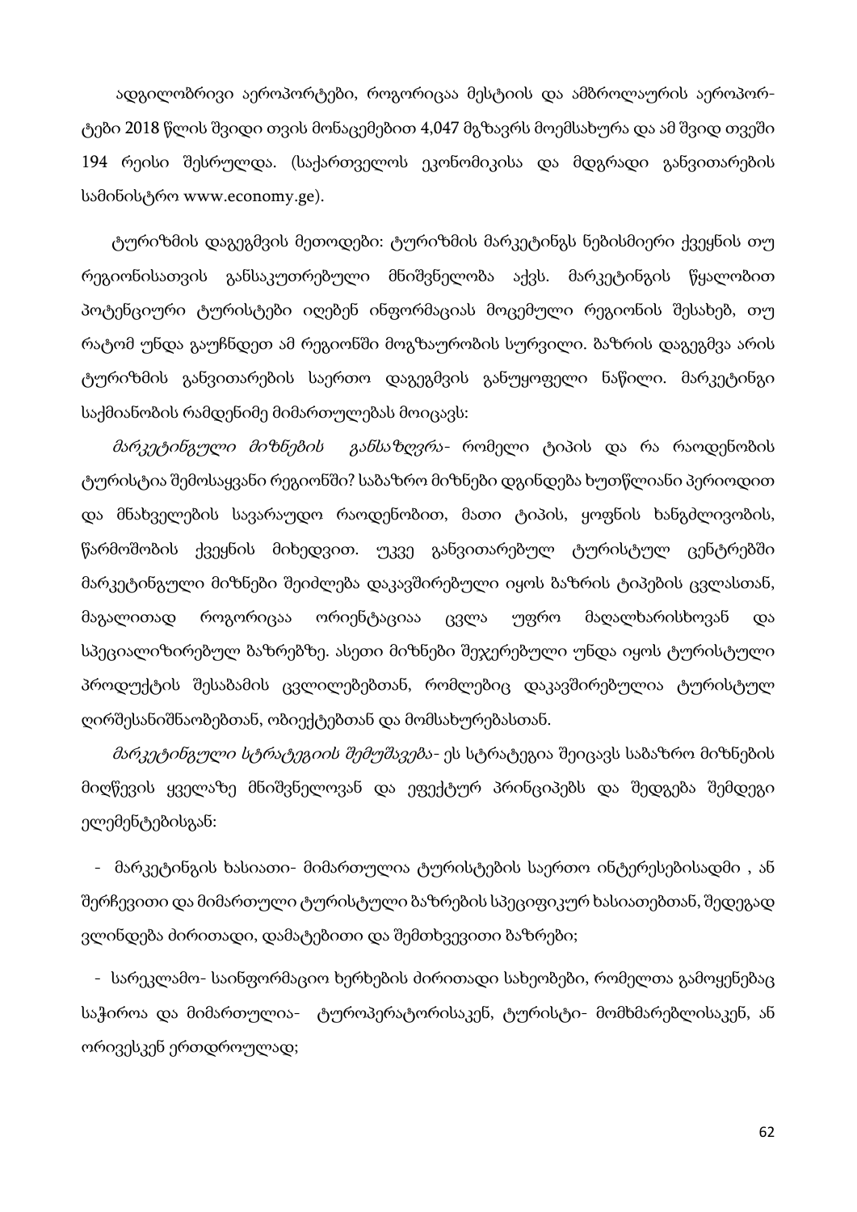ადგილობრივი აეროპორტები, როგორიცაა მესტიის და ამბროლაურის აეროპორტები 2018 წლის შვიდი თვის მონაცემებით 4,047 მგზავრს მოემსახურა და ამ შვიდ თვეში 194 რეისი შესრულდა. (საქართველოს ეკონომიკისა და მდგრადი განვითარების სამინისტრო www.economy.ge).

ტურიზმის დაგეგმვის მეთოდები: ტურიზმის მარკეტინგს ნებისმიერი ქვეყნის თუ რეგიონისათვის განსაკუთრებული მნიშვნელობა აქვს. მარკეტინგის წყალობით პოტენციური ტურისტები იღებენ ინფორმაციას მოცემული რეგიონის შესახებ, თუ რატომ უნდა გაუჩნდეთ ამ რეგიონში მოგზაურობის სურვილი. ბაზრის დაგეგმვა არის ტურიზმის განვითარების საერთო დაგეგმვის განუყოფელი ნაწილი. მარკეტინგი საქმიანობის რამდენიმე მიმართულებას მოიცავს:

*მარკეტინგული მიზნების განსაზღვრა*- რომელი ტიპის და რა რაოდენობის ტურისტია შემოსაყვანი რეგიონში? საბაზრო მიზნები დგინდება ხუთწლიანი პერიოდით და მნახველების სავარაუდო რაოდენობით, მათი ტიპის, ყოფნის ხანგძლივობის, წარმოშობის ქვეყნის მიხედვით. უკვე განვითარებულ ტურისტულ ცენტრებში მარკეტინგული მიზნები შეიძლება დაკავშირებული იყოს ბაზრის ტიპების ცვლასთან, მაგალითად როგორიცაა ორიენტაციაა ცვლა უფრო მაღალხარისხოვან და სპეციალიზირებულ ბაზრებზე. ასეთი მიზნები შეჯერებული უნდა იყოს ტურისტული პროდუქტის შესაბამის ცვლილებებთან, რომლებიც დაკავშირებულია ტურისტულ ღირშესანიშნაობებთან, ობიექტებთან და მომსახურებასთან.

*მარკეტინგული სტრატეგიის შემუშავება*- ეს სტრატეგია შეიცავს საბაზრო მიზნების მიღწევის ყველაზე მნიშვნელოვან და ეფექტურ პრინციპებს და შედგება შემდეგი ელემენტებისგან:

- მარკეტინგის ხასიათი- მიმართულია ტურისტების საერთო ინტერესებისადმი , ან შერჩევითი და მიმართული ტურისტული ბაზრების სპეციფიკურ ხასიათებთან, შედეგად ვლინდება ძირითადი, დამატებითი და შემთხვევითი ბაზრები;
- სარეკლამო- საინფორმაციო ხერხების ძირითადი სახეობები, რომელთა გამოყენებაც საჭიროა და მიმართულია- ტუროპერატორისაკენ, ტურისტი- მომხმარებლისაკენ, ან ორივესკენ ერთდროულად;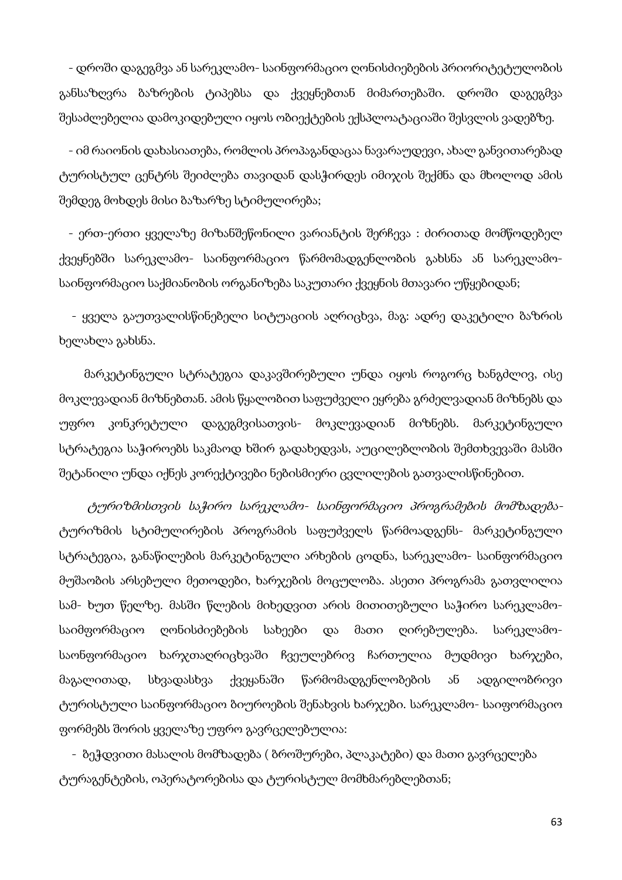- დროში დაგეგმვა ან სარეკლამო- საინფორმაციო ღონისძიებების პრიორიტეტულობის განსაზღვრა ბაზრების ტიპებსა და ქვეყნებთან მიმართებაში. დროში დაგეგმვა შესაძლებელია დამოკიდებული იყოს ობიექტების ექსპლოატაციაში შესვლის ვადებზე.

- იმ რაიონის დახასიათება, რომლის პროპაგანდაცაა ნავარაუდევი, ახალ განვითარებად ტურისტულ ცენტრს შეიძლება თავიდან დასჭირდეს იმიჯის შექმნა და მხოლოდ ამის შემდეგ მოხდეს მისი ბაზარზე სტიმულირება;

- ერთ-ერთი ყველაზე მიზანშეწონილი ვარიანტის შერჩევა : ძირითად მომწოდებელ ქვეყნებში სარეკლამო- საინფორმაციო წარმომადგენლობის გახსნა ან სარეკლამო- საინფორმაციო საქმიანობის ორგანიზება საკუთარი ქვეყნის მთავარი უწყებიდან;

- ყველა გაუთვალისწინებელი სიტუაციის აღრიცხვა, მაგ: ადრე დაკეტილი ბაზრის ხელახლა გახსნა.

მარკეტინგული სტრატეგია დაკავშირებული უნდა იყოს როგორც ხანგძლივ, ისე მოკლევადიან მიზნებთან. ამის წყალობით საფუძველი ეყრება გრძელვადიან მიზნებს და უფრო კონკრეტული დაგეგმვისათვის- მოკლევადიან მიზნებს. მარკეტინგული სტრატეგია საჭიროებს საკმაოდ ხშირ გადახედვას, აუცილებლობის შემთხვევაში მასში შეტანილი უნდა იქნეს კორექტივები ნებისმიერი ცვლილების გათვალისწინებით.

*ტურიზმისთვის საჭირო სარეკლამო- საინფორმაციო პროგრამების მომზადება-* ტურიზმის სტიმულირების პროგრამის საფუძველს წარმოადგენს- მარკეტინგული სტრატეგია, განაწილების მარკეტინგული არხების ცოდნა, სარეკლამო- საინფორმაციო მუშაობის არსებული მეთოდები, ხარჯების მოცულობა. ასეთი პროგრამა გათვლილია სამ- ხუთ წელზე. მასში წლების მიხედვით არის მითითებული საჭირო სარეკლამო- საიმფორმაციო ღონისძიებების სახეები და მათი ღირებულება. სარეკლამო- საონფორმაციო ხარჯთაღრიცხვაში ჩვეულებრივ ჩართულია მუდმივი ხარჯები, მაგალითად, სხვადასხვა ქვეყანაში წარმომადგენლობების ან ადგილობრივი ტურისტული საინფორმაციო ბიუროების შენახვის ხარჯები. სარეკლამო- საიფორმაციო ფორმებს შორის ყველაზე უფრო გავრცელებულია:

- ბეჭდვითი მასალის მომზადება ( ბროშურები, პლაკატები) და მათი გავრცელება ტურაგენტების, ოპერატორებისა და ტურისტულ მომხმარებლებთან;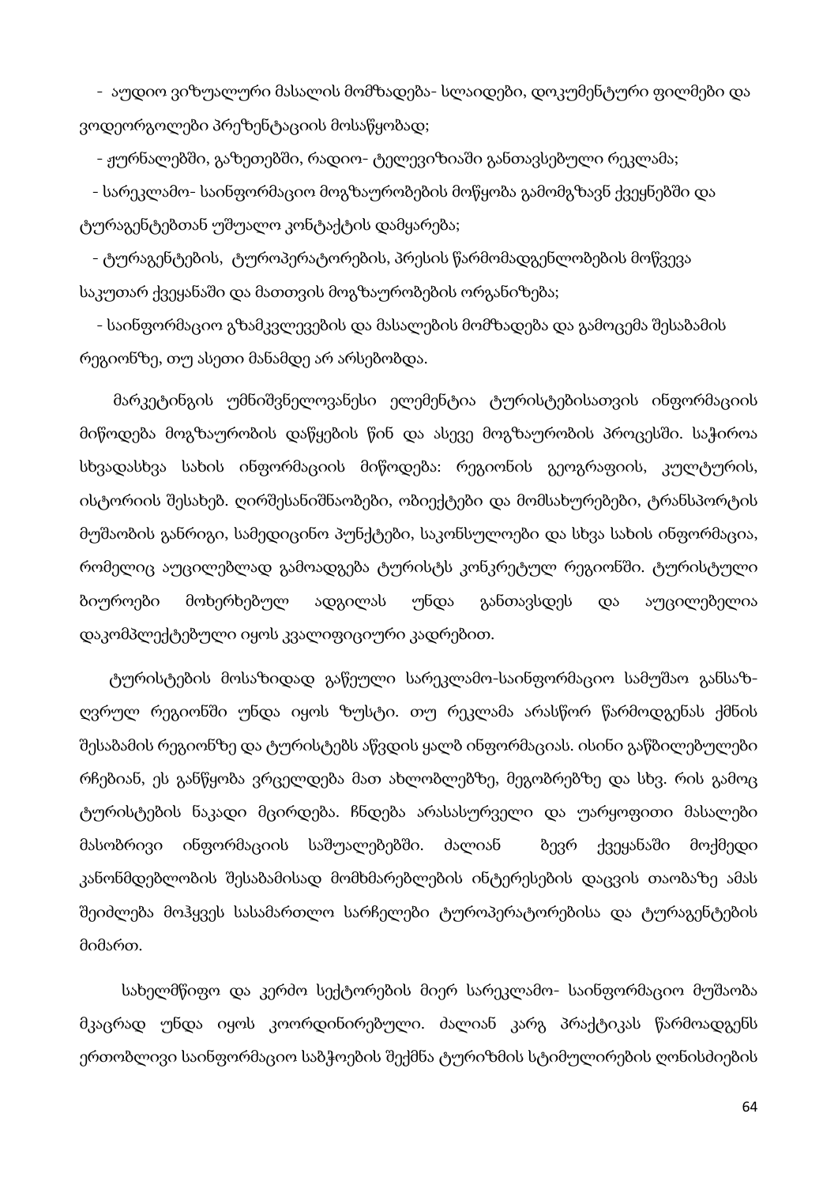- აუდიო ვიზუალური მასალის მომზადება- სლაიდები, დოკუმენტური ფილმები და ვოდეორგოლები პრეზენტაციის მოსაწყობად;

- ჟურნალებში, გაზეთებში, რადიო- ტელევიზიაში განთავსებული რეკლამა;

- სარეკლამო- საინფორმაციო მოგზაურობების მოწყობა გამომგზავნ ქვეყნებში და ტურაგენტებთან უშუალო კონტაქტის დამყარება;

- ტურაგენტების, ტუროპერატორების, პრესის წარმომადგენლობების მოწვევა საკუთარ ქვეყანაში და მათთვის მოგზაურობების ორგანიზება;

- საინფორმაციო გზამკვლევების და მასალების მომზადება და გამოცემა შესაბამის რეგიონზე, თუ ასეთი მანამდე არ არსებობდა.

მარკეტინგის უმნიშვნელოვანესი ელემენტია ტურისტებისათვის ინფორმაციის მიწოდება მოგზაურობის დაწყების წინ და ასევე მოგზაურობის პროცესში. საჭიროა სხვადასხვა სახის ინფორმაციის მიწოდება: რეგიონის გეოგრაფიის, კულტურის, ისტორიის შესახებ. ღირშესანიშნაობები, ობიექტები და მომსახურებები, ტრანსპორტის მუშაობის განრიგი, სამედიცინო პუნქტები, საკონსულოები და სხვა სახის ინფორმაცია, რომელიც აუცილებლად გამოადგება ტურისტს კონკრეტულ რეგიონში. ტურისტული ბიუროები მოხერხებულ ადგილას უნდა განთავსდეს და აუცილებელია დაკომპლექტებული იყოს კვალიფიციური კადრებით.

ტურისტების მოსაზიდად გაწეული სარეკლამო-საინფორმაციო სამუშაო განსაზ-ღვრულ რეგიონში უნდა იყოს ზუსტი. თუ რეკლამა არასწორ წარმოდგენას ქმნის შესაბამის რეგიონზე და ტურისტებს აწვდის ყალბ ინფორმაციას. ისინი გაწბილებულები რჩებიან, ეს განწყობა ვრცელდება მათ ახლობლებზე, მეგობრებზე და სხვ. რის გამოც ტურისტების ნაკადი მცირდება. ჩნდება არასასურველი და უარყოფითი მასალები მასობრივი ინფორმაციის საშუალებებში. ძალიან ბევრ ქვეყანაში მოქმედი კანონმდებლობის შესაბამისად მომხმარებლების ინტერესების დაცვის თაობაზე ამას შეიძლება მოჰყვეს სასამართლო სარჩელები ტუროპერატორებისა და ტურაგენტების მიმართ.

სახელმწიფო და კერძო სექტორების მიერ სარეკლამო- საინფორმაციო მუშაობა მკაცრად უნდა იყოს კოორდინირებული. ძალიან კარგ პრაქტიკას წარმოადგენს ერთობლივი საინფორმაციო საბჭოების შექმნა ტურიზმის სტიმულირების ღონისძიების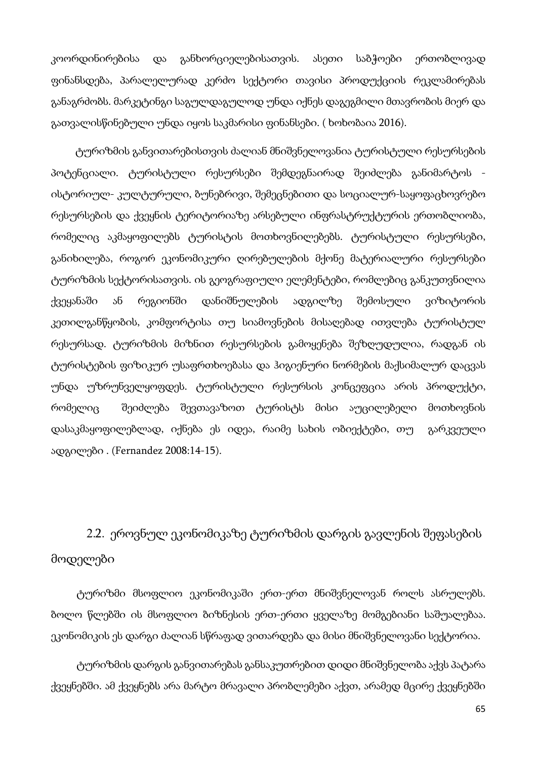კოორდინირებისა და განხორციელებისათვის. ასეთი საბჭოები ერთობლივად ფინანსდება, პარალელურად კერძო სექტორი თავისი პროდუქციის რეკლამირებას განაგრძობს. მარკეტინგი საგულდაგულოდ უნდა იქნეს დაგეგმილი მთავრობის მიერ და გათვალისწინებული უნდა იყოს საკმარისი ფინანსები. ( ხოხობაია 2016).

ტურიზმის განვითარებისთვის ძალიან მნიშვნელოვანია ტურისტული რესურსების პოტენციალი. ტურისტული რესურსები შემდეგნაირად შეიძლება განიმარტოს - ისტორიულ- კულტურული, ბუნებრივი, შემეცნებითი და სოციალურ-საყოფაცხოვრებო რესურსების და ქვეყნის ტერიტორიაზე არსებული ინფრასტრუქტურის ერთობლიობა, რომელიც აკმაყოფილებს ტურისტის მოთხოვნილებებს. ტურისტული რესურსები, განიხილება, როგორ ეკონომიკური ღირებულების მქონე მატერიალური რესურსები ტურიზმის სექტორისათვის. ის გეოგრაფიული ელემენტები, რომლებიც განკუთვნილია ქვეყანაში ან რეგიონში დანიშნულების ადგილზე შემოსული ვიზიტორის კეთილგანწყობის, კომფორტისა თუ სიამოვნების მისაღებად ითვლება ტურისტულ რესურსად. ტურიზმის მიზნით რესურსების გამოყენება შეზღუდულია, რადგან ის ტურისტების ფიზიკურ უსაფრთხოებასა და ჰიგიენური ნორმების მაქსიმალურ დაცვას უნდა უზრუნველყოფდეს. ტურისტული რესურსის კონცეფცია არის პროდუქტი, რომელიც შეიძლება შევთავაზოთ ტურისტს მისი აუცილებელი მოთხოვნის დასაკმაყოფილებლად, იქნება ეს იდეა, რაიმე სახის ობიექტები, თუ გარკვეული ადგილები . (Fernandez 2008:14-15).

## 2.2. ეროვნულ ეკონომიკაზე ტურიზმის დარგის გავლენის შეფასების მოდელები

ტურიზმი მსოფლიო ეკონომიკაში ერთ-ერთ მნიშვნელოვან როლს ასრულებს. ბოლო წლებში ის მსოფლიო ბიზნესის ერთ-ერთი ყველაზე მომგებიანი საშუალებაა. ეკონომიკის ეს დარგი ძალიან სწრაფად ვითარდება და მისი მნიშვნელოვანი სექტორია.

ტურიზმის დარგის განვითარებას განსაკუთრებით დიდი მნიშვნელობა აქვს პატარა ქვეყნებში. ამ ქვეყნებს არა მარტო მრავალი პრობლემები აქვთ, არამედ მცირე ქვეყნებში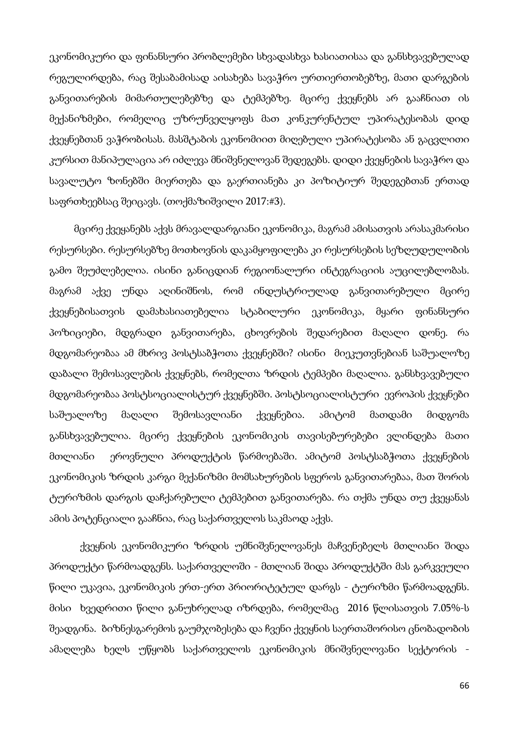ეკონომიკური და ფინანსური პრობლემები სხვადასხვა ხასიათისაა და განსხვავებულად რეგულირდება, რაც შესაბამისად აისახება სავაჭრო ურთიერთობებზე, მათი დარგების განვითარების მიმართულებებზე და ტემპებზე. მცირე ქვეყნებს არ გააჩნიათ ის მექანიზმები, რომელიც უზრუნველყოფს მათ კონკურენტულ უპირატესობას დიდ ქვეყნებთან ვაჭრობისას. მასშტაბის ეკონომიით მიღებული უპირატესობა ან გაცვლითი კურსით მანიპულაცია არ იძლევა მნიშვნელოვან შედეგებს. დიდი ქვეყნების სავაჭრო და სავალუტო ზონებში მიერთება და გაერთიანება კი პოზიტიურ შედეგებთან ერთად საფრთხეებსაც შეიცავს. (თოქმაზიშვილი 2017:#3).

მცირე ქვეყანებს აქვს მრავალდარგიანი ეკონომიკა, მაგრამ ამისათვის არასაკმარისი რესურსები. რესურსებზე მოთხოვნის დაკამყოფილება კი რესურსების სეზღუდულობის გამო შეუძლებელია. ისინი განიცდიან რეგიონალური ინტეგრაციის აუცილებლობას. მაგრამ აქვე უნდა აღინიშნოს, რომ ინდუსტრიულად განვითარებული მცირე ქვეყნებისათვის დამახასიათებელია სტაბილური ეკონომიკა, მყარი ფინანსური პოზიციები, მდგრადი განვითარება, ცხოვრების შედარებით მაღალი დონე. რა მდგომარეობაა ამ მხრივ პოსტსაბჭოთა ქვეყნებში? ისინი მიეკუთვნებიან საშუალოზე დაბალი შემოსავლების ქვეყნებს, რომელთა ზრდის ტემპები მაღალია. განსხვავებული მდგომარეობაა პოსტსოციალისტურ ქვეყნებში. პოსტსოციალისტური ევროპის ქვეყნები საშუალოზე მაღალი შემოსავლიანი ქვეყნებია. ამიტომ მათდამი მიდგომა განსხვავებულია. მცირე ქვეყნების ეკონომიკის თავისებურებები ვლინდება მათი მთლიანი ეროვნული პროდუქტის წარმოებაში. ამიტომ პოსტსაბჭოთა ქვეყნების ეკონომიკის ზრდის კარგი მექანიზმი მომსახურების სფეროს განვითარებაა, მათ შორის ტურიზმის დარგის დაჩქარებული ტემპებით განვითარება. რა თქმა უნდა თუ ქვეყანას ამის პოტენციალი გააჩნია, რაც საქართველოს საკმაოდ აქვს.

ქვეყნის ეკონომიკური ზრდის უმნიშვნელოვანეს მაჩვენებელს მთლიანი შიდა პროდუქტი წარმოადგენს. საქართველოში - მთლიან შიდა პროდუქტში მას გარკვეული წილი უკავია, ეკონომიკის ერთ-ერთ პრიორიტეტულ დარგს - ტურიზმი წარმოადგენს. მისი ხვედრითი წილი განუხრელად იზრდება, რომელმაც 2016 წლისათვის 7.05%-ს შეადგინა. ბიზნესგარემოს გაუმჯობესება და ჩვენი ქვეყნის საერთაშორისო ცნობადობის ამაღლება ხელს უწყობს საქართველოს ეკონომიკის მნიშვნელოვანი სექტორის -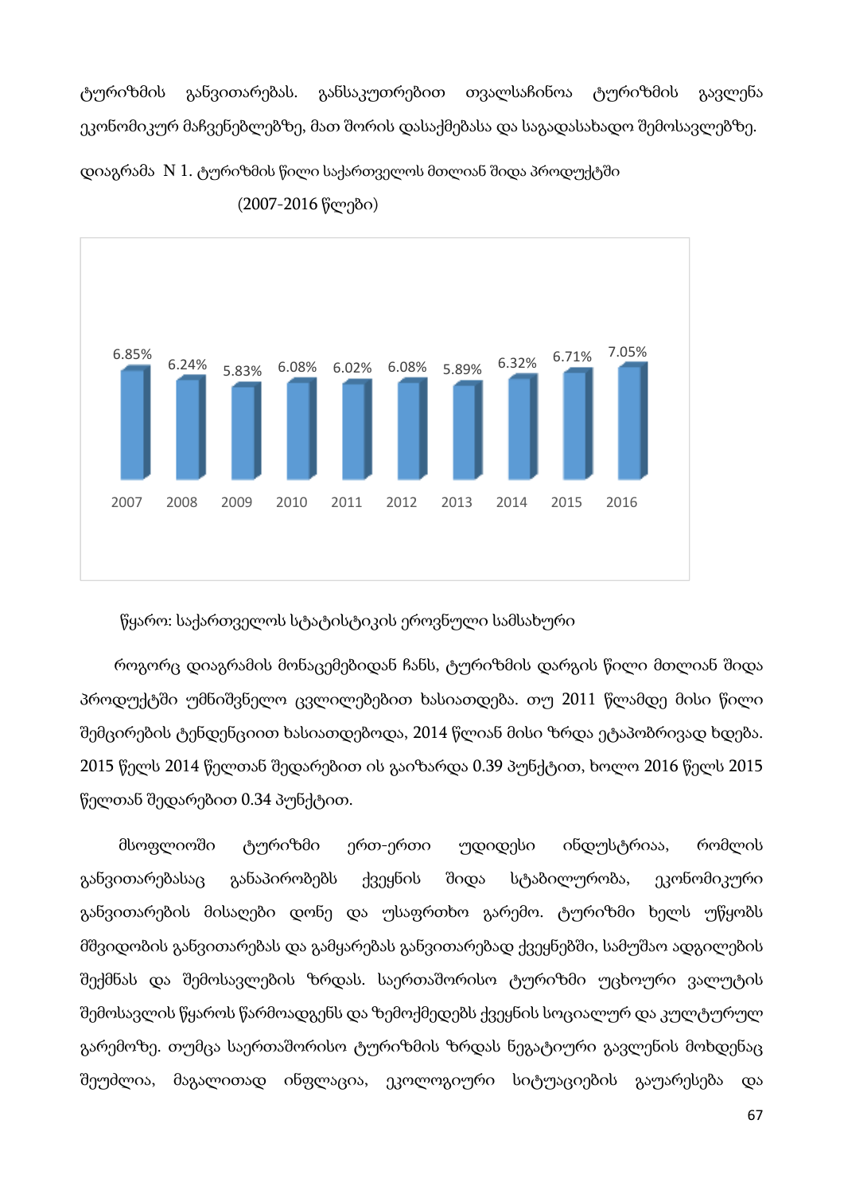ტურიზმის განვითარებას. განსაკუთრებით თვალსაჩინოა ტურიზმის გავლენა ეკონომიკურ მაჩვენებლებზე, მათ შორის დასაქმებასა და საგადასახადო შემოსავლებზე.

დიაგრამა N 1. ტურიზმის წილი საქართველოს მთლიან შიდა პროდუქტში (2007-2016 წლები)

| 2007 | 2008 | 2009 | 2010 | 2011 | 2012 | 2013 | 2014 | 2015 | 2016 |
|---|---|---|---|---|---|---|---|---|---|
| 6.85% | 6.24% | 5.83% | 6.08% | 6.02% | 6.08% | 5.89% | 6.32% | 6.71% | 7.05% |

წყარო: საქართველოს სტატისტიკის ეროვნული სამსახური

როგორც დიაგრამის მონაცემებიდან ჩანს, ტურიზმის დარგის წილი მთლიან შიდა პროდუქტში უმნიშვნელო ცვლილებებით ხასიათდება. თუ 2011 წლამდე მისი წილი შემცირების ტენდენციით ხასიათდებოდა, 2014 წლიან მისი ზრდა ეტაპობრივად ხდება. 2015 წელს 2014 წელთან შედარებით ის გაიზარდა 0.39 პუნქტით, ხოლო 2016 წელს 2015 წელთან შედარებით 0.34 პუნქტით.

მსოფლიოში ტურიზმი ერთ-ერთი უდიდესი ინდუსტრიაა, რომლის განვითარებასაც განაპირობებს ქვეყნის შიდა სტაბილურობა, ეკონომიკური განვითარების მისაღები დონე და უსაფრთხო გარემო. ტურიზმი ხელს უწყობს მშვიდობის განვითარებას და გამყარებას განვითარებად ქვეყნებში, სამუშაო ადგილების შექმნას და შემოსავლების ზრდას. საერთაშორისო ტურიზმი უცხოური ვალუტის შემოსავლის წყაროს წარმოადგენს და ზემოქმედებს ქვეყნის სოციალურ და კულტურულ გარემოზე. თუმცა საერთაშორისო ტურიზმის ზრდას ნეგატიური გავლენის მოხდენაც შეუძლია, მაგალითად ინფლაცია, ეკოლოგიური სიტუაციების გაუარესება და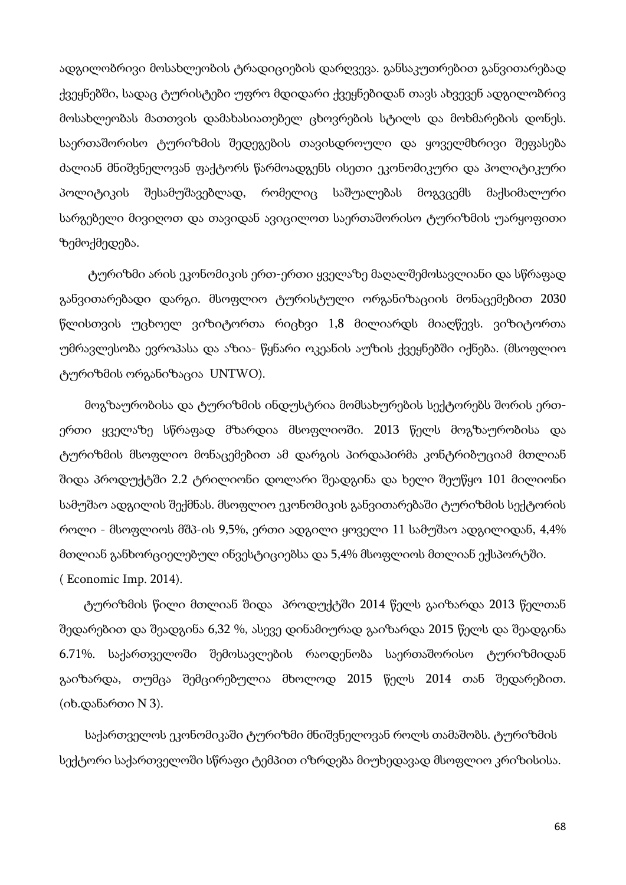ადგილობრივი მოსახლეობის ტრადიციების დარღვევა. განსაკუთრებით განვითარებად ქვეყნებში, სადაც ტურისტები უფრო მდიდარი ქვეყნებიდან თავს ახვევენ ადგილობრივ მოსახლეობას მათთვის დამახასიათებელ ცხოვრების სტილს და მოხმარების დონეს. საერთაშორისო ტურიზმის შედეგების თავისდროული და ყოველმხრივი შეფასება ძალიან მნიშვნელოვან ფაქტორს წარმოადგენს ისეთი ეკონომიკური და პოლიტიკური პოლიტიკის შესამუშავებლად, რომელიც საშუალებას მოგვცემს მაქსიმალური სარგებელი მივიღოთ და თავიდან ავიცილოთ საერთაშორისო ტურიზმის უარყოფითი ზემოქმედება.

ტურიზმი არის ეკონომიკის ერთ-ერთი ყველაზე მაღალშემოსავლიანი და სწრაფად განვითარებადი დარგი. მსოფლიო ტურისტული ორგანიზაციის მონაცემებით 2030 წლისთვის უცხოელ ვიზიტორთა რიცხვი 1,8 მილიარდს მიაღწევს. ვიზიტორთა უმრავლესობა ევროპასა და აზია- წყნარი ოკეანის აუზის ქვეყნებში იქნება. (მსოფლიო ტურიზმის ორგანიზაცია UNTWO).

მოგზაურობისა და ტურიზმის ინდუსტრია მომსახურების სექტორებს შორის ერთ-ერთი ყველაზე სწრაფად მზარდია მსოფლიოში. 2013 წელს მოგზაურობისა და ტურიზმის მსოფლიო მონაცემებით ამ დარგის პირდაპირმა კონტრიბუციამ მთლიან შიდა პროდუქტში 2.2 ტრილიონი დოლარი შეადგინა და ხელი შეუწყო 101 მილიონი სამუშაო ადგილის შექმნას. მსოფლიო ეკონომიკის განვითარებაში ტურიზმის სექტორის როლი - მსოფლიოს მშპ-ის 9,5%, ერთი ადგილი ყოველი 11 სამუშაო ადგილიდან, 4,4% მთლიან განხორციელებულ ინვესტიციებსა და 5,4% მსოფლიოს მთლიან ექსპორტში.
( Economic Imp. 2014).

ტურიზმის წილი მთლიან შიდა პროდუქტში 2014 წელს გაიზარდა 2013 წელთან შედარებით და შეადგინა 6,32 %, ასევე დინამიურად გაიზარდა 2015 წელს და შეადგინა 6.71%. საქართველოში შემოსავლების რაოდენობა საერთაშორისო ტურიზმიდან გაიზარდა, თუმცა შემცირებულია მხოლოდ 2015 წელს 2014 თან შედარებით. (იხ.დანართი N 3).

საქართველოს ეკონომიკაში ტურიზმი მნიშვნელოვან როლს თამაშობს. ტურიზმის სექტორი საქართველოში სწრაფი ტემპით იზრდება მიუხედავად მსოფლიო კრიზისისა.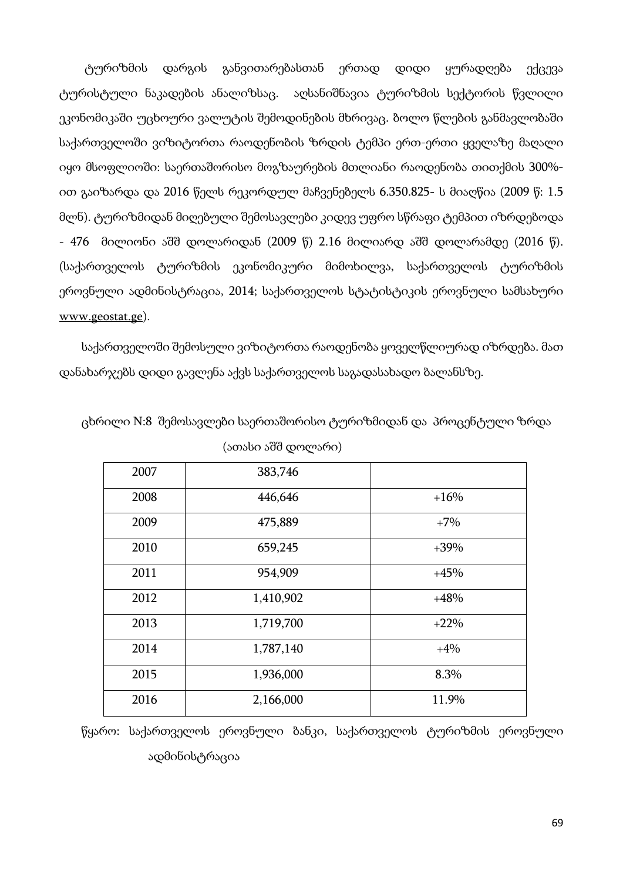ტურიზმის დარგის განვითარებასთან ერთად დიდი ყურადღება ექცევა ტურისტული ნაკადების ანალიზსაც. აღსანიშნავია ტურიზმის სექტორის წვლილი ეკონომიკაში უცხოური ვალუტის შემოდინების მხრივაც. ბოლო წლების განმავლობაში საქართველოში ვიზიტორთა რაოდენობის ზრდის ტემპი ერთ-ერთი ყველაზე მაღალი იყო მსოფლიოში: საერთაშორისო მოგზაურების მთლიანი რაოდენობა თითქმის 300%-ით გაიზარდა და 2016 წელს რეკორდულ მაჩვენებელს 6.350.825- ს მიაღწია (2009 წ: 1.5 მლნ). ტურიზმიდან მიღებული შემოსავლები კიდევ უფრო სწრაფი ტემპით იზრდებოდა - 476 მილიონი აშშ დოლარიდან (2009 წ) 2.16 მილიარდ აშშ დოლარამდე (2016 წ). (საქართველოს ტურიზმის ეკონომიკური მიმოხილვა, საქართველოს ტურიზმის ეროვნული ადმინისტრაცია, 2014; საქართველოს სტატისტიკის ეროვნული სამსახური www.geostat.ge).

საქართველოში შემოსული ვიზიტორთა რაოდენობა ყოველწლიურად იზრდება. მათ დანახარჯებს დიდი გავლენა აქვს საქართველოს საგადასახადო ბალანსზე.

ცხრილი N:8 შემოსავლები საერთაშორისო ტურიზმიდან და პროცენტული ზრდა

(ათასი აშშ დოლარი)

| | | |
|---|---|---|
| 2007 | 383,746 | |
| 2008 | 446,646 | +16% |
| 2009 | 475,889 | +7% |
| 2010 | 659,245 | +39% |
| 2011 | 954,909 | +45% |
| 2012 | 1,410,902 | +48% |
| 2013 | 1,719,700 | +22% |
| 2014 | 1,787,140 | +4% |
| 2015 | 1,936,000 | 8.3% |
| 2016 | 2,166,000 | 11.9% |

წყარო: საქართველოს ეროვნული ბანკი, საქართველოს ტურიზმის ეროვნული ადმინისტრაცია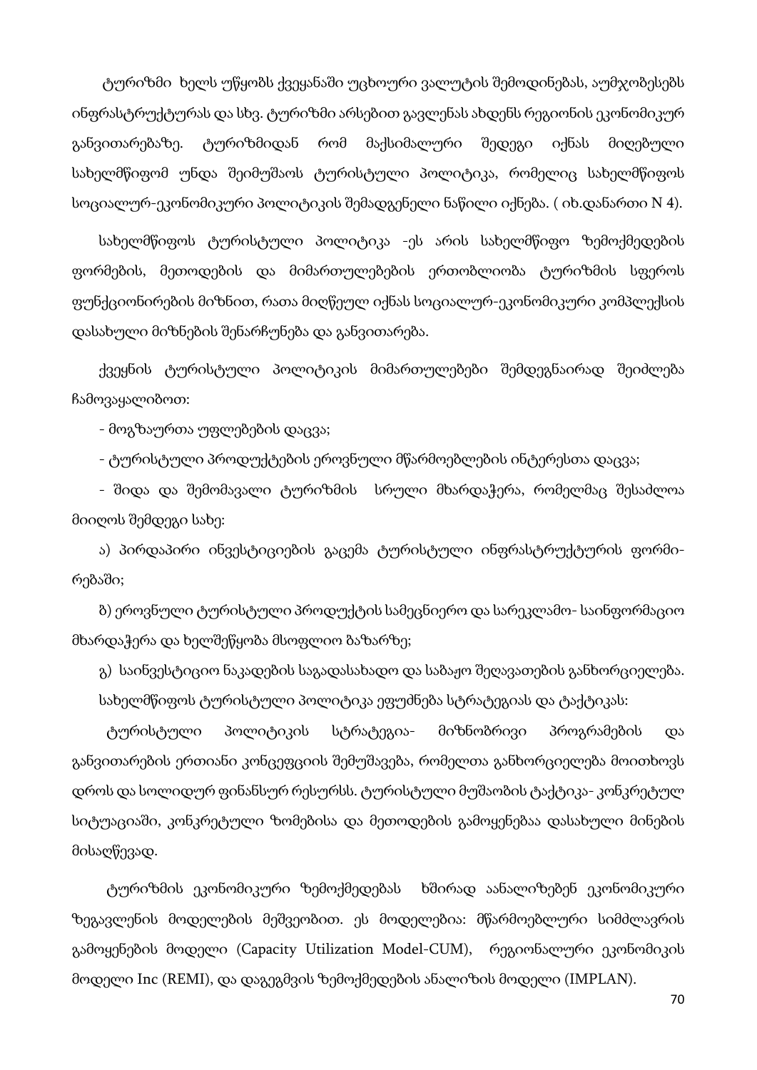ტურიზმი ხელს უწყობს ქვეყანაში უცხოური ვალუტის შემოდინებას, აუმჯობესებს ინფრასტრუქტურას და სხვ. ტურიზმი არსებით გავლენას ახდენს რეგიონის ეკონომიკურ განვითარებაზე. ტურიზმიდან რომ მაქსიმალური შედეგი იქნას მიღებული სახელმწიფომ უნდა შეიმუშაოს ტურისტული პოლიტიკა, რომელიც სახელმწიფოს სოციალურ-ეკონომიკური პოლიტიკის შემადგენელი ნაწილი იქნება. ( იხ.დანართი N 4).

სახელმწიფოს ტურისტული პოლიტიკა -ეს არის სახელმწიფო ზემოქმედების ფორმების, მეთოდების და მიმართულებების ერთობლიობა ტურიზმის სფეროს ფუნქციონირების მიზნით, რათა მიღწეულ იქნას სოციალურ-ეკონომიკური კომპლექსის დასახული მიზნების შენარჩუნება და განვითარება.

ქვეყნის ტურისტული პოლიტიკის მიმართულებები შემდეგნაირად შეიძლება ჩამოვაყალიბოთ:

- მოგზაურთა უფლებების დაცვა;

- ტურისტული პროდუქტების ეროვნული მწარმოებლების ინტერესთა დაცვა;

- შიდა და შემომავალი ტურიზმის სრული მხარდაჭერა, რომელმაც შესაძლოა მიიღოს შემდეგი სახე:

ა) პირდაპირი ინვესტიციების გაცემა ტურისტული ინფრასტრუქტურის ფორმირებაში;

ბ) ეროვნული ტურისტული პროდუქტის სამეცნიერო და სარეკლამო- საინფორმაციო მხარდაჭერა და ხელშეწყობა მსოფლიო ბაზარზე;

გ) საინვესტიციო ნაკადების საგადასახადო და საბაჟო შეღავათების განხორციელება.

სახელმწიფოს ტურისტული პოლიტიკა ეფუძნება სტრატეგიას და ტაქტიკას:

ტურისტული პოლიტიკის სტრატეგია- მიზნობრივი პროგრამების და განვითარების ერთიანი კონცეფციის შემუშავება, რომელთა განხორციელება მოითხოვს დროს და სოლიდურ ფინანსურ რესურსს. ტურისტული მუშაობის ტაქტიკა- კონკრეტულ სიტუაციაში, კონკრეტული ზომებისა და მეთოდების გამოყენებაა დასახული მინების მისაღწევად.

ტურიზმის ეკონომიკური ზემოქმედებას ხშირად აანალიზებენ ეკონომიკური ზეგავლენის მოდელების მეშვეობით. ეს მოდელებია: მწარმოებლური სიმძლავრის გამოყენების მოდელი (Capacity Utilization Model-CUM), რეგიონალური ეკონომიკის მოდელი Inc (REMI), და დაგეგმვის ზემოქმედების ანალიზის მოდელი (IMPLAN).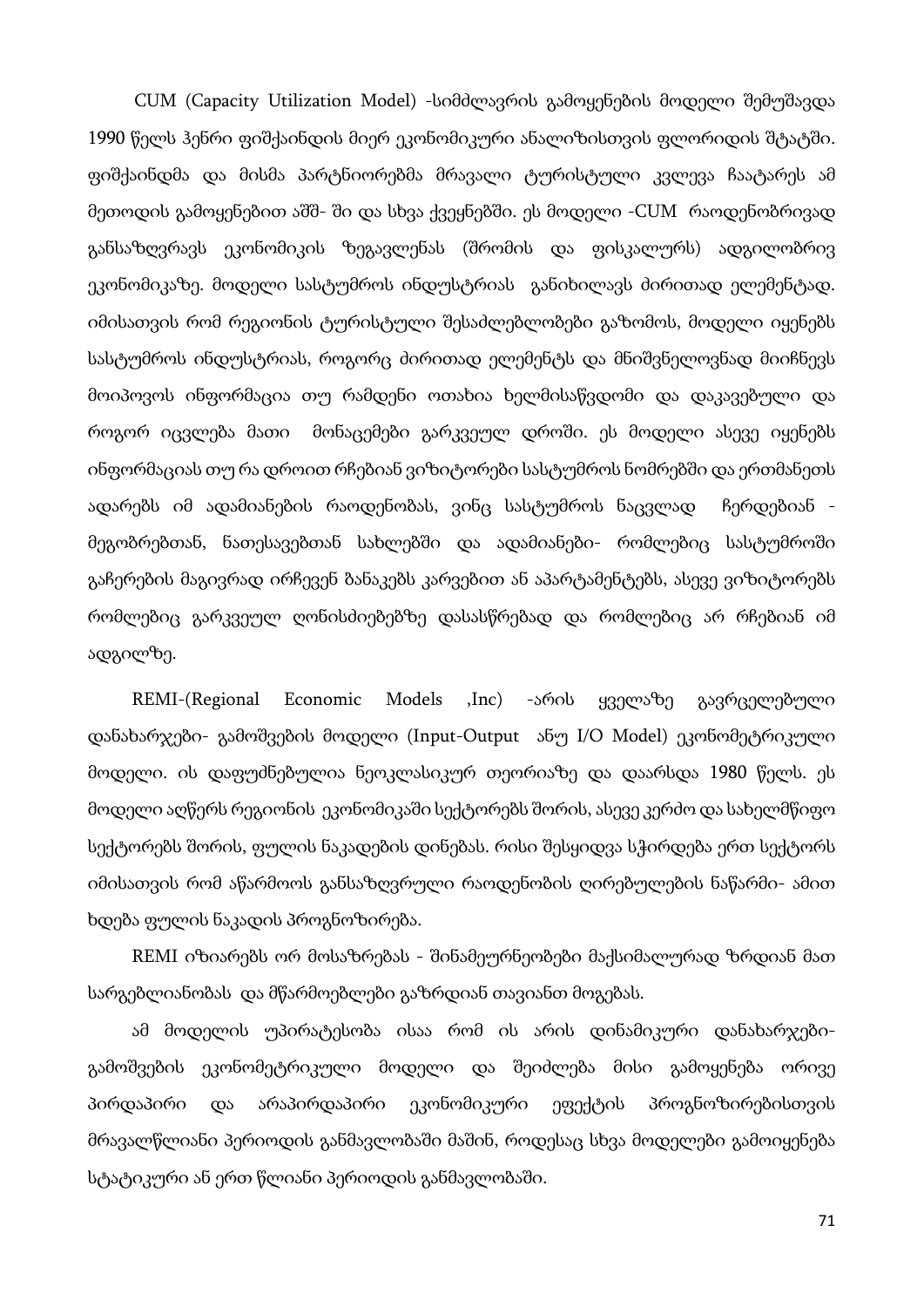CUM (Capacity Utilization Model) -სიმძლავრის გამოყენების მოდელი შემუშავდა 1990 წელს ჰენრი ფიშქაინდის მიერ ეკონომიკური ანალიზისთვის ფლორიდის შტატში. ფიშქაინდმა და მისმა პარტნიორებმა მრავალი ტურისტული კვლევა ჩაატარეს ამ მეთოდის გამოყენებით აშშ- ში და სხვა ქვეყნებში. ეს მოდელი -CUM რაოდენობრივად განსაზღვრავს ეკონომიკის ზეგავლენას (შრომის და ფისკალურს) ადგილობრივ ეკონომიკაზე. მოდელი სასტუმროს ინდუსტრიას განიხილავს ძირითად ელემენტად. იმისათვის რომ რეგიონის ტურისტული შესაძლებლობები გაზომოს, მოდელი იყენებს სასტუმროს ინდუსტრიას, როგორც ძირითად ელემენტს და მნიშვნელოვნად მიიჩნევს მოიპოვოს ინფორმაცია თუ რამდენი ოთახია ხელმისაწვდომი და დაკავებული და როგორ იცვლება მათი მონაცემები გარკვეულ დროში. ეს მოდელი ასევე იყენებს ინფორმაციას თუ რა დროით რჩებიან ვიზიტორები სასტუმროს ნომრებში და ერთმანეთს ადარებს იმ ადამიანების რაოდენობას, ვინც სასტუმროს ნაცვლად ჩერდებიან - მეგობრებთან, ნათესავებთან სახლებში და ადამიანები- რომლებიც სასტუმროში გაჩერების მაგივრად ირჩევენ ბანაკებს კარვებით ან აპარტამენტებს, ასევე ვიზიტორებს რომლებიც გარკვეულ ღონისძიებებზე დასასწრებად და რომლებიც არ რჩებიან იმ ადგილზე.

REMI-(Regional Economic Models ,Inc) -არის ყველაზე გავრცელებული დანახარჯები- გამოშვების მოდელი (Input-Output ანუ I/O Model) ეკონომეტრიკული მოდელი. ის დაფუძნებულია ნეოკლასიკურ თეორიაზე და დაარსდა 1980 წელს. ეს მოდელი აღწერს რეგიონის ეკონომიკაში სექტორებს შორის, ასევე კერძო და სახელმწიფო სექტორებს შორის, ფულის ნაკადების დინებას. რისი შესყიდვა სჭირდება ერთ სექტორს იმისათვის რომ აწარმოოს განსაზღვრული რაოდენობის ღირებულების ნაწარმი- ამით ხდება ფულის ნაკადის პროგნოზირება.

REMI იზიარებს ორ მოსაზრებას - შინამეურნეობები მაქსიმალურად ზრდიან მათ სარგებლიანობას და მწარმოებლები გაზრდიან თავიანთ მოგებას.

ამ მოდელის უპირატესობა ისაა რომ ის არის დინამიკური დანახარჯები-გამოშვების ეკონომეტრიკული მოდელი და შეიძლება მისი გამოყენება ორივე პირდაპირი და არაპირდაპირი ეკონომიკური ეფექტის პროგნოზირებისთვის მრავალწლიანი პერიოდის განმავლობაში მაშინ, როდესაც სხვა მოდელები გამოიყენება სტატიკური ან ერთ წლიანი პერიოდის განმავლობაში.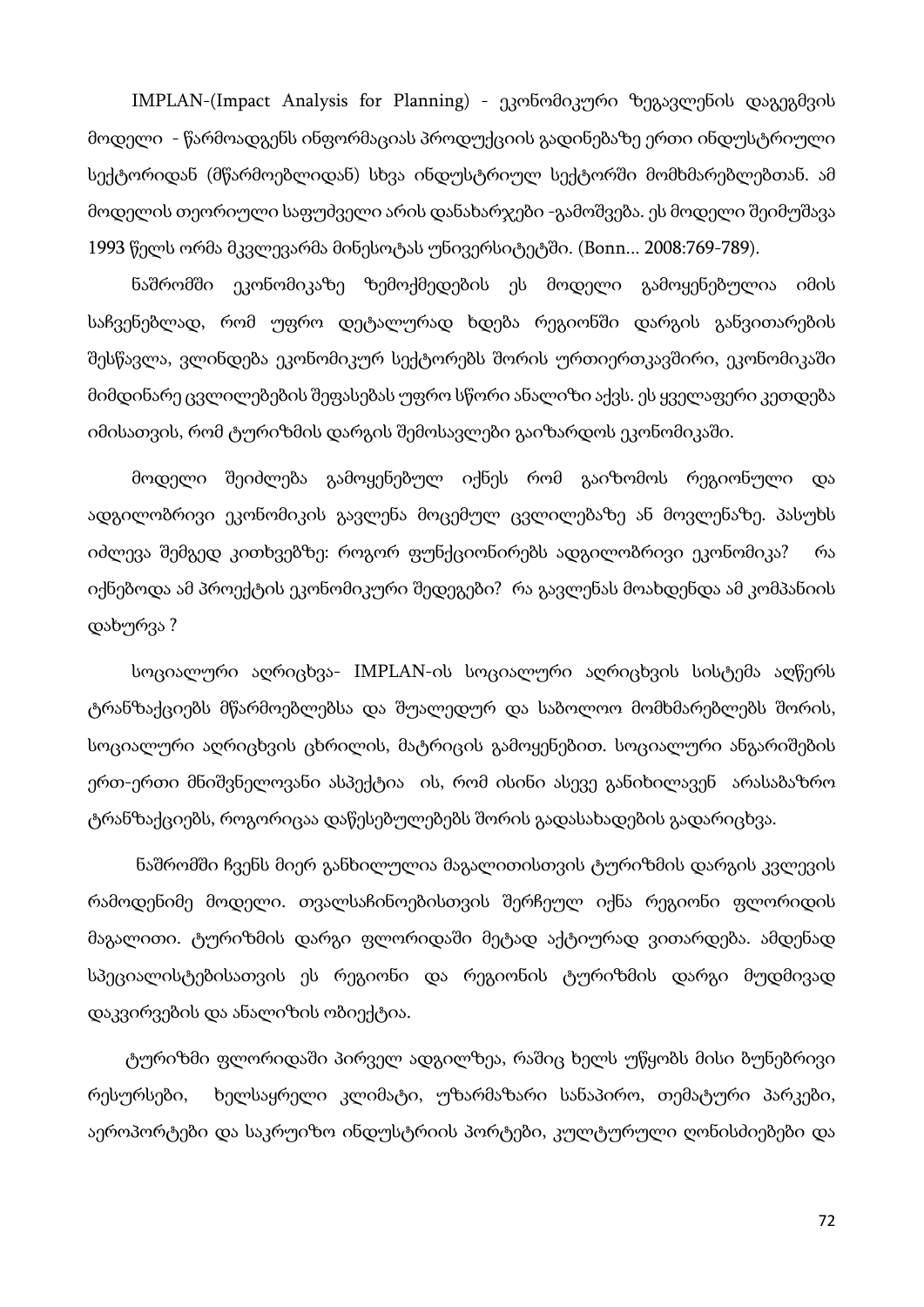IMPLAN-(Impact Analysis for Planning) - ეკონომიკური ზეგავლენის დაგეგმვის მოდელი - წარმოადგენს ინფორმაციას პროდუქციის გადინებაზე ერთი ინდუსტრიული სექტორიდან (მწარმოებლიდან) სხვა ინდუსტრიულ სექტორში მომხმარებლებთან. ამ მოდელის თეორიული საფუძველი არის დანახარჯები -გამოშვება. ეს მოდელი შეიმუშავა 1993 წელს ორმა მკვლევარმა მინესოტას უნივერსიტეტში. (Bonn... 2008:769-789).

ნაშრომში ეკონომიკაზე ზემოქმედების ეს მოდელი გამოყენებულია იმის საჩვენებლად, რომ უფრო დეტალურად ხდება რეგიონში დარგის განვითარების შესწავლა, ვლინდება ეკონომიკურ სექტორებს შორის ურთიერთკავშირი, ეკონომიკაში მიმდინარე ცვლილებების შეფასებას უფრო სწორი ანალიზი აქვს. ეს ყველაფერი კეთდება იმისათვის, რომ ტურიზმის დარგის შემოსავლები გაიზარდოს ეკონომიკაში.

მოდელი შეიძლება გამოყენებულ იქნეს რომ გაიზომოს რეგიონული და ადგილობრივი ეკონომიკის გავლენა მოცემულ ცვლილებაზე ან მოვლენაზე. პასუხს იძლევა შემგედ კითხვებზე: როგორ ფუნქციონირებს ადგილობრივი ეკონომიკა? რა იქნებოდა ამ პროექტის ეკონომიკური შედეგები? რა გავლენას მოახდენდა ამ კომპანიის დახურვა ?

სოციალური აღრიცხვა- IMPLAN-ის სოციალური აღრიცხვის სისტემა აღწერს ტრანზაქციებს მწარმოებლებსა და შუალედურ და საბოლოო მომხმარებლებს შორის, სოციალური აღრიცხვის ცხრილის, მატრიცის გამოყენებით. სოციალური ანგარიშების ერთ-ერთი მნიშვნელოვანი ასპექტია ის, რომ ისინი ასევე განიხილავენ არასაბაზრო ტრანზაქციებს, როგორიცაა დაწესებულებებს შორის გადასახადების გადარიცხვა.

ნაშრომში ჩვენს მიერ განხილულია მაგალითისთვის ტურიზმის დარგის კვლევის რამოდენიმე მოდელი. თვალსაჩინოებისთვის შერჩეულ იქნა რეგიონი ფლორიდის მაგალითი. ტურიზმის დარგი ფლორიდაში მეტად აქტიურად ვითარდება. ამდენად სპეციალისტებისათვის ეს რეგიონი და რეგიონის ტურიზმის დარგი მუდმივად დაკვირვების და ანალიზის ობიექტია.

ტურიზმი ფლორიდაში პირველ ადგილზეა, რაშიც ხელს უწყობს მისი ბუნებრივი რესურსები, ხელსაყრელი კლიმატი, უზარმაზარი სანაპირო, თემატური პარკები, აეროპორტები და საკრუიზო ინდუსტრიის პორტები, კულტურული ღონისძიებები და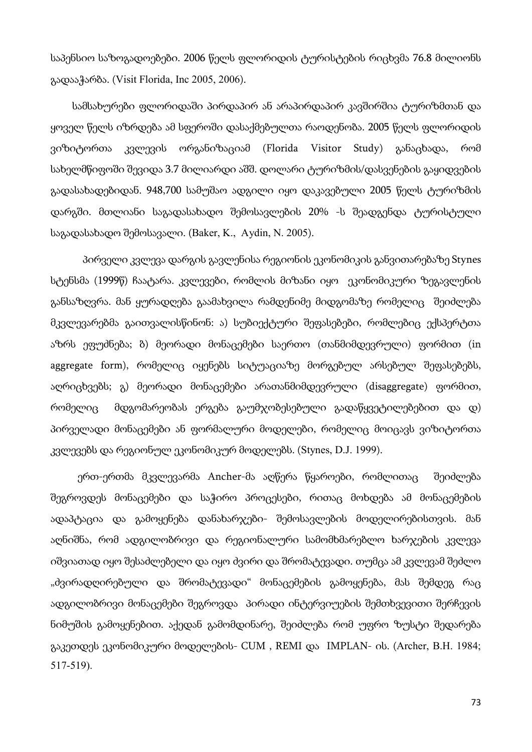საპენსიო საზოგადოებები. 2006 წელს ფლორიდის ტურისტების რიცხვმა 76.8 მილიონს გადააჭარბა. (Visit Florida, Inc 2005, 2006).

სამსახურები ფლორიდაში პირდაპირ ან არაპირდაპირ კავშირშია ტურიზმთან და ყოველ წელს იზრდება ამ სფეროში დასაქმებულთა რაოდენობა. 2005 წელს ფლორიდის ვიზიტორთა კვლევის ორგანიზაციამ (Florida Visitor Study) განაცხადა, რომ სახელმწიფოში შევიდა 3.7 მილიარდი აშშ. დოლარი ტურიზმის/დასვენების გაყიდვების გადასახადებიდან. 948,700 სამუშაო ადგილი იყო დაკავებული 2005 წელს ტურიზმის დარგში. მთლიანი საგადასახადო შემოსავლების 20% -ს შეადგენდა ტურისტული საგადასახადო შემოსავალი. (Baker, K., Aydin, N. 2005).

პირველი კვლევა დარგის გავლენისა რეგიონის ეკონომიკის განვითარებაზე Stynes სტენსმა (1999წ) ჩაატარა. კვლევები, რომლის მიზანი იყო ეკონომიკური ზეგავლენის განსაზღვრა. მან ყურადღება გაამახვილა რამდენიმე მიდგომაზე რომელიც შეიძლება მკვლევარებმა გაითვალისწინონ: ა) სუბიექტური შეფასებები, რომლებიც ექსპერტთა აზრს ეფუძნება; ბ) მეორადი მონაცემები საერთო (თანმიმდევრული) ფორმით (in aggregate form), რომელიც იყენებს სიტუაციაზე მორგებულ არსებულ შეფასებებს, აღრიცხვებს; გ) მეორადი მონაცემები არათანმიმდევრული (disaggregate) ფორმით, რომელიც მდგომარეობას ერგება გაუმჯობესებული გადაწყვეტილებებით და დ) პირველადი მონაცემები ან ფორმალური მოდელები, რომელიც მოიცავს ვიზიტორთა კვლევებს და რეგიონულ ეკონომიკურ მოდელებს. (Stynes, D.J. 1999).

ერთ-ერთმა მკვლევარმა Ancher-მა აღწერა წყაროები, რომლითაც შეიძლება შეგროვდეს მონაცემები და საჭირო პროცესები, რითაც მოხდება ამ მონაცემების ადაპტაცია და გამოყენება დანახარჯები- შემოსავლების მოდელირებისთვის. მან აღნიშნა, რომ ადგილობრივი და რეგიონალური სამომხმარებლო ხარჯების კვლევა იშვიათად იყო შესაძლებელი და იყო ძვირი და შრომატევადი. თუმცა ამ კვლევამ შეძლო „ძვირადღირებული და შრომატევადი" მონაცემების გამოყენება, მას შემდეგ რაც ადგილობრივი მონაცემები შეგროვდა პირადი ინტერვიუების შემთხვევითი შერჩევის ნიმუშის გამოყენებით. აქედან გამომდინარე, შეიძლება რომ უფრო ზუსტი შედარება გაკეთდეს ეკონომიკური მოდელების- CUM , REMI და IMPLAN- ის. (Archer, B.H. 1984; 517-519).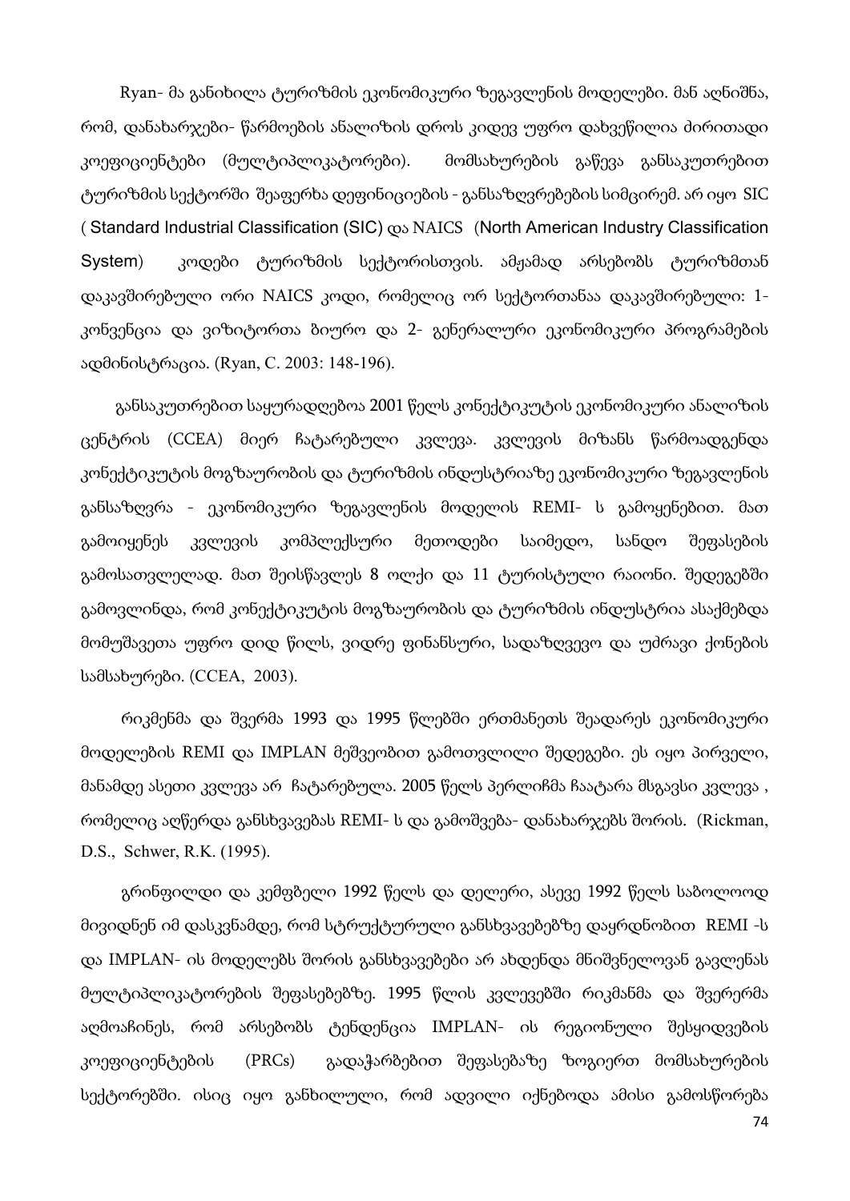Ryan- მა განიხილა ტურიზმის ეკონომიკური ზეგავლენის მოდელები. მან აღნიშნა, რომ, დანახარჯები- წარმოების ანალიზის დროს კიდევ უფრო დახვეწილია ძირითადი კოეფიციენტები (მულტიპლიკატორები). მომსახურების გაწევა განსაკუთრებით ტურიზმის სექტორში შეაფერხა დეფინიციების - განსაზღვრებების სიმცირემ. არ იყო SIC ( Standard Industrial Classification (SIC) და NAICS (North American Industry Classification System) კოდები ტურიზმის სექტორისთვის. ამჟამად არსებობს ტურიზმთან დაკავშირებული ორი NAICS კოდი, რომელიც ორ სექტორთანაა დაკავშირებული: 1- კონვენცია და ვიზიტორთა ბიურო და 2- გენერალური ეკონომიკური პროგრამების ადმინისტრაცია. (Ryan, C. 2003: 148-196).

განსაკუთრებით საყურადღებოა 2001 წელს კონექტიკუტის ეკონომიკური ანალიზის ცენტრის (CCEA) მიერ ჩატარებული კვლევა. კვლევის მიზანს წარმოადგენდა კონექტიკუტის მოგზაურობის და ტურიზმის ინდუსტრიაზე ეკონომიკური ზეგავლენის განსაზღვრა - ეკონომიკური ზეგავლენის მოდელის REMI- ს გამოყენებით. მათ გამოიყენეს კვლევის კომპლექსური მეთოდები საიმედო, სანდო შეფასების გამოსათვლელად. მათ შეისწავლეს 8 ოლქი და 11 ტურისტული რაიონი. შედეგებში გამოვლინდა, რომ კონექტიკუტის მოგზაურობის და ტურიზმის ინდუსტრია ასაქმებდა მომუშავეთა უფრო დიდ წილს, ვიდრე ფინანსური, სადაზღვევო და უძრავი ქონების სამსახურები. (CCEA, 2003).

რიკმენმა და შვერმა 1993 და 1995 წლებში ერთმანეთს შეადარეს ეკონომიკური მოდელების REMI და IMPLAN მეშვეობით გამოთვლილი შედეგები. ეს იყო პირველი, მანამდე ასეთი კვლევა არ ჩატარებულა. 2005 წელს პერლიჩმა ჩაატარა მსგავსი კვლევა , რომელიც აღწერდა განსხვავებას REMI- ს და გამოშვება- დანახარჯებს შორის. (Rickman, D.S., Schwer, R.K. (1995).

გრინფილდი და კემფბელი 1992 წელს და დელერი, ასევე 1992 წელს საბოლოოდ მივიდნენ იმ დასკვნამდე, რომ სტრუქტურული განსხვავებებზე დაყრდნობით REMI -ს და IMPLAN- ის მოდელებს შორის განსხვავებები არ ახდენდა მნიშვნელოვან გავლენას მულტიპლიკატორების შეფასებებზე. 1995 წლის კვლევებში რიკმანმა და შვერერმა აღმოაჩინეს, რომ არსებობს ტენდენცია IMPLAN- ის რეგიონული შესყიდვების კოეფიციენტების (PRCs) გადაჭარბებით შეფასებაზე ზოგიერთ მომსახურების სექტორებში. ისიც იყო განხილული, რომ ადვილი იქნებოდა ამისი გამოსწორება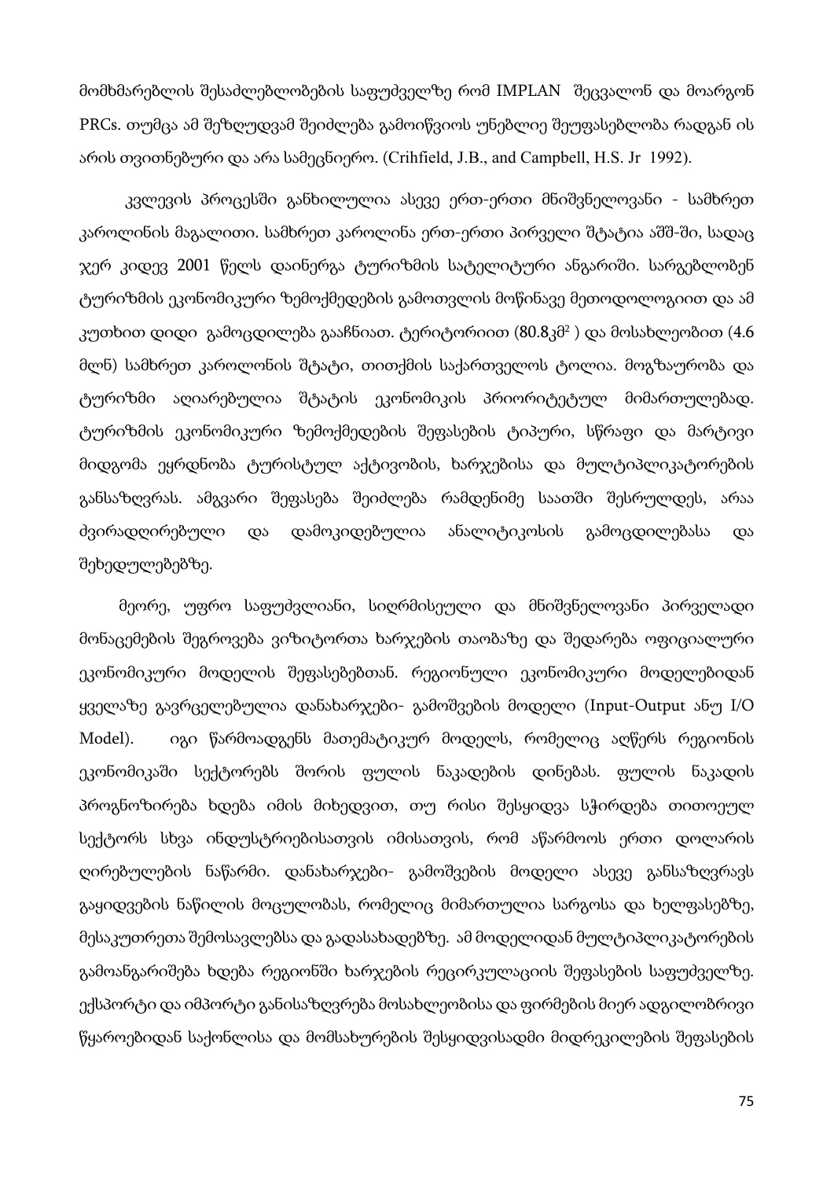მომხმარებლის შესაძლებლობების საფუძველზე რომ IMPLAN შეცვალონ და მოარგონ PRCs. თუმცა ამ შეზღუდვამ შეიძლება გამოიწვიოს უნებლიე შეუფასებლობა რადგან ის არის თვითნებური და არა სამეცნიერო. (Crihfield, J.B., and Campbell, H.S. Jr 1992).

კვლევის პროცესში განხილულია ასევე ერთ-ერთი მნიშვნელოვანი - სამხრეთ კაროლინის მაგალითი. სამხრეთ კაროლინა ერთ-ერთი პირველი შტატია აშშ-ში, სადაც ჯერ კიდევ 2001 წელს დაინერგა ტურიზმის სატელიტური ანგარიში. სარგებლობენ ტურიზმის ეკონომიკური ზემოქმედების გამოთვლის მოწინავე მეთოდოლოგიით და ამ კუთხით დიდი გამოცდილება გააჩნიათ. ტერიტორიით (80.8კმ$^2$ ) და მოსახლეობით (4.6 მლნ) სამხრეთ კაროლონის შტატი, თითქმის საქართველოს ტოლია. მოგზაურობა და ტურიზმი აღიარებულია შტატის ეკონომიკის პრიორიტეტულ მიმართულებად. ტურიზმის ეკონომიკური ზემოქმედების შეფასების ტიპური, სწრაფი და მარტივი მიდგომა ეყრდნობა ტურისტულ აქტივობის, ხარჯებისა და მულტიპლიკატორების განსაზღვრას. ამგვარი შეფასება შეიძლება რამდენიმე საათში შესრულდეს, არაა ძვირადღირებული და დამოკიდებულია ანალიტიკოსის გამოცდილებასა და შეხედულებებზე.

მეორე, უფრო საფუძვლიანი, სიღრმისეული და მნიშვნელოვანი პირველადი მონაცემების შეგროვება ვიზიტორთა ხარჯების თაობაზე და შედარება ოფიციალური ეკონომიკური მოდელის შეფასებებთან. რეგიონული ეკონომიკური მოდელებიდან ყველაზე გავრცელებულია დანახარჯები- გამოშვების მოდელი (Input-Output ანუ I/O Model). იგი წარმოადგენს მათემატიკურ მოდელს, რომელიც აღწერს რეგიონის ეკონომიკაში სექტორებს შორის ფულის ნაკადების დინებას. ფულის ნაკადის პროგნოზირება ხდება იმის მიხედვით, თუ რისი შესყიდვა სჭირდება თითოეულ სექტორს სხვა ინდუსტრიებისათვის იმისათვის, რომ აწარმოოს ერთი დოლარის ღირებულების ნაწარმი. დანახარჯები- გამოშვების მოდელი ასევე განსაზღვრავს გაყიდვების ნაწილის მოცულობას, რომელიც მიმართულია სარგოსა და ხელფასებზე, მესაკუთრეთა შემოსავლებსა და გადასახადებზე. ამ მოდელიდან მულტიპლიკატორების გამოანგარიშება ხდება რეგიონში ხარჯების რეცირკულაციის შეფასების საფუძველზე. ექსპორტი და იმპორტი განისაზღვრება მოსახლეობისა და ფირმების მიერ ადგილობრივი წყაროებიდან საქონლისა და მომსახურების შესყიდვისადმი მიდრეკილების შეფასების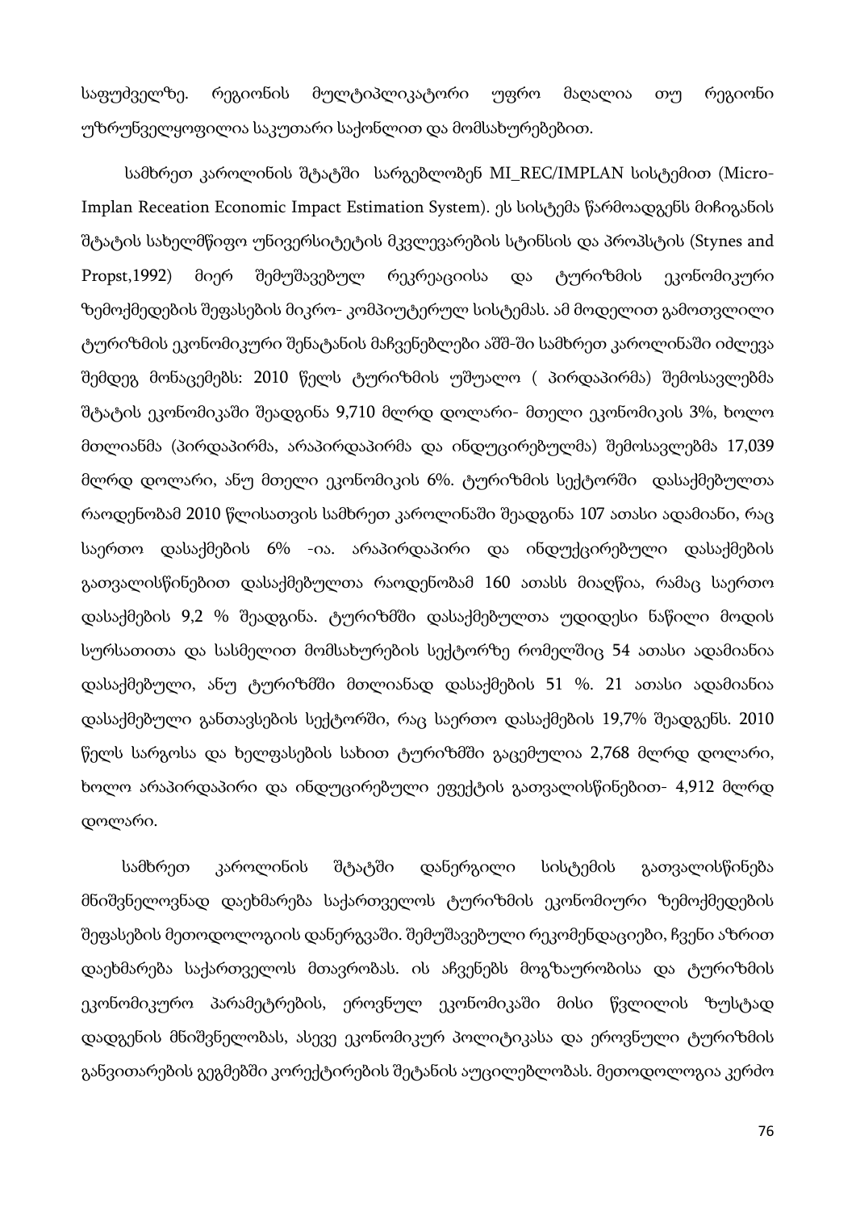საფუძველზე. რეგიონის მულტიპლიკატორი უფრო მაღალია თუ რეგიონი უზრუნველყოფილია საკუთარი საქონლით და მომსახურებებით.

სამხრეთ კაროლინის შტატში სარგებლობენ MI_REC/IMPLAN სისტემით (Micro-Implan Receation Economic Impact Estimation System). ეს სისტემა წარმოადგენს მიჩიგანის შტატის სახელმწიფო უნივერსიტეტის მკვლევარების სტინსის და პროპსტის (Stynes and Propst,1992) მიერ შემუშავებულ რეკრეაციისა და ტურიზმის ეკონომიკური ზემოქმედების შეფასების მიკრო- კომპიუტერულ სისტემას. ამ მოდელით გამოთვლილი ტურიზმის ეკონომიკური შენატანის მაჩვენებლები აშშ-ში სამხრეთ კაროლინაში იძლევა შემდეგ მონაცემებს: 2010 წელს ტურიზმის უშუალო ( პირდაპირმა) შემოსავლებმა შტატის ეკონომიკაში შეადგინა 9,710 მლრდ დოლარი- მთელი ეკონომიკის 3%, ხოლო მთლიანმა (პირდაპირმა, არაპირდაპირმა და ინდუცირებულმა) შემოსავლებმა 17,039 მლრდ დოლარი, ანუ მთელი ეკონომიკის 6%. ტურიზმის სექტორში დასაქმებულთა რაოდენობამ 2010 წლისათვის სამხრეთ კაროლინაში შეადგინა 107 ათასი ადამიანი, რაც საერთო დასაქმების 6% -ია. არაპირდაპირი და ინდუქცირებული დასაქმების გათვალისწინებით დასაქმებულთა რაოდენობამ 160 ათასს მიაღწია, რამაც საერთო დასაქმების 9,2 % შეადგინა. ტურიზმში დასაქმებულთა უდიდესი ნაწილი მოდის სურსათითა და სასმელით მომსახურების სექტორზე რომელშიც 54 ათასი ადამიანია დასაქმებული, ანუ ტურიზმში მთლიანად დასაქმების 51 %. 21 ათასი ადამიანია დასაქმებული განთავსების სექტორში, რაც საერთო დასაქმების 19,7% შეადგენს. 2010 წელს სარგოსა და ხელფასების სახით ტურიზმში გაცემულია 2,768 მლრდ დოლარი, ხოლო არაპირდაპირი და ინდუცირებული ეფექტის გათვალისწინებით- 4,912 მლრდ დოლარი.

სამხრეთ კაროლინის შტატში დანერგილი სისტემის გათვალისწინება მნიშვნელოვნად დაეხმარება საქართველოს ტურიზმის ეკონომიური ზემოქმედების შეფასების მეთოდოლოგიის დანერგვაში. შემუშავებული რეკომენდაციები, ჩვენი აზრით დაეხმარება საქართველოს მთავრობას. ის აჩვენებს მოგზაურობისა და ტურიზმის ეკონომიკურო პარამეტრების, ეროვნულ ეკონომიკაში მისი წვლილის ზუსტად დადგენის მნიშვნელობას, ასევე ეკონომიკურ პოლიტიკასა და ეროვნული ტურიზმის განვითარების გეგმებში კორექტირების შეტანის აუცილებლობას. მეთოდოლოგია კერძო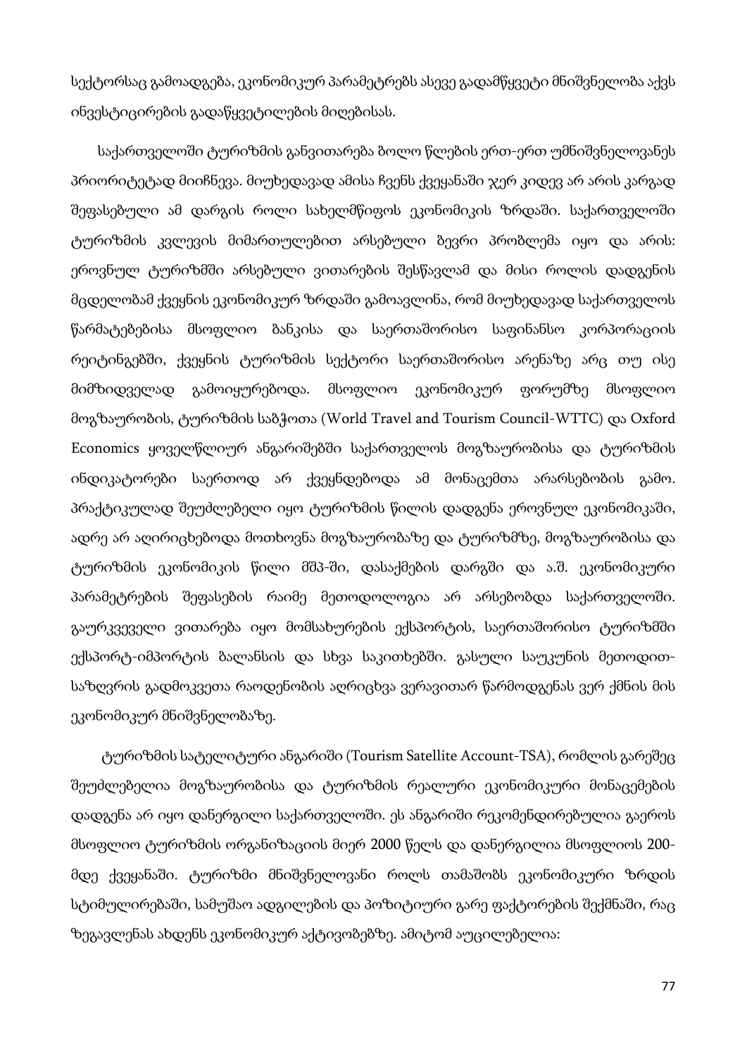სექტორსაც გამოადგება, ეკონომიკურ პარამეტრებს ასევე გადამწყვეტი მნიშვნელობა აქვს ინვესტიცირების გადაწყვეტილების მიღებისას.

საქართველოში ტურიზმის განვითარება ბოლო წლების ერთ-ერთ უმნიშვნელოვანეს პრიორიტეტად მიიჩნევა. მიუხედავად ამისა ჩვენს ქვეყანაში ჯერ კიდევ არ არის კარგად შეფასებული ამ დარგის როლი სახელმწიფოს ეკონომიკის ზრდაში. საქართველოში ტურიზმის კვლევის მიმართულებით არსებული ბევრი პრობლემა იყო და არის: ეროვნულ ტურიზმში არსებული ვითარების შესწავლამ და მისი როლის დადგენის მცდელობამ ქვეყნის ეკონომიკურ ზრდაში გამოავლინა, რომ მიუხედავად საქართველოს წარმატებებისა მსოფლიო ბანკისა და საერთაშორისო საფინანსო კორპორაციის რეიტინგებში, ქვეყნის ტურიზმის სექტორი საერთაშორისო არენაზე არც თუ ისე მიმზიდველად გამოიყურებოდა. მსოფლიო ეკონომიკურ ფორუმზე მსოფლიო მოგზაურობის, ტურიზმის საბჭოთა (World Travel and Tourism Council-WTTC) და Oxford Economics ყოველწლიურ ანგარიშებში საქართველოს მოგზაურობისა და ტურიზმის ინდიკატორები საერთოდ არ ქვეყნდებოდა ამ მონაცემთა არარსებობის გამო. პრაქტიკულად შეუძლებელი იყო ტურიზმის წილის დადგენა ეროვნულ ეკონომიკაში, ადრე არ აღირიცხებოდა მოთხოვნა მოგზაურობაზე და ტურიზმზე, მოგზაურობისა და ტურიზმის ეკონომიკის წილი მშპ-ში, დასაქმების დარგში და ა.შ. ეკონომიკური პარამეტრების შეფასების რაიმე მეთოდოლოგია არ არსებობდა საქართველოში. გაურკვეველი ვითარება იყო მომსახურების ექსპორტის, საერთაშორისო ტურიზმში ექსპორტ-იმპორტის ბალანსის და სხვა საკითხებში. გასული საუკუნის მეთოდით-საზღვრის გადმოკვეთა რაოდენობის აღრიცხვა ვერავითარ წარმოდგენას ვერ ქმნის მის ეკონომიკურ მნიშვნელობაზე.

ტურიზმის სატელიტური ანგარიში (Tourism Satellite Account-TSA), რომლის გარეშეც შეუძლებელია მოგზაურობისა და ტურიზმის რეალური ეკონომიკური მონაცემების დადგენა არ იყო დანერგილი საქართველოში. ეს ანგარიში რეკომენდირებულია გაეროს მსოფლიო ტურიზმის ორგანიზაციის მიერ 2000 წელს და დანერგილია მსოფლიოს 200-მდე ქვეყანაში. ტურიზმი მნიშვნელოვანი როლს თამაშობს ეკონომიკური ზრდის სტიმულირებაში, სამუშაო ადგილების და პოზიტიური გარე ფაქტორების შექმნაში, რაც ზეგავლენას ახდენს ეკონომიკურ აქტივობებზე. ამიტომ აუცილებელია: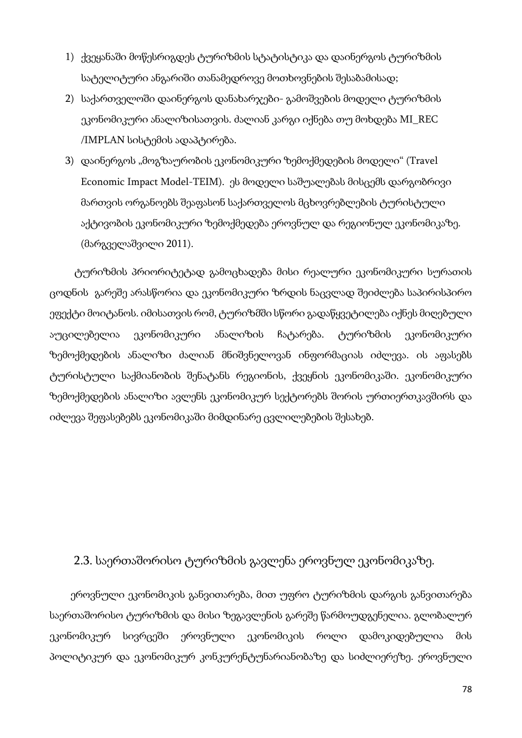1) ქვეყანაში მოწესრიგდეს ტურიზმის სტატისტიკა და დაინერგოს ტურიზმის სატელიტური ანგარიში თანამედროვე მოთხოვნების შესაბამისად;
2) საქართველოში დაინერგოს დანახარჯები- გამოშვების მოდელი ტურიზმის ეკონომიკური ანალიზისათვის. ძალიან კარგი იქნება თუ მოხდება MI_REC /IMPLAN სისტემის ადაპტირება.
3) დაინერგოს „მოგზაურობის ეკონომიკური ზემოქმედების მოდელი" (Travel Economic Impact Model-TEIM). ეს მოდელი საშუალებას მისცემს დარგობრივი მართვის ორგანოებს შეაფასონ საქართველოს მცხოვრებლების ტურისტული აქტივობის ეკონომიკური ზემოქმედება ეროვნულ და რეგიონულ ეკონომიკაზე. (მარგველაშვილი 2011).

ტურიზმის პრიორიტეტად გამოცხადება მისი რეალური ეკონომიკური სურათის ცოდნის გარეშე არასწორია და ეკონომიკური ზრდის ნაცვლად შეიძლება საპირისპირო ეფექტი მოიტანოს. იმისათვის რომ, ტურიზმში სწორი გადაწყვეტილება იქნეს მიღებული აუცილებელია ეკონომიკური ანალიზის ჩატარება. ტურიზმის ეკონომიკური ზემოქმედების ანალიზი ძალიან მნიშვნელოვან ინფორმაციას იძლევა. ის აფასებს ტურისტული საქმიანობის შენატანს რეგიონის, ქვეყნის ეკონომიკაში. ეკონომიკური ზემოქმედების ანალიზი ავლენს ეკონომიკურ სექტორებს შორის ურთიერთკავშირს და იძლევა შეფასებებს ეკონომიკაში მიმდინარე ცვლილებების შესახებ.

## 2.3. საერთაშორისო ტურიზმის გავლენა ეროვნულ ეკონომიკაზე.

ეროვნული ეკონომიკის განვითარება, მით უფრო ტურიზმის დარგის განვითარება საერთაშორისო ტურიზმის და მისი ზეგავლენის გარეშე წარმოუდგენელია. გლობალურ ეკონომიკურ სივრცეში ეროვნული ეკონომიკის როლი დამოკიდებულია მის პოლიტიკურ და ეკონომიკურ კონკურენტუნარიანობაზე და სიძლიერეზე. ეროვნული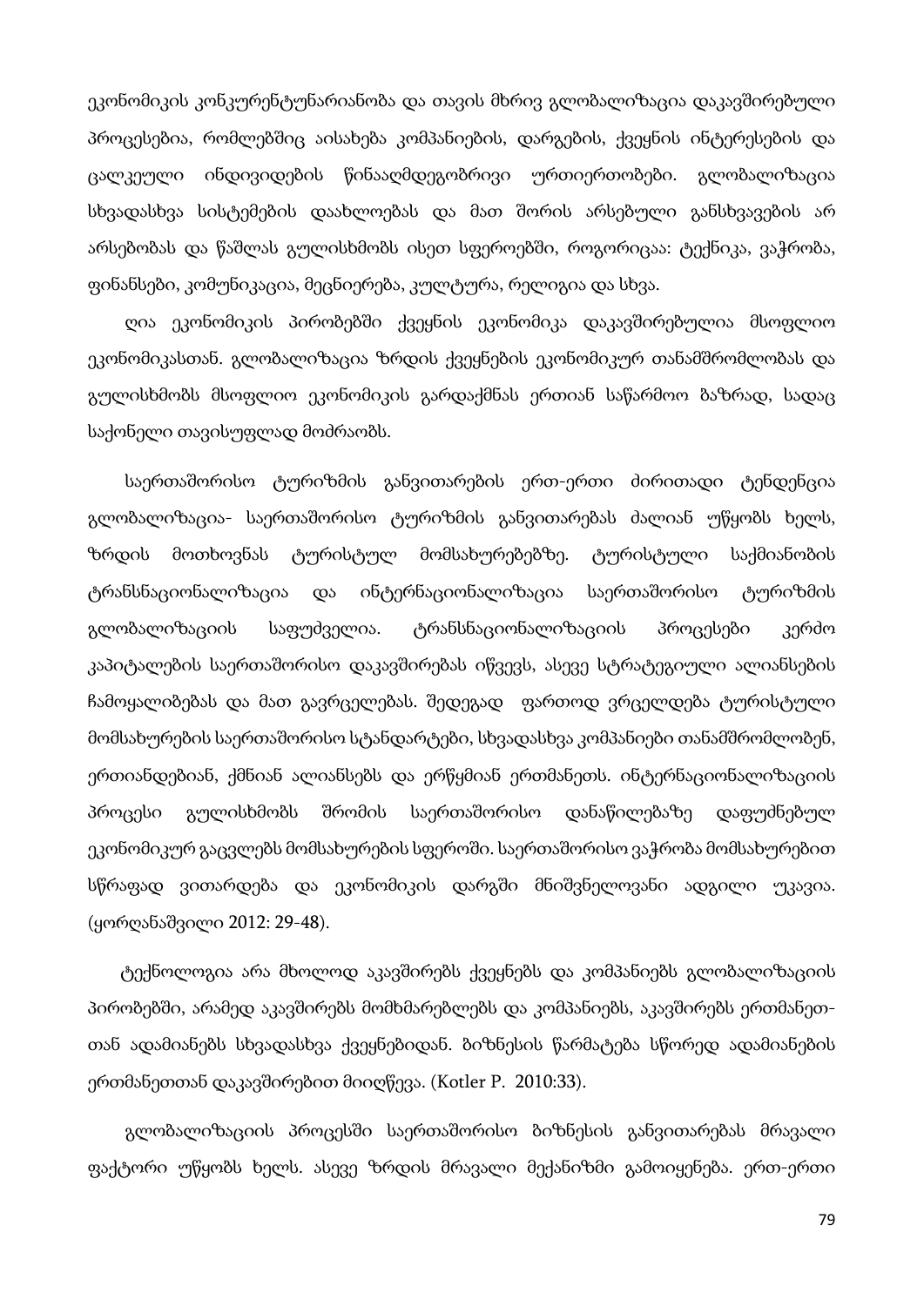ეკონომიკის კონკურენტუნარიანობა და თავის მხრივ გლობალიზაცია დაკავშირებული პროცესებია, რომლებშიც აისახება კომპანიების, დარგების, ქვეყნის ინტერესების და ცალკეული ინდივიდების წინააღმდეგობრივი ურთიერთობები. გლობალიზაცია სხვადასხვა სისტემების დაახლოებას და მათ შორის არსებული განსხვავების არ არსებობას და წაშლას გულისხმობს ისეთ სფეროებში, როგორიცაა: ტექნიკა, ვაჭრობა, ფინანსები, კომუნიკაცია, მეცნიერება, კულტურა, რელიგია და სხვა.

ღია ეკონომიკის პირობებში ქვეყნის ეკონომიკა დაკავშირებულია მსოფლიო ეკონომიკასთან. გლობალიზაცია ზრდის ქვეყნების ეკონომიკურ თანამშრომლობას და გულისხმობს მსოფლიო ეკონომიკის გარდაქმნას ერთიან საწარმოო ბაზრად, სადაც საქონელი თავისუფლად მოძრაობს.

საერთაშორისო ტურიზმის განვითარების ერთ-ერთი ძირითადი ტენდენცია გლობალიზაცია- საერთაშორისო ტურიზმის განვითარებას ძალიან უწყობს ხელს, ზრდის მოთხოვნას ტურისტულ მომსახურებებზე. ტურისტული საქმიანობის ტრანსნაციონალიზაცია და ინტერნაციონალიზაცია საერთაშორისო ტურიზმის გლობალიზაციის საფუძველია. ტრანსნაციონალიზაციის პროცესები კერძო კაპიტალების საერთაშორისო დაკავშირებას იწვევს, ასევე სტრატეგიული ალიანსების ჩამოყალიბებას და მათ გავრცელებას. შედეგად ფართოდ ვრცელდება ტურისტული მომსახურების საერთაშორისო სტანდარტები, სხვადასხვა კომპანიები თანამშრომლობენ, ერთიანდებიან, ქმნიან ალიანსებს და ერწყმიან ერთმანეთს. ინტერნაციონალიზაციის პროცესი გულისხმობს შრომის საერთაშორისო დანაწილებაზე დაფუძნებულ ეკონომიკურ გაცვლებს მომსახურების სფეროში. საერთაშორისო ვაჭრობა მომსახურებით სწრაფად ვითარდება და ეკონომიკის დარგში მნიშვნელოვანი ადგილი უკავია. (ყორღანაშვილი 2012: 29-48).

ტექნოლოგია არა მხოლოდ აკავშირებს ქვეყნებს და კომპანიებს გლობალიზაციის პირობებში, არამედ აკავშირებს მომხმარებლებს და კომპანიებს, აკავშირებს ერთმანეთ-თან ადამიანებს სხვადასხვა ქვეყნებიდან. ბიზნესის წარმატება სწორედ ადამიანების ერთმანეთთან დაკავშირებით მიიღწევა. (Kotler P. 2010:33).

გლობალიზაციის პროცესში საერთაშორისო ბიზნესის განვითარებას მრავალი ფაქტორი უწყობს ხელს. ასევე ზრდის მრავალი მექანიზმი გამოიყენება. ერთ-ერთი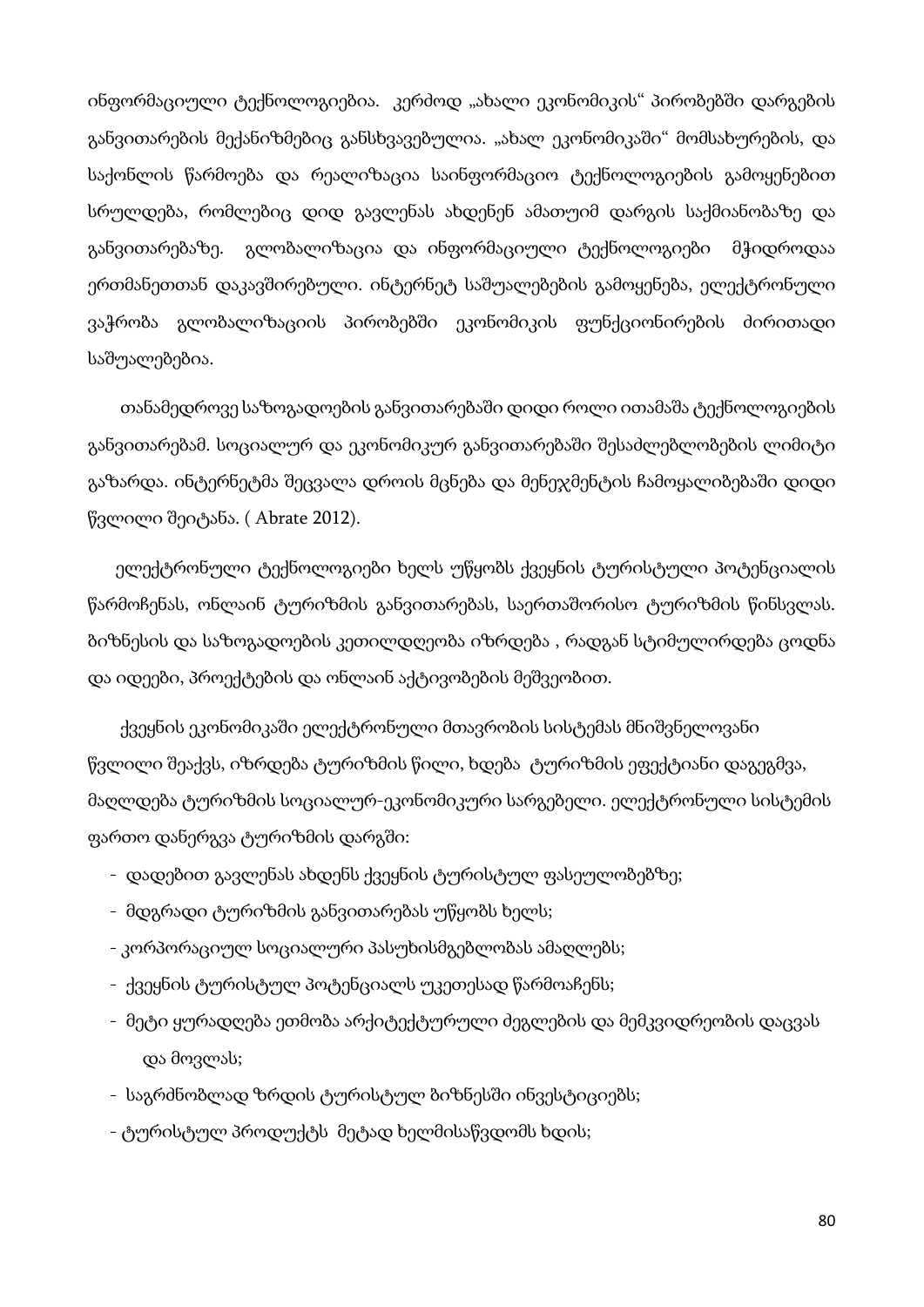ინფორმაციული ტექნოლოგიებია. კერძოდ „ახალი ეკონომიკის“ პირობებში დარგების განვითარების მექანიზმებიც განსხვავებულია. „ახალ ეკონომიკაში“ მომსახურების, და საქონლის წარმოება და რეალიზაცია საინფორმაციო ტექნოლოგიების გამოყენებით სრულდება, რომლებიც დიდ გავლენას ახდენენ ამათუიმ დარგის საქმიანობაზე და განვითარებაზე. გლობალიზაცია და ინფორმაციული ტექნოლოგიები მჭიდროდაა ერთმანეთთან დაკავშირებული. ინტერნეტ საშუალებების გამოყენება, ელექტრონული ვაჭრობა გლობალიზაციის პირობებში ეკონომიკის ფუნქციონირების ძირითადი საშუალებებია.

თანამედროვე საზოგადოების განვითარებაში დიდი როლი ითამაშა ტექნოლოგიების განვითარებამ. სოციალურ და ეკონომიკურ განვითარებაში შესაძლებლობების ლიმიტი გაზარდა. ინტერნეტმა შეცვალა დროის მცნება და მენეჯმენტის ჩამოყალიბებაში დიდი წვლილი შეიტანა. ( Abrate 2012).

ელექტრონული ტექნოლოგიები ხელს უწყობს ქვეყნის ტურისტული პოტენციალის წარმოჩენას, ონლაინ ტურიზმის განვითარებას, საერთაშორისო ტურიზმის წინსვლას. ბიზნესის და საზოგადოების კეთილდღეობა იზრდება , რადგან სტიმულირდება ცოდნა და იდეები, პროექტების და ონლაინ აქტივობების მეშვეობით.

ქვეყნის ეკონომიკაში ელექტრონული მთავრობის სისტემას მნიშვნელოვანი წვლილი შეაქვს, იზრდება ტურიზმის წილი, ხდება ტურიზმის ეფექტიანი დაგეგმვა, მაღლდება ტურიზმის სოციალურ-ეკონომიკური სარგებელი. ელექტრონული სისტემის ფართო დანერგვა ტურიზმის დარგში:

- დადებით გავლენას ახდენს ქვეყნის ტურისტულ ფასეულობებზე;
- მდგრადი ტურიზმის განვითარებას უწყობს ხელს;
- კორპორაციულ სოციალური პასუხისმგებლობას ამაღლებს;
- ქვეყნის ტურისტულ პოტენციალს უკეთესად წარმოაჩენს;
- მეტი ყურადღება ეთმობა არქიტექტურული ძეგლების და მემკვიდრეობის დაცვას და მოვლას;
- საგრძნობლად ზრდის ტურისტულ ბიზნესში ინვესტიციებს;
- ტურისტულ პროდუქტს მეტად ხელმისაწვდომს ხდის;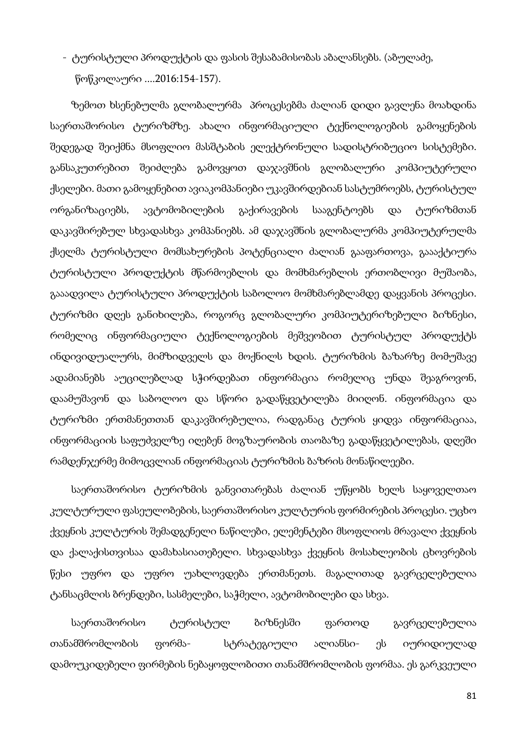- ტურისტული პროდუქტის და ფასის შესაბამისობას აბალანსებს. (აბულაძე, წოწკოლაური ....2016:154-157).

ზემოთ ხსენებულმა გლობალურმა პროცესებმა ძალიან დიდი გავლენა მოახდინა საერთაშორისო ტურიზმზე. ახალი ინფორმაციული ტექნოლოგიების გამოყენების შედეგად შეიქმნა მსოფლიო მასშტაბის ელექტრონული სადისტრიბუციო სისტემები. განსაკუთრებით შეიძლება გამოვყოთ დაჯავშნის გლობალური კომპიუტერული ქსელები. მათი გამოყენებით ავიაკომპანიები უკავშირდებიან სასტუმროებს, ტურისტულ ორგანიზაციებს, ავტომობილების გაქირავების სააგენტოებს და ტურიზმთან დაკავშირებულ სხვადასხვა კომპანიებს. ამ დაჯავშნის გლობალურმა კომპიუტერულმა ქსელმა ტურისტული მომსახურების პოტენციალი ძალიან გააფართოვა, გააქტიურა ტურისტული პროდუქტის მწარმოებლის და მომხმარებლის ერთობლივი მუშაობა, გააადვილა ტურისტული პროდუქტის საბოლოო მომხმარებლამდე დაყვანის პროცესი. ტურიზმი დღეს განიხილება, როგორც გლობალური კომპიუტერიზებული ბიზნესი, რომელიც ინფორმაციული ტექნოლოგიების მეშვეობით ტურისტულ პროდუქტს ინდივიდუალურს, მიმზიდველს და მოქნილს ხდის. ტურიზმის ბაზარზე მომუშავე ადამიანებს აუცილებლად სჭირდებათ ინფორმაცია რომელიც უნდა შეაგროვონ, დაამუშავონ და საბოლოო და სწორი გადაწყვეტილება მიიღონ. ინფორმაცია და ტურიზმი ერთმანეთთან დაკავშირებულია, რადგანაც ტურის ყიდვა ინფორმაციაა, ინფორმაციის საფუძველზე იღებენ მოგზაურობის თაობაზე გადაწყვეტილებას, დღეში რამდენჯერმე მიმოცვლიან ინფორმაციას ტურიზმის ბაზრის მონაწილეები.

საერთაშორისო ტურიზმის განვითარებას ძალიან უწყობს ხელს საყოველთაო კულტურული ფასეულობების, საერთაშორისო კულტურის ფორმირების პროცესი. უცხო ქვეყნის კულტურის შემადგენელი ნაწილები, ელემენტები მსოფლიოს მრავალი ქვეყნის და ქალაქისთვისაა დამახასიათებელი. სხვადასხვა ქვეყნის მოსახლეობის ცხოვრების წესი უფრო და უფრო უახლოვდება ერთმანეთს. მაგალითად გავრცელებულია ტანსაცმლის ბრენდები, სასმელები, საჭმელი, ავტომობილები და სხვა.

საერთაშორისო ტურისტულ ბიზნესში ფართოდ გავრცელებულია თანამშრომლობის ფორმა- სტრატეგიული ალიანსი- ეს იურიდიულად დამოუკიდებელი ფირმების ნებაყოფლობითი თანამშრომლობის ფორმაა. ეს გარკვეული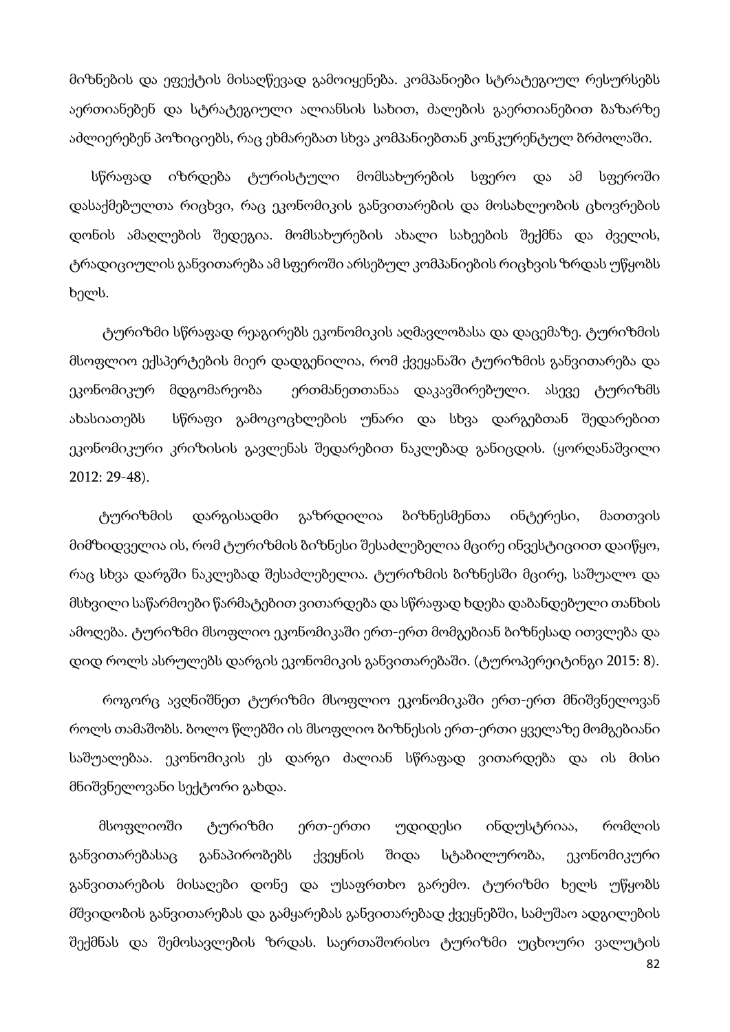მიზნების და ეფექტის მისაღწევად გამოიყენება. კომპანიები სტრატეგიულ რესურსებს აერთიანებენ და სტრატეგიული ალიანსის სახით, ძალების გაერთიანებით ბაზარზე აძლიერებენ პოზიციებს, რაც ეხმარებათ სხვა კომპანიებთან კონკურენტულ ბრძოლაში.

სწრაფად იზრდება ტურისტული მომსახურების სფერო და ამ სფეროში დასაქმებულთა რიცხვი, რაც ეკონომიკის განვითარების და მოსახლეობის ცხოვრების დონის ამაღლების შედეგია. მომსახურების ახალი სახეების შექმნა და ძველის, ტრადიციულის განვითარება ამ სფეროში არსებულ კომპანიების რიცხვის ზრდას უწყობს ხელს.

ტურიზმი სწრაფად რეაგირებს ეკონომიკის აღმავლობასა და დაცემაზე. ტურიზმის მსოფლიო ექსპერტების მიერ დადგენილია, რომ ქვეყანაში ტურიზმის განვითარება და ეკონომიკურ მდგომარეობა ერთმანეთთანაა დაკავშირებული. ასევე ტურიზმს ახასიათებს სწრაფი გამოცოცხლების უნარი და სხვა დარგებთან შედარებით ეკონომიკური კრიზისის გავლენას შედარებით ნაკლებად განიცდის. (ყორღანაშვილი 2012: 29-48).

ტურიზმის დარგისადმი გაზრდილია ბიზნესმენთა ინტერესი, მათთვის მიმზიდველია ის, რომ ტურიზმის ბიზნესი შესაძლებელია მცირე ინვესტიციით დაიწყო, რაც სხვა დარგში ნაკლებად შესაძლებელია. ტურიზმის ბიზნესში მცირე, საშუალო და მსხვილი საწარმოები წარმატებით ვითარდება და სწრაფად ხდება დაბანდებული თანხის ამოღება. ტურიზმი მსოფლიო ეკონომიკაში ერთ-ერთ მომგებიან ბიზნესად ითვლება და დიდ როლს ასრულებს დარგის ეკონომიკის განვითარებაში. (ტუროპერეიტინგი 2015: 8).

როგორც ავღნიშნეთ ტურიზმი მსოფლიო ეკონომიკაში ერთ-ერთ მნიშვნელოვან როლს თამაშობს. ბოლო წლებში ის მსოფლიო ბიზნესის ერთ-ერთი ყველაზე მომგებიანი საშუალებაა. ეკონომიკის ეს დარგი ძალიან სწრაფად ვითარდება და ის მისი მნიშვნელოვანი სექტორი გახდა.

მსოფლიოში ტურიზმი ერთ-ერთი უდიდესი ინდუსტრიაა, რომლის განვითარებასაც განაპირობებს ქვეყნის შიდა სტაბილურობა, ეკონომიკური განვითარების მისაღები დონე და უსაფრთხო გარემო. ტურიზმი ხელს უწყობს მშვიდობის განვითარებას და გამყარებას განვითარებად ქვეყნებში, სამუშაო ადგილების შექმნას და შემოსავლების ზრდას. საერთაშორისო ტურიზმი უცხოური ვალუტის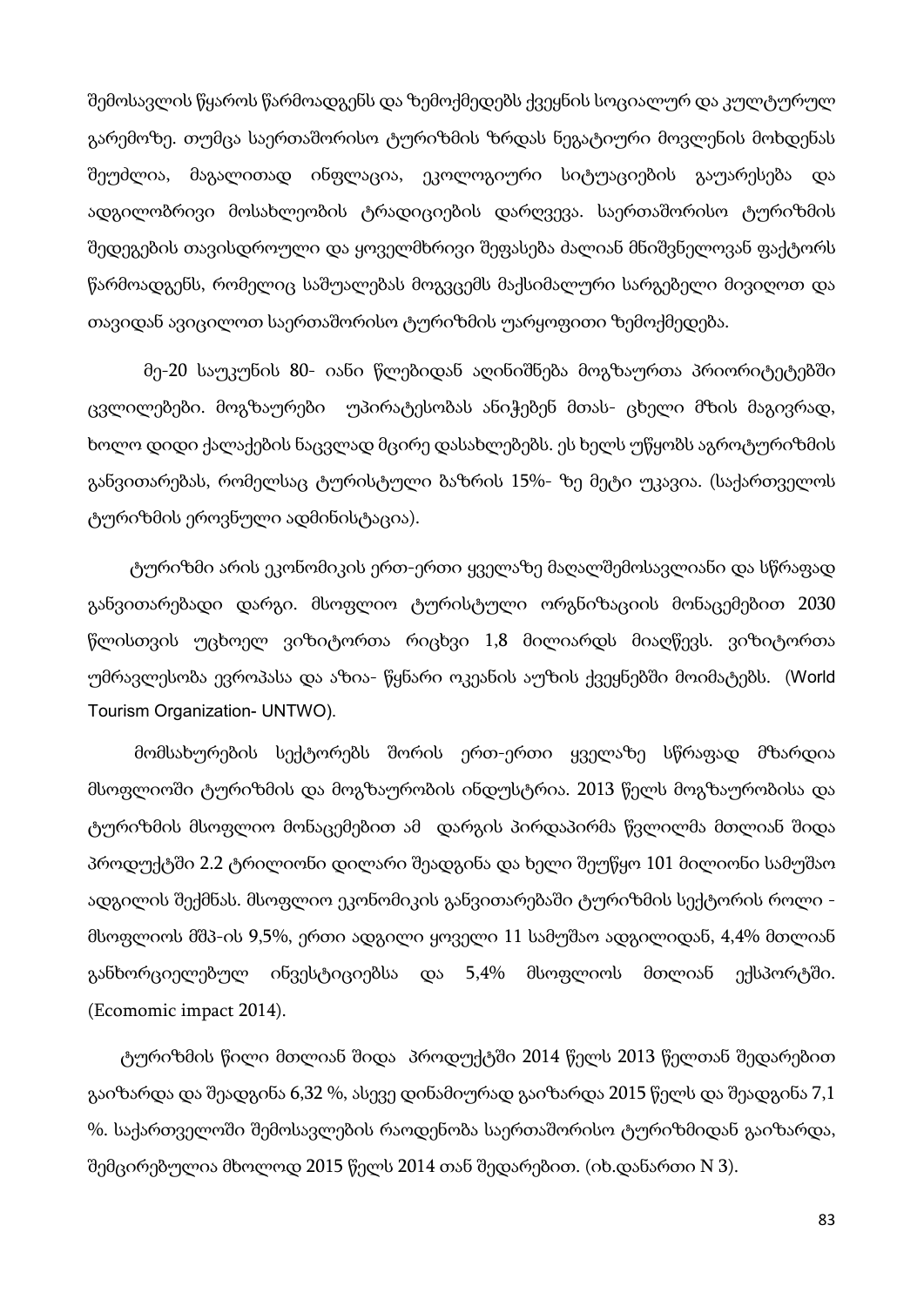შემოსავლის წყაროს წარმოადგენს და ზემოქმედებს ქვეყნის სოციალურ და კულტურულ გარემოზე. თუმცა საერთაშორისო ტურიზმის ზრდას ნეგატიური მოვლენის მოხდენას შეუძლია, მაგალითად ინფლაცია, ეკოლოგიური სიტუაციების გაუარესება და ადგილობრივი მოსახლეობის ტრადიციების დარღვევა. საერთაშორისო ტურიზმის შედეგების თავისდროული და ყოველმხრივი შეფასება ძალიან მნიშვნელოვან ფაქტორს წარმოადგენს, რომელიც საშუალებას მოგვცემს მაქსიმალური სარგებელი მივიღოთ და თავიდან ავიცილოთ საერთაშორისო ტურიზმის უარყოფითი ზემოქმედება.

მე-20 საუკუნის 80- იანი წლებიდან აღინიშნება მოგზაურთა პრიორიტეტებში ცვლილებები. მოგზაურები უპირატესობას ანიჭებენ მთას- ცხელი მზის მაგივრად, ხოლო დიდი ქალაქების ნაცვლად მცირე დასახლებებს. ეს ხელს უწყობს აგროტურიზმის განვითარებას, რომელსაც ტურისტული ბაზრის 15%- ზე მეტი უკავია. (საქართველოს ტურიზმის ეროვნული ადმინისტაცია).

ტურიზმი არის ეკონომიკის ერთ-ერთი ყველაზე მაღალშემოსავლიანი და სწრაფად განვითარებადი დარგი. მსოფლიო ტურისტული ორგანიზაციის მონაცემებით 2030 წლისთვის უცხოელ ვიზიტორთა რიცხვი 1,8 მილიარდს მიაღწევს. ვიზიტორთა უმრავლესობა ევროპასა და აზია- წყნარი ოკეანის აუზის ქვეყნებში მოიმატებს. (World Tourism Organization- UNTWO).

მომსახურების სექტორებს შორის ერთ-ერთი ყველაზე სწრაფად მზარდია მსოფლიოში ტურიზმის და მოგზაურობის ინდუსტრია. 2013 წელს მოგზაურობისა და ტურიზმის მსოფლიო მონაცემებით ამ დარგის პირდაპირმა წვლილმა მთლიან შიდა პროდუქტში 2.2 ტრილიონი დილარი შეადგინა და ხელი შეუწყო 101 მილიონი სამუშაო ადგილის შექმნას. მსოფლიო ეკონომიკის განვითარებაში ტურიზმის სექტორის როლი - მსოფლიოს მშპ-ის 9,5%, ერთი ადგილი ყოველი 11 სამუშაო ადგილიდან, 4,4% მთლიან განხორციელებულ ინვესტიციებსა და 5,4% მსოფლიოს მთლიან ექსპორტში. (Ecomomic impact 2014).

ტურიზმის წილი მთლიან შიდა პროდუქტში 2014 წელს 2013 წელთან შედარებით გაიზარდა და შეადგინა 6,32 %, ასევე დინამიურად გაიზარდა 2015 წელს და შეადგინა 7,1 %. საქართველოში შემოსავლების რაოდენობა საერთაშორისო ტურიზმიდან გაიზარდა, შემცირებულია მხოლოდ 2015 წელს 2014 თან შედარებით. (იხ.დანართი N 3).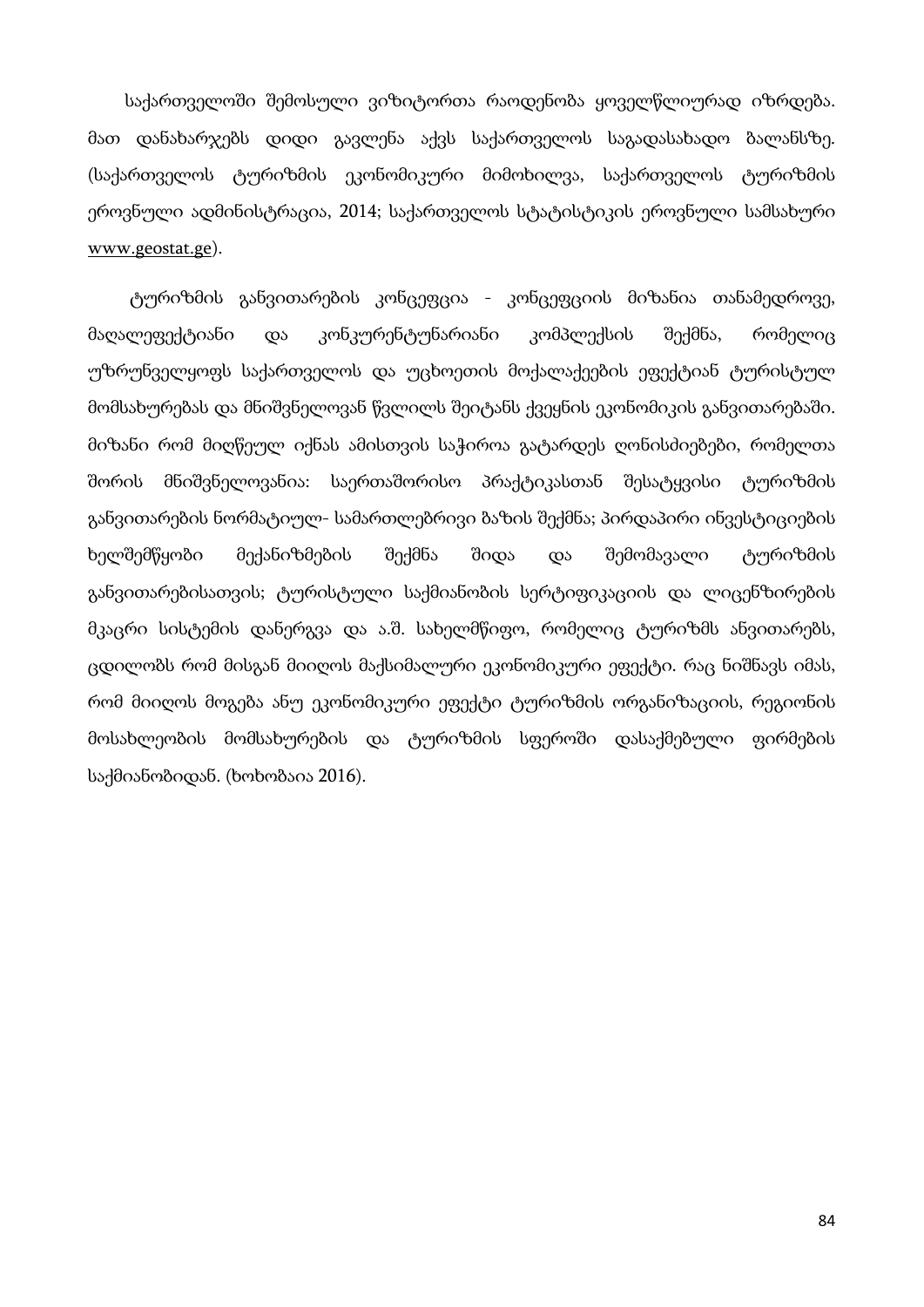საქართველოში შემოსული ვიზიტორთა რაოდენობა ყოველწლიურად იზრდება. მათ დანახარჯებს დიდი გავლენა აქვს საქართველოს საგადასახადო ბალანსზე. (საქართველოს ტურიზმის ეკონომიკური მიმოხილვა, საქართველოს ტურიზმის ეროვნული ადმინისტრაცია, 2014; საქართველოს სტატისტიკის ეროვნული სამსახური www.geostat.ge).

ტურიზმის განვითარების კონცეფცია - კონცეფციის მიზანია თანამედროვე, მაღალეფექტიანი და კონკურენტუნარიანი კომპლექსის შექმნა, რომელიც უზრუნველყოფს საქართველოს და უცხოეთის მოქალაქეების ეფექტიან ტურისტულ მომსახურებას და მნიშვნელოვან წვლილს შეიტანს ქვეყნის ეკონომიკის განვითარებაში. მიზანი რომ მიღწეულ იქნას ამისთვის საჭიროა გატარდეს ღონისძიებები, რომელთა შორის მნიშვნელოვანია: საერთაშორისო პრაქტიკასთან შესატყვისი ტურიზმის განვითარების ნორმატიულ- სამართლებრივი ბაზის შექმნა; პირდაპირი ინვესტიციების ხელშემწყობი მექანიზმების შექმნა შიდა და შემომავალი ტურიზმის განვითარებისათვის; ტურისტული საქმიანობის სერტიფიკაციის და ლიცენზირების მკაცრი სისტემის დანერგვა და ა.შ. სახელმწიფო, რომელიც ტურიზმს ანვითარებს, ცდილობს რომ მისგან მიიღოს მაქსიმალური ეკონომიკური ეფექტი. რაც ნიშნავს იმას, რომ მიიღოს მოგება ანუ ეკონომიკური ეფექტი ტურიზმის ორგანიზაციის, რეგიონის მოსახლეობის მომსახურების და ტურიზმის სფეროში დასაქმებული ფირმების საქმიანობიდან. (ხოხობაია 2016).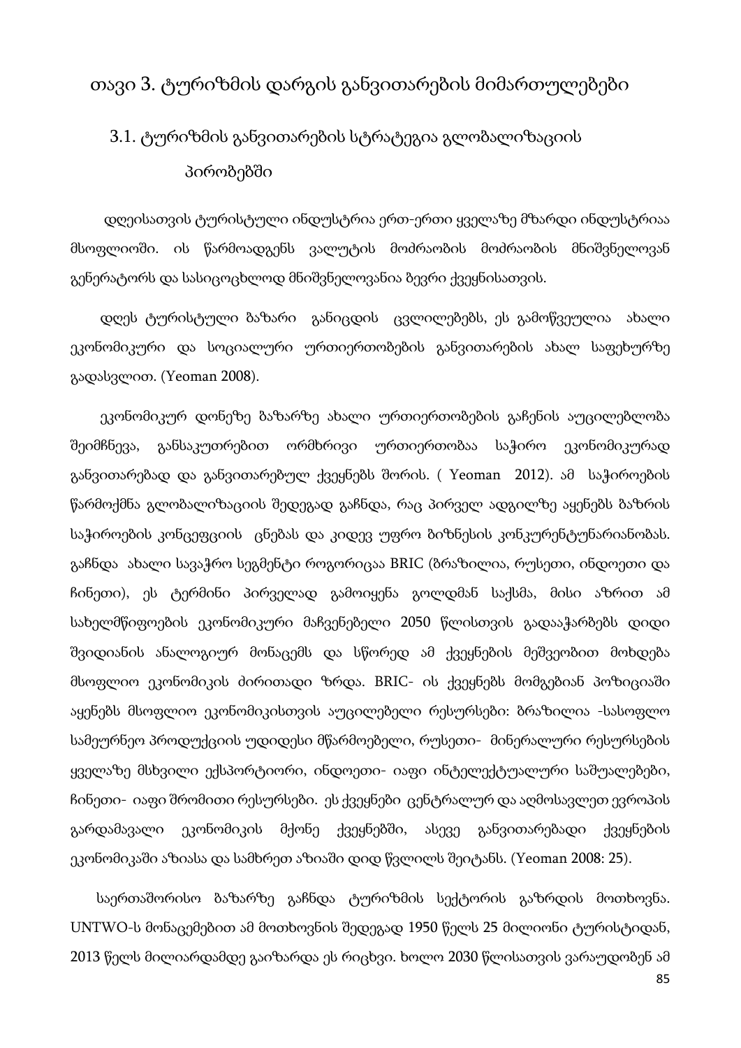# თავი 3. ტურიზმის დარგის განვითარების მიმართულებები

## 3.1. ტურიზმის განვითარების სტრატეგია გლობალიზაციის პირობებში

დღეისათვის ტურისტული ინდუსტრია ერთ-ერთი ყველაზე მზარდი ინდუსტრიაა მსოფლიოში. ის წარმოადგენს ვალუტის მოძრაობის მოძრაობის მნიშვნელოვან გენერატორს და სასიცოცხლოდ მნიშვნელოვანია ბევრი ქვეყნისათვის.

დღეს ტურისტული ბაზარი განიცდის ცვლილებებს, ეს გამოწვეულია ახალი ეკონომიკური და სოციალური ურთიერთობების განვითარების ახალ საფეხურზე გადასვლით. (Yeoman 2008).

ეკონომიკურ დონეზე ბაზარზე ახალი ურთიერთობების გაჩენის აუცილებლობა შეიმჩნევა, განსაკუთრებით ორმხრივი ურთიერთობაა საჭირო ეკონომიკურად განვითარებად და განვითარებულ ქვეყნებს შორის. ( Yeoman 2012). ამ საჭიროების წარმოქმნა გლობალიზაციის შედეგად გაჩნდა, რაც პირველ ადგილზე აყენებს ბაზრის საჭიროების კონცეფციის ცნებას და კიდევ უფრო ბიზნესის კონკურენტუნარიანობას. გაჩნდა ახალი სავაჭრო სეგმენტი როგორიცაა BRIC (ბრაზილია, რუსეთი, ინდოეთი და ჩინეთი), ეს ტერმინი პირველად გამოიყენა გოლდმან საქსმა, მისი აზრით ამ სახელმწიფოების ეკონომიკური მაჩვენებელი 2050 წლისთვის გადააჭარბებს დიდი შვიდიანის ანალოგიურ მონაცემს და სწორედ ამ ქვეყნების მეშვეობით მოხდება მსოფლიო ეკონომიკის ძირითადი ზრდა. BRIC- ის ქვეყნებს მომგებიან პოზიციაში აყენებს მსოფლიო ეკონომიკისთვის აუცილებელი რესურსები: ბრაზილია -სასოფლო სამეურნეო პროდუქციის უდიდესი მწარმოებელი, რუსეთი- მინერალური რესურსების ყველაზე მსხვილი ექსპორტიორი, ინდოეთი- იაფი ინტელექტუალური საშუალებები, ჩინეთი- იაფი შრომითი რესურსები. ეს ქვეყნები ცენტრალურ და აღმოსავლეთ ევროპის გარდამავალი ეკონომიკის მქონე ქვეყნებში, ასევე განვითარებადი ქვეყნების ეკონომიკაში აზიასა და სამხრეთ აზიაში დიდ წვლილს შეიტანს. (Yeoman 2008: 25).

საერთაშორისო ბაზარზე გაჩნდა ტურიზმის სექტორის გაზრდის მოთხოვნა. UNTWO-ს მონაცემებით ამ მოთხოვნის შედეგად 1950 წელს 25 მილიონი ტურისტიდან, 2013 წელს მილიარდამდე გაიზარდა ეს რიცხვი. ხოლო 2030 წლისათვის ვარაუდობენ ამ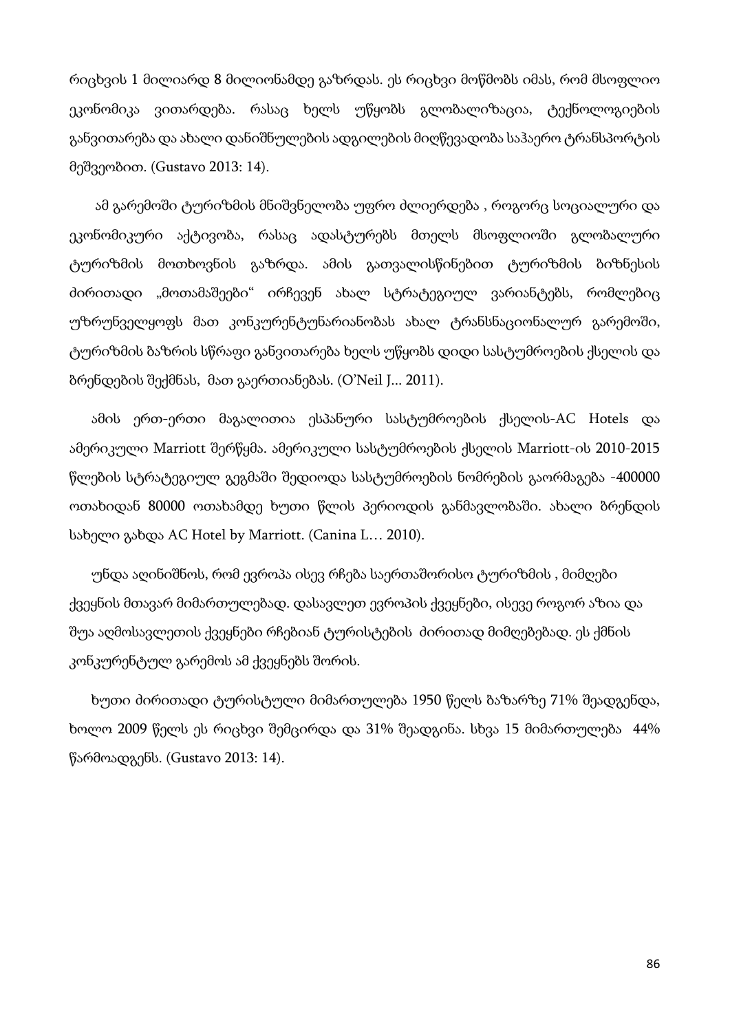რიცხვის 1 მილიარდ 8 მილიონამდე გაზრდას. ეს რიცხვი მოწმობს იმას, რომ მსოფლიო ეკონომიკა ვითარდება. რასაც ხელს უწყობს გლობალიზაცია, ტექნოლოგიების განვითარება და ახალი დანიშნულების ადგილების მიღწევადობა საჰაერო ტრანსპორტის მეშვეობით. (Gustavo 2013: 14).

ამ გარემოში ტურიზმის მნიშვნელობა უფრო ძლიერდება , როგორც სოციალური და ეკონომიკური აქტივობა, რასაც ადასტურებს მთელს მსოფლიოში გლობალური ტურიზმის მოთხოვნის გაზრდა. ამის გათვალისწინებით ტურიზმის ბიზნესის ძირითადი „მოთამაშეები" ირჩევენ ახალ სტრატეგიულ ვარიანტებს, რომლებიც უზრუნველყოფს მათ კონკურენტუნარიანობას ახალ ტრანსნაციონალურ გარემოში, ტურიზმის ბაზრის სწრაფი განვითარება ხელს უწყობს დიდი სასტუმროების ქსელის და ბრენდების შექმნას, მათ გაერთიანებას. (O'Neil J... 2011).

ამის ერთ-ერთი მაგალითია ესპანური სასტუმროების ქსელის-AC Hotels და ამერიკული Marriott შერწყმა. ამერიკული სასტუმროების ქსელის Marriott-ის 2010-2015 წლების სტრატეგიულ გეგმაში შედიოდა სასტუმროების ნომრების გაორმაგება -400000 ოთახიდან 80000 ოთახამდე ხუთი წლის პერიოდის განმავლობაში. ახალი ბრენდის სახელი გახდა AC Hotel by Marriott. (Canina L… 2010).

უნდა აღინიშნოს, რომ ევროპა ისევ რჩება საერთაშორისო ტურიზმის , მიმღები ქვეყნის მთავარ მიმართულებად. დასავლეთ ევროპის ქვეყნები, ისევე როგორ აზია და შუა აღმოსავლეთის ქვეყნები რჩებიან ტურისტების ძირითად მიმღებებად. ეს ქმნის კონკურენტულ გარემოს ამ ქვეყნებს შორის.

ხუთი ძირითადი ტურისტული მიმართულება 1950 წელს ბაზარზე 71% შეადგენდა, ხოლო 2009 წელს ეს რიცხვი შემცირდა და 31% შეადგინა. სხვა 15 მიმართულება 44% წარმოადგენს. (Gustavo 2013: 14).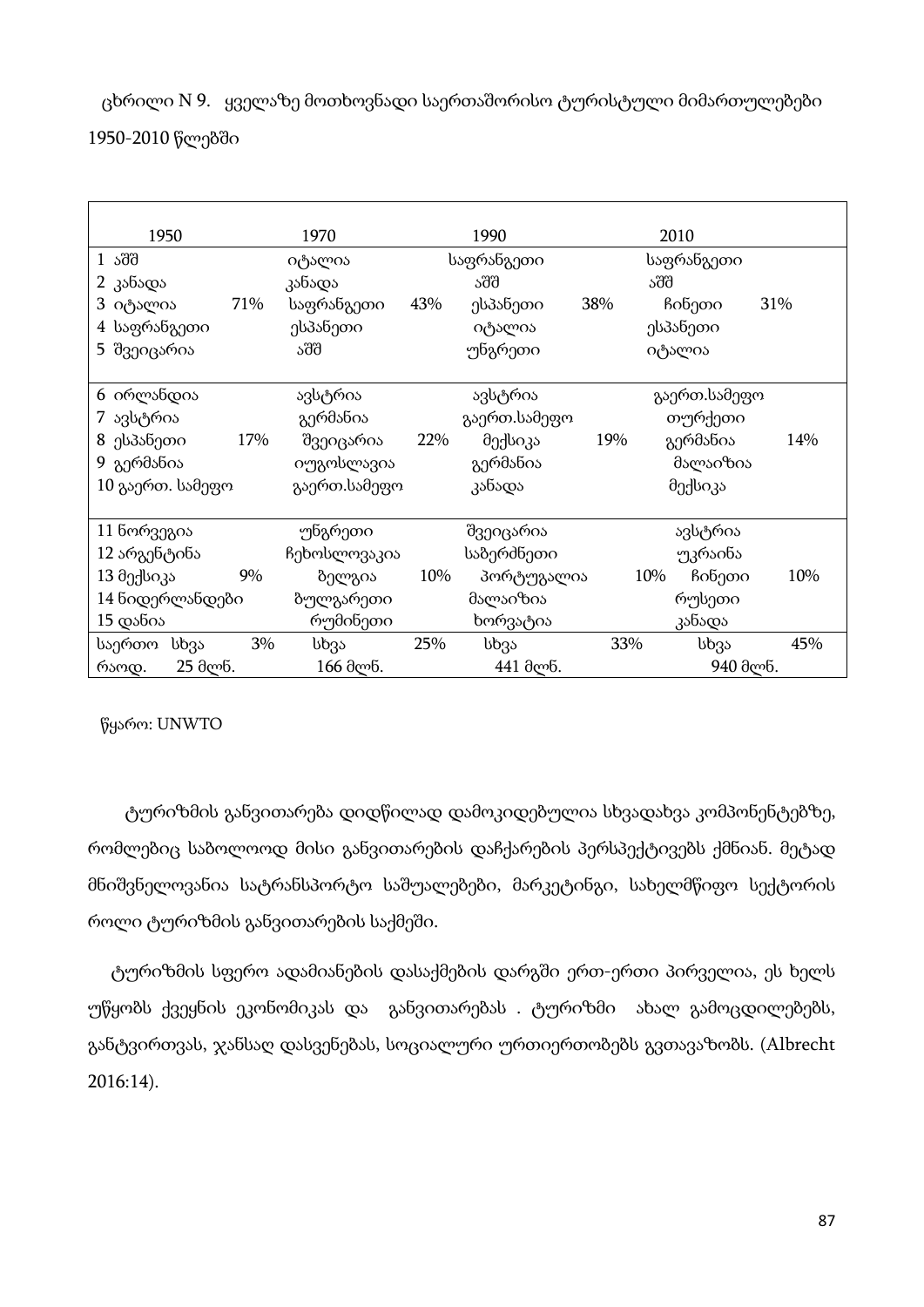ცხრილი N 9. ყველაზე მოთხოვნადი საერთაშორისო ტურისტული მიმართულებები 1950-2010 წლებში

| 1950 | | 1970 | | 1990 | | 2010 | |
|---|---|---|---|---|---|---|---|
| 1 აშშ | | იტალია | | საფრანგეთი | | საფრანგეთი | |
| 2 კანადა | | კანადა | | აშშ | | აშშ | |
| 3 იტალია | 71% | საფრანგეთი | 43% | ესპანეთი | 38% | ჩინეთი | 31% |
| 4 საფრანგეთი | | ესპანეთი | | იტალია | | ესპანეთი | |
| 5 შვეიცარია | | აშშ | | უნგრეთი | | იტალია | |
| 6 ირლანდია | | ავსტრია | | ავსტრია | | გაერთ.სამეფო | |
| 7 ავსტრია | | გერმანია | | გაერთ.სამეფო | | თურქეთი | |
| 8 ესპანეთი | 17% | შვეიცარია | 22% | მექსიკა | 19% | გერმანია | 14% |
| 9 გერმანია | | იუგოსლავია | | გერმანია | | მალაიზია | |
| 10 გაერთ. სამეფო | | გაერთ.სამეფო | | კანადა | | მექსიკა | |
| 11 ნორვეგია | | უნგრეთი | | შვეიცარია | | ავსტრია | |
| 12 არგენტინა | | ჩეხოსლოვაკია | | საბერძნეთი | | უკრაინა | |
| 13 მექსიკა | 9% | ბელგია | 10% | პორტუგალია | 10% | ჩინეთი | 10% |
| 14 ნიდერლანდები | | ბულგარეთი | | მალაიზია | | რუსეთი | |
| 15 დანია | | რუმინეთი | | ხორვატია | | კანადა | |
| საერთო სხვა | 3% | სხვა | 25% | სხვა | 33% | სხვა | 45% |
| რაოდ. 25 მლნ. | | 166 მლნ. | | 441 მლნ. | | 940 მლნ. | |

წყარო: UNWTO

ტურიზმის განვითარება დიდწილად დამოკიდებულია სხვადასხვა კომპონენტებზე, რომლებიც საბოლოოდ მისი განვითარების დაჩქარების პერსპექტივებს ქმნიან. მეტად მნიშვნელოვანია სატრანსპორტო საშუალებები, მარკეტინგი, სახელმწიფო სექტორის როლი ტურიზმის განვითარების საქმეში.

ტურიზმის სფერო ადამიანების დასაქმების დარგში ერთ-ერთი პირველია, ეს ხელს უწყობს ქვეყნის ეკონომიკას და განვითარებას . ტურიზმი ახალ გამოცდილებებს, განტვირთვას, ჯანსაღ დასვენებას, სოციალური ურთიერთობებს გვთავაზობს. (Albrecht 2016:14).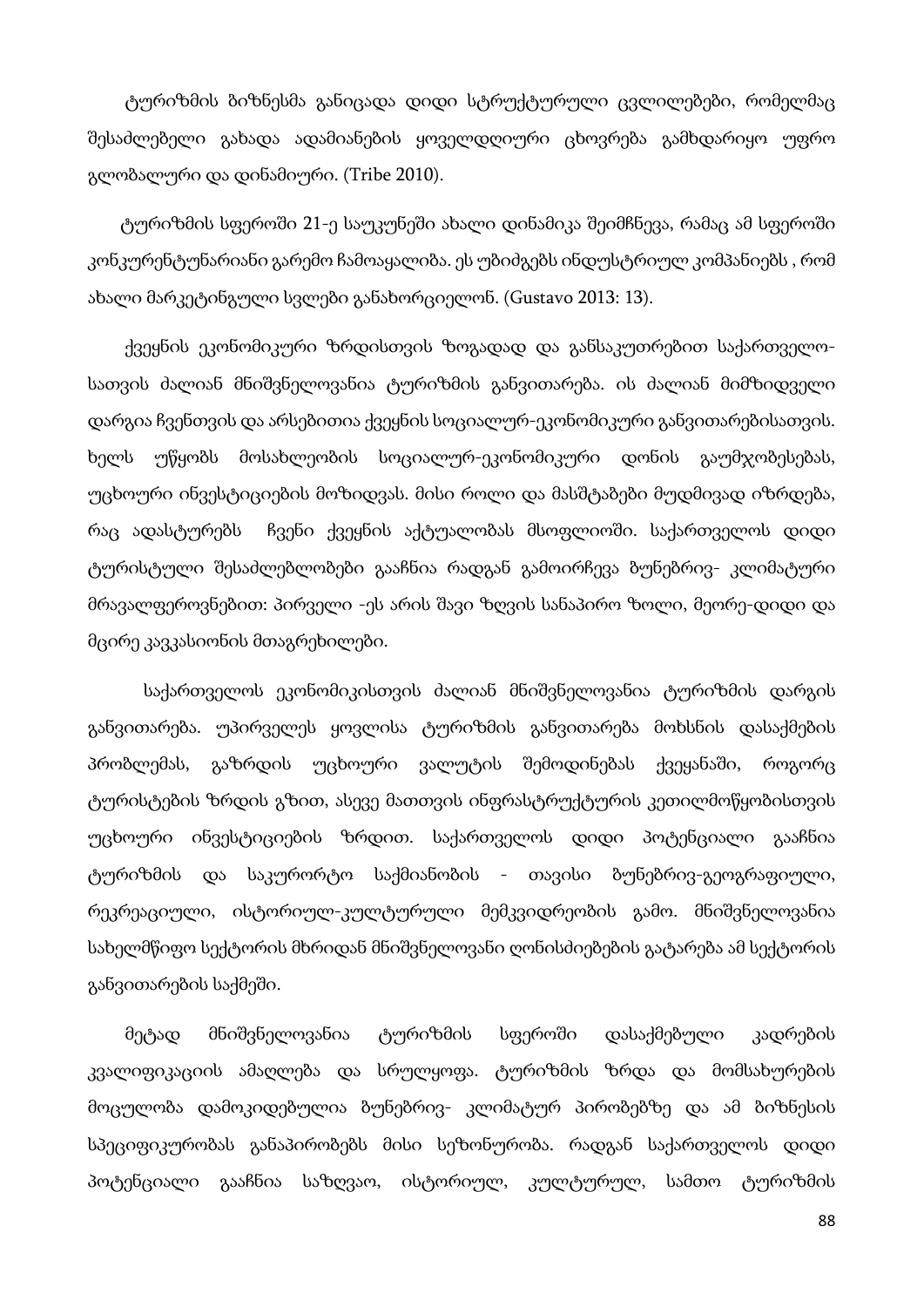ტურიზმის ბიზნესმა განიცადა დიდი სტრუქტურული ცვლილებები, რომელმაც შესაძლებელი გახადა ადამიანების ყოველდღიური ცხოვრება გამხდარიყო უფრო გლობალური და დინამიური. (Tribe 2010).

ტურიზმის სფეროში 21-ე საუკუნეში ახალი დინამიკა შეიმჩნევა, რამაც ამ სფეროში კონკურენტუნარიანი გარემო ჩამოაყალიბა. ეს უბიძგებს ინდუსტრიულ კომპანიებს , რომ ახალი მარკეტინგული სვლები განახორციელონ. (Gustavo 2013: 13).

ქვეყნის ეკონომიკური ზრდისთვის ზოგადად და განსაკუთრებით საქართველო-სათვის ძალიან მნიშვნელოვანია ტურიზმის განვითარება. ის ძალიან მიმზიდველი დარგია ჩვენთვის და არსებითია ქვეყნის სოციალურ-ეკონომიკური განვითარებისათვის. ხელს უწყობს მოსახლეობის სოციალურ-ეკონომიკური დონის გაუმჯობესებას, უცხოური ინვესტიციების მოზიდვას. მისი როლი და მასშტაბები მუდმივად იზრდება, რაც ადასტურებს ჩვენი ქვეყნის აქტუალობას მსოფლიოში. საქართველოს დიდი ტურისტული შესაძლებლობები გააჩნია რადგან გამოირჩევა ბუნებრივ- კლიმატური მრავალფეროვნებით: პირველი -ეს არის შავი ზღვის სანაპირო ზოლი, მეორე-დიდი და მცირე კავკასიონის მთაგრეხილები.

საქართველოს ეკონომიკისთვის ძალიან მნიშვნელოვანია ტურიზმის დარგის განვითარება. უპირველეს ყოვლისა ტურიზმის განვითარება მოხსნის დასაქმების პრობლემას, გაზრდის უცხოური ვალუტის შემოდინებას ქვეყანაში, როგორც ტურისტების ზრდის გზით, ასევე მათთვის ინფრასტრუქტურის კეთილმოწყობისთვის უცხოური ინვესტიციების ზრდით. საქართველოს დიდი პოტენციალი გააჩნია ტურიზმის და საკურორტო საქმიანობის - თავისი ბუნებრივ-გეოგრაფიული, რეკრეაციული, ისტორიულ-კულტურული მემკვიდრეობის გამო. მნიშვნელოვანია სახელმწიფო სექტორის მხრიდან მნიშვნელოვანი ღონისძიებების გატარება ამ სექტორის განვითარების საქმეში.

მეტად მნიშვნელოვანია ტურიზმის სფეროში დასაქმებული კადრების კვალიფიკაციის ამაღლება და სრულყოფა. ტურიზმის ზრდა და მომსახურების მოცულობა დამოკიდებულია ბუნებრივ- კლიმატურ პირობებზე და ამ ბიზნესის სპეციფიკურობას განაპირობებს მისი სეზონურობა. რადგან საქართველოს დიდი პოტენციალი გააჩნია საზღვაო, ისტორიულ, კულტურულ, სამთო ტურიზმის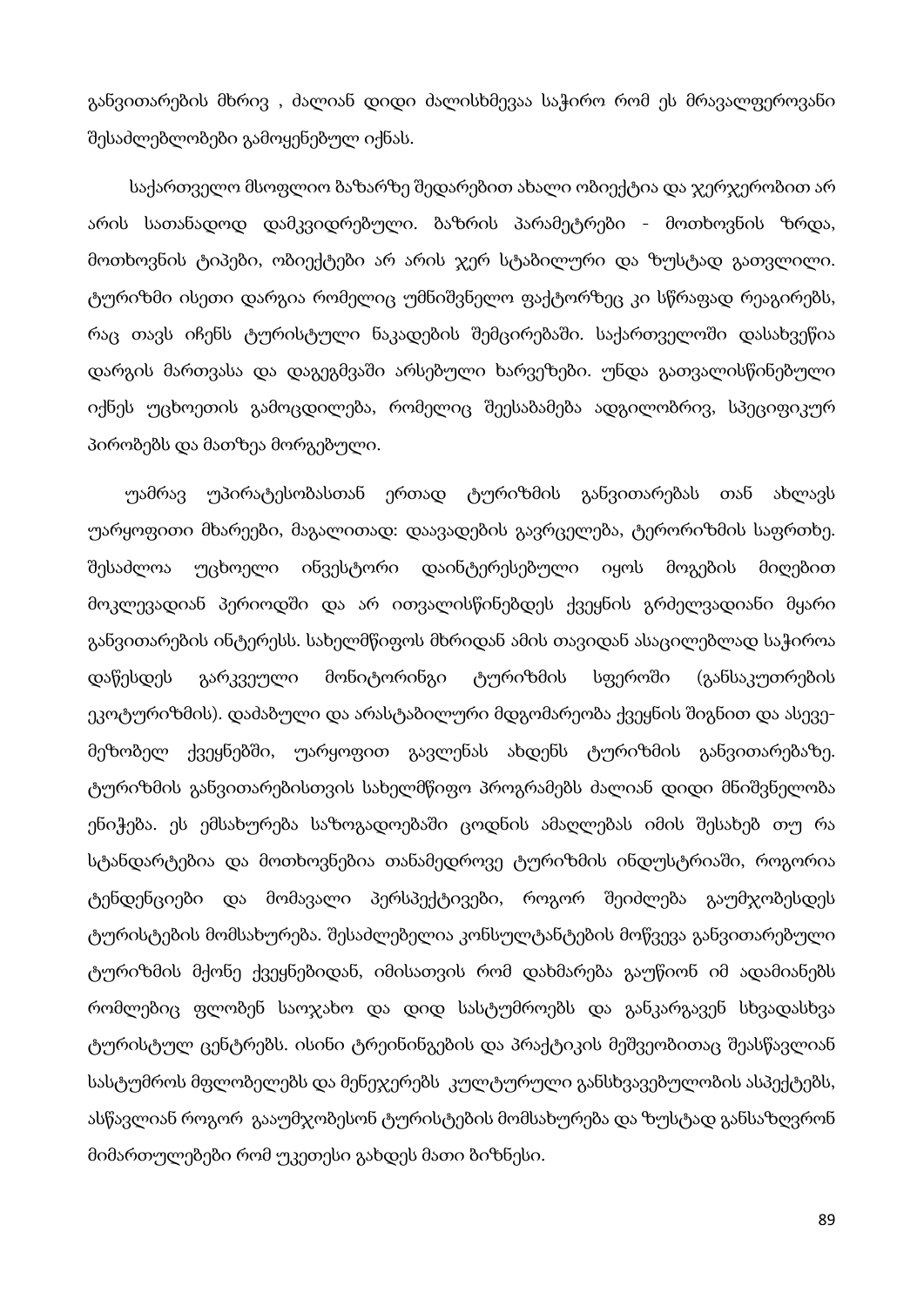განვითარების მხრივ , ძალიან დიდი ძალისხმევაა საჭირო რომ ეს მრავალფეროვანი შესაძლებლობები გამოყენებულ იქნას.

საქართველო მსოფლიო ბაზარზე შედარებით ახალი ობიექტია და ჯერჯეროობით არ არის სათანადოდ დამკვიდრებული. ბაზრის პარამეტრები - მოთხოვნის ზრდა, მოთხოვნის ტიპები, ობიექტები არ არის ჯერ სტაბილური და ზუსტად გათვლილი. ტურიზმი ისეთი დარგია რომელიც უმნიშვნელო ფაქტორზეც კი სწრაფად რეაგირებს, რაც თავს იჩენს ტურისტული ნაკადების შემცირებაში. საქართველოში დასახვეწია დარგის მართვასა და დაგეგმვაში არსებული ხარვეზები. უნდა გათვალისწინებული იქნეს უცხოეთის გამოცდილება, რომელიც შეესაბამება ადგილობრივ, სპეციფიკურ პირობებს და მათზეა მორგებული.

უამრავ უპირატესობასთან ერთად ტურიზმის განვითარებას თან ახლავს უარყოფითი მხარეები, მაგალითად: დაავადების გავრცელება, ტერორიზმის საფრთხე. შესაძლოა უცხოელი ინვესტორი დაინტერესებული იყოს მოგების მიღებით მოკლევადიან პერიოდში და არ ითვალისწინებდეს ქვეყნის გრძელვადიანი მყარი განვითარების ინტერესს. სახელმწიფოს მხრიდან ამის თავიდან ასაცილებლად საჭიროა დაწესდეს გარკვეული მონიტორინგი ტურიზმის სფეროში (განსაკუთრების ეკოტურიზმის). დაძაბული და არასტაბილური მდგომარეობა ქვეყნის შიგნით და ასევე- მეზობელ ქვეყნებში, უარყოფით გავლენას ახდენს ტურიზმის განვითარებაზე. ტურიზმის განვითარებისთვის სახელმწიფო პროგრამებს ძალიან დიდი მნიშვნელობა ენიჭება. ეს ემსახურება საზოგადოებაში ცოდნის ამაღლებას იმის შესახებ თუ რა სტანდარტებია და მოთხოვნებია თანამედროვე ტურიზმის ინდუსტრიაში, როგორია ტენდენციები და მომავალი პერსპექტივები, როგორ შეიძლება გაუმჯობესდეს ტურისტების მომსახურება. შესაძლებელია კონსულტანტების მოწვევა განვითარებული ტურიზმის მქონე ქვეყნებიდან, იმისათვის რომ დახმარება გაუწიონ იმ ადამიანებს რომლებიც ფლობენ საოჯახო და დიდ სასტუმროებს და განკარგავენ სხვადასხვა ტურისტულ ცენტრებს. ისინი ტრეინინგების და პრაქტიკის მეშვეობითაც შეასწავლიან სასტუმროს მფლობელებს და მენეჯერებს კულტურული განსხვავებულობის ასპექტებს, ასწავლიან როგორ გააუმჯობესონ ტურისტების მომსახურება და ზუსტად განსაზღვრონ მიმართულებები რომ უკეთესი გახდეს მათი ბიზნესი.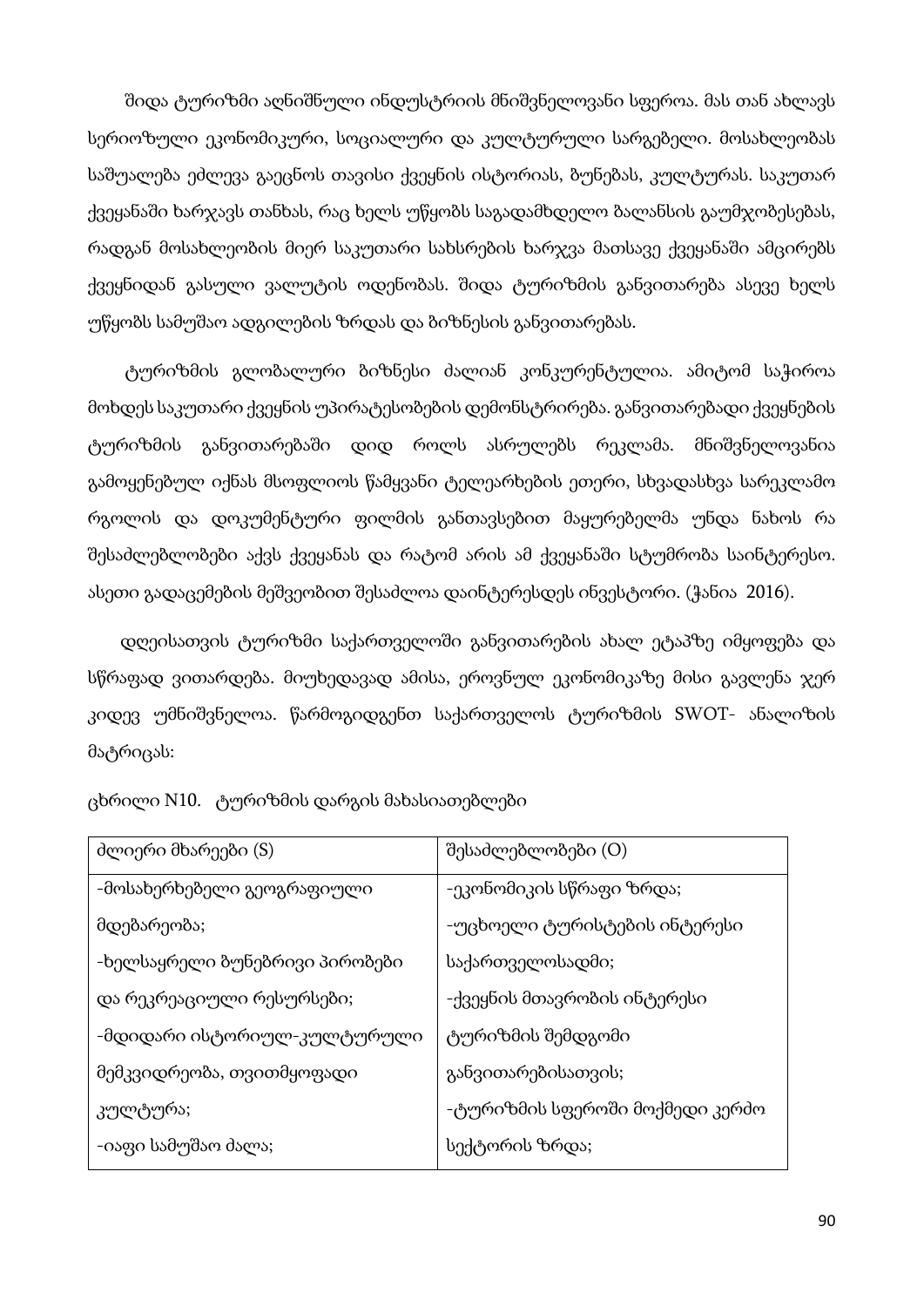შიდა ტურიზმი აღნიშნული ინდუსტრიის მნიშვნელოვანი სფეროა. მას თან ახლავს სერიოზული ეკონომიკური, სოციალური და კულტურული სარგებელი. მოსახლეობას საშუალება ეძლევა გაეცნოს თავისი ქვეყნის ისტორიას, ბუნებას, კულტურას. საკუთარ ქვეყანაში ხარჯავს თანხას, რაც ხელს უწყობს საგადამხდელო ბალანსის გაუმჯობესებას, რადგან მოსახლეობის მიერ საკუთარი სახსრების ხარჯვა მათსავე ქვეყანაში ამცირებს ქვეყნიდან გასული ვალუტის ოდენობას. შიდა ტურიზმის განვითარება ასევე ხელს უწყობს სამუშაო ადგილების ზრდას და ბიზნესის განვითარებას.

ტურიზმის გლობალური ბიზნესი ძალიან კონკურენტულია. ამიტომ საჭიროა მოხდეს საკუთარი ქვეყნის უპირატესობების დემონსტრირება. განვითარებადი ქვეყნების ტურიზმის განვითარებაში დიდ როლს ასრულებს რეკლამა. მნიშვნელოვანია გამოყენებულ იქნას მსოფლიოს წამყვანი ტელეარხების ეთერი, სხვადასხვა სარეკლამო რგოლის და დოკუმენტური ფილმის განთავსებით მაყურებელმა უნდა ნახოს რა შესაძლებლობები აქვს ქვეყანას და რატომ არის ამ ქვეყანაში სტუმრობა საინტერესო. ასეთი გადაცემების მეშვეობით შესაძლოა დაინტერესდეს ინვესტორი. (ჭანია 2016).

დღეისათვის ტურიზმი საქართველოში განვითარების ახალ ეტაპზე იმყოფება და სწრაფად ვითარდება. მიუხედავად ამისა, ეროვნულ ეკონომიკაზე მისი გავლენა ჯერ კიდევ უმნიშვნელოა. წარმოგიდგენთ საქართველოს ტურიზმის SWOT- ანალიზის მატრიცას:

ცხრილი N10. ტურიზმის დარგის მახასიათებლები

| ძლიერი მხარეები (S) | შესაძლებლობები (O) |
|---|---|
| -მოსახერხებელი გეოგრაფიული მდებარეობა;<br>-ხელსაყრელი ბუნებრივი პირობები და რეკრეაციული რესურსები;<br>-მდიდარი ისტორიულ-კულტურული მემკვიდრეობა, თვითმყოფადი კულტურა;<br>-იაფი სამუშაო ძალა; | -ეკონომიკის სწრაფი ზრდა;<br>-უცხოელი ტურისტების ინტერესი საქართველოსადმი;<br>-ქვეყნის მთავრობის ინტერესი ტურიზმის შემდგომი განვითარებისათვის;<br>-ტურიზმის სფეროში მოქმედი კერძო სექტორის ზრდა; |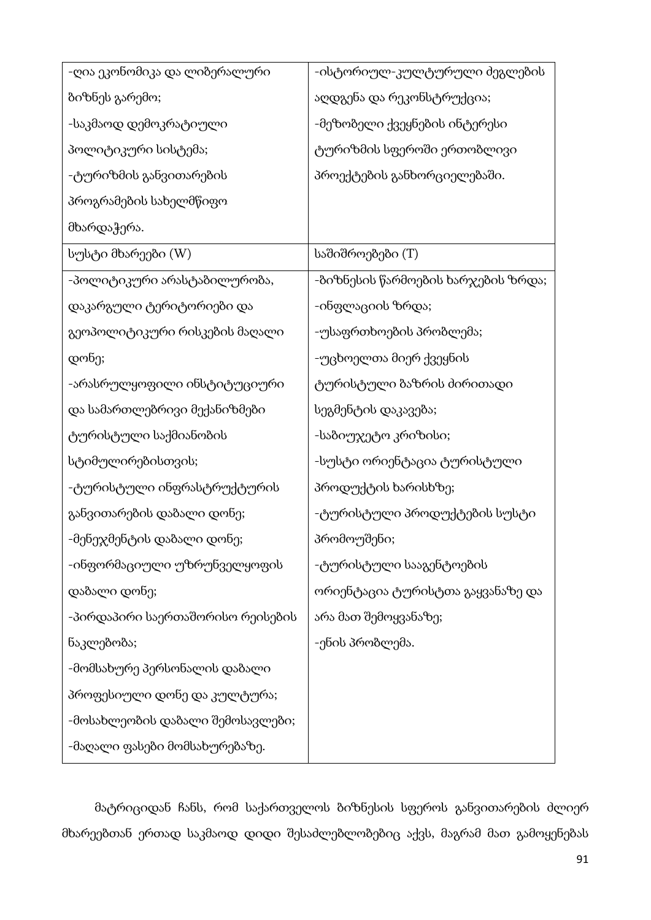| | |
|---|---|
| -ღია ეკონომიკა და ლიბერალური ბიზნეს გარემო;<br>-საკმაოდ დემოკრატიული პოლიტიკური სისტემა;<br>-ტურიზმის განვითარების პროგრამების სახელმწიფო მხარდაჭერა. | -ისტორიულ-კულტურული ძეგლების აღდგენა და რეკონსტრუქცია;<br>-მეზობელი ქვეყნების ინტერესი ტურიზმის სფეროში ერთობლივი პროექტების განხორციელებაში. |
| სუსტი მხარეები (W) | საშიშროებები (T) |
| -პოლიტიკური არასტაბილურობა, დაკარგული ტერიტორიები და გეოპოლიტიკური რისკების მაღალი დონე;<br>-არასრულყოფილი ინსტიტუციური და სამართლებრივი მექანიზმები ტურისტული საქმიანობის სტიმულირებისთვის;<br>-ტურისტული ინფრასტრუქტურის განვითარების დაბალი დონე;<br>-მენეჯმენტის დაბალი დონე;<br>-ინფორმაციული უზრუნველყოფის დაბალი დონე;<br>-პირდაპირი საერთაშორისო რეისების ნაკლებობა;<br>-მომსახურე პერსონალის დაბალი პროფესიული დონე და კულტურა;<br>-მოსახლეობის დაბალი შემოსავლები;<br>-მაღალი ფასები მომსახურებაზე. | -ბიზნესის წარმოების ხარჯების ზრდა;<br>-ინფლაციის ზრდა;<br>-უსაფრთხოების პრობლემა;<br>-უცხოელთა მიერ ქვეყნის ტურისტული ბაზრის ძირითადი სეგმენტის დაკავება;<br>-საბიუჯეტო კრიზისი;<br>-სუსტი ორიენტაცია ტურისტული პროდუქტის ხარისხზე;<br>-ტურისტული პროდუქტების სუსტი პრომოუშენი;<br>-ტურისტული სააგენტოების ორიენტაცია ტურისტთა გაყვანაზე და არა მათ შემოყვანაზე;<br>-ენის პრობლემა. |

მატრიციდან ჩანს, რომ საქართველოს ბიზნესის სფეროს განვითარების ძლიერ მხარეებთან ერთად საკმაოდ დიდი შესაძლებლობებიც აქვს, მაგრამ მათ გამოყენებას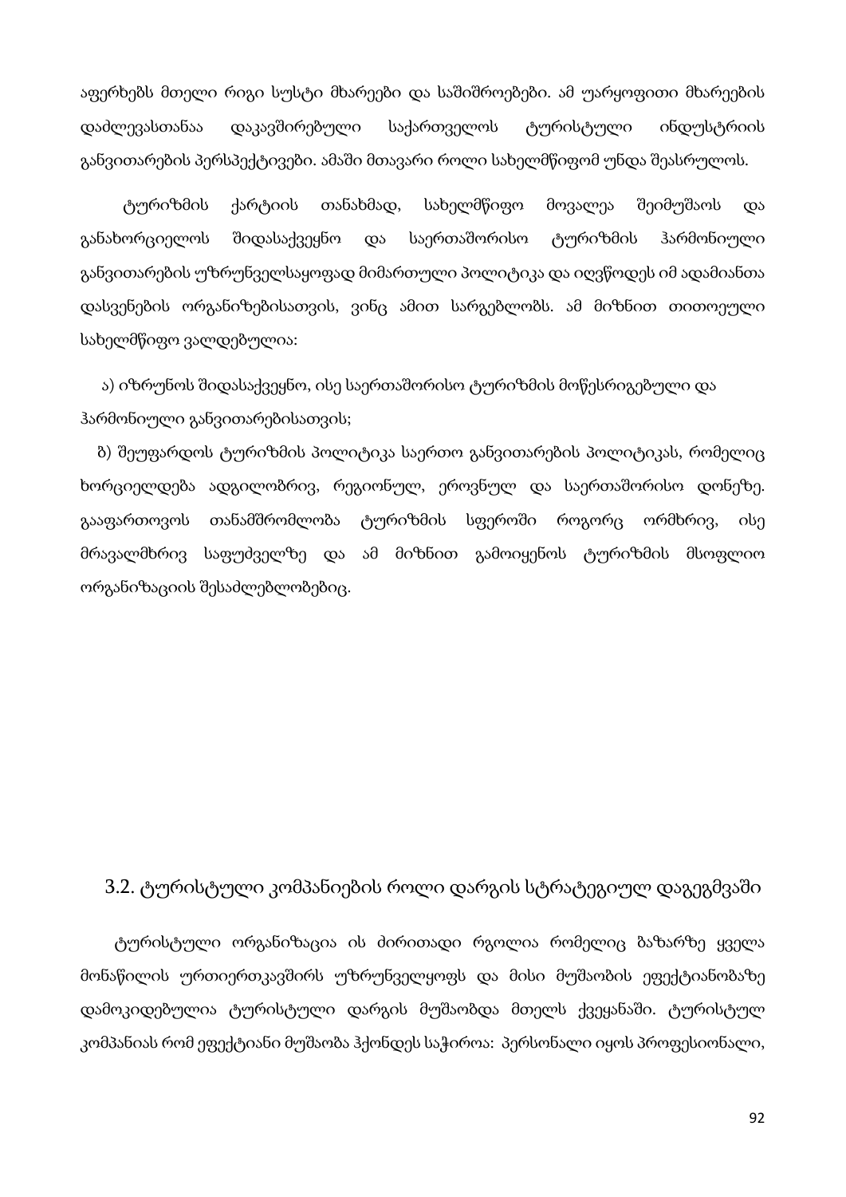აფერხებს მთელი რიგი სუსტი მხარეები და საშიშროებები. ამ უარყოფითი მხარეების დაძლევასთანაა დაკავშირებული საქართველოს ტურისტული ინდუსტრიის განვითარების პერსპექტივები. ამაში მთავარი როლი სახელმწიფომ უნდა შეასრულოს.

ტურიზმის ქარტიის თანახმად, სახელმწიფო მოვალეა შეიმუშაოს და განახორციელოს შიდასაქვეყნო და საერთაშორისო ტურიზმის ჰარმონიული განვითარების უზრუნველსაყოფად მიმართული პოლიტიკა და იღვწოდეს იმ ადამიანთა დასვენების ორგანიზებისათვის, ვინც ამით სარგებლობს. ამ მიზნით თითოეული სახელმწიფო ვალდებულია:

ა) იზრუნოს შიდასაქვეყნო, ისე საერთაშორისო ტურიზმის მოწესრიგებული და ჰარმონიული განვითარებისათვის;

ბ) შეუფარდოს ტურიზმის პოლიტიკა საერთო განვითარების პოლიტიკას, რომელიც ხორციელდება ადგილობრივ, რეგიონულ, ეროვნულ და საერთაშორისო დონეზე. გააფართოვოს თანამშრომლობა ტურიზმის სფეროში როგორც ორმხრივ, ისე მრავალმხრივ საფუძველზე და ამ მიზნით გამოიყენოს ტურიზმის მსოფლიო ორგანიზაციის შესაძლებლობებიც.

## 3.2. ტურისტული კომპანიების როლი დარგის სტრატეგიულ დაგეგმვაში

ტურისტული ორგანიზაცია ის ძირითადი რგოლია რომელიც ბაზარზე ყველა მონაწილის ურთიერთკავშირს უზრუნველყოფს და მისი მუშაობის ეფექტიანობაზე დამოკიდებულია ტურისტული დარგის მუშაობდა მთელს ქვეყანაში. ტურისტულ კომპანიას რომ ეფექტიანი მუშაობა ჰქონდეს საჭიროა: პერსონალი იყოს პროფესიონალი,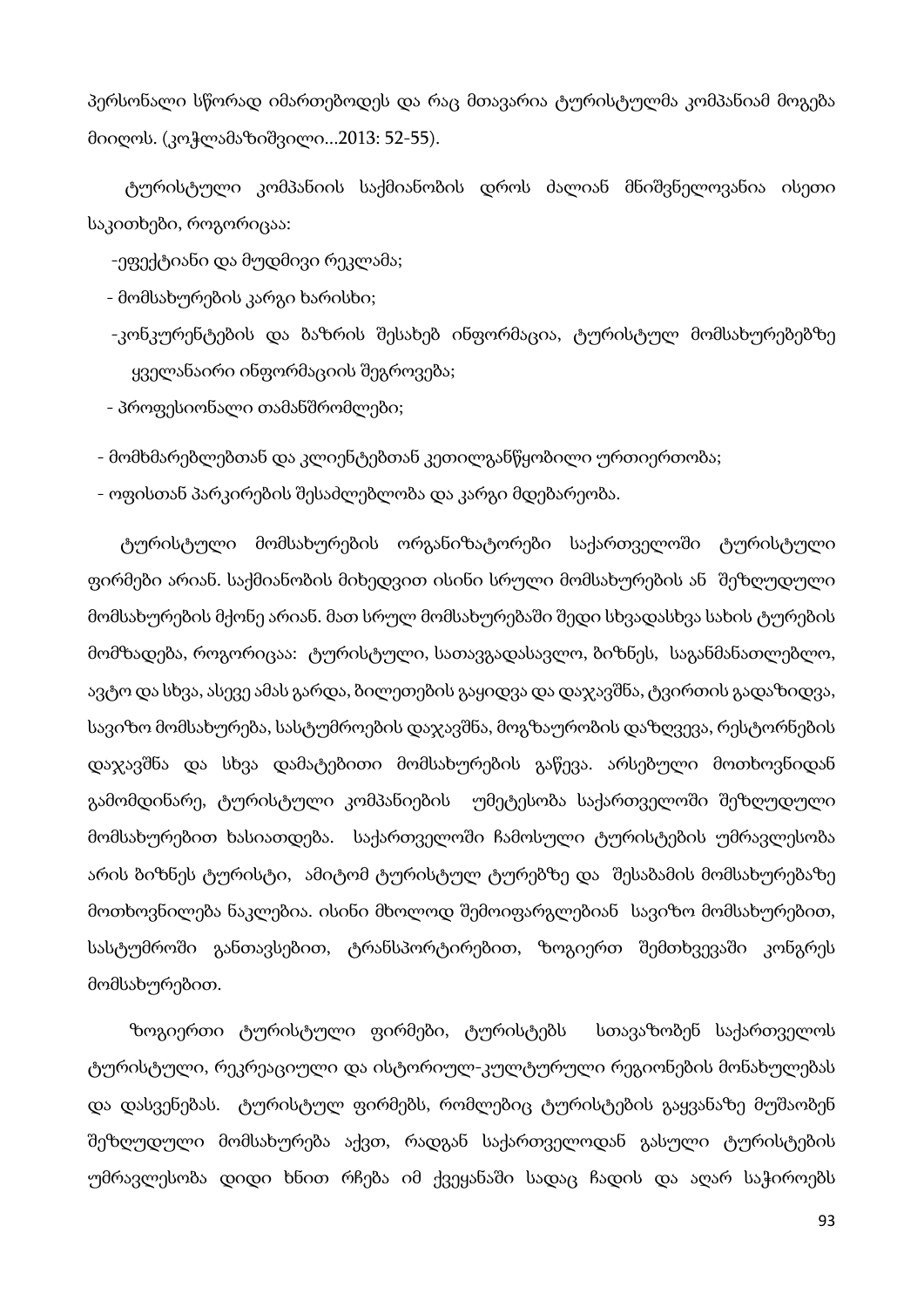პერსონალი სწორად იმართებოდეს და რაც მთავარია ტურისტულმა კომპანიამ მოგება მიიღოს. (კოჭლამაზიშვილი...2013: 52-55).

ტურისტული კომპანიის საქმიანობის დროს ძალიან მნიშვნელოვანია ისეთი საკითხები, როგორიცაა:

- ეფექტიანი და მუდმივი რეკლამა;
- მომსახურების კარგი ხარისხი;
- კონკურენტების და ბაზრის შესახებ ინფორმაცია, ტურისტულ მომსახურებებზე ყველანაირი ინფორმაციის შეგროვება;
- პროფესიონალი თამანშრომლები;
- მომხმარებლებთან და კლიენტებთან კეთილგანწყობილი ურთიერთობა;
- ოფისთან პარკირების შესაძლებლობა და კარგი მდებარეობა.

ტურისტული მომსახურების ორგანიზატორები საქართველოში ტურისტული ფირმები არიან. საქმიანობის მიხედვით ისინი სრული მომსახურების ან შეზღუდული მომსახურების მქონე არიან. მათ სრულ მომსახურებაში შედი სხვადასხვა სახის ტურების მომზადება, როგორიცაა: ტურისტული, სათავგადასავლო, ბიზნეს, საგანმანათლებლო, ავტო და სხვა, ასევე ამას გარდა, ბილეთების გაყიდვა და დაჯავშნა, ტვირთის გადაზიდვა, სავიზო მომსახურება, სასტუმროების დაჯავშნა, მოგზაურობის დაზღვევა, რესტორნების დაჯავშნა და სხვა დამატებითი მომსახურების გაწევა. არსებული მოთხოვნიდან გამომდინარე, ტურისტული კომპანიების უმეტესობა საქართველოში შეზღუდული მომსახურებით ხასიათდება. საქართველოში ჩამოსული ტურისტების უმრავლესობა არის ბიზნეს ტურისტი, ამიტომ ტურისტულ ტურებზე და შესაბამის მომსახურებაზე მოთხოვნილება ნაკლებია. ისინი მხოლოდ შემოიფარგლებიან სავიზო მომსახურებით, სასტუმროში განთავსებით, ტრანსპორტირებით, ზოგიერთ შემთხვევაში კონგრეს მომსახურებით.

ზოგიერთი ტურისტული ფირმები, ტურისტებს სთავაზობენ საქართველოს ტურისტული, რეკრეაციული და ისტორიულ-კულტურული რეგიონების მონახულებას და დასვენებას. ტურისტულ ფირმებს, რომლებიც ტურისტების გაყვანაზე მუშაობენ შეზღუდული მომსახურება აქვთ, რადგან საქართველოდან გასული ტურისტების უმრავლესობა დიდი ხნით რჩება იმ ქვეყანაში სადაც ჩადის და აღარ საჭიროებს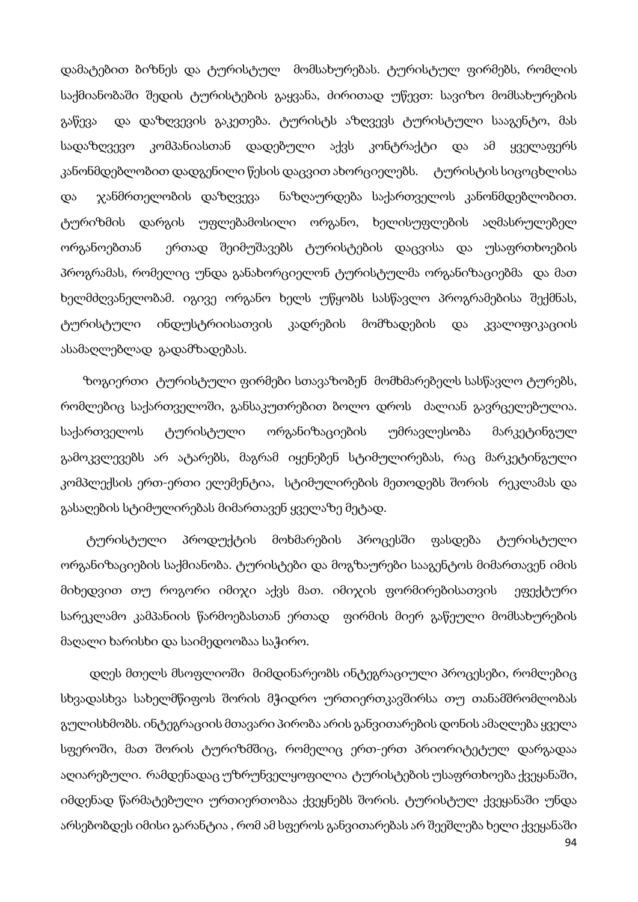დამატებით ბიზნეს და ტურისტულ მომსახურებას. ტურისტულ ფირმებს, რომლის საქმიანობაში შედის ტურისტების გაყვანა, ძირითად უწევთ: სავიზო მომსახურების გაწევა და დაზღვევის გაკეთება. ტურისტს აზღვევს ტურისტული სააგენტო, მას სადაზღვევო კომპანიასთან დადებული აქვს კონტრაქტი და ამ ყველაფერს კანონმდებლობით დადგენილი წესის დაცვით ახორციელებს. ტურისტის სიცოცხლისა და ჯანმრთელობის დაზღვევა ნაზღაურდება საქართველოს კანონმდებლობით. ტურიზმის დარგის უფლებამოსილი ორგანო, ხელისუფლების აღმასრულებელ ორგანოებთან ერთად შეიმუშავებს ტურისტების დაცვისა და უსაფრთხოების პროგრამას, რომელიც უნდა განახორციელონ ტურისტულმა ორგანიზაციებმა და მათ ხელმძღვანელობამ. იგივე ორგანო ხელს უწყობს სასწავლო პროგრამებისა შექმნას, ტურისტული ინდუსტრიისათვის კადრების მომზადების და კვალიფიკაციის ასამაღლებლად გადამზადებას.

ზოგიერთი ტურისტული ფირმები სთავაზობენ მომხმარებელს სასწავლო ტურებს, რომლებიც საქართველოში, განსაკუთრებით ბოლო დროს ძალიან გავრცელებულია. საქართველოს ტურისტული ორგანიზაციების უმრავლესობა მარკეტინგულ გამოკვლევებს არ ატარებს, მაგრამ იყენებენ სტიმულირებას, რაც მარკეტინგული კომპლექსის ერთ-ერთი ელემენტია, სტიმულირების მეთოდებს შორის რეკლამას და გასაღების სტიმულირებას მიმართავენ ყველაზე მეტად.

ტურისტული პროდუქტის მოხმარების პროცესში ფასდება ტურისტული ორგანიზაციების საქმიანობა. ტურისტები და მოგზაურები სააგენტოს მიმართავენ იმის მიხედვით თუ როგორი იმიჯი აქვს მათ. იმიჯის ფორმირებისათვის ეფექტური სარეკლამო კამპანიის წარმოებასთან ერთად ფირმის მიერ გაწეული მომსახურების მაღალი ხარისხი და საიმედოობაა საჭირო.

დღეს მთელს მსოფლიოში მიმდინარეობს ინტეგრაციული პროცესები, რომლებიც სხვადასხვა სახელმწიფოს შორის მჭიდრო ურთიერთკავშირსა თუ თანამშრომლობას გულისხმობს. ინტეგრაციის მთავარი პირობა არის განვითარების დონის ამაღლება ყველა სფეროში, მათ შორის ტურიზმშიც, რომელიც ერთ-ერთ პრიორიტეტულ დარგადაა აღიარებული. რამდენადაც უზრუნველყოფილია ტურისტების უსაფრთხოება ქვეყანაში, იმდენად წარმატებული ურთიერთობაა ქვეყნებს შორის. ტურისტულ ქვეყანაში უნდა არსებობდეს იმისი გარანტია , რომ ამ სფეროს განვითარებას არ შეეშლება ხელი ქვეყანაში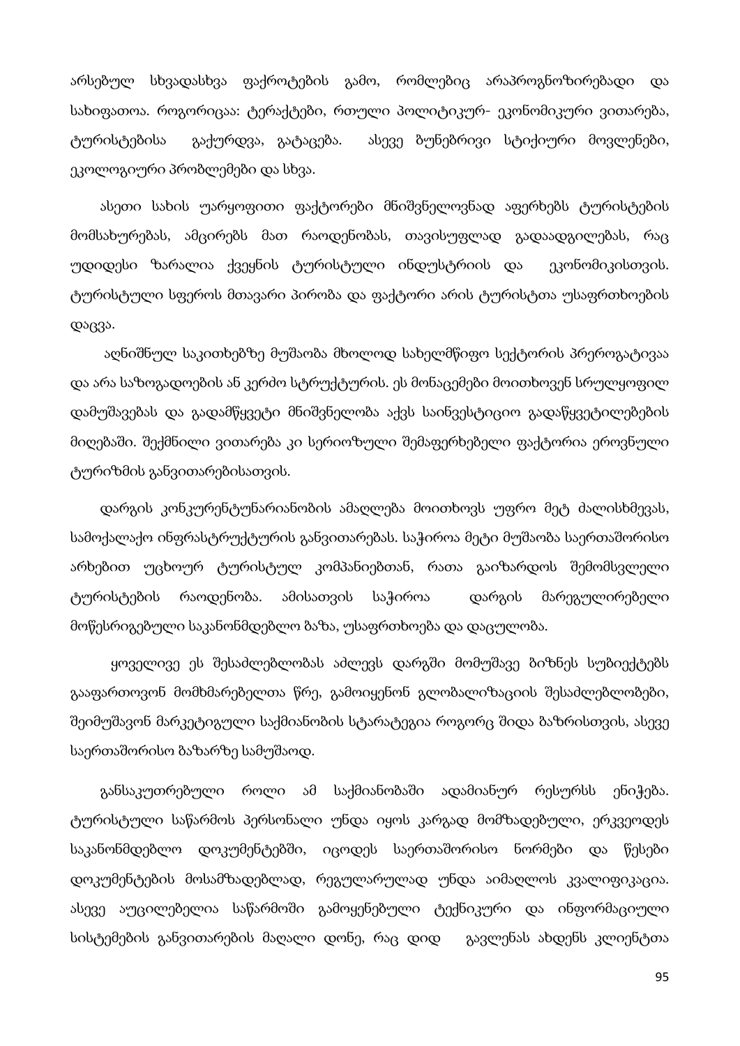არსებულ სხვადასხვა ფაქროტების გამო, რომლებიც არაპროგნოზირებადი და სახიფათოა. როგორიცაა: ტერაქტები, რთული პოლიტიკურ- ეკონომიკური ვითარება, ტურისტებისა გაქურდვა, გატაცება. ასევე ბუნებრივი სტიქიური მოვლენები, ეკოლოგიური პრობლემები და სხვა.

ასეთი სახის უარყოფითი ფაქტორები მნიშვნელოვნად აფერხებს ტურისტების მომსახურებას, ამცირებს მათ რაოდენობას, თავისუფლად გადაადგილებას, რაც უდიდესი ზარალია ქვეყნის ტურისტული ინდუსტრიის და ეკონომიკისთვის. ტურისტული სფეროს მთავარი პირობა და ფაქტორი არის ტურისტთა უსაფრთხოების დაცვა.

აღნიშნულ საკითხებზე მუშაობა მხოლოდ სახელმწიფო სექტორის პრეროგატივაა და არა საზოგადოების ან კერძო სტრუქტურის. ეს მონაცემები მოითხოვენ სრულყოფილ დამუშავებას და გადამწყვეტი მნიშვნელობა აქვს საინვესტიციო გადაწყვეტილებების მიღებაში. შექმნილი ვითარება კი სერიოზული შემაფერხებელი ფაქტორია ეროვნული ტურიზმის განვითარებისათვის.

დარგის კონკურენტუნარიანობის ამაღლება მოითხოვს უფრო მეტ ძალისხმევას, სამოქალაქო ინფრასტრუქტურის განვითარებას. საჭიროა მეტი მუშაობა საერთაშორისო არხებით უცხოურ ტურისტულ კომპანიებთან, რათა გაიზარდოს შემომსვლელი ტურისტების რაოდენობა. ამისათვის საჭიროა დარგის მარეგულირებელი მოწესრიგებული საკანონმდებლო ბაზა, უსაფრთხოება და დაცულობა.

ყოველივე ეს შესაძლებლობას აძლევს დარგში მომუშავე ბიზნეს სუბიექტებს გააფართოვონ მომხმარებელთა წრე, გამოიყენონ გლობალიზაციის შესაძლებლობები, შეიმუშავონ მარკეტიგული საქმიანობის სტარატეგია როგორც შიდა ბაზრისთვის, ასევე საერთაშორისო ბაზარზე სამუშაოდ.

განსაკუთრებული როლი ამ საქმიანობაში ადამიანურ რესურსს ენიჭება. ტურისტული საწარმოს პერსონალი უნდა იყოს კარგად მომზადებული, ერკვეოდეს საკანონმდებლო დოკუმენტებში, იცოდეს საერთაშორისო ნორმები და წესები დოკუმენტების მოსამზადებლად, რეგულარულად უნდა აიმაღლოს კვალიფიკაცია. ასევე აუცილებელია საწარმოში გამოყენებული ტექნიკური და ინფორმაციული სისტემების განვითარების მაღალი დონე, რაც დიდ გავლენას ახდენს კლიენტთა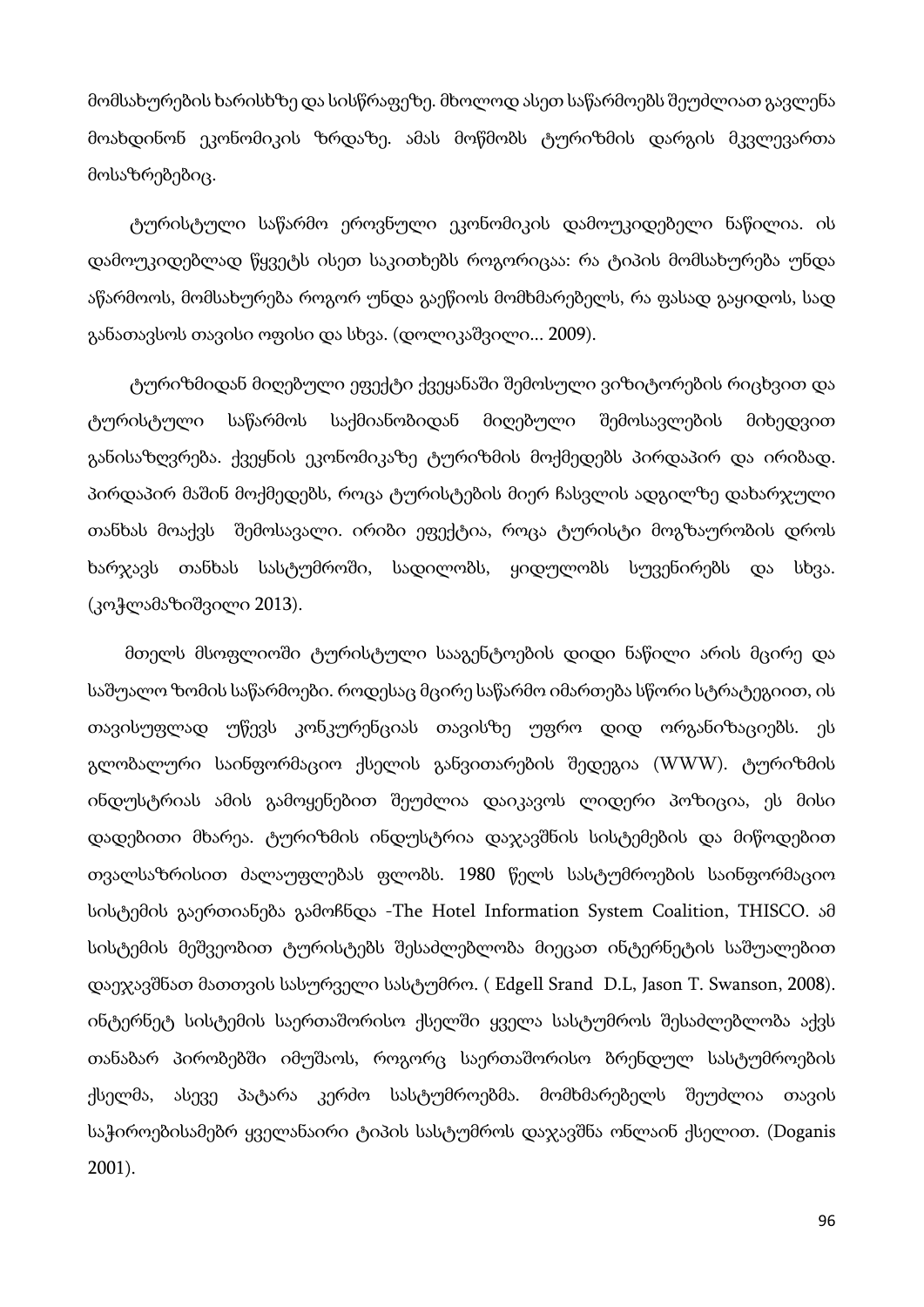მომსახურების ხარისხზე და სისწრაფეზე. მხოლოდ ასეთ საწარმოებს შეუძლიათ გავლენა მოახდინონ ეკონომიკის ზრდაზე. ამას მოწმობს ტურიზმის დარგის მკვლევართა მოსაზრებებიც.

ტურისტული საწარმო ეროვნული ეკონომიკის დამოუკიდებელი ნაწილია. ის დამოუკიდებლად წყვეტს ისეთ საკითხებს როგორიცაა: რა ტიპის მომსახურება უნდა აწარმოოს, მომსახურება როგორ უნდა გაეწიოს მომხმარებელს, რა ფასად გაყიდოს, სად განათავსოს თავისი ოფისი და სხვა. (დოლიკაშვილი... 2009).

ტურიზმიდან მიღებული ეფექტი ქვეყანაში შემოსული ვიზიტორების რიცხვით და ტურისტული საწარმოს საქმიანობიდან მიღებული შემოსავლების მიხედვით განისაზღვრება. ქვეყნის ეკონომიკაზე ტურიზმის მოქმედებს პირდაპირ და ირიბად. პირდაპირ მაშინ მოქმედებს, როცა ტურისტების მიერ ჩასვლის ადგილზე დახარჯული თანხას მოაქვს შემოსავალი. ირიბი ეფექტია, როცა ტურისტი მოგზაურობის დროს ხარჯავს თანხას სასტუმროში, სადილობს, ყიდულობს სუვენირებს და სხვა. (კოჭლამაზიშვილი 2013).

მთელს მსოფლიოში ტურისტული სააგენტოების დიდი ნაწილი არის მცირე და საშუალო ზომის საწარმოები. როდესაც მცირე საწარმო იმართება სწორი სტრატეგიით, ის თავისუფლად უწევს კონკურენციას თავისზე უფრო დიდ ორგანიზაციებს. ეს გლობალური საინფორმაციო ქსელის განვითარების შედეგია (WWW). ტურიზმის ინდუსტრიას ამის გამოყენებით შეუძლია დაიკავოს ლიდერი პოზიცია, ეს მისი დადებითი მხარეა. ტურიზმის ინდუსტრია დაჯავშნის სისტემების და მიწოდებით თვალსაზრისით ძალაუფლებას ფლობს. 1980 წელს სასტუმროების საინფორმაციო სისტემის გაერთიანება გამოჩნდა -The Hotel Information System Coalition, THISCO. ამ სისტემის მეშვეობით ტურისტებს შესაძლებლობა მიეცათ ინტერნეტის საშუალებით დაეჯავშნათ მათთვის სასურველი სასტუმრო. ( Edgell Srand D.L, Jason T. Swanson, 2008). ინტერნეტ სისტემის საერთაშორისო ქსელში ყველა სასტუმროს შესაძლებლობა აქვს თანაბარ პირობებში იმუშაოს, როგორც საერთაშორისო ბრენდულ სასტუმროების ქსელმა, ასევე პატარა კერძო სასტუმროებმა. მომხმარებელს შეუძლია თავის საჭიროებისამებრ ყველანაირი ტიპის სასტუმროს დაჯავშნა ონლაინ ქსელით. (Doganis 2001).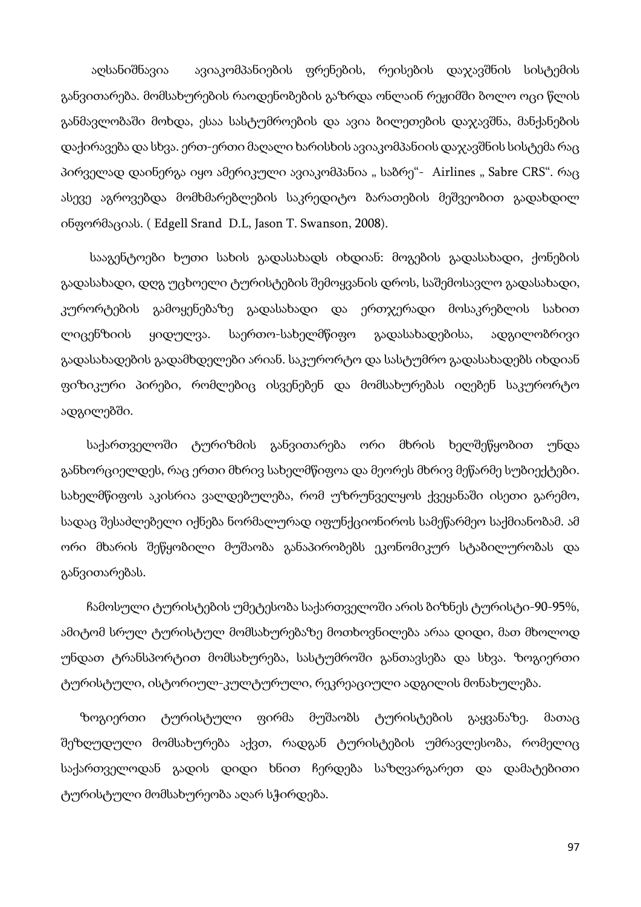აღსანიშნავია ავიაკომპანიების ფრენების, რეისების დაჯავშნის სისტემის განვითარება. მომსახურების რაოდენობების გაზრდა ონლაინ რეჟიმში ბოლო ოცი წლის განმავლობაში მოხდა, ესაა სასტუმროების და ავია ბილეთების დაჯავშნა, მანქანების დაქირავება და სხვა. ერთ-ერთი მაღალი ხარისხის ავიაკომპანიის დაჯავშნის სისტემა რაც პირველად დაინერგა იყო ამერიკული ავიაკომპანია „ საბრე"- Airlines „ Sabre CRS". რაც ასევე აგროვებდა მომხმარებლების საკრედიტო ბარათების მეშვეობით გადახდილ ინფორმაციას. ( Edgell Srand D.L, Jason T. Swanson, 2008).

სააგენტოები ხუთი სახის გადასახადს იხდიან: მოგების გადასახადი, ქონების გადასახადი, დღგ უცხოელი ტურისტების შემოყვანის დროს, საშემოსავლო გადასახადი, კურორტების გამოყენებაზე გადასახადი და ერთჯერადი მოსაკრებლის სახით ლიცენზიის ყიდულვა. საერთო-სახელმწიფო გადასახადებისა, ადგილობრივი გადასახადების გადამხდელები არიან. საკურორტო და სასტუმრო გადასახადებს იხდიან ფიზიკური პირები, რომლებიც ისვენებენ და მომსახურებას იღებენ საკურორტო ადგილებში.

საქართველოში ტურიზმის განვითარება ორი მხრის ხელშეწყობით უნდა განხორციელდეს, რაც ერთი მხრივ სახელმწიფოა და მეორეს მხრივ მეწარმე სუბიექტები. სახელმწიფოს აკისრია ვალდებულება, რომ უზრუნველყოს ქვეყანაში ისეთი გარემო, სადაც შესაძლებელი იქნება ნორმალურად იფუნქციონიროს სამეწარმეო საქმიანობამ. ამ ორი მხარის შეწყობილი მუშაობა განაპირობებს ეკონომიკურ სტაბილურობას და განვითარებას.

ჩამოსული ტურისტების უმეტესობა საქართველოში არის ბიზნეს ტურისტი-90-95%, ამიტომ სრულ ტურისტულ მომსახურებაზე მოთხოვნილება არაა დიდი, მათ მხოლოდ უნდათ ტრანსპორტით მომსახურება, სასტუმროში განთავსება და სხვა. ზოგიერთი ტურისტული, ისტორიულ-კულტურული, რეკრეაციული ადგილის მონახულება.

ზოგიერთი ტურისტული ფირმა მუშაობს ტურისტების გაყვანაზე. მათაც შეზღუდული მომსახურება აქვთ, რადგან ტურისტების უმრავლესობა, რომელიც საქართველოდან გადის დიდი ხნით ჩერდება საზღვარგარეთ და დამატებითი ტურისტული მომსახურეობა აღარ სჭირდება.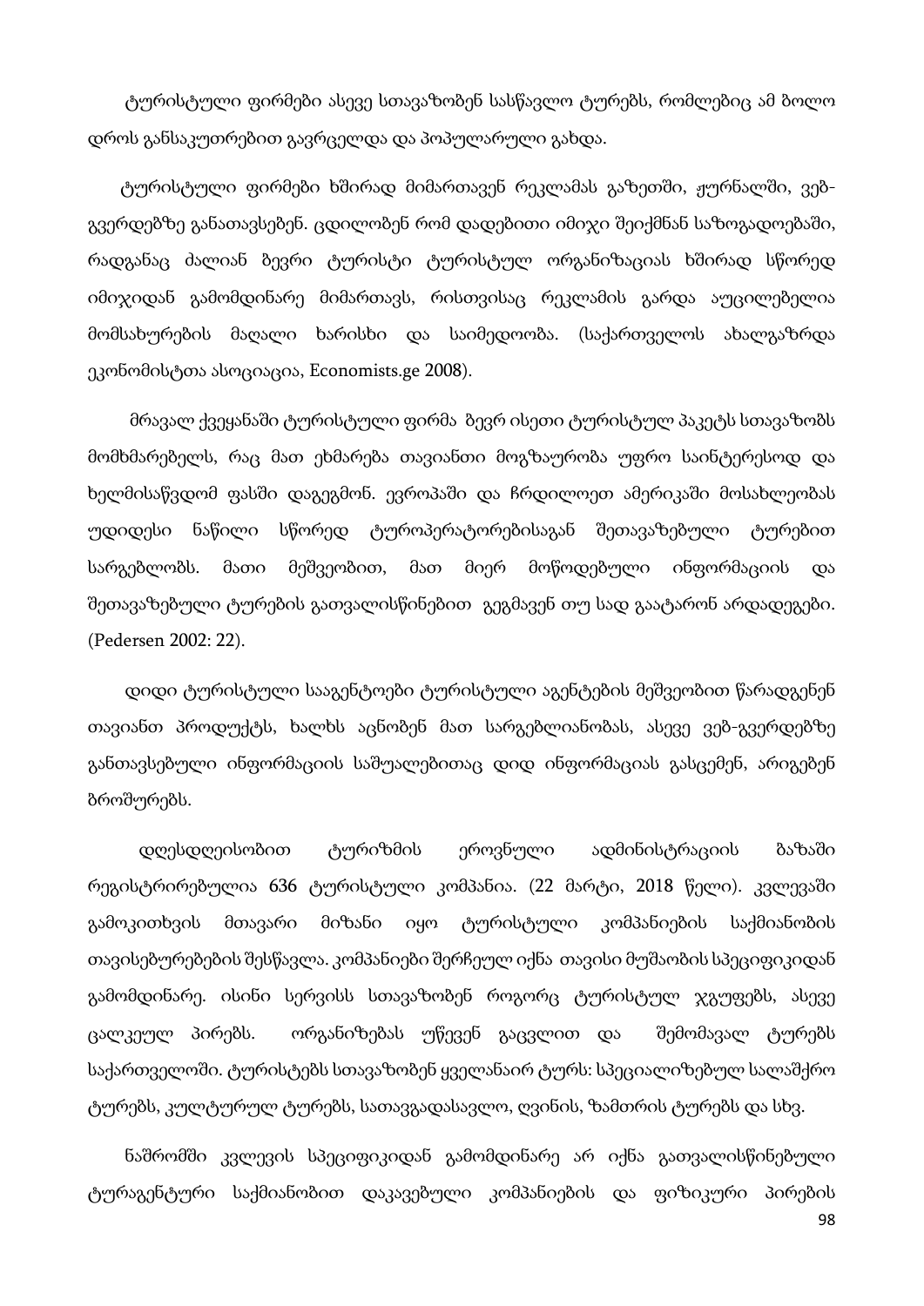ტურისტული ფირმები ასევე სთავაზობენ სასწავლო ტურებს, რომლებიც ამ ბოლო დროს განსაკუთრებით გავრცელდა და პოპულარული გახდა.

ტურისტული ფირმები ხშირად მიმართავენ რეკლამას გაზეთში, ჟურნალში, ვებ-გვერდებზე განათავსებენ. ცდილობენ რომ დადებითი იმიჯი შეიქმნან საზოგადოებაში, რადგანაც ძალიან ბევრი ტურისტი ტურისტულ ორგანიზაციას ხშირად სწორედ იმიჯიდან გამომდინარე მიმართავს, რისთვისაც რეკლამის გარდა აუცილებელია მომსახურების მაღალი ხარისხი და საიმედოობა. (საქართველოს ახალგაზრდა ეკონომისტთა ასოციაცია, Economists.ge 2008).

მრავალ ქვეყანაში ტურისტული ფირმა ბევრ ისეთი ტურისტულ პაკეტს სთავაზობს მომხმარებელს, რაც მათ ეხმარება თავიანთი მოგზაურობა უფრო საინტერესოდ და ხელმისაწვდომ ფასში დაგეგმონ. ევროპაში და ჩრდილოეთ ამერიკაში მოსახლეობას უდიდესი ნაწილი სწორედ ტუროპერატორებისაგან შეთავაზებული ტურებით სარგებლობს. მათი მეშვეობით, მათ მიერ მოწოდებული ინფორმაციის და შეთავაზებული ტურების გათვალისწინებით გეგმავენ თუ სად გაატარონ არდადეგები. (Pedersen 2002: 22).

დიდი ტურისტული სააგენტოები ტურისტული აგენტების მეშვეობით წარადგენენ თავიანთ პროდუქტს, ხალხს აცნობენ მათ სარგებლიანობას, ასევე ვებ-გვერდებზე განთავსებული ინფორმაციის საშუალებითაც დიდ ინფორმაციას გასცემენ, არიგებენ ბროშურებს.

დღესდღეისობით ტურიზმის ეროვნული ადმინისტრაციის ბაზაში რეგისტრირებულია 636 ტურისტული კომპანია. (22 მარტი, 2018 წელი). კვლევაში გამოკითხვის მთავარი მიზანი იყო ტურისტული კომპანიების საქმიანობის თავისებურებების შესწავლა. კომპანიები შერჩეულ იქნა თავისი მუშაობის სპეციფიკიდან გამომდინარე. ისინი სერვისს სთავაზობენ როგორც ტურისტულ ჯგუფებს, ასევე ცალკეულ პირებს. ორგანიზებას უწევენ გაცვლით და შემომავალ ტურებს საქართველოში. ტურისტებს სთავაზობენ ყველანაირ ტურს: სპეციალიზებულ სალაშქრო ტურებს, კულტურულ ტურებს, სათავგადასავლო, ღვინის, ზამთრის ტურებს და სხვ.

ნაშრომში კვლევის სპეციფიკიდან გამომდინარე არ იქნა გათვალისწინებული ტურაგენტური საქმიანობით დაკავებული კომპანიების და ფიზიკური პირების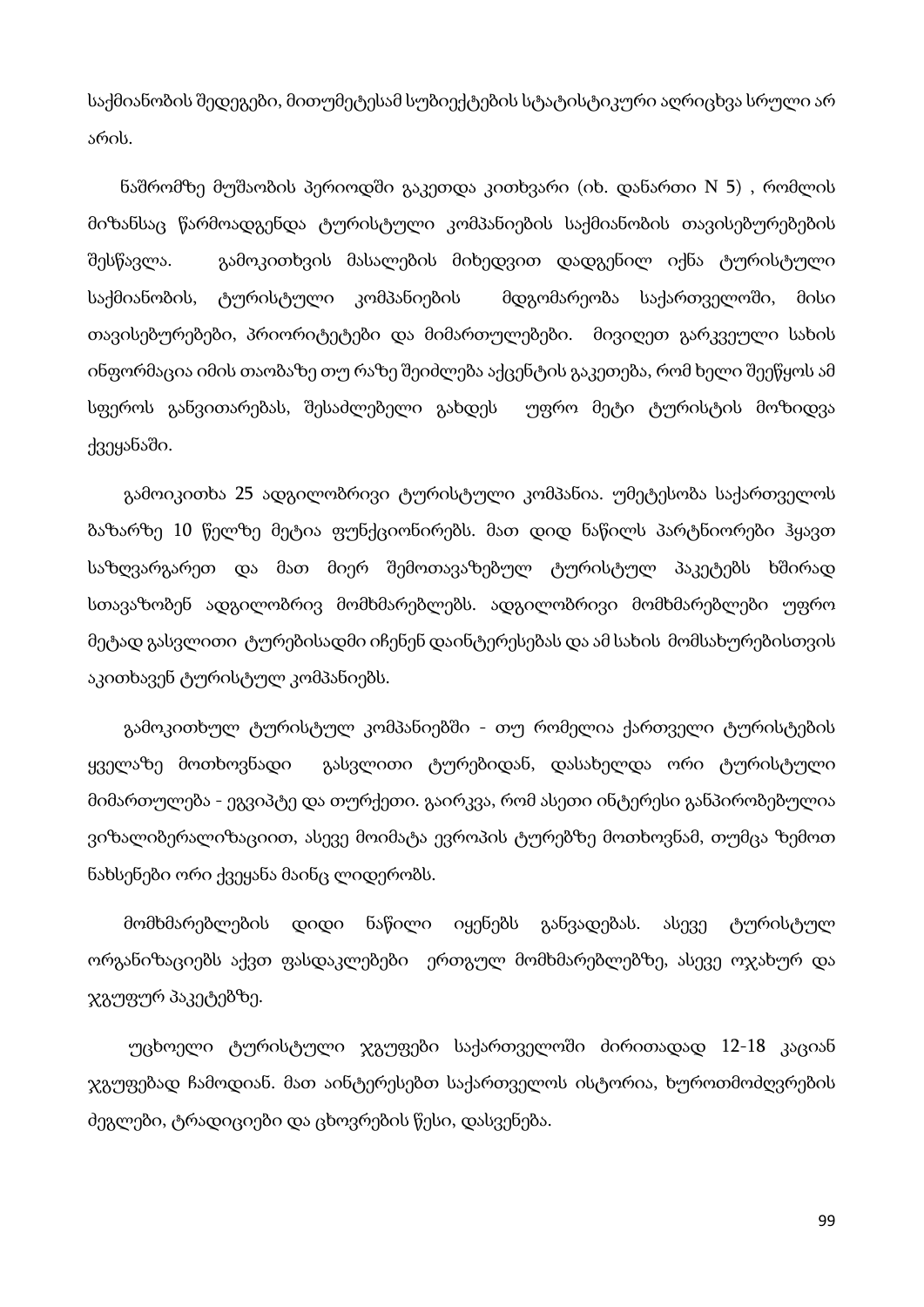საქმიანობის შედეგები, მითუმეტესამ სუბიექტების სტატისტიკური აღრიცხვა სრული არ არის.

ნაშრომზე მუშაობის პერიოდში გაკეთდა კითხვარი (იხ. დანართი N 5) , რომლის მიზანსაც წარმოადგენდა ტურისტული კომპანიების საქმიანობის თავისებურებების შესწავლა. გამოკითხვის მასალების მიხედვით დადგენილ იქნა ტურისტული საქმიანობის, ტურისტული კომპანიების მდგომარეობა საქართველოში, მისი თავისებურებები, პრიორიტეტები და მიმართულებები. მივიღეთ გარკვეული სახის ინფორმაცია იმის თაობაზე თუ რაზე შეიძლება აქცენტის გაკეთება, რომ ხელი შეეწყოს ამ სფეროს განვითარებას, შესაძლებელი გახდეს უფრო მეტი ტურისტის მოზიდვა ქვეყანაში.

გამოიკითხა 25 ადგილობრივი ტურისტული კომპანია. უმეტესობა საქართველოს ბაზარზე 10 წელზე მეტია ფუნქციონირებს. მათ დიდ ნაწილს პარტნიორები ჰყავთ საზღვარგარეთ და მათ მიერ შემოთავაზებულ ტურისტულ პაკეტებს ხშირად სთავაზობენ ადგილობრივ მომხმარებლებს. ადგილობრივი მომხმარებლები უფრო მეტად გასვლითი ტურებისადმი იჩენენ დაინტერესებას და ამ სახის მომსახურებისთვის აკითხავენ ტურისტულ კომპანიებს.

გამოკითხულ ტურისტულ კომპანიებში - თუ რომელია ქართველი ტურისტების ყველაზე მოთხოვნადი გასვლითი ტურებიდან, დასახელდა ორი ტურისტული მიმართულება - ეგვიპტე და თურქეთი. გაირკვა, რომ ასეთი ინტერესი განპირობებულია ვიზალიბერალიზაციით, ასევე მოიმატა ევროპის ტურებზე მოთხოვნამ, თუმცა ზემოთ ნახსენები ორი ქვეყანა მაინც ლიდერობს.

მომხმარებლების დიდი ნაწილი იყენებს განვადებას. ასევე ტურისტულ ორგანიზაციებს აქვთ ფასდაკლებები ერთგულ მომხმარებლებზე, ასევე ოჯახურ და ჯგუფურ პაკეტებზე.

უცხოელი ტურისტული ჯგუფები საქართველოში ძირითადად 12-18 კაციან ჯგუფებად ჩამოდიან. მათ აინტერესებთ საქართველოს ისტორია, ხუროთმოძღვრების ძეგლები, ტრადიციები და ცხოვრების წესი, დასვენება.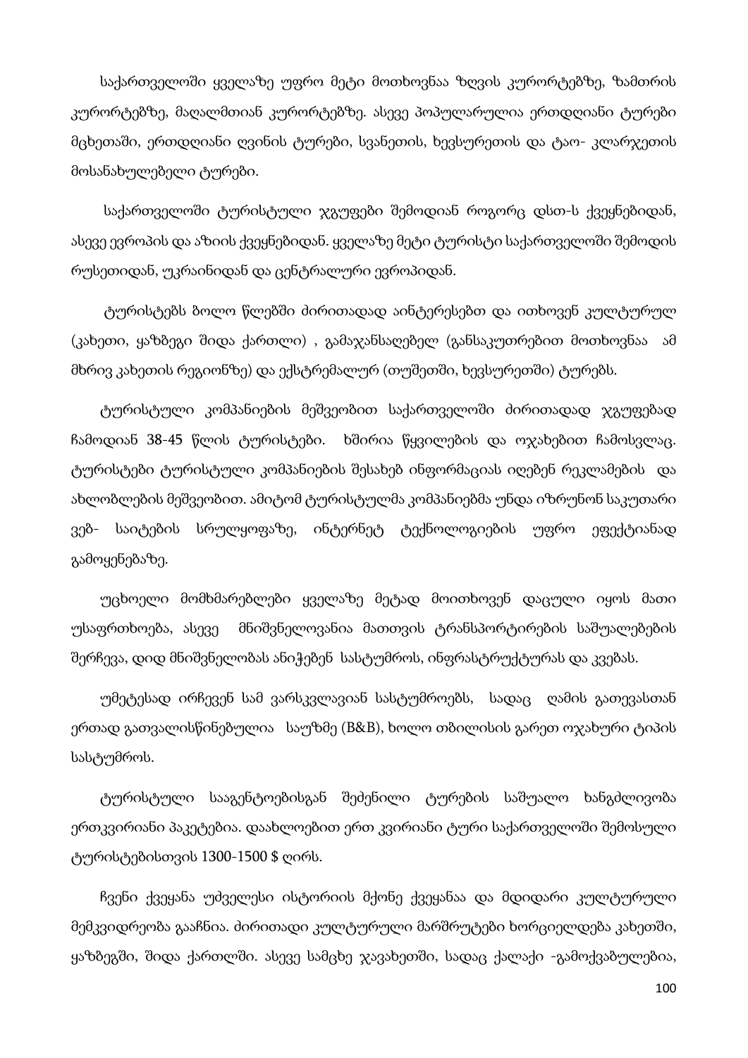საქართველოში ყველაზე უფრო მეტი მოთხოვნაა ზღვის კურორტებზე, ზამთრის კურორტებზე, მაღალმთიან კურორტებზე. ასევე პოპულარულია ერთდღიანი ტურები მცხეთაში, ერთდღიანი ღვინის ტურები, სვანეთის, ხევსურეთის და ტაო- კლარჯეთის მოსანახულებელი ტურები.

საქართველოში ტურისტული ჯგუფები შემოდიან როგორც დსთ-ს ქვეყნებიდან, ასევე ევროპის და აზიის ქვეყნებიდან. ყველაზე მეტი ტურისტი საქართველოში შემოდის რუსეთიდან, უკრაინიდან და ცენტრალური ევროპიდან.

ტურისტებს ბოლო წლებში ძირითადად აინტერესებთ და ითხოვენ კულტურულ (კახეთი, ყაზბეგი შიდა ქართლი) , გამაჯანსაღებელ (განსაკუთრებით მოთხოვნაა ამ მხრივ კახეთის რეგიონზე) და ექსტრემალურ (თუშეთში, ხევსურეთში) ტურებს.

ტურისტული კომპანიების მეშვეობით საქართველოში ძირითადად ჯგუფებად ჩამოდიან 38-45 წლის ტურისტები. ხშირია წყვილების და ოჯახებით ჩამოსვლაც. ტურისტები ტურისტული კომპანიების შესახებ ინფორმაციას იღებენ რეკლამების და ახლობლების მეშვეობით. ამიტომ ტურისტულმა კომპანიებმა უნდა იზრუნონ საკუთარი ვებ- საიტების სრულყოფაზე, ინტერნეტ ტექნოლოგიების უფრო ეფექტიანად გამოყენებაზე.

უცხოელი მომხმარებლები ყველაზე მეტად მოითხოვენ დაცული იყოს მათი უსაფრთხოება, ასევე მნიშვნელოვანია მათთვის ტრანსპორტირების საშუალებების შერჩევა, დიდ მნიშვნელობას ანიჭებენ სასტუმროს, ინფრასტრუქტურას და კვებას.

უმეტესად ირჩევენ სამ ვარსკვლავიან სასტუმროებს, სადაც ღამის გათევასთან ერთად გათვალისწინებულია საუზმე (B&B), ხოლო თბილისის გარეთ ოჯახური ტიპის სასტუმროს.

ტურისტული სააგენტოებისგან შეძენილი ტურების საშუალო ხანგძლივობა ერთკვირიანი პაკეტებია. დაახლოებით ერთ კვირიანი ტური საქართველოში შემოსული ტურისტებისთვის 1300-1500 $ ღირს.

ჩვენი ქვეყანა უძველესი ისტორიის მქონე ქვეყანაა და მდიდარი კულტურული მემკვიდრეობა გააჩნია. ძირითადი კულტურული მარშრუტები ხორციელდება კახეთში, ყაზბეგში, შიდა ქართლში. ასევე სამცხე ჯავახეთში, სადაც ქალაქი -გამოქვაბულებია,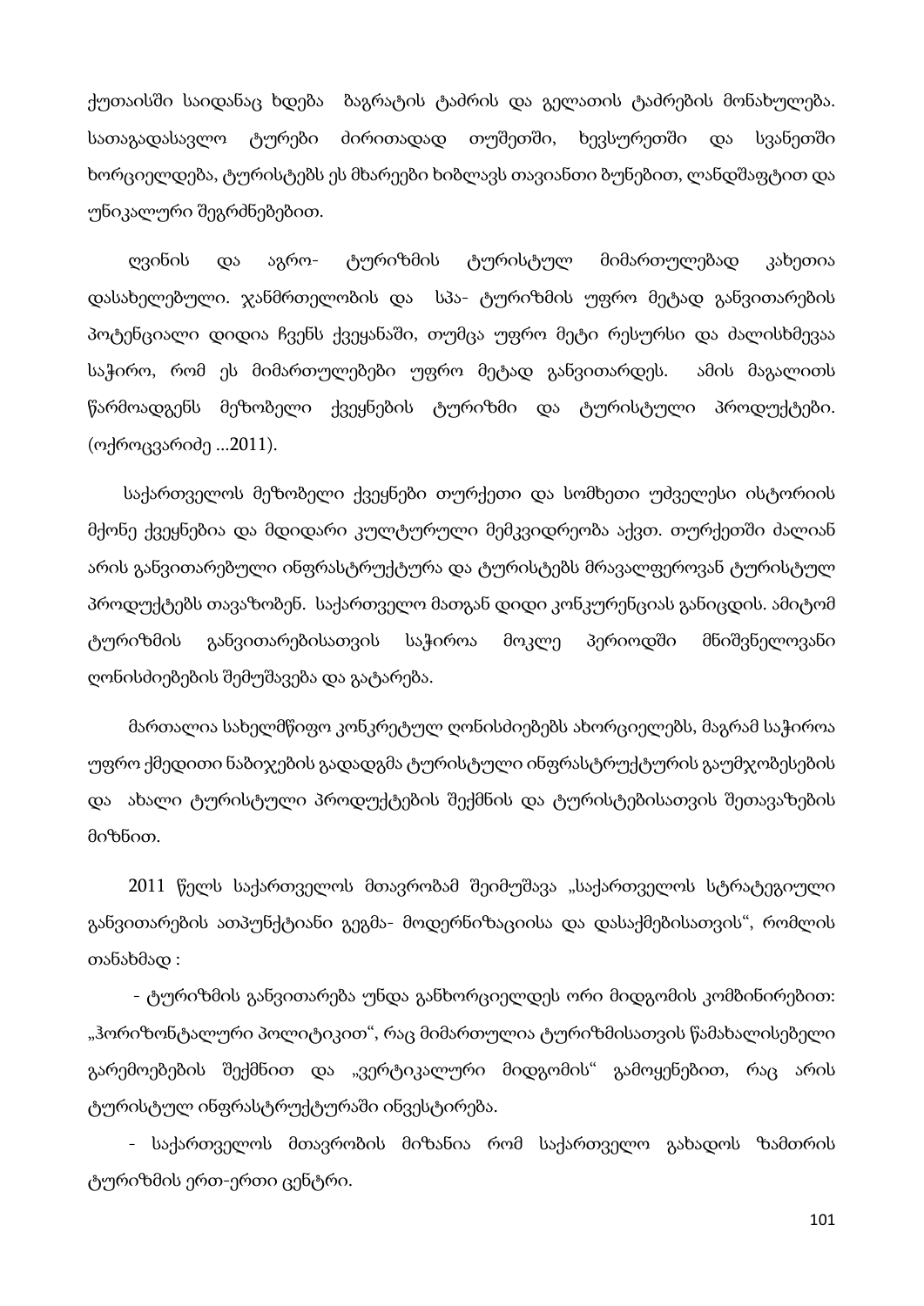ქუთაისში საიდანაც ხდება  ბაგრატის ტაძრის და გელათის ტაძრების მონახულება. სათაგადასავლო ტურები ძირითადად თუშეთში, ხევსურეთში და სვანეთში ხორციელდება, ტურისტებს ეს მხარეები ხიბლავს თავიანთი ბუნებით, ლანდშაფტით და უნიკალური შეგრძნებებით.

ღვინის და აგრო- ტურიზმის ტურისტულ მიმართულებად კახეთია დასახელებული. ჯანმრთელობის და  სპა- ტურიზმის უფრო მეტად განვითარების პოტენციალი დიდია ჩვენს ქვეყანაში, თუმცა უფრო მეტი რესურსი და ძალისხმევაა საჭირო, რომ ეს მიმართულებები უფრო მეტად განვითარდეს.  ამის მაგალითს წარმოადგენს მეზობელი ქვეყნების ტურიზმი და ტურისტული პროდუქტები. (ოქროცვარიძე ...2011).

საქართველოს მეზობელი ქვეყნები თურქეთი და სომხეთი უძველესი ისტორიის მქონე ქვეყნებია და მდიდარი კულტურული მემკვიდრეობა აქვთ. თურქეთში ძალიან არის განვითარებული ინფრასტრუქტურა და ტურისტებს მრავალფეროვან ტურისტულ პროდუქტებს თავაზობენ.  საქართველო მათგან დიდი კონკურენციას განიცდის. ამიტომ ტურიზმის განვითარებისათვის საჭიროა მოკლე პერიოდში მნიშვნელოვანი ღონისძიებების შემუშავება და გატარება.

მართალია სახელმწიფო კონკრეტულ ღონისძიებებს ახორციელებს, მაგრამ საჭიროა უფრო ქმედითი ნაბიჯების გადადგმა ტურისტული ინფრასტრუქტურის გაუმჯობესების და  ახალი ტურისტული პროდუქტების შექმნის და ტურისტებისათვის შეთავაზების მიზნით.

2011 წელს საქართველოს მთავრობამ შეიმუშავა „საქართველოს სტრატეგიული განვითარების ათპუნქტიანი გეგმა- მოდერნიზაციისა და დასაქმებისათვის", რომლის თანახმად :

- ტურიზმის განვითარება უნდა განხორციელდეს ორი მიდგომის კომბინირებით: „ჰორიზონტალური პოლიტიკით", რაც მიმართულია ტურიზმისათვის წამახალისებელი გარემოებების შექმნით და „ვერტიკალური მიდგომის" გამოყენებით, რაც არის ტურისტულ ინფრასტრუქტურაში ინვესტირება.
- საქართველოს მთავრობის მიზანია რომ საქართველო გახადოს ზამთრის ტურიზმის ერთ-ერთი ცენტრი.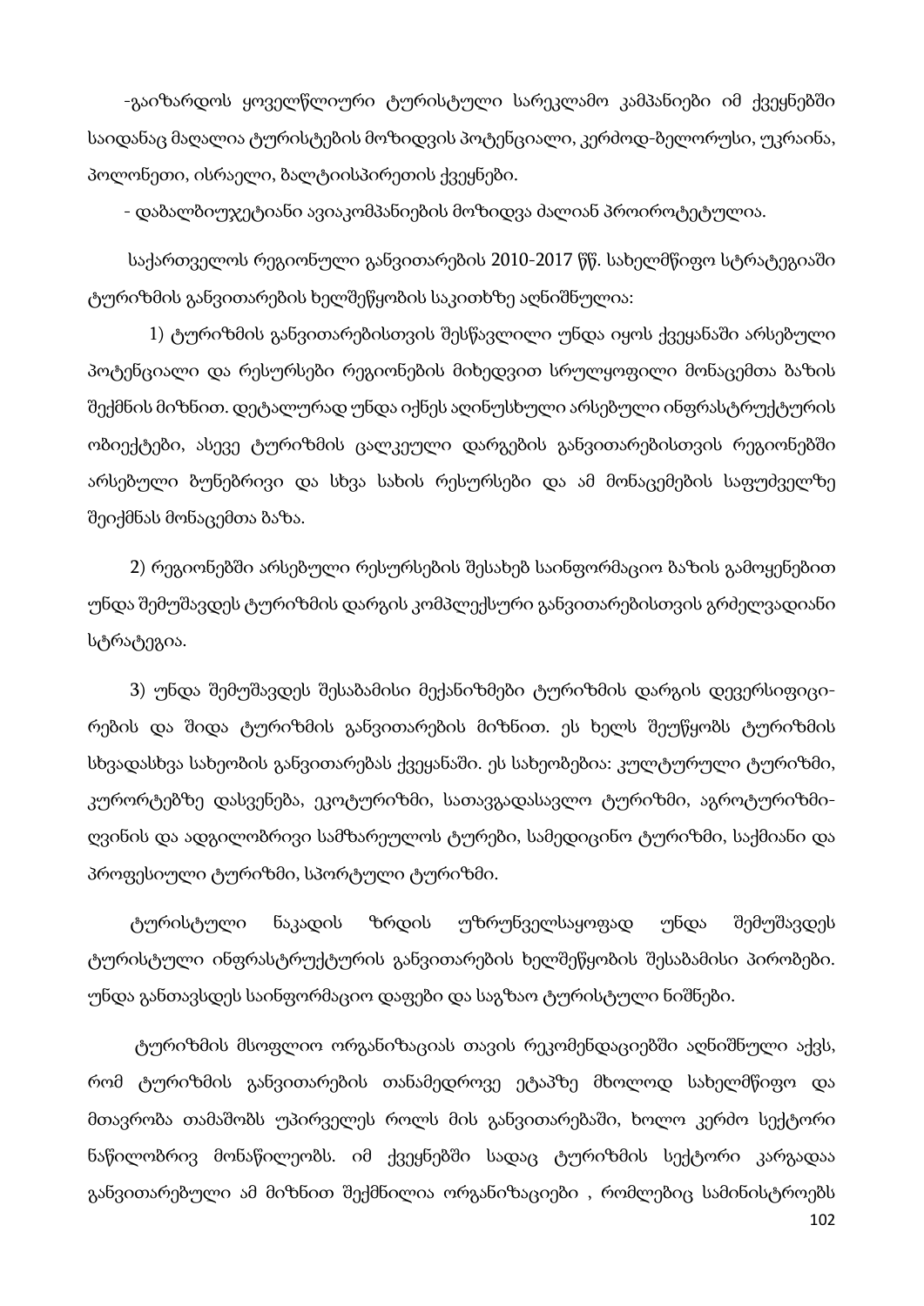-გაიზარდოს ყოველწლიური ტურისტული სარეკლამო კამპანიები იმ ქვეყნებში საიდანაც მაღალია ტურისტების მოზიდვის პოტენციალი, კერძოდ-ბელორუსი, უკრაინა, პოლონეთი, ისრაელი, ბალტიისპირეთის ქვეყნები.

- დაბალბიუჯეტიანი ავიაკომპანიების მოზიდვა ძალიან პრიოროტეტულია.

საქართველოს რეგიონული განვითარების 2010-2017 წწ. სახელმწიფო სტრატეგიაში ტურიზმის განვითარების ხელშეწყობის საკითხზე აღნიშნულია:

1) ტურიზმის განვითარებისთვის შესწავლილი უნდა იყოს ქვეყანაში არსებული პოტენციალი და რესურსები რეგიონების მიხედვით სრულყოფილი მონაცემთა ბაზის შექმნის მიზნით. დეტალურად უნდა იქნეს აღინუსხული არსებული ინფრასტრუქტურის ობიექტები, ასევე ტურიზმის ცალკეული დარგების განვითარებისთვის რეგიონებში არსებული ბუნებრივი და სხვა სახის რესურსები და ამ მონაცემების საფუძველზე შეიქმნას მონაცემთა ბაზა.

2) რეგიონებში არსებული რესურსების შესახებ საინფორმაციო ბაზის გამოყენებით უნდა შემუშავდეს ტურიზმის დარგის კომპლექსური განვითარებისთვის გრძელვადიანი სტრატეგია.

3) უნდა შემუშავდეს შესაბამისი მექანიზმები ტურიზმის დარგის დივერსიფიცი-რების და შიდა ტურიზმის განვითარების მიზნით. ეს ხელს შეუწყობს ტურიზმის სხვადასხვა სახეობის განვითარებას ქვეყანაში. ეს სახეობებია: კულტურული ტურიზმი, კურორტებზე დასვენება, ეკოტურიზმი, სათავგადასავლო ტურიზმი, აგროტურიზმი-ღვინის და ადგილობრივი სამზარეულოს ტურები, სამედიცინო ტურიზმი, საქმიანი და პროფესიული ტურიზმი, სპორტული ტურიზმი.

ტურისტული ნაკადის ზრდის უზრუნველსაყოფად უნდა შემუშავდეს ტურისტული ინფრასტრუქტურის განვითარების ხელშეწყობის შესაბამისი პირობები. უნდა განთავსდეს საინფორმაციო დაფები და საგზაო ტურისტული ნიშნები.

ტურიზმის მსოფლიო ორგანიზაციას თავის რეკომენდაციებში აღნიშნული აქვს, რომ ტურიზმის განვითარების თანამედროვე ეტაპზე მხოლოდ სახელმწიფო და მთავრობა თამაშობს უპირველეს როლს მის განვითარებაში, ხოლო კერძო სექტორი ნაწილობრივ მონაწილეობს. იმ ქვეყნებში სადაც ტურიზმის სექტორი კარგადაა განვითარებული ამ მიზნით შექმნილია ორგანიზაციები , რომლებიც სამინისტროებს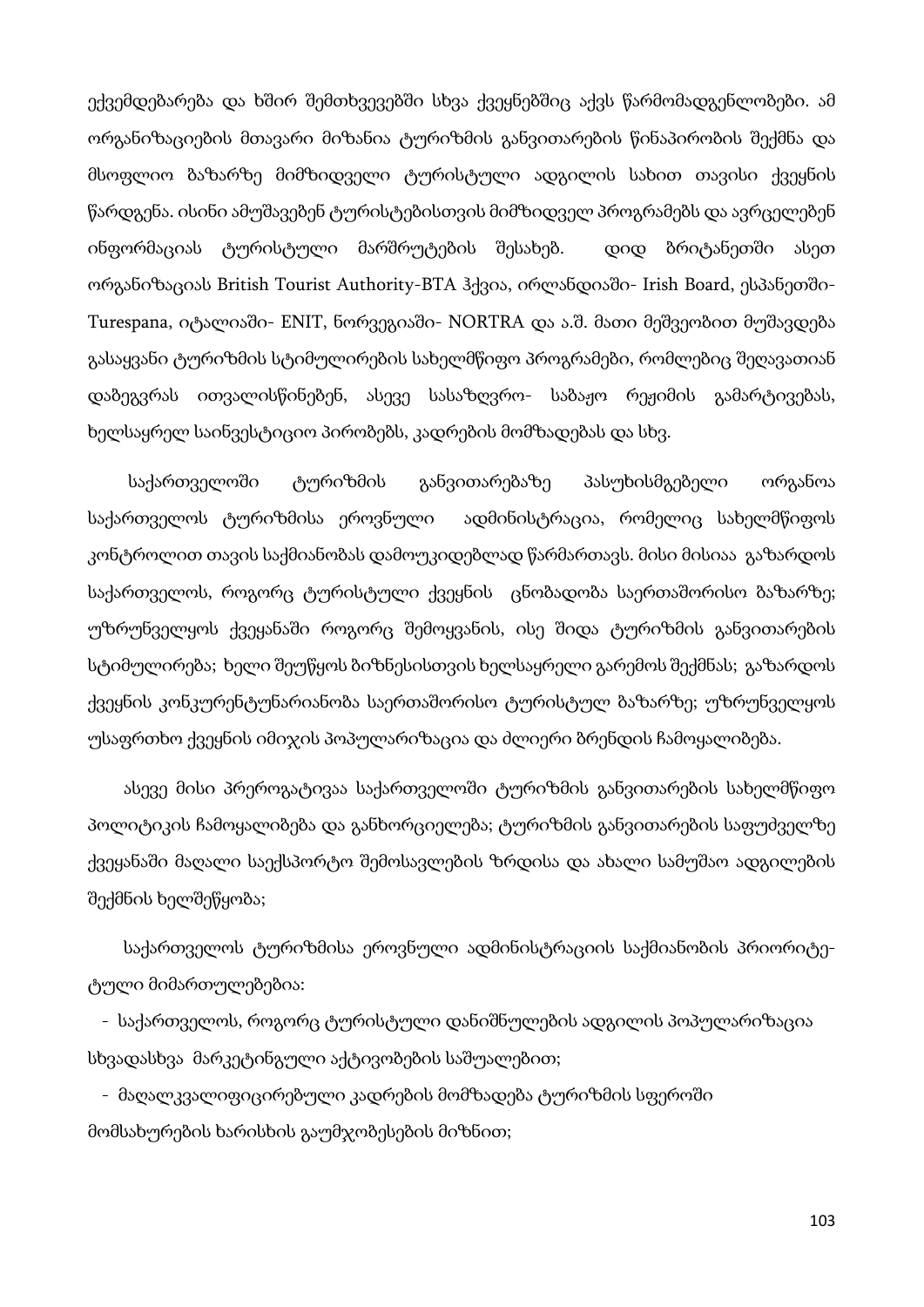ექვემდებარება და ხშირ შემთხვევებში სხვა ქვეყნებშიც აქვს წარმომადგენლობები. ამ ორგანიზაციების მთავარი მიზანია ტურიზმის განვითარების წინაპირობის შექმნა და მსოფლიო ბაზარზე მიმზიდველი ტურისტული ადგილის სახით თავისი ქვეყნის წარდგენა. ისინი ამუშავებენ ტურისტებისთვის მიმზიდველ პროგრამებს და ავრცელებენ ინფორმაციას ტურისტული მარშრუტების შესახებ. დიდ ბრიტანეთში ასეთ ორგანიზაციას British Tourist Authority-BTA ჰქვია, ირლანდიაში- Irish Board, ესპანეთში- Turespana, იტალიაში- ENIT, ნორვეგიაში- NORTRA და ა.შ. მათი მეშვეობით მუშავდება გასაყვანი ტურიზმის სტიმულირების სახელმწიფო პროგრამები, რომლებიც შეღავათიან დაბეგვრას ითვალისწინებენ, ასევე სასაზღვრო- საბაჟო რეჟიმის გამარტივებას, ხელსაყრელ საინვესტიციო პირობებს, კადრების მომზადებას და სხვ.

საქართველოში ტურიზმის განვითარებაზე პასუხისმგებელი ორგანოა საქართველოს ტურიზმისა ეროვნული ადმინისტრაცია, რომელიც სახელმწიფოს კონტროლით თავის საქმიანობას დამოუკიდებლად წარმართავს. მისი მისიაა გაზარდოს საქართველოს, როგორც ტურისტული ქვეყნის ცნობადობა საერთაშორისო ბაზარზე; უზრუნველყოს ქვეყანაში როგორც შემოყვანის, ისე შიდა ტურიზმის განვითარების სტიმულირება; ხელი შეუწყოს ბიზნესისთვის ხელსაყრელი გარემოს შექმნას; გაზარდოს ქვეყნის კონკურენტუნარიანობა საერთაშორისო ტურისტულ ბაზარზე; უზრუნველყოს უსაფრთხო ქვეყნის იმიჯის პოპულარიზაცია და ძლიერი ბრენდის ჩამოყალიბება.

ასევე მისი პრეროგატივაა საქართველოში ტურიზმის განვითარების სახელმწიფო პოლიტიკის ჩამოყალიბება და განხორციელება; ტურიზმის განვითარების საფუძველზე ქვეყანაში მაღალი საექსპორტო შემოსავლების ზრდისა და ახალი სამუშაო ადგილების შექმნის ხელშეწყობა;

საქართველოს ტურიზმისა ეროვნული ადმინისტრაციის საქმიანობის პრიორიტე-ტული მიმართულებებია:

- საქართველოს, როგორც ტურისტული დანიშნულების ადგილის პოპულარიზაცია სხვადასხვა მარკეტინგული აქტივობების საშუალებით;
- მაღალკვალიფიცირებული კადრების მომზადება ტურიზმის სფეროში მომსახურების ხარისხის გაუმჯობესების მიზნით;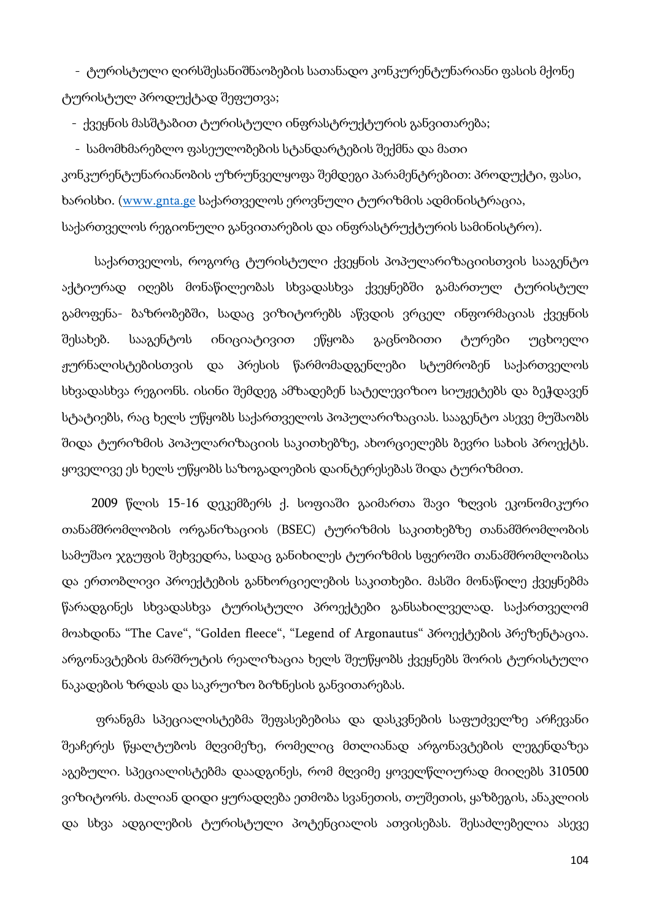- ტურისტული ღირსშესანიშნაობების სათანადო კონკურენტუნარიანი ფასის მქონე ტურისტულ პროდუქტად შეფუთვა;
- ქვეყნის მასშტაბით ტურისტული ინფრასტრუქტურის განვითარება;
- სამომხმარებლო ფასეულობების სტანდარტების შექმნა და მათი კონკურენტუნარიანობის უზრუნველყოფა შემდეგი პარამენტრებით: პროდუქტი, ფასი, ხარისხი. ([www.gnta.ge](http://www.gnta.ge) საქართველოს ეროვნული ტურიზმის ადმინისტრაცია, საქართველოს რეგიონული განვითარების და ინფრასტრუქტურის სამინისტრო).

საქართველოს, როგორც ტურისტული ქვეყნის პოპულარიზაციისთვის სააგენტო აქტიურად იღებს მონაწილეობას სხვადასხვა ქვეყნებში გამართულ ტურისტულ გამოფენა- ბაზრობებში, სადაც ვიზიტორებს აწვდის ვრცელ ინფორმაციას ქვეყნის შესახებ. სააგენტოს ინიციატივით ეწყობა გაცნობითი ტურები უცხოელი ჟურნალისტებისთვის და პრესის წარმომადგენლები სტუმრობენ საქართველოს სხვადასხვა რეგიონს. ისინი შემდეგ ამზადებენ სატელევიზიო სიუჟეტებს და ბეჭდავენ სტატიებს, რაც ხელს უწყობს საქართველოს პოპულარიზაციას. სააგენტო ასევე მუშაობს შიდა ტურიზმის პოპულარიზაციის საკითხებზე, ახორციელებს ბევრი სახის პროექტს. ყოველივე ეს ხელს უწყობს საზოგადოების დაინტერესებას შიდა ტურიზმით.

2009 წლის 15-16 დეკემბერს ქ. სოფიაში გაიმართა შავი ზღვის ეკონომიკური თანამშრომლობის ორგანიზაციის (BSEC) ტურიზმის საკითხებზე თანამშრომლობის სამუშაო ჯგუფის შეხვედრა, სადაც განიხილეს ტურიზმის სფეროში თანამშრომლობისა და ერთობლივი პროექტების განხორციელების საკითხები. მასში მონაწილე ქვეყნებმა წარადგინეს სხვადასხვა ტურისტული პროექტები განსახილველად. საქართველომ მოახდინა “The Cave“, “Golden fleece“, “Legend of Argonautus“ პროექტების პრეზენტაცია. არგონავტების მარშრუტის რეალიზაცია ხელს შეუწყობს ქვეყნებს შორის ტურისტული ნაკადების ზრდას და საკრუიზო ბიზნესის განვითარებას.

ფრანგმა სპეციალისტებმა შეფასებებისა და დასკვნების საფუძველზე არჩევანი შეაჩერეს წყალტუბოს მღვიმეზე, რომელიც მთლიანად არგონავტების ლეგენდაზეა აგებული. სპეციალისტებმა დაადგინეს, რომ მღვიმე ყოველწლიურად მიიღებს 310500 ვიზიტორს. ძალიან დიდი ყურადღება ეთმობა სვანეთის, თუშეთის, ყაზბეგის, ანაკლიის და სხვა ადგილების ტურისტული პოტენციალის ათვისებას. შესაძლებელია ასევე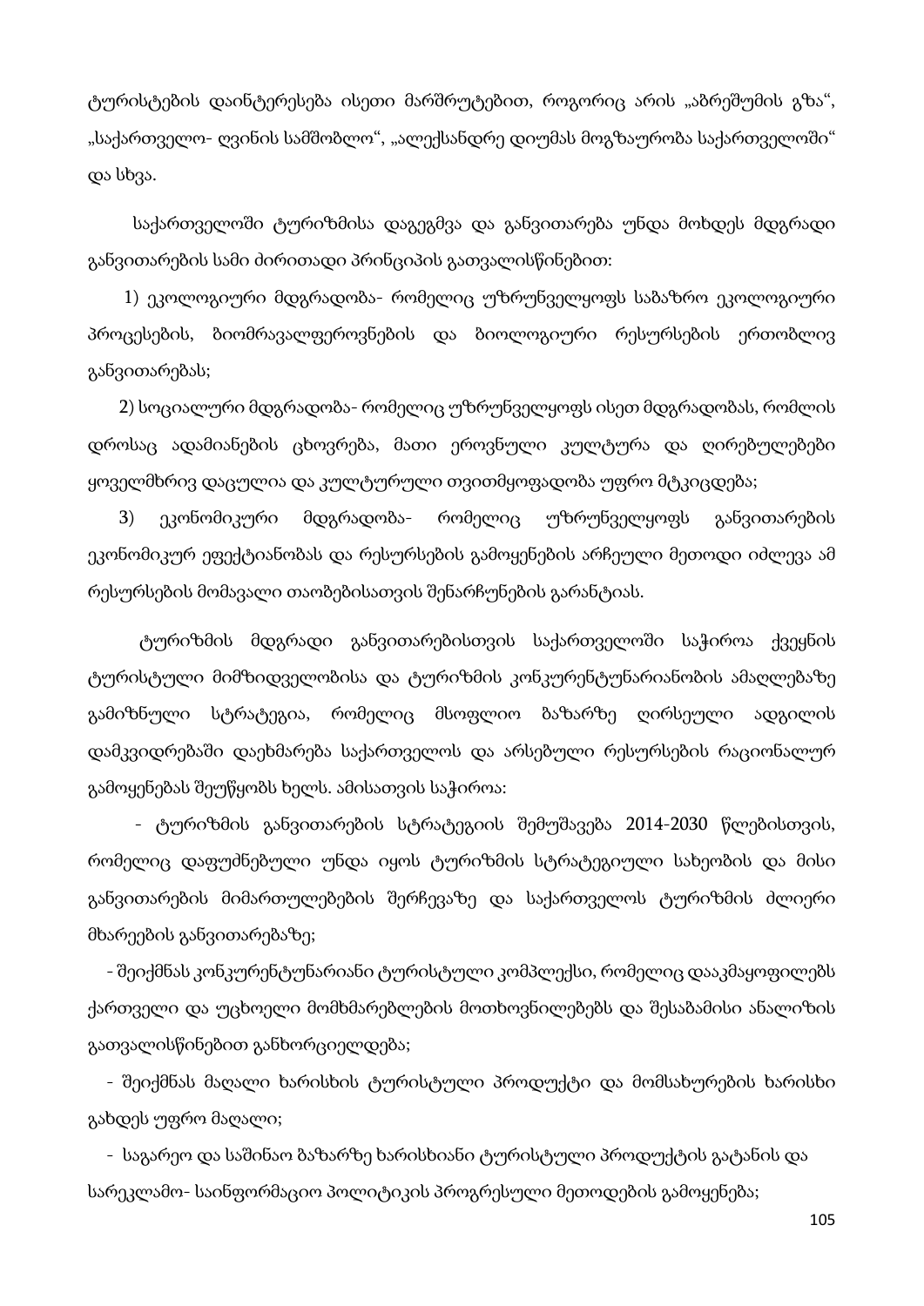ტურისტების დაინტერესება ისეთი მარშრუტებით, როგორიც არის „აბრეშუმის გზა", „საქართველო- ღვინის სამშობლო", „ალექსანდრე დიუმას მოგზაურობა საქართველოში" და სხვა.

საქართველოში ტურიზმისა დაგეგმვა და განვითარება უნდა მოხდეს მდგრადი განვითარების სამი ძირითადი პრინციპის გათვალისწინებით:

1) ეკოლოგიური მდგრადობა- რომელიც უზრუნველყოფს საბაზრო ეკოლოგიური პროცესების, ბიომრავალფეროვნების და ბიოლოგიური რესურსების ერთობლივ განვითარებას;

2) სოციალური მდგრადობა- რომელიც უზრუნველყოფს ისეთ მდგრადობას, რომლის დროსაც ადამიანების ცხოვრება, მათი ეროვნული კულტურა და ღირებულებები ყოველმხრივ დაცულია და კულტურული თვითმყოფადობა უფრო მტკიცდება;

3) ეკონომიკური მდგრადობა- რომელიც უზრუნველყოფს განვითარების ეკონომიკურ ეფექტიანობას და რესურსების გამოყენების არჩეული მეთოდი იძლევა ამ რესურსების მომავალი თაობებისათვის შენარჩუნების გარანტიას.

ტურიზმის მდგრადი განვითარებისთვის საქართველოში საჭიროა ქვეყნის ტურისტული მიმზიდველობისა და ტურიზმის კონკურენტუნარიანობის ამაღლებაზე გამიზნული სტრატეგია, რომელიც მსოფლიო ბაზარზე ღირსეული ადგილის დამკვიდრებაში დაეხმარება საქართველოს და არსებული რესურსების რაციონალურ გამოყენებას შეუწყობს ხელს. ამისათვის საჭიროა:

- ტურიზმის განვითარების სტრატეგიის შემუშავება 2014-2030 წლებისთვის, რომელიც დაფუძნებული უნდა იყოს ტურიზმის სტრატეგიული სახეობის და მისი განვითარების მიმართულებების შერჩევაზე და საქართველოს ტურიზმის ძლიერი მხარეების განვითარებაზე;
- შეიქმნას კონკურენტუნარიანი ტურისტული კომპლექსი, რომელიც დააკმაყოფილებს ქართველი და უცხოელი მომხმარებლების მოთხოვნილებებს და შესაბამისი ანალიზის გათვალისწინებით განხორციელდება;
- შეიქმნას მაღალი ხარისხის ტურისტული პროდუქტი და მომსახურების ხარისხი გახდეს უფრო მაღალი;
- საგარეო და საშინაო ბაზარზე ხარისხიანი ტურისტული პროდუქტის გატანის და სარეკლამო- საინფორმაციო პოლიტიკის პროგრესული მეთოდების გამოყენება;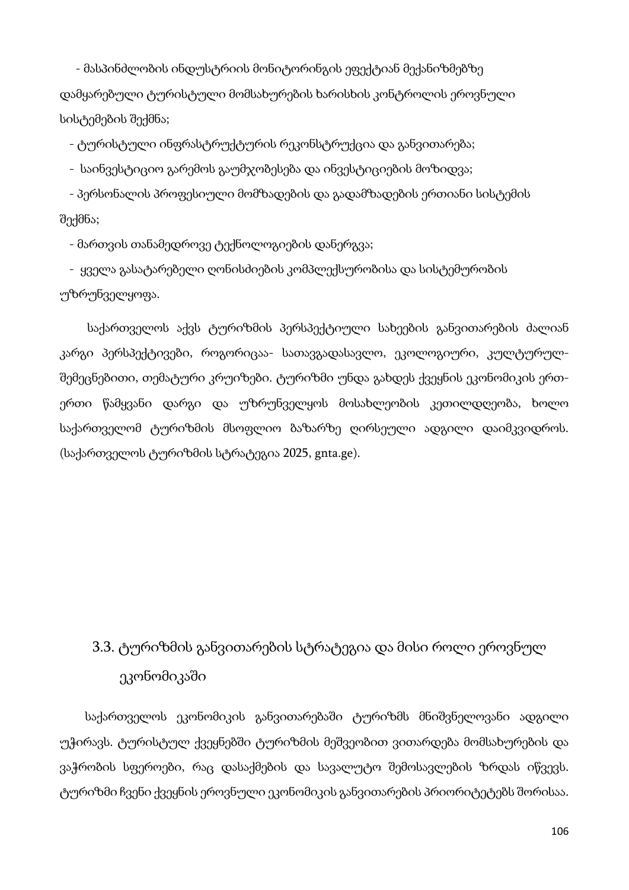- მასპინძლობის ინდუსტრიის მონიტორინგის ეფექტიან მექანიზმებზე დამყარებული ტურისტული მომსახურების ხარისხის კონტროლის ეროვნული სისტემების შექმნა;

- ტურისტული ინფრასტრუქტურის რეკონსტრუქცია და განვითარება;

- საინვესტიციო გარემოს გაუმჯობესება და ინვესტიციების მოზიდვა;

- პერსონალის პროფესიული მომზადების და გადამზადების ერთიანი სისტემის შექმნა;

- მართვის თანამედროვე ტექნოლოგიების დანერგვა;

- ყველა გასატარებელი ღონისძიების კომპლექსურობისა და სისტემურობის უზრუნველყოფა.

საქართველოს აქვს ტურიზმის პერსპექტიული სახეების განვითარების ძალიან კარგი პერსპექტივები, როგორიცაა- სათავგადასავლო, ეკოლოგიური, კულტურულ-შემეცნებითი, თემატური კრუიზები. ტურიზმი უნდა გახდეს ქვეყნის ეკონომიკის ერთ-ერთი წამყვანი დარგი და უზრუნველყოს მოსახლეობის კეთილდღეობა, ხოლო საქართველომ ტურიზმის მსოფლიო ბაზარზე ღირსეული ადგილი დაიმკვიდროს. (საქართველოს ტურიზმის სტრატეგია 2025, gnta.ge).

## 3.3. ტურიზმის განვითარების სტრატეგია და მისი როლი ეროვნულ ეკონომიკაში

საქართველოს ეკონომიკის განვითარებაში ტურიზმს მნიშვნელოვანი ადგილი უჭირავს. ტურისტულ ქვეყნებში ტურიზმის მეშვეობით ვითარდება მომსახურების და ვაჭრობის სფეროები, რაც დასაქმების და სავალუტო შემოსავლების ზრდას იწვევს. ტურიზმი ჩვენი ქვეყნის ეროვნული ეკონომიკის განვითარების პრიორიტეტებს შორისაა.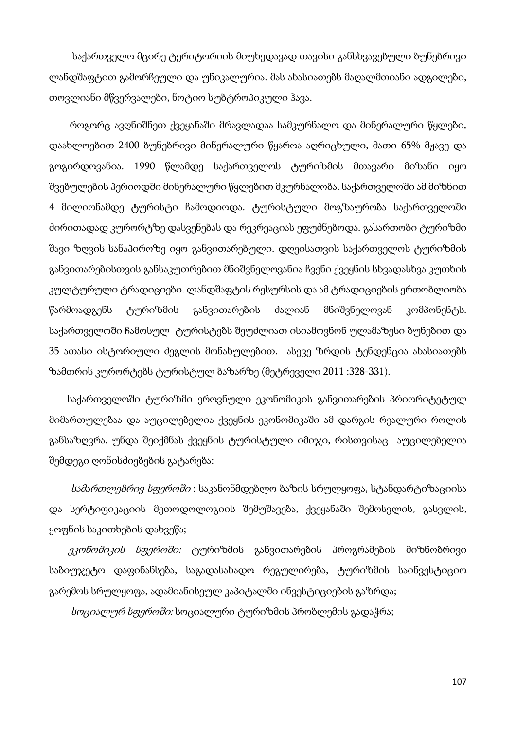საქართველო მცირე ტერიტორიის მიუხედავად თავისი განსხვავებული ბუნებრივი ლანდშაფტით გამორჩეული და უნიკალურია. მას ახასიათებს მაღალმთიანი ადგილები, თოვლიანი მწვერვალები, ნოტიო სუბტროპიკული ჰავა.

როგორც ავღნიშნეთ ქვეყანაში მრავლადაა სამკურნალო და მინერალური წყლები, დაახლოებით 2400 ბუნებრივი მინერალური წყაროა აღრიცხული, მათი 65% მჟავე და გოგირდოვანია. 1990 წლამდე საქართველოს ტურიზმის მთავარი მიზანი იყო შვებულების პერიოდში მინერალური წყლებით მკურნალობა. საქართველოში ამ მიზნით 4 მილიონამდე ტურისტი ჩამოდიოდა. ტურისტული მოგზაურობა საქართველოში ძირითადად კურორტზე დასვენებას და რეკრეაციას ეფუძნებოდა. გასართობი ტურიზმი შავი ზღვის სანაპიროზე იყო განვითარებული. დღეისათვის საქართველოს ტურიზმის განვითარებისთვის განსაკუთრებით მნიშვნელოვანია ჩვენი ქვეყნის სხვადასხვა კუთხის კულტურული ტრადიციები. ლანდშაფტის რესურსის და ამ ტრადიციების ერთობლიობა წარმოადგენს ტურიზმის განვითარების ძალიან მნიშვნელოვან კომპონენტს. საქართველოში ჩამოსულ ტურისტებს შეუძლიათ ისიამოვნონ ულამაზესი ბუნებით და 35 ათასი ისტორიული ძეგლის მონახულებით. ასევე ზრდის ტენდენცია ახასიათებს ზამთრის კურორტებს ტურისტულ ბაზარზე (მეტრეველი 2011 :328-331).

საქართველოში ტურიზმი ეროვნული ეკონომიკის განვითარების პრიორიტეტულ მიმართულებაა და აუცილებელია ქვეყნის ეკონომიკაში ამ დარგის რეალური როლის განსაზღვრა. უნდა შეიქმნას ქვეყნის ტურისტული იმიჯი, რისთვისაც აუცილებელია შემდეგი ღონისძიებების გატარება:

*სამართლებრივ სფეროში* : საკანონმდებლო ბაზის სრულყოფა, სტანდარტიზაციისა და სერტიფიკაციის მეთოდოლოგიის შემუშავება, ქვეყანაში შემოსვლის, გასვლის, ყოფნის საკითხების დახვეწა;

*ეკონომიკის სფეროში:* ტურიზმის განვითარების პროგრამების მიზნობრივი საბიუჯეტო დაფინანსება, საგადასახადო რეგულირება, ტურიზმის საინვესტიციო გარემოს სრულყოფა, ადამიანისეულ კაპიტალში ინვესტიციების გაზრდა;

*სოციალურ სფეროში:* სოციალური ტურიზმის პრობლემის გადაჭრა;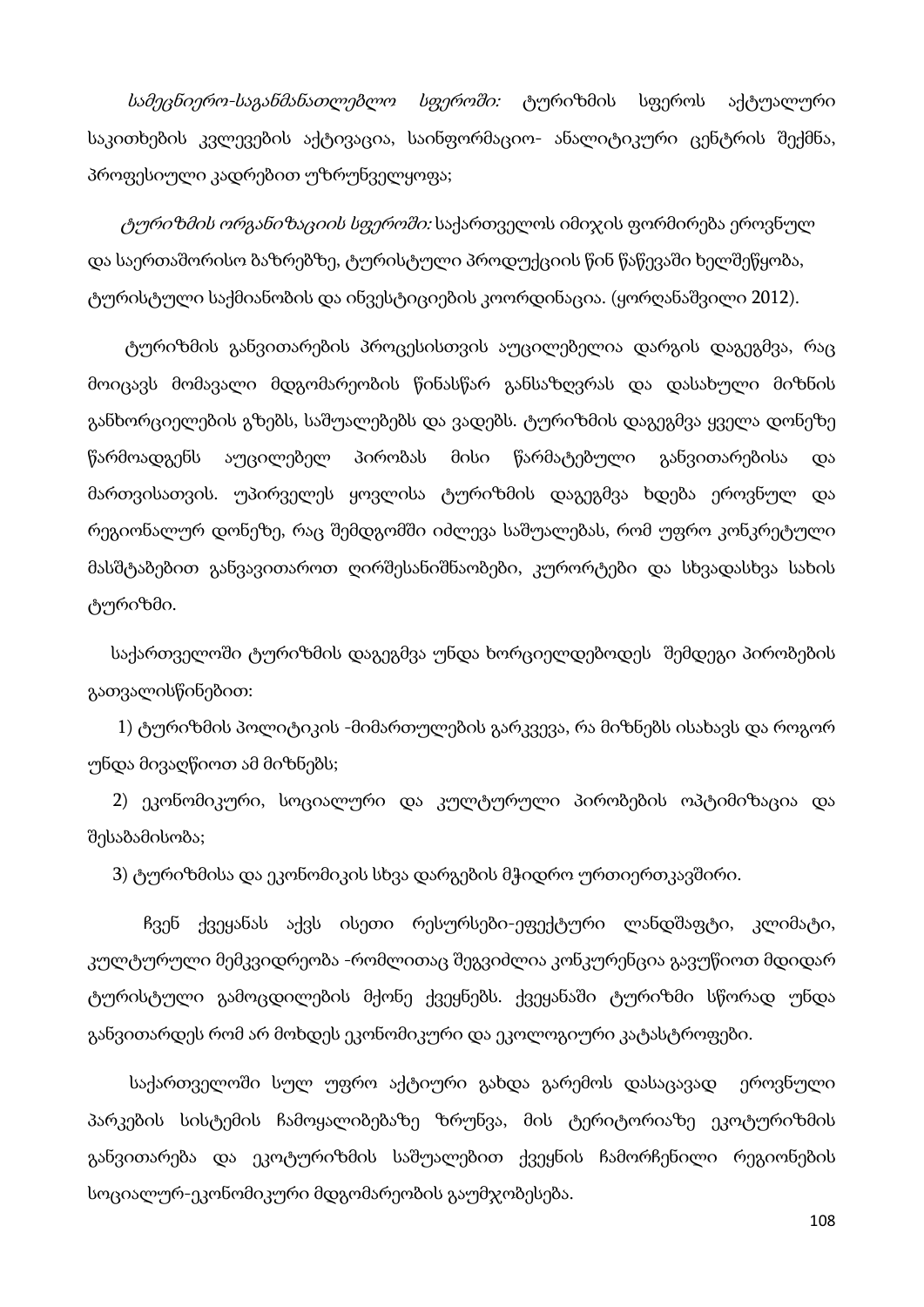*სამეცნიერო-საგანმანათლებლო სფეროში:* ტურიზმის სფეროს აქტუალური საკითხების კვლევების აქტივაცია, საინფორმაციო- ანალიტიკური ცენტრის შექმნა, პროფესიული კადრებით უზრუნველყოფა;

*ტურიზმის ორგანიზაციის სფეროში:* საქართველოს იმიჯის ფორმირება ეროვნულ და საერთაშორისო ბაზრებზე, ტურისტული პროდუქციის წინ წაწევაში ხელშეწყობა, ტურისტული საქმიანობის და ინვესტიციების კოორდინაცია. (ყორღანაშვილი 2012).

ტურიზმის განვითარების პროცესისთვის აუცილებელია დარგის დაგეგმვა, რაც მოიცავს მომავალი მდგომარეობის წინასწარ განსაზღვრას და დასახული მიზნის განხორციელების გზებს, საშუალებებს და ვადებს. ტურიზმის დაგეგმვა ყველა დონეზე წარმოადგენს აუცილებელ პირობას მისი წარმატებული განვითარებისა და მართვისათვის. უპირველეს ყოვლისა ტურიზმის დაგეგმვა ხდება ეროვნულ და რეგიონალურ დონეზე, რაც შემდგომში იძლევა საშუალებას, რომ უფრო კონკრეტული მასშტაბებით განვავითაროთ ღირშესანიშნაობები, კურორტები და სხვადასხვა სახის ტურიზმი.

საქართველოში ტურიზმის დაგეგმვა უნდა ხორციელდებოდეს შემდეგი პირობების გათვალისწინებით:

1) ტურიზმის პოლიტიკის -მიმართულების გარკვევა, რა მიზნებს ისახავს და როგორ უნდა მივაღწიოთ ამ მიზნებს;

2) ეკონომიკური, სოციალური და კულტურული პირობების ოპტიმიზაცია და შესაბამისობა;

3) ტურიზმისა და ეკონომიკის სხვა დარგების მჭიდრო ურთიერთკავშირი.

ჩვენ ქვეყანას აქვს ისეთი რესურსები-ეფექტური ლანდშაფტი, კლიმატი, კულტურული მემკვიდრეობა -რომლითაც შეგვიძლია კონკურენცია გავუწიოთ მდიდარ ტურისტული გამოცდილების მქონე ქვეყნებს. ქვეყანაში ტურიზმი სწორად უნდა განვითარდეს რომ არ მოხდეს ეკონომიკური და ეკოლოგიური კატასტროფები.

საქართველოში სულ უფრო აქტიური გახდა გარემოს დასაცავად ეროვნული პარკების სისტემის ჩამოყალიბებაზე ზრუნვა, მის ტერიტორიაზე ეკოტურიზმის განვითარება და ეკოტურიზმის საშუალებით ქვეყნის ჩამორჩენილი რეგიონების სოციალურ-ეკონომიკური მდგომარეობის გაუმჯობესება.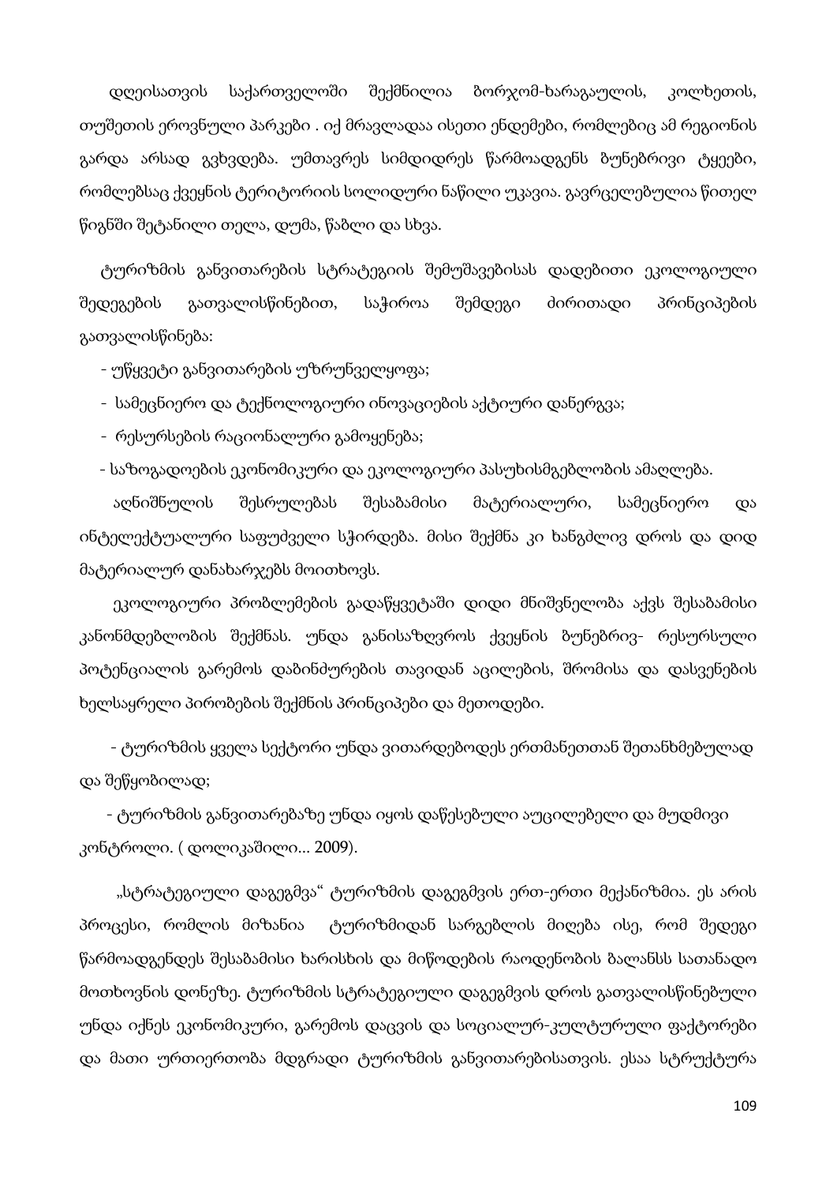დღეისათვის საქართველოში შექმნილია ბორჯომ-ხარაგაულის, კოლხეთის, თუშეთის ეროვნული პარკები . იქ მრავლადაა ისეთი ენდემები, რომლებიც ამ რეგიონის გარდა არსად გვხვდება. უმთავრეს სიმდიდრეს წარმოადგენს ბუნებრივი ტყეები, რომლებსაც ქვეყნის ტერიტორიის სოლიდური ნაწილი უკავია. გავრცელებულია წითელ წიგნში შეტანილი თელა, დუმა, წაბლი და სხვა.

ტურიზმის განვითარების სტრატეგიის შემუშავებისას დადებითი ეკოლოგიული შედეგების გათვალისწინებით, საჭიროა შემდეგი ძირითადი პრინციპების გათვალისწინება:

- უწყვეტი განვითარების უზრუნველყოფა;
- სამეცნიერო და ტექნოლოგიური ინოვაციების აქტიური დანერგვა;
- რესურსების რაციონალური გამოყენება;
- საზოგადოების ეკონომიკური და ეკოლოგიური პასუხისმგებლობის ამაღლება.

აღნიშნულის შესრულებას შესაბამისი მატერიალური, სამეცნიერო და ინტელექტუალური საფუძველი სჭირდება. მისი შექმნა კი ხანგძლივ დროს და დიდ მატერიალურ დანახარჯებს მოითხოვს.

ეკოლოგიური პრობლემების გადაწყვეტაში დიდი მნიშვნელობა აქვს შესაბამისი კანონმდებლობის შექმნას. უნდა განისაზღვროს ქვეყნის ბუნებრივ- რესურსული პოტენციალის გარემოს დაბინძურების თავიდან აცილების, შრომისა და დასვენების ხელსაყრელი პირობების შექმნის პრინციპები და მეთოდები.

- ტურიზმის ყველა სექტორი უნდა ვითარდებოდეს ერთმანეთთან შეთანხმებულად და შეწყობილად;
- ტურიზმის განვითარებაზე უნდა იყოს დაწესებული აუცილებელი და მუდმივი კონტროლი. ( დოლიკაშილი... 2009).

„სტრატეგიული დაგეგმვა" ტურიზმის დაგეგმვის ერთ-ერთი მექანიზმია. ეს არის პროცესი, რომლის მიზანია ტურიზმიდან სარგებლის მიღება ისე, რომ შედეგი წარმოადგენდეს შესაბამისი ხარისხის და მიწოდების რაოდენობის ბალანსს სათანადო მოთხოვნის დონეზე. ტურიზმის სტრატეგიული დაგეგმვის დროს გათვალისწინებული უნდა იქნეს ეკონომიკური, გარემოს დაცვის და სოციალურ-კულტურული ფაქტორები და მათი ურთიერთობა მდგრადი ტურიზმის განვითარებისათვის. ესაა სტრუქტურა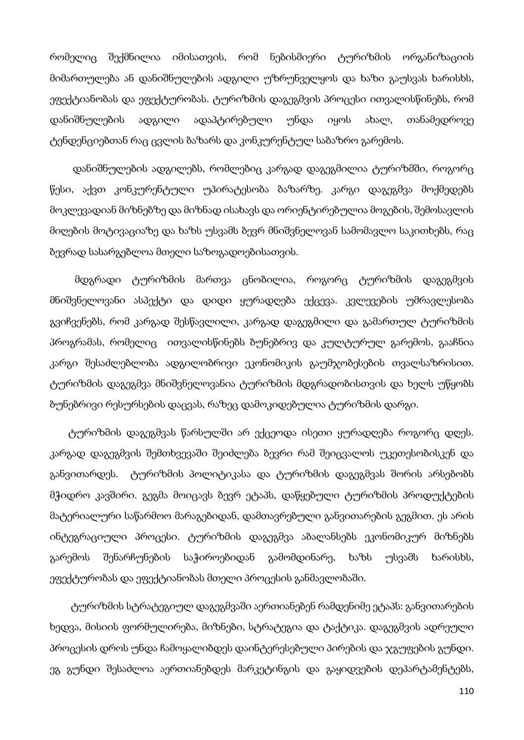რომელიც შექმნილია იმისათვის, რომ ნებისმიერი ტურიზმის ორგანიზაციის მიმართულება ან დანიშნულების ადგილი უზრუნველყოს და ხაზი გაუსვას ხარისხს, ეფექტიანობას და ეფექტურობას. ტურიზმის დაგეგმვის პროცესი ითვალისწინებს, რომ დანიშნულების ადგილი ადაპტირებული უნდა იყოს ახალ, თანამედროვე ტენდენციებთან რაც ცვლის ბაზარს და კონკურენტულ საბაზრო გარემოს.

დანიშნულების ადგილებს, რომლებიც კარგად დაგეგმილია ტურიზმში, როგორც წესი, აქვთ კონკურენტული უპირატესობა ბაზარზე. კარგი დაგეგმვა მოქმედებს მოკლევადიან მიზნებზე და მიზნად ისახავს და ორიენტირებულია მოგების, შემოსავლის მიღების მოტივაციაზე და ხაზს უსვამს ზევრ მნიშვნელოვან სამომავლო საკითხებს, რაც ზევრად სასარგებლოა მთელი საზოგადოებისათვის.

მდგრადი ტურიზმის მართვა ცნობილია, როგორც ტურიზმის დაგეგმვის მნიშვნელოვანი ასპექტი და დიდი ყურადღება ექცევა. კვლევების უმრავლესობა გვიჩვენებს, რომ კარგად შესწავლილი, კარგად დაგეგმილი და გამართულ ტურიზმის პროგრამას, რომელიც ითვალისწინებს ბუნებრივ და კულტურულ გარემოს, გააჩნია კარგი შესაძლებლობა ადგილობრივი ეკონომიკის გაუმჯობესების თვალსაზრისით. ტურიზმის დაგეგმვა მნიშვნელოვანია ტურიზმის მდგრადობისთვის და ხელს უწყობს ბუნებრივი რესურსების დაცვას, რაზეც დამოკიდებულია ტურიზმის დარგი.

ტურიზმის დაგეგმვას წარსულში არ ექცეოდა ისეთი ყურადღება როგორც დღეს. კარგად დაგეგმვის შემთხვევაში შეიძლება ბევრი რამ შეიცვალოს უკეთესობისკენ და განვითარდეს. ტურიზმის პოლიტიკასა და ტურიზმის დაგეგმვას შორის არსებობს მჭიდრო კავშირი. გეგმა მოიცავს ბევრ ეტაპს, დაწყებული ტურიზმის პროდუქტების მატერიალური საწარმოო მარაგებიდან, დამთავრებული განვითარების გეგმით. ეს არის ინტეგრაციული პროცესი. ტურიზმის დაგეგმვა აბალანსებს ეკონომიკურ მიზნებს გარემოს შენარჩუნების საჭიროებიდან გამომდინარე, ხაზს უსვამს ხარისხს, ეფექტურობას და ეფექტიანობას მთელი პროცესის განმავლობაში.

ტურიზმის სტრატეგიულ დაგეგმვაში აერთიანებენ რამდენიმე ეტაპს: განვითარების ხედვა, მისიის ფორმულირება, მიზნები, სტრატეგია და ტაქტიკა. დაგეგმვის ადრეული პროცესის დროს უნდა ჩამოყალიბდეს დაინტერესებული პირების და ჯგუფების გუნდი. ეგ გუნდი შესაძლოა აერთიანებდეს მარკეტინგის და გაყიდვების დეპარტამენტებს,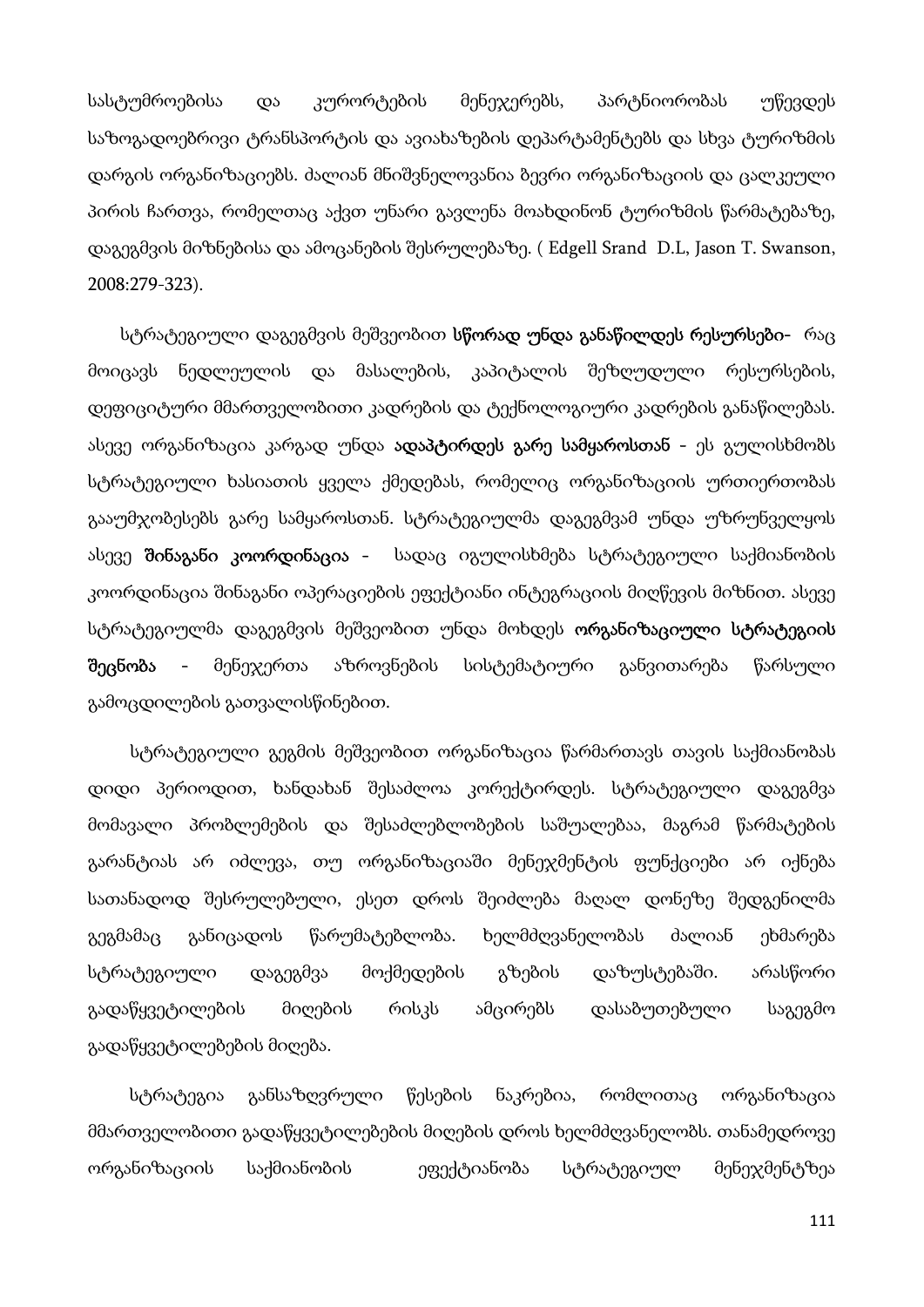სასტუმროებისა და კურორტების მენეჯერებს, პარტნიორობას უწევდეს საზოგადოებრივი ტრანსპორტის და ავიახაზების დეპარტამენტებს და სხვა ტურიზმის დარგის ორგანიზაციებს. ძალიან მნიშვნელოვანია ბევრი ორგანიზაციის და ცალკეული პირის ჩართვა, რომელთაც აქვთ უნარი გავლენა მოახდინონ ტურიზმის წარმატებაზე, დაგეგმვის მიზნებისა და ამოცანების შესრულებაზე. ( Edgell Srand D.L, Jason T. Swanson, 2008:279-323).

სტრატეგიული დაგეგმვის მეშვეობით **სწორად უნდა განაწილდეს რესურსები-** რაც მოიცავს ნედლეულის და მასალების, კაპიტალის შეზღუდული რესურსების, დეფიციტური მმართველობითი კადრების და ტექნოლოგიური კადრების განაწილებას. ასევე ორგანიზაცია კარგად უნდა **ადაპტირდეს გარე სამყაროსთან** - ეს გულისხმობს სტრატეგიული ხასიათის ყველა ქმედებას, რომელიც ორგანიზაციის ურთიერთობას გააუმჯობესებს გარე სამყაროსთან. სტრატეგიულმა დაგეგმვამ უნდა უზრუნველყოს ასევე **შინაგანი კოორდინაცია** - სადაც იგულისხმება სტრატეგიული საქმიანობის კოორდინაცია შინაგანი ოპერაციების ეფექტიანი ინტეგრაციის მიღწევის მიზნით. ასევე სტრატეგიულმა დაგეგმვის მეშვეობით უნდა მოხდეს **ორგანიზაციული სტრატეგიის შეცნობა** - მენეჯერთა აზროვნების სისტემატიური განვითარება წარსული გამოცდილების გათვალისწინებით.

სტრატეგიული გეგმის მეშვეობით ორგანიზაცია წარმართავს თავის საქმიანობას დიდი პერიოდით, ხანდახან შესაძლოა კორექტირდეს. სტრატეგიული დაგეგმვა მომავალი პრობლემების და შესაძლებლობების საშუალებაა, მაგრამ წარმატების გარანტიას არ იძლევა, თუ ორგანიზაციაში მენეჯმენტის ფუნქციები არ იქნება სათანადოდ შესრულებული, ესეთ დროს შეიძლება მაღალ დონეზე შედგენილმა გეგმამაც განიცადოს წარუმატებლობა. ხელმძღვანელობას ძალიან ეხმარება სტრატეგიული დაგეგმვა მოქმედების გზების დაზუსტებაში. არასწორი გადაწყვეტილების მიღების რისკს ამცირებს დასაბუთებული საგეგმო გადაწყვეტილებების მიღება.

სტრატეგია განსაზღვრული წესების ნაკრებია, რომლითაც ორგანიზაცია მმართველობითი გადაწყვეტილებების მიღების დროს ხელმძღვანელობს. თანამედროვე ორგანიზაციის საქმიანობის ეფექტიანობა სტრატეგიულ მენეჯმენტზეა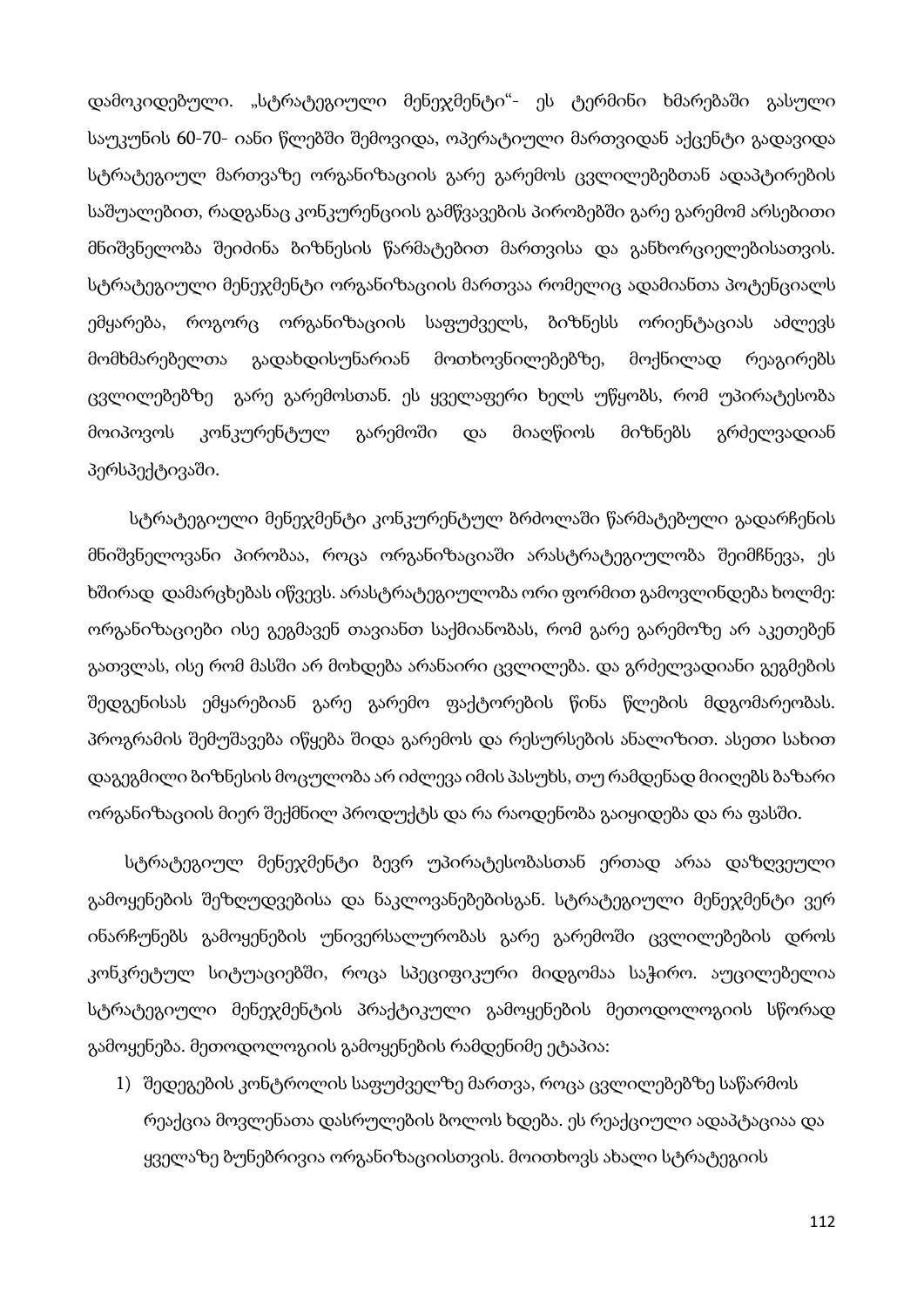დამოკიდებული. „სტრატეგიული მენეჯმენტი"- ეს ტერმინი ხმარებაში გასული საუკუნის 60-70- იანი წლებში შემოვიდა, ოპერატიული მართვიდან აქცენტი გადავიდა სტრატეგიულ მართვაზე ორგანიზაციის გარე გარემოს ცვლილებებთან ადაპტირების საშუალებით, რადგანაც კონკურენციის გამწვავების პირობებში გარე გარემომ არსებითი მნიშვნელობა შეიძინა ბიზნესის წარმატებით მართვისა და განხორციელებისათვის. სტრატეგიული მენეჯმენტი ორგანიზაციის მართვაა რომელიც ადამიანთა პოტენციალს ემყარება, როგორც ორგანიზაციის საფუძველს, ბიზნესს ორიენტაციას აძლევს მომხმარებელთა გადახდისუნარიან მოთხოვნილებებზე, მოქნილად რეაგირებს ცვლილებებზე გარე გარემოსთან. ეს ყველაფერი ხელს უწყობს, რომ უპირატესობა მოიპოვოს კონკურენტულ გარემოში და მიაღწიოს მიზნებს გრძელვადიან პერსპექტივაში.

სტრატეგიული მენეჯმენტი კონკურენტულ ბრძოლაში წარმატებული გადარჩენის მნიშვნელოვანი პირობაა, როცა ორგანიზაციაში არასტრატეგიულობა შეიმჩნევა, ეს ხშირად დამარცხებას იწვევს. არასტრატეგიულობა ორი ფორმით გამოვლინდება ხოლმე: ორგანიზაციები ისე გეგმავენ თავიანთ საქმიანობას, რომ გარე გარემოზე არ აკეთებენ გათვლას, ისე რომ მასში არ მოხდება არანაირი ცვლილება. და გრძელვადიანი გეგმების შედგენისას ემყარებიან გარე გარემო ფაქტორების წინა წლების მდგომარეობას. პროგრამის შემუშავება იწყება შიდა გარემოს და რესურსების ანალიზით. ასეთი სახით დაგეგმილი ბიზნესის მოცულობა არ იძლევა იმის პასუხს, თუ რამდენად მიიღებს ბაზარი ორგანიზაციის მიერ შექმნილ პროდუქტს და რა რაოდენობა გაიყიდება და რა ფასში.

სტრატეგიულ მენეჯმენტი ბევრ უპირატესობასთან ერთად არაა დაზღვეული გამოყენების შეზღუდვებისა და ნაკლოვანებებისგან. სტრატეგიული მენეჯმენტი ვერ ინარჩუნებს გამოყენების უნივერსალურობას გარე გარემოში ცვლილებების დროს კონკრეტულ სიტუაციებში, როცა სპეციფიკური მიდგომაა საჭირო. აუცილებელია სტრატეგიული მენეჯმენტის პრაქტიკული გამოყენების მეთოდოლოგიის სწორად გამოყენება. მეთოდოლოგიის გამოყენების რამდენიმე ეტაპია:

1) შედეგების კონტროლის საფუძველზე მართვა, როცა ცვლილებებზე საწარმოს რეაქცია მოვლენათა დასრულების ბოლოს ხდება. ეს რეაქციული ადაპტაციაა და ყველაზე ბუნებრივია ორგანიზაციისთვის. მოითხოვს ახალი სტრატეგიის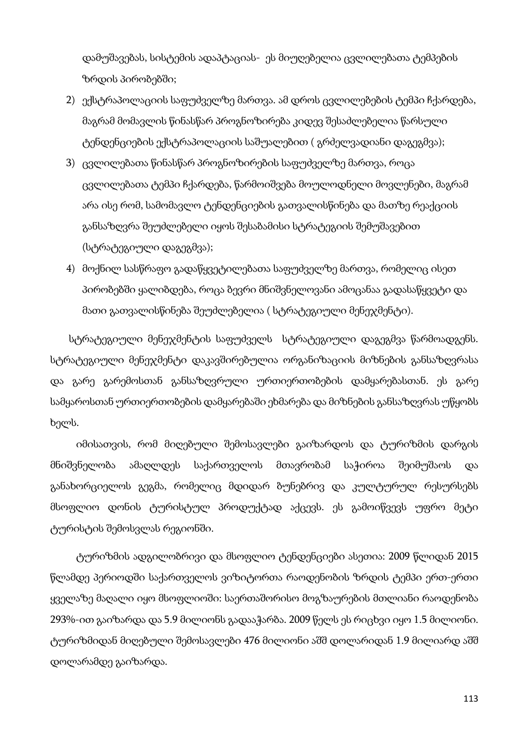დამუშავებას, სისტემის ადაპტაციას- ეს მიუღებელია ცვლილებათა ტემპების ზრდის პირობებში;

2) ექსტრაპოლაციის საფუძველზე მართვა. ამ დროს ცვლილებების ტემპი ჩქარდება, მაგრამ მომავლის წინასწარ პროგნოზირება კიდევ შესაძლებელია წარსული ტენდენციების ექსტრაპოლაციის საშუალებით ( გრძელვადიანი დაგეგმვა);
3) ცვლილებათა წინასწარ პროგნოზირების საფუძველზე მართვა, როცა ცვლილებათა ტემპი ჩქარდება, წარმოიშვება მოულოდნელი მოვლენები, მაგრამ არა ისე რომ, სამომავლო ტენდენციების გათვალისწინება და მათზე რეაქციის განსაზღვრა შეუძლებელი იყოს შესაბამისი სტრატეგიის შემუშავებით (სტრატეგიული დაგეგმვა);
4) მოქნილ სასწრაფო გადაწყვეტილებათა საფუძველზე მართვა, რომელიც ისეთ პირობებში ყალიბდება, როცა ბევრი მნიშვნელოვანი ამოცანაა გადასაწყვეტი და მათი გათვალისწინება შეუძლებელია ( სტრატეგიული მენეჯმენტი).

სტრატეგიული მენეჯმენტის საფუძველს სტრატეგიული დაგეგმვა წარმოადგენს. სტრატეგიული მენეჯმენტი დაკავშირებულია ორგანიზაციის მიზნების განსაზღვრასა და გარე გარემოსთან განსაზღვრული ურთიერთობების დამყარებასთან. ეს გარე სამყაროსთან ურთიერთობების დამყარებაში ეხმარება და მიზნების განსაზღვრას უწყობს ხელს.

იმისათვის, რომ მიღებული შემოსავლები გაიზარდოს და ტურიზმის დარგის მნიშვნელობა ამაღლდეს საქართველოს მთავრობამ საჭიროა შეიმუშაოს და განახორციელოს გეგმა, რომელიც მდიდარ ბუნებრივ და კულტურულ რესურსებს მსოფლიო დონის ტურისტულ პროდუქტად აქცევს. ეს გამოიწვევს უფრო მეტი ტურისტის შემოსვლას რეგიონში.

ტურიზმის ადგილობრივი და მსოფლიო ტენდენციები ასეთია: 2009 წლიდან 2015 წლამდე პერიოდში საქართველოს ვიზიტორთა რაოდენობის ზრდის ტემპი ერთ-ერთი ყველაზე მაღალი იყო მსოფლიოში: საერთაშორისო მოგზაურების მთლიანი რაოდენობა 293%-ით გაიზარდა და 5.9 მილიონს გადააჭარბა. 2009 წელს ეს რიცხვი იყო 1.5 მილიონი. ტურიზმიდან მიღებული შემოსავლები 476 მილიონი აშშ დოლარიდან 1.9 მილიარდ აშშ დოლარამდე გაიზარდა.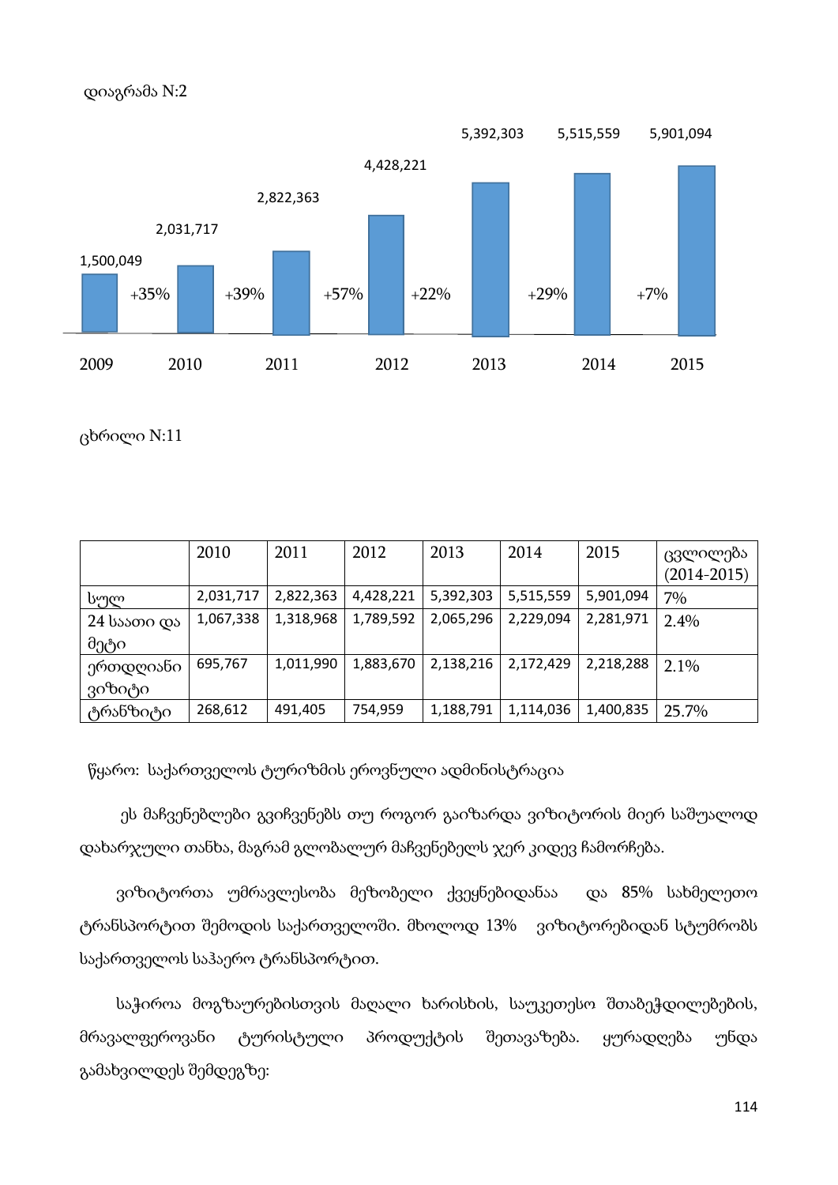დიაგრამა N:2

| 2009 | 2010 | 2011 | 2012 | 2013 | 2014 | 2015 |
|---|---|---|---|---|---|---|
| 1,500,049 | 2,031,717 | 2,822,363 | 4,428,221 | 5,392,303 | 5,515,559 | 5,901,094 |
| | +35% | +39% | +57% | +22% | +29% | +7% |

ცხრილი N:11

| | 2010 | 2011 | 2012 | 2013 | 2014 | 2015 | ცვლილება (2014-2015) |
|---|---|---|---|---|---|---|---|
| სულ | 2,031,717 | 2,822,363 | 4,428,221 | 5,392,303 | 5,515,559 | 5,901,094 | 7% |
| 24 საათი და მეტი | 1,067,338 | 1,318,968 | 1,789,592 | 2,065,296 | 2,229,094 | 2,281,971 | 2.4% |
| ერთდღიანი ვიზიტი | 695,767 | 1,011,990 | 1,883,670 | 2,138,216 | 2,172,429 | 2,218,288 | 2.1% |
| ტრანზიტი | 268,612 | 491,405 | 754,959 | 1,188,791 | 1,114,036 | 1,400,835 | 25.7% |

წყარო: საქართველოს ტურიზმის ეროვნული ადმინისტრაცია

ეს მაჩვენებლები გვიჩვენებს თუ როგორ გაიზარდა ვიზიტორის მიერ საშუალოდ დახარჯული თანხა, მაგრამ გლობალურ მაჩვენებელს ჯერ კიდევ ჩამორჩება.

ვიზიტორთა უმრავლესობა მეზობელი ქვეყნებიდანაა და 85% სახმელეთო ტრანსპორტით შემოდის საქართველოში. მხოლოდ 13% ვიზიტორებიდან სტუმრობს საქართველოს საჰაერო ტრანსპორტით.

საჭიროა მოგზაურებისთვის მაღალი ხარისხის, საუკეთესო შთაბეჭდილებების, მრავალფეროვანი ტურისტული პროდუქტის შეთავაზება. ყურადღება უნდა გამახვილდეს შემდეგზე: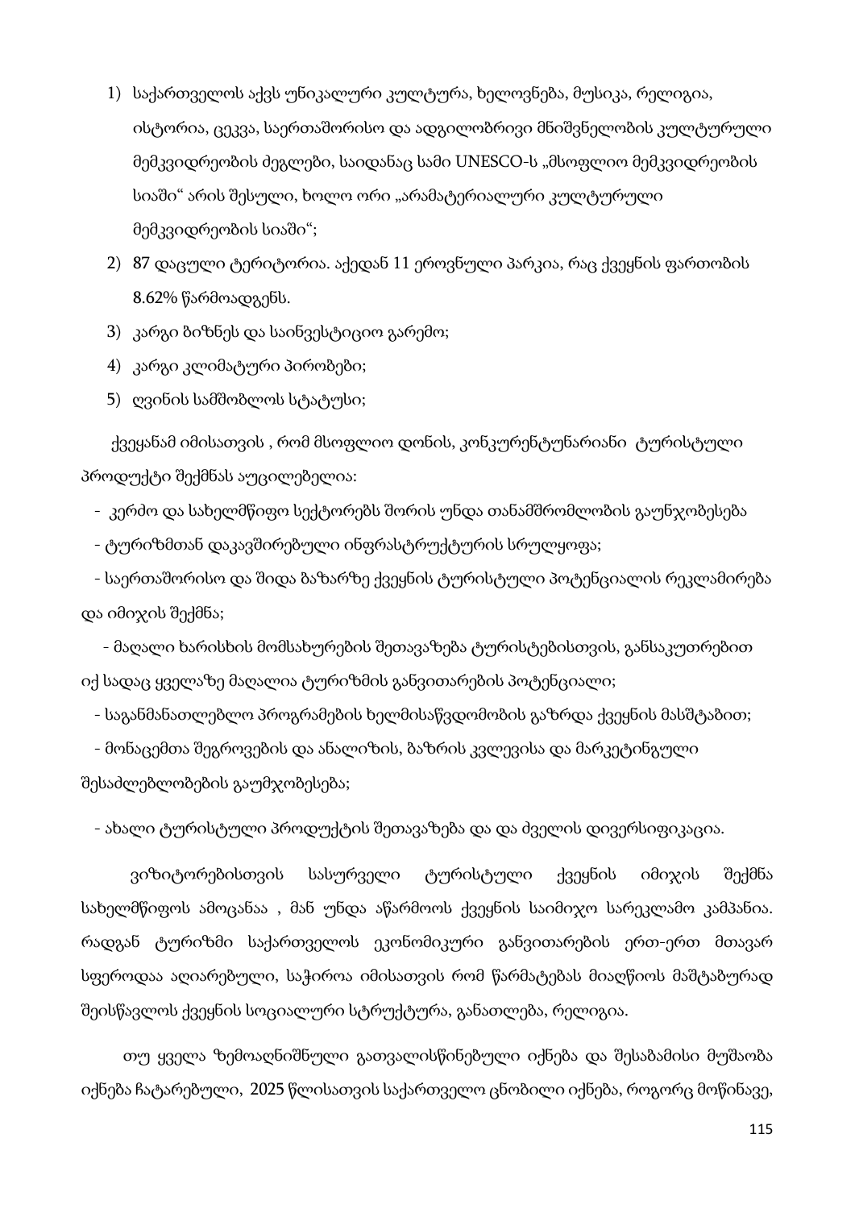1) საქართველოს აქვს უნიკალური კულტურა, ხელოვნება, მუსიკა, რელიგია, ისტორია, ცეკვა, საერთაშორისო და ადგილობრივი მნიშვნელობის კულტურული მემკვიდრეობის ძეგლები, საიდანაც სამი UNESCO-ს „მსოფლიო მემკვიდრეობის სიაში" არის შესული, ხოლო ორი „არამატერიალური კულტურული მემკვიდრეობის სიაში";
2) 87 დაცული ტერიტორია. აქედან 11 ეროვნული პარკია, რაც ქვეყნის ფართობის 8.62% წარმოადგენს.
3) კარგი ბიზნეს და საინვესტიციო გარემო;
4) კარგი კლიმატური პირობები;
5) ღვინის სამშობლოს სტატუსი;

ქვეყანამ იმისათვის , რომ მსოფლიო დონის, კონკურენტუნარიანი ტურისტული პროდუქტი შექმნას აუცილებელია:

- კერძო და სახელმწიფო სექტორებს შორის უნდა თანამშრომლობის გაუნჯობესება
- ტურიზმთან დაკავშირებული ინფრასტრუქტურის სრულყოფა;
- საერთაშორისო და შიდა ბაზარზე ქვეყნის ტურისტული პოტენციალის რეკლამირება და იმიჯის შექმნა;
- მაღალი ხარისხის მომსახურების შეთავაზება ტურისტებისთვის, განსაკუთრებით იქ სადაც ყველაზე მაღალია ტურიზმის განვითარების პოტენციალი;
- საგანმანათლებლო პროგრამების ხელმისაწვდომობის გაზრდა ქვეყნის მასშტაბით;
- მონაცემთა შეგროვების და ანალიზის, ბაზრის კვლევისა და მარკეტინგული შესაძლებლობების გაუმჯობესება;
- ახალი ტურისტული პროდუქტის შეთავაზება და და ძველის დივერსიფიკაცია.

ვიზიტორებისთვის სასურველი ტურისტული ქვეყნის იმიჯის შექმნა სახელმწიფოს ამოცანაა , მან უნდა აწარმოოს ქვეყნის საიმიჯო სარეკლამო კამპანია. რადგან ტურიზმი საქართველოს ეკონომიკური განვითარების ერთ-ერთ მთავარ სფეროდაა აღიარებული, საჭიროა იმისათვის რომ წარმატებას მიაღწიოს მაშტაბურად შეისწავლოს ქვეყნის სოციალური სტრუქტურა, განათლება, რელიგია.

თუ ყველა ზემოაღნიშნული გათვალისწინებული იქნება და შესაბამისი მუშაობა იქნება ჩატარებული, 2025 წლისათვის საქართველო ცნობილი იქნება, როგორც მოწინავე,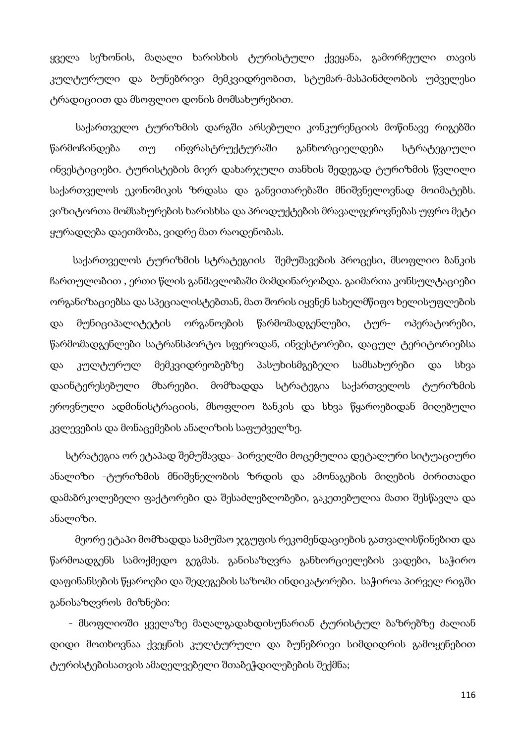ყველა სეზონის, მაღალი ხარისხის ტურისტული ქვეყანა, გამორჩეული თავის კულტურული და ბუნებრივი მემკვიდრეობით, სტუმარ-მასპინძლობის უძველესი ტრადიციით და მსოფლიო დონის მომსახურებით.

საქართველო ტურიზმის დარგში არსებული კონკურენციის მოწინავე რიგებში წარმოჩინდება თუ ინფრასტრუქტურაში განხორციელდება სტრატეგიული ინვესტიციები. ტურისტების მიერ დახარჯული თანხის შედეგად ტურიზმის წვლილი საქართველოს ეკონომიკის ზრდასა და განვითარებაში მნიშვნელოვნად მოიმატებს. ვიზიტორთა მომსახურების ხარისხსა და პროდუქტების მრავალფეროვნებას უფრო მეტი ყურადღება დაეთმობა, ვიდრე მათ რაოდენობას.

საქართველოს ტურიზმის სტრატეგიის შემუშავების პროცესი, მსოფლიო ბანკის ჩართულობით , ერთი წლის განმავლობაში მიმდინარეობდა. გაიმართა კონსულტაციები ორგანიზაციებსა და სპეციალისტებთან, მათ შორის იყვნენ სახელმწიფო ხელისუფლების და მუნიციპალიტეტის ორგანოების წარმომადგენლები, ტურ- ოპერატორები, წარმომადგენლები სატრანსპორტო სფეროდან, ინვესტორები, დაცულ ტერიტორიებსა და კულტურულ მემკვიდრეობებზე პასუხისმგებელი სამსახურები და სხვა დაინტერესებული მხარეები. მომზადდა სტრატეგია საქართველოს ტურიზმის ეროვნული ადმინისტრაციის, მსოფლიო ბანკის და სხვა წყაროებიდან მიღებული კვლევების და მონაცემების ანალიზის საფუძველზე.

სტრატეგია ორ ეტაპად შემუშავდა- პირველში მოცემულია დეტალური სიტუაციური ანალიზი -ტურიზმის მნიშვნელობის ზრდის და ამონაგების მიღების ძირითადი დამაბრკოლებელი ფაქტორები და შესაძლებლობები, გაკეთებულია მათი შესწავლა და ანალიზი.

მეორე ეტაპი მომზადდა სამუშაო ჯგუფის რეკომენდაციების გათვალისწინებით და წარმოადგენს სამოქმედო გეგმას. განისაზღვრა განხორციელების ვადები, საჭირო დაფინანსების წყაროები და შედეგების საზომი ინდიკატორები. საჭიროა პირველ რიგში განისაზღვროს მიზნები:

- მსოფლიოში ყველაზე მაღალგადახდისუნარიან ტურისტულ ბაზრებზე ძალიან დიდი მოთხოვნაა ქვეყნის კულტურული და ბუნებრივი სიმდიდრის გამოყენებით ტურისტებისათვის ამაღელვებელი შთაბეჭდილებების შექმნა;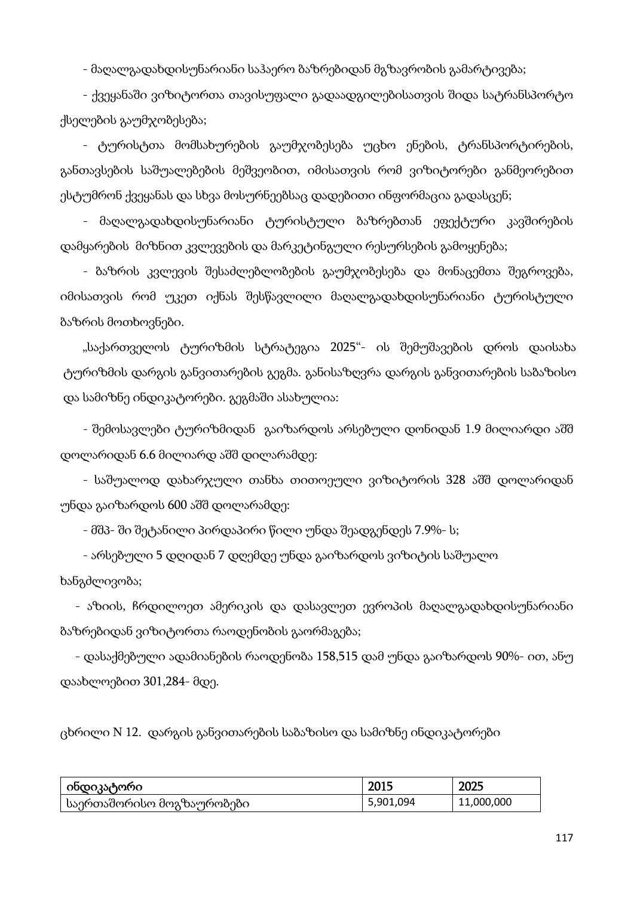- მაღალგადახდისუნარიანი საჰაერო ბაზრებიდან მგზავრობის გამარტივება;

- ქვეყანაში ვიზიტორთა თავისუფალი გადაადგილებისათვის შიდა სატრანსპორტო ქსელების გაუმჯობესება;

- ტურისტთა მომსახურების გაუმჯობესება უცხო ენების, ტრანსპორტირების, განთავსების საშუალებების მეშვეობით, იმისათვის რომ ვიზიტორები განმეორებით ესტუმრონ ქვეყანას და სხვა მოსურნეებსაც დადებითი ინფორმაცია გადასცენ;

- მაღალგადახდისუნარიანი ტურისტული ბაზრებთან ეფექტური კავშირების დამყარების მიზნით კვლევების და მარკეტინგული რესურსების გამოყენება;

- ბაზრის კვლევის შესაძლებლობების გაუმჯობესება და მონაცემთა შეგროვება, იმისათვის რომ უკეთ იქნას შესწავლილი მაღალგადახდისუნარიანი ტურისტული ბაზრის მოთხოვნები.

„საქართველოს ტურიზმის სტრატეგია 2025“- ის შემუშავების დროს დაისახა ტურიზმის დარგის განვითარების გეგმა. განისაზღვრა დარგის განვითარების საბაზისო და სამიზნე ინდიკატორები. გეგმაში ასახულია:

- შემოსავლები ტურიზმიდან გაიზარდოს არსებული დონიდან 1.9 მილიარდი აშშ დოლარიდან 6.6 მილიარდ აშშ დილარამდე;

- საშუალოდ დახარჯული თანხა თითოეული ვიზიტორის 328 აშშ დოლარიდან უნდა გაიზარდოს 600 აშშ დოლარამდე;

- მშპ- ში შეტანილი პირდაპირი წილი უნდა შეადგენდეს 7.9%- ს;

- არსებული 5 დღიდან 7 დღემდე უნდა გაიზარდოს ვიზიტის საშუალო ხანგძლივობა;

- აზიის, ჩრდილოეთ ამერიკის და დასავლეთ ევროპის მაღალგადახდისუნარიანი ბაზრებიდან ვიზიტორთა რაოდენობის გაორმაგება;

- დასაქმებული ადამიანების რაოდენობა 158,515 დამ უნდა გაიზარდოს 90%- ით, ანუ დაახლოებით 301,284- მდე.

ცხრილი N 12. დარგის განვითარების საბაზისო და სამიზნე ინდიკატორები

| ინდიკატორი | 2015 | 2025 |
|---|---|---|
| საერთაშორისო მოგზაურობები | 5,901,094 | 11,000,000 |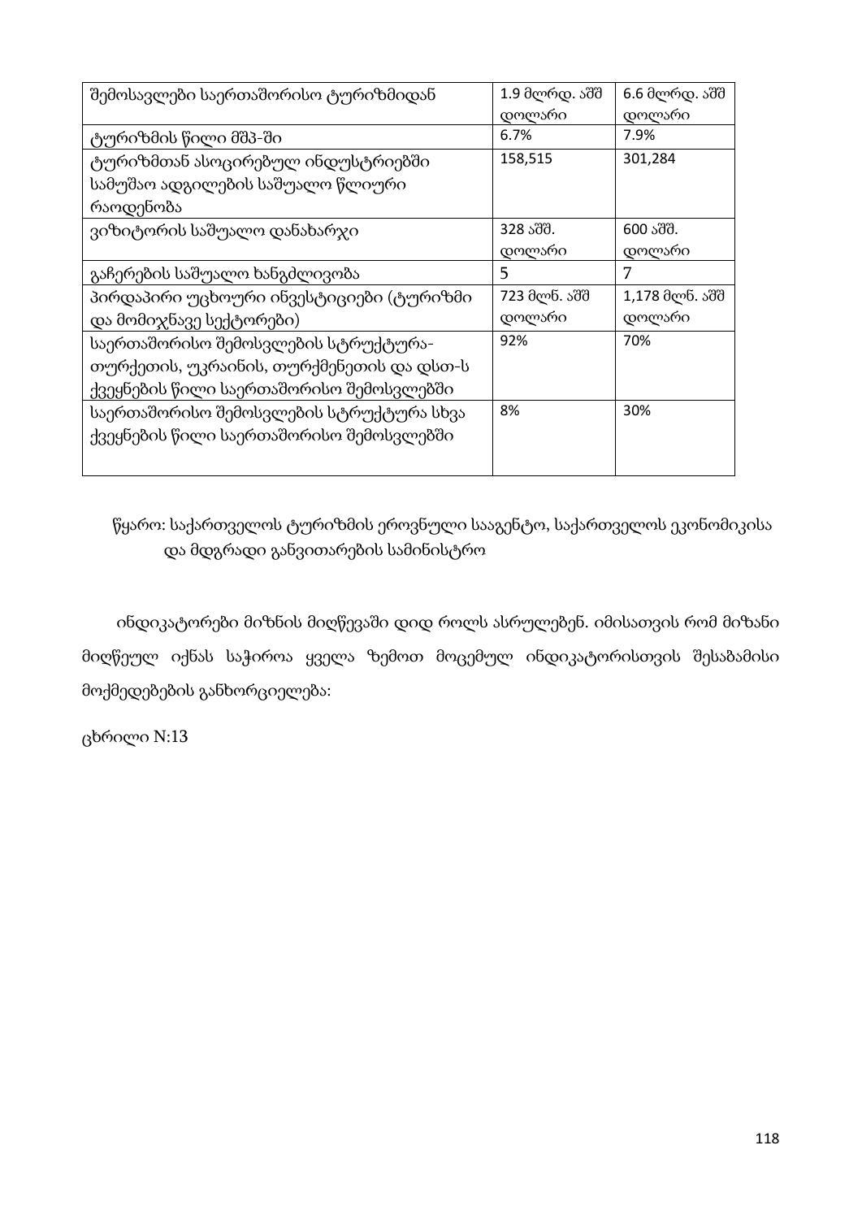| შემოსავლები საერთაშორისო ტურიზმიდან | 1.9 მლრდ. აშშ დოლარი | 6.6 მლრდ. აშშ დოლარი |
|---|---|---|
| ტურიზმის წილი მშპ-ში | 6.7% | 7.9% |
| ტურიზმთან ასოცირებულ ინდუსტრიებში სამუშაო ადგილების საშუალო წლიური რაოდენობა | 158,515 | 301,284 |
| ვიზიტორის საშუალო დანახარჯი | 328 აშშ. დოლარი | 600 აშშ. დოლარი |
| გაჩერების საშუალო ხანგძლივობა | 5 | 7 |
| პირდაპირი უცხოური ინვესტიციები (ტურიზმი და მომიჯნავე სექტორები) | 723 მლნ. აშშ დოლარი | 1,178 მლნ. აშშ დოლარი |
| საერთაშორისო შემოსვლების სტრუქტურა- თურქეთის, უკრაინის, თურქმენეთის და დსთ-ს ქვეყნების წილი საერთაშორისო შემოსვლებში | 92% | 70% |
| საერთაშორისო შემოსვლების სტრუქტურა სხვა ქვეყნების წილი საერთაშორისო შემოსვლებში | 8% | 30% |

წყარო: საქართველოს ტურიზმის ეროვნული სააგენტო, საქართველოს ეკონომიკისა და მდგრადი განვითარების სამინისტრო

ინდიკატორები მიზნის მიღწევაში დიდ როლს ასრულებენ. იმისათვის რომ მიზანი მიღწეულ იქნას საჭიროა ყველა ზემოთ მოცემულ ინდიკატორისთვის შესაბამისი მოქმედებების განხორციელება:

ცხრილი N:13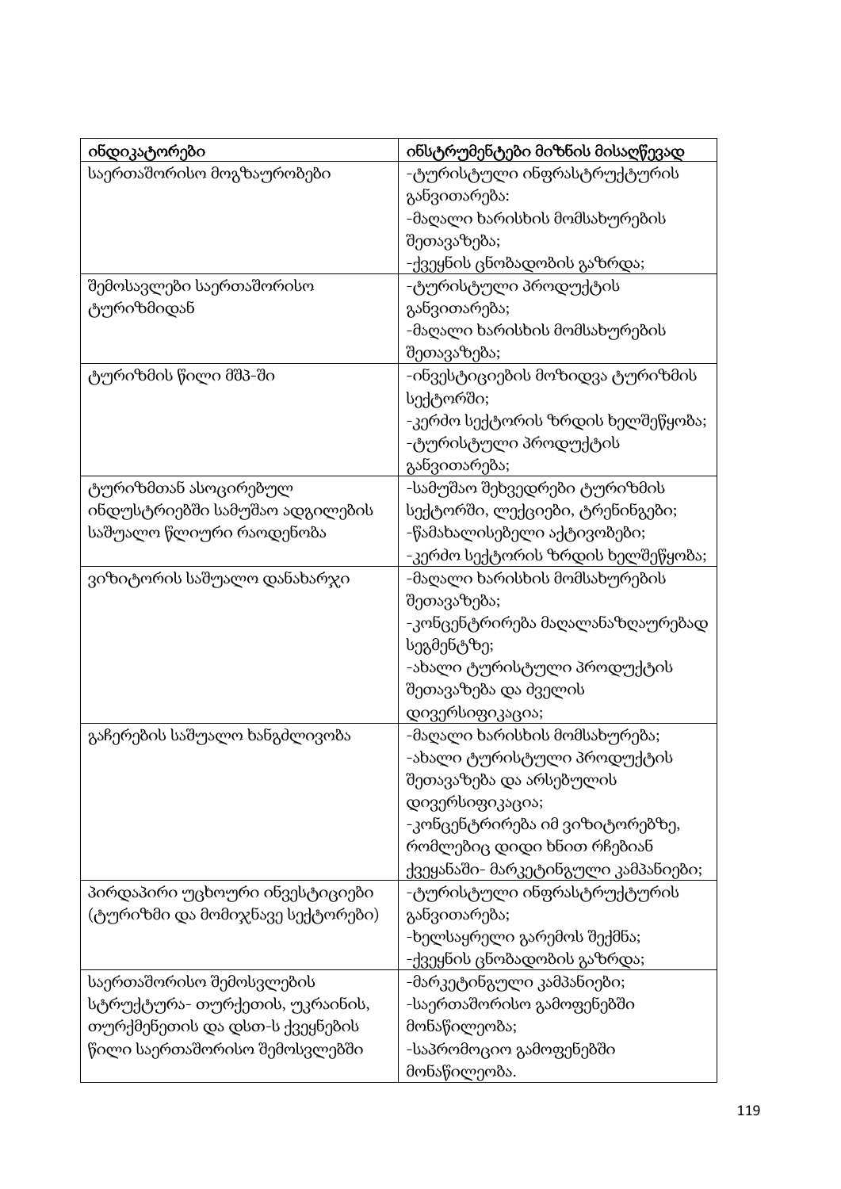| ინდიკატორები | ინსტრუმენტები მიზნის მისაღწევად |
|---|---|
| საერთაშორისო მოგზაურობები | -ტურისტული ინფრასტრუქტურის განვითარება:<br>-მაღალი ხარისხის მომსახურების შეთავაზება;<br>-ქვეყნის ცნობადობის გაზრდა; |
| შემოსავლები საერთაშორისო ტურიზმიდან | -ტურისტული პროდუქტის განვითარება;<br>-მაღალი ხარისხის მომსახურების შეთავაზება; |
| ტურიზმის წილი მშპ-ში | -ინვესტიციების მოზიდვა ტურიზმის სექტორში;<br>-კერძო სექტორის ზრდის ხელშეწყობა;<br>-ტურისტული პროდუქტის განვითარება; |
| ტურიზმთან ასოცირებულ ინდუსტრიებში სამუშაო ადგილების საშუალო წლიური რაოდენობა | -სამუშაო შეხვედრები ტურიზმის სექტორში, ლექციები, ტრენინგები;<br>-წამახალისებელი აქტივობები;<br>-კერძო სექტორის ზრდის ხელშეწყობა; |
| ვიზიტორის საშუალო დანახარჯი | -მაღალი ხარისხის მომსახურების შეთავაზება;<br>-კონცენტრირება მაღალანაზღაურებად სეგმენტზე;<br>-ახალი ტურისტული პროდუქტის შეთავაზება და ძველის დივერსიფიკაცია; |
| გაჩერების საშუალო ხანგძლივობა | -მაღალი ხარისხის მომსახურება;<br>-ახალი ტურისტული პროდუქტის შეთავაზება და არსებულის დივერსიფიკაცია;<br>-კონცენტრირება იმ ვიზიტორებზე, რომლებიც დიდი ხნით რჩებიან ქვეყანაში- მარკეტინგული კამპანიები; |
| პირდაპირი უცხოური ინვესტიციები (ტურიზმი და მომიჯნავე სექტორები) | -ტურისტული ინფრასტრუქტურის განვითარება;<br>-ხელსაყრელი გარემოს შექმნა;<br>-ქვეყნის ცნობადობის გაზრდა; |
| საერთაშორისო შემოსვლების სტრუქტურა- თურქეთის, უკრაინის, თურქმენეთის და დსთ-ს ქვეყნების წილი საერთაშორისო შემოსვლებში | -მარკეტინგული კამპანიები;<br>-საერთაშორისო გამოფენებში მონაწილეობა;<br>-საპრომოციო გამოფენებში მონაწილეობა. |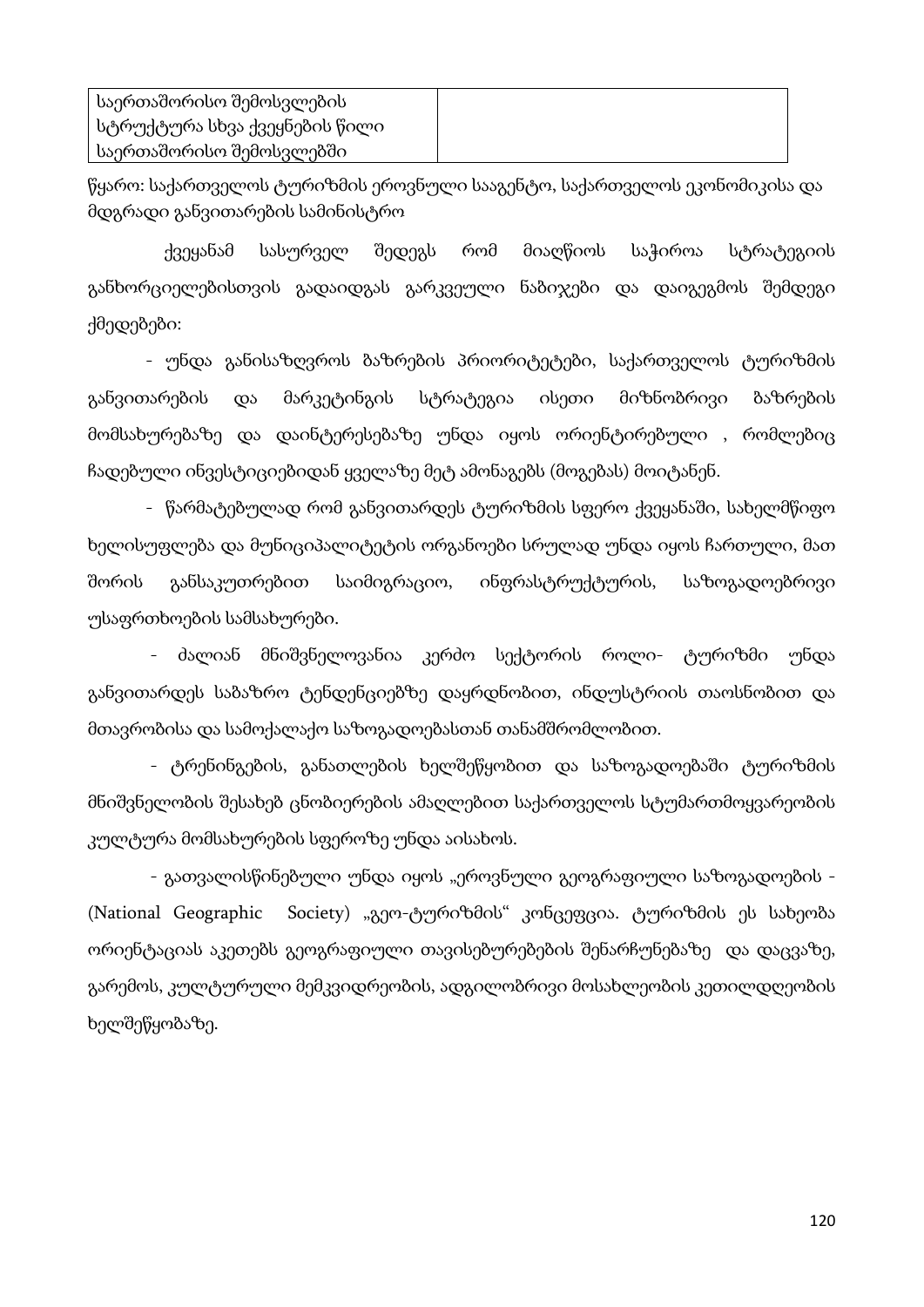| საერთაშორისო შემოსვლების სტრუქტურა სხვა ქვეყნების წილი საერთაშორისო შემოსვლებში | |
|---|---|

წყარო: საქართველოს ტურიზმის ეროვნული სააგენტო, საქართველოს ეკონომიკისა და მდგრადი განვითარების სამინისტრო

ქვეყანამ სასურველ შედეგს რომ მიაღწიოს საჭიროა სტრატეგიის განხორციელებისთვის გადაიდგას გარკვეული ნაბიჯები და დაიგეგმოს შემდეგი ქმედებები:

- უნდა განისაზღვროს ბაზრების პრიორიტეტები, საქართველოს ტურიზმის განვითარების და მარკეტინგის სტრატეგია ისეთი მიზნობრივი ბაზრების მომსახურებაზე და დაინტერესებაზე უნდა იყოს ორიენტირებული , რომლებიც ჩადებული ინვესტიციებიდან ყველაზე მეტ ამონაგებს (მოგებას) მოიტანენ.
- წარმატებულად რომ განვითარდეს ტურიზმის სფერო ქვეყანაში, სახელმწიფო ხელისუფლება და მუნიციპალიტეტის ორგანოები სრულად უნდა იყოს ჩართული, მათ შორის განსაკუთრებით საიმიგრაციო, ინფრასტრუქტურის, საზოგადოებრივი უსაფრთხოების სამსახურები.
- ძალიან მნიშვნელოვანია კერძო სექტორის როლი- ტურიზმი უნდა განვითარდეს საბაზრო ტენდენციებზე დაყრდნობით, ინდუსტრიის თაოსნობით და მთავრობისა და სამოქალაქო საზოგადოებასთან თანამშრომლობით.
- ტრენინგების, განათლების ხელშეწყობით და საზოგადოებაში ტურიზმის მნიშვნელობის შესახებ ცნობიერების ამაღლებით საქართველოს სტუმართმოყვარეობის კულტურა მომსახურების სფეროზე უნდა აისახოს.
- გათვალისწინებული უნდა იყოს „ეროვნული გეოგრაფიული საზოგადოების - (National Geographic Society) „გეო-ტურიზმის" კონცეფცია. ტურიზმის ეს სახეობა ორიენტაციას აკეთებს გეოგრაფიული თავისებურებების შენარჩუნებაზე და დაცვაზე, გარემოს, კულტურული მემკვიდრეობის, ადგილობრივი მოსახლეობის კეთილდღეობის ხელშეწყობაზე.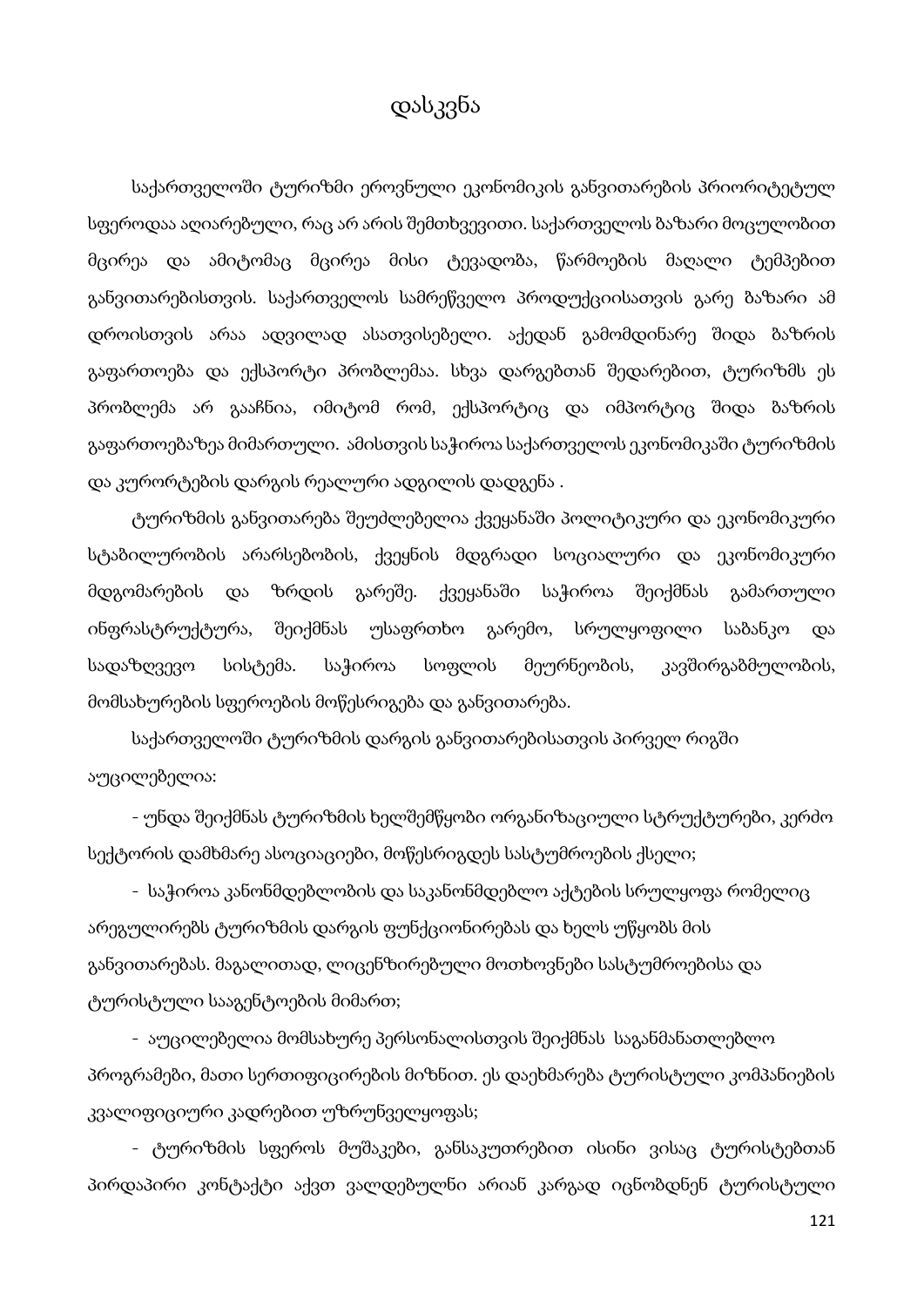# დასკვნა

საქართველოში ტურიზმი ეროვნული ეკონომიკის განვითარების პრიორიტეტულ სფეროდაა აღიარებული, რაც არ არის შემთხვევითი. საქართველოს ბაზარი მოცულობით მცირეა და ამიტომაც მცირეა მისი ტევადობა, წარმოების მაღალი ტემპებით განვითარებისთვის. საქართველოს სამრეწველო პროდუქციისათვის გარე ბაზარი ამ დროისთვის არაა ადვილად ასათვისებელი. აქედან გამომდინარე შიდა ბაზრის გაფართოება და ექსპორტი პრობლემაა. სხვა დარგებთან შედარებით, ტურიზმს ეს პრობლემა არ გააჩნია, იმიტომ რომ, ექსპორტიც და იმპორტიც შიდა ბაზრის გაფართოებაზეა მიმართული. ამისთვის საჭიროა საქართველოს ეკონომიკაში ტურიზმის და კურორტების დარგის რეალური ადგილის დადგენა .

ტურიზმის განვითარება შეუძლებელია ქვეყანაში პოლიტიკური და ეკონომიკური სტაბილურობის არარსებობის, ქვეყნის მდგრადი სოციალური და ეკონომიკური მდგომარების და ზრდის გარეშე. ქვეყანაში საჭიროა შეიქმნას გამართული ინფრასტრუქტურა, შეიქმნას უსაფრთხო გარემო, სრულყოფილი საბანკო და სადაზღვევო სისტემა. საჭიროა სოფლის მეურნეობის, კავშირგაბმულობის, მომსახურების სფეროების მოწესრიგება და განვითარება.

საქართველოში ტურიზმის დარგის განვითარებისათვის პირველ რიგში აუცილებელია:

- უნდა შეიქმნას ტურიზმის ხელშემწყობი ორგანიზაციული სტრუქტურები, კერძო სექტორის დამხმარე ასოციაციები, მოწესრიგდეს სასტუმროების ქსელი;

- საჭიროა კანონმდებლობის და საკანონმდებლო აქტების სრულყოფა რომელიც არეგულირებს ტურიზმის დარგის ფუნქციონირებას და ხელს უწყობს მის განვითარებას. მაგალითად, ლიცენზირებული მოთხოვნები სასტუმროებისა და ტურისტული სააგენტოების მიმართ;

- აუცილებელია მომსახურე პერსონალისთვის შეიქმნას საგანმანათლებლო პროგრამები, მათი სერთიფიცირების მიზნით. ეს დაეხმარება ტურისტული კომპანიების კვალიფიციური კადრებით უზრუნველყოფას;

- ტურიზმის სფეროს მუშაკები, განსაკუთრებით ისინი ვისაც ტურისტებთან პირდაპირი კონტაქტი აქვთ ვალდებულნი არიან კარგად იცნობდნენ ტურისტული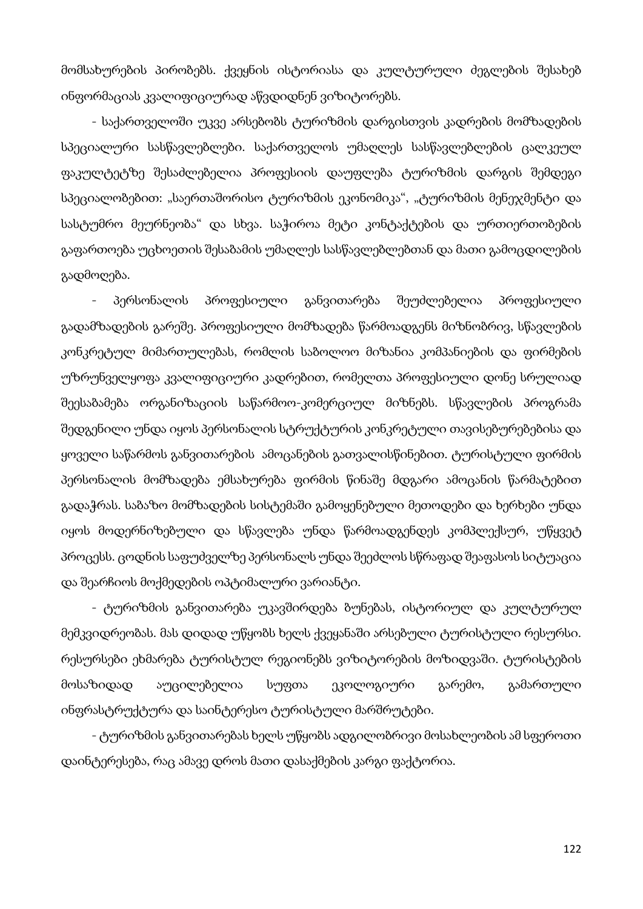მომსახურების პირობებს. ქვეყნის ისტორიასა და კულტურული ძეგლების შესახებ ინფორმაციას კვალიფიციურად აწვდიდნენ ვიზიტორებს.

- საქართველოში უკვე არსებობს ტურიზმის დარგისთვის კადრების მომზადების სპეციალური სასწავლებლები. საქართველოს უმაღლეს სასწავლებლების ცალკეულ ფაკულტეტზე შესაძლებელია პროფესიის დაუფლება ტურიზმის დარგის შემდეგი სპეციალობებით: „საერთაშორისო ტურიზმის ეკონომიკა“, „ტურიზმის მენეჯმენტი და სასტუმრო მეურნეობა“ და სხვა. საჭიროა მეტი კონტაქტების და ურთიერთობების გაფართოება უცხოეთის შესაბამის უმაღლეს სასწავლებლებთან და მათი გამოცდილების გადმოღება.

- პერსონალის პროფესიული განვითარება შეუძლებელია პროფესიული გადამზადების გარეშე. პროფესიული მომზადება წარმოადგენს მიზნობრივ, სწავლების კონკრეტულ მიმართულებას, რომლის საბოლოო მიზანია კომპანიების და ფირმების უზრუნველყოფა კვალიფიციური კადრებით, რომელთა პროფესიული დონე სრულიად შეესაბამება ორგანიზაციის საწარმოო-კომერციულ მიზნებს. სწავლების პროგრამა შედგენილი უნდა იყოს პერსონალის სტრუქტურის კონკრეტული თავისებურებებისა და ყოველი საწარმოს განვითარების ამოცანების გათვალისწინებით. ტურისტული ფირმის პერსონალის მომზადება ემსახურება ფირმის წინაშე მდგარი ამოცანის წარმატებით გადაჭრას. საბაზო მომზადების სისტემაში გამოყენებული მეთოდები და ხერხები უნდა იყოს მოდერნიზებული და სწავლება უნდა წარმოადგენდეს კომპლექსურ, უწყვეტ პროცესს. ცოდნის საფუძველზე პერსონალს უნდა შეეძლოს სწრაფად შეაფასოს სიტუაცია და შეარჩიოს მოქმედების ოპტიმალური ვარიანტი.

- ტურიზმის განვითარება უკავშირდება ბუნებას, ისტორიულ და კულტურულ მემკვიდრეობას. მას დიდად უწყობს ხელს ქვეყანაში არსებული ტურისტული რესურსი. რესურსები ეხმარება ტურისტულ რეგიონებს ვიზიტორების მოზიდვაში. ტურისტების მოსაზიდად აუცილებელია სუფთა ეკოლოგიური გარემო, გამართული ინფრასტრუქტურა და საინტერესო ტურისტული მარშრუტები.

- ტურიზმის განვითარებას ხელს უწყობს ადგილობრივი მოსახლეობის ამ სფეროთი დაინტერესება, რაც ამავე დროს მათი დასაქმების კარგი ფაქტორია.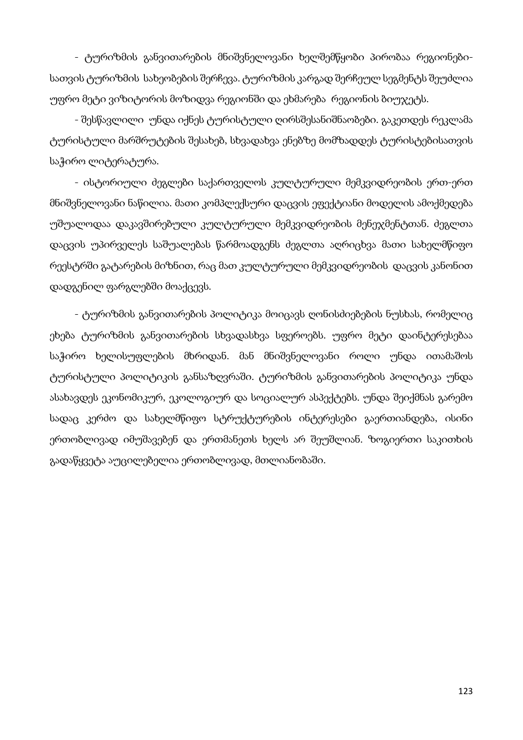- ტურიზმის განვითარების მნიშვნელოვანი ხელშემწყობი პირობაა რეგიონებისათვის ტურიზმის სახეობების შერჩევა. ტურიზმის კარგად შერჩეულ სეგმენტს შეუძლია უფრო მეტი ვიზიტორის მოზიდვა რეგიონში და ეხმარება რეგიონის ბიუჯეტს.

- შესწავლილი უნდა იქნეს ტურისტული ღირსშესანიშნაობები. გაკეთდეს რეკლამა ტურისტული მარშრუტების შესახებ, სხვადახვა ენებზე მომზადდეს ტურისტებისათვის საჭირო ლიტერატურა.

- ისტორიული ძეგლები საქართველოს კულტურული მემკვიდრეობის ერთ-ერთ მნიშვნელოვანი ნაწილია. მათი კომპლექსური დაცვის ეფექტიანი მოდელის ამოქმედება უშუალოდაა დაკავშირებული კულტურული მემკვიდრეობის მენეჯმენტთან. ძეგლთა დაცვის უპირველეს საშუალებას წარმოადგენს ძეგლთა აღრიცხვა მათი სახელმწიფო რეესტრში გატარების მიზნით, რაც მათ კულტურული მემკვიდრეობის დაცვის კანონით დადგენილ ფარგლებში მოაქცევს.

- ტურიზმის განვითარების პოლიტიკა მოიცავს ღონისძიებების ნუსხას, რომელიც ეხება ტურიზმის განვითარების სხვადასხვა სფეროებს. უფრო მეტი დაინტერესებაა საჭირო ხელისუფლების მხრიდან. მან მნიშვნელოვანი როლი უნდა ითამაშოს ტურისტული პოლიტიკის განსაზღვრაში. ტურიზმის განვითარების პოლიტიკა უნდა ასახავდეს ეკონომიკურ, ეკოლოგიურ და სოციალურ ასპექტებს. უნდა შეიქმნას გარემო სადაც კერძო და სახელმწიფო სტრუქტურების ინტერესები გაერთიანდება, ისინი ერთობლივად იმუშავებენ და ერთმანეთს ხელს არ შეუშლიან. ზოგიერთი საკითხის გადაწყვეტა აუცილებელია ერთობლივად, მთლიანობაში.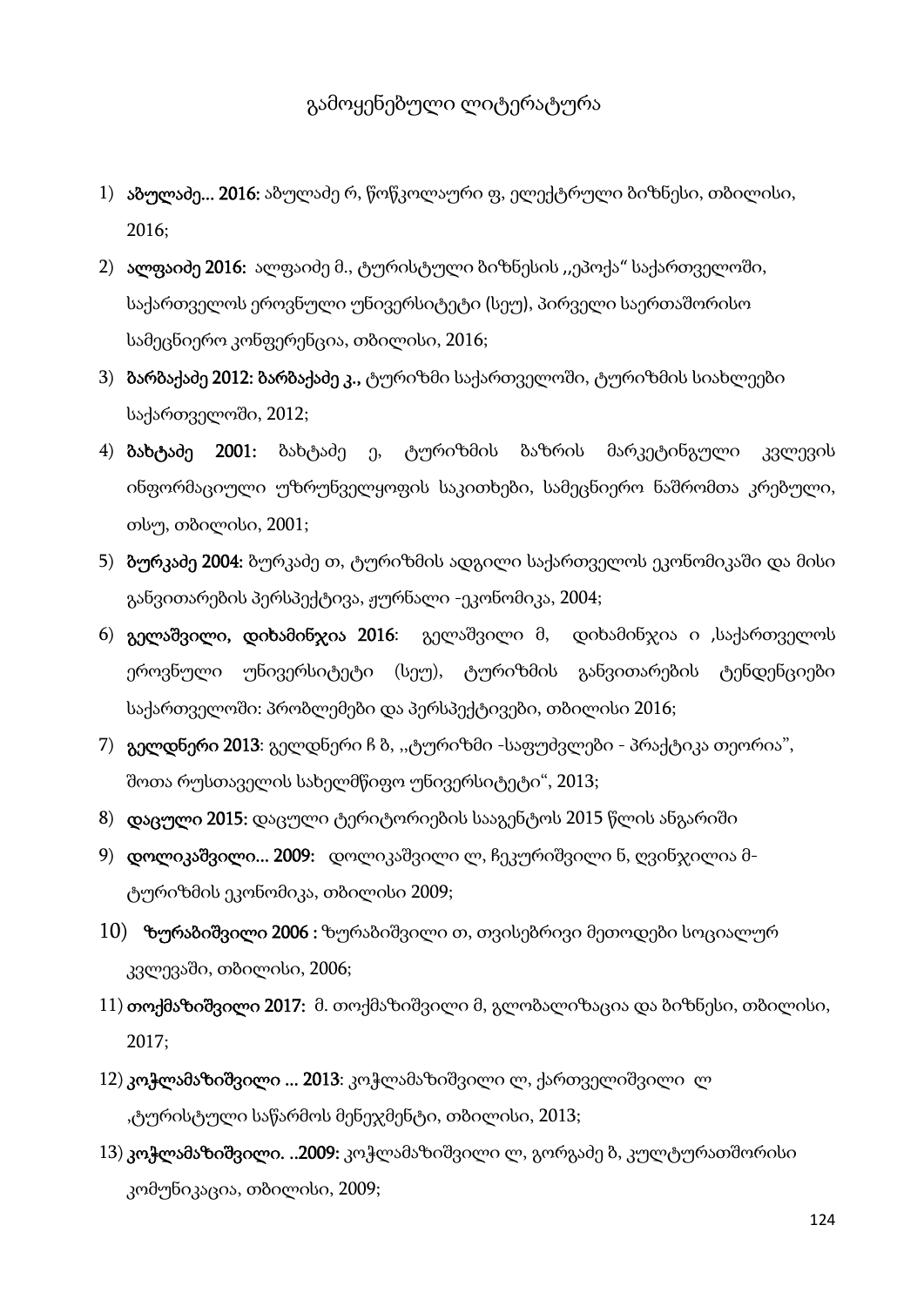# გამოყენებული ლიტერატურა

1) **აბულაძე... 2016:** აბულაძე რ, წოწკოლაური ფ, ელექტრული ბიზნესი, თბილისი, 2016;
2) **ალფაიძე 2016:** ალფაიძე მ., ტურისტული ბიზნესის ,,ეპოქა" საქართველოში, საქართველოს ეროვნული უნივერსიტეტი (სეუ), პირველი საერთაშორისო სამეცნიერო კონფერენცია, თბილისი, 2016;
3) **ბარბაქაძე 2012: ბარბაქაძე კ.,** ტურიზმი საქართველოში, ტურიზმის სიახლეები საქართველოში, 2012;
4) **ბახტაძე 2001:** ბახტაძე ე, ტურიზმის ბაზრის მარკეტინგული კვლევის ინფორმაციული უზრუნველყოფის საკითხები, სამეცნიერო ნაშრომთა კრებული, თსუ, თბილისი, 2001;
5) **ბურკაძე 2004:** ბურკაძე თ, ტურიზმის ადგილი საქართველოს ეკონომიკაში და მისი განვითარების პერსპექტივა, ჟურნალი -ეკონომიკა, 2004;
6) **გელაშვილი, დიხამინჯია 2016**: გელაშვილი მ, დიხამინჯია ი ,საქართველოს ეროვნული უნივერსიტეტი (სეუ), ტურიზმის განვითარების ტენდენციები საქართველოში: პრობლემები და პერსპექტივები, თბილისი 2016;
7) **გელდნერი 2013**: გელდნერი ჩ ბ, ,,ტურიზმი -საფუძვლები - პრაქტიკა თეორია", შოთა რუსთაველის სახელმწიფო უნივერსიტეტი", 2013;
8) **დაცული 2015:** დაცული ტერიტორიების სააგენტოს 2015 წლის ანგარიში
9) **დოლიკაშვილი... 2009**: დოლიკაშვილი ლ, ჩეკურიშვილი ნ, ღვინჯილია მ- ტურიზმის ეკონომიკა, თბილისი 2009;
10) **ზურაბიშვილი 2006** : ზურაბიშვილი თ, თვისებრივი მეთოდები სოციალურ კვლევაში, თბილისი, 2006;
11) **თოქმაზიშვილი 2017:** მ. თოქმაზიშვილი მ, გლობალიზაცია და ბიზნესი, თბილისი, 2017;
12) **კოჭლამაზიშვილი ... 2013**: კოჭლამაზიშვილი ლ, ქართველიშვილი ლ ,ტურისტული საწარმოს მენეჯმენტი, თბილისი, 2013;
13) **კოჭლამაზიშვილი. ..2009:** კოჭლამაზიშვილი ლ, გორგაძე ზ, კულტურათშორისი კომუნიკაცია, თბილისი, 2009;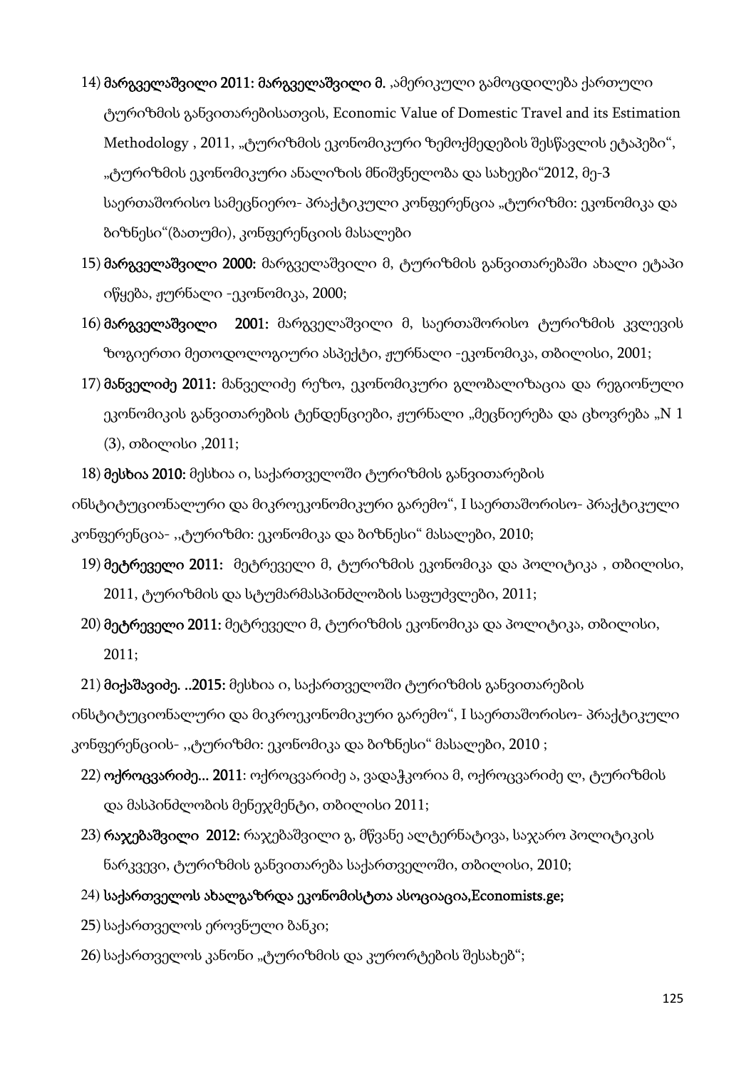14) **მარგველაშვილი 2011: მარგველაშვილი მ.** ,ამერიკული გამოცდილება ქართული ტურიზმის განვითარებისათვის, Economic Value of Domestic Travel and its Estimation Methodology , 2011, „ტურიზმის ეკონომიკური ზემოქმედების შესწავლის ეტაპები", „ტურიზმის ეკონომიკური ანალიზის მნიშვნელობა და სახეები"2012, მე-3 საერთაშორისო სამეცნიერო- პრაქტიკული კონფერენცია „ტურიზმი: ეკონომიკა და ბიზნესი"(ბათუმი), კონფერენციის მასალები

15) **მარგველაშვილი 2000:** მარგველაშვილი მ, ტურიზმის განვითარებაში ახალი ეტაპი იწყება, ჟურნალი -ეკონომიკა, 2000;

16) **მარგველაშვილი 2001:** მარგველაშვილი მ, საერთაშორისო ტურიზმის კვლევის ზოგიერთი მეთოდოლოგიური ასპექტი, ჟურნალი -ეკონომიკა, თბილისი, 2001;

17) **მანველიძე 2011:** მანველიძე რეზო, ეკონომიკური გლობალიზაცია და რეგიონული ეკონომიკის განვითარების ტენდენციები, ჟურნალი „მეცნიერება და ცხოვრება „N 1 (3), თბილისი ,2011;

18) **მესხია 2010:** მესხია ი, საქართველოში ტურიზმის განვითარების ინსტიტუციონალური და მიკროეკონომიკური გარემო", I საერთაშორისო- პრაქტიკული კონფერენცია- ,,ტურიზმი: ეკონომიკა და ბიზნესი" მასალები, 2010;

19) **მეტრეველი 2011:** მეტრეველი მ, ტურიზმის ეკონომიკა და პოლიტიკა , თბილისი, 2011, ტურიზმის და სტუმარმასპინძლობის საფუძვლები, 2011;

20) **მეტრეველი 2011:** მეტრეველი მ, ტურიზმის ეკონომიკა და პოლიტიკა, თბილისი, 2011;

21) **მიქაშავიძე. ..2015:** მესხია ი, საქართველოში ტურიზმის განვითარების ინსტიტუციონალური და მიკროეკონომიკური გარემო", I საერთაშორისო- პრაქტიკული კონფერენციის- ,,ტურიზმი: ეკონომიკა და ბიზნესი" მასალები, 2010 ;

22) **ოქროცვარიძე... 2011**: ოქროცვარიძე ა, ვადაჭკორია მ, ოქროცვარიძე ლ, ტურიზმის და მასპინძლობის მენეჯმენტი, თბილისი 2011;

23) **რაჯებაშვილი 2012:** რაჯებაშვილი გ, მწვანე ალტერნატივა, საჯარო პოლიტიკის ნარკვევი, ტურიზმის განვითარება საქართველოში, თბილისი, 2010;

24) **საქართველოს ახალგაზრდა ეკონომისტთა ასოციაცია,Economists.ge;**

25) საქართველოს ეროვნული ბანკი;

26) საქართველოს კანონი „ტურიზმის და კურორტების შესახებ";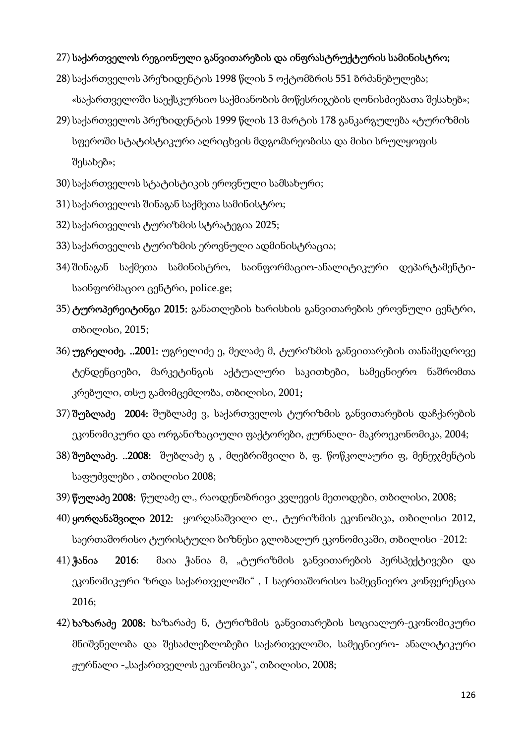27) **საქართველოს რეგიონული განვითარების და ინფრასტრუქტურის სამინისტრო;**
28) საქართველოს პრეზიდენტის 1998 წლის 5 ოქტომბრის 551 ბრძანებულება; «საქართველოში საექსკურსიო საქმიანობის მოწესრიგების ღონისძიებათა შესახებ»;
29) საქართველოს პრეზიდენტის 1999 წლის 13 მარტის 178 განკარგულება «ტურიზმის სფეროში სტატისტიკური აღრიცხვის მდგომარეობისა და მისი სრულყოფის შესახებ»;
30) საქართველოს სტატისტიკის ეროვნული სამსახური;
31) საქართველოს შინაგან საქმეთა სამინისტრო;
32) საქართველოს ტურიზმის სტრატეგია 2025;
33) საქართველოს ტურიზმის ეროვნული ადმინისტრაცია;
34) შინაგან საქმეთა სამინისტრო, საინფორმაციო-ანალიტიკური დეპარტამენტი-საინფორმაციო ცენტრი, police.ge;
35) **ტუროპერეიტინგი 2015:** განათლების ხარისხის განვითარების ეროვნული ცენტრი, თბილისი, 2015;
36) **უგრელიძე. ..2001:** უგრელიძე ე, მელაძე მ, ტურიზმის განვითარების თანამედროვე ტენდენციები, მარკეტინგის აქტუალური საკითხები, სამეცნიერო ნაშრომთა კრებული, თსუ გამომცემლობა, თბილისი, 2001**;**
37) **შუბლაძე 2004:** შუბლაძე ვ, საქართველოს ტურიზმის განვითარების დაჩქარების ეკონომიკური და ორგანიზაციული ფაქტორები, ჟურნალი- მაკროეკონომიკა, 2004;
38) **შუბლაძე. ..2008:** შუბლაძე გ , მღებრიშვილი ბ, ფ. წოწკოლაური ფ, მენეჯმენტის საფუძვლები , თბილისი 2008;
39) **წულაძე 2008:** წულაძე ლ., რაოდენობრივი კვლევის მეთოდები, თბილისი, 2008;
40) **ყორღანაშვილი 2012:** ყორღანაშვილი ლ., ტურიზმის ეკონომიკა, თბილისი 2012, საერთაშორისო ტურისტული ბიზნესი გლობალურ ეკონომიკაში, თბილისი -2012:
41) **ჭანია 2016**: მაია ჭანია მ, „ტურიზმის განვითარების პერსპექტივები და ეკონომიკური ზრდა საქართველოში" , I საერთაშორისო სამეცნიერო კონფერენცია 2016;
42) **ხაზარაძე 2008:** ხაზარაძე ნ, ტურიზმის განვითარების სოციალურ-ეკონომიკური მნიშვნელობა და შესაძლებლობები საქართველოში, სამეცნიერო- ანალიტიკური ჟურნალი -„საქართველოს ეკონომიკა", თბილისი, 2008;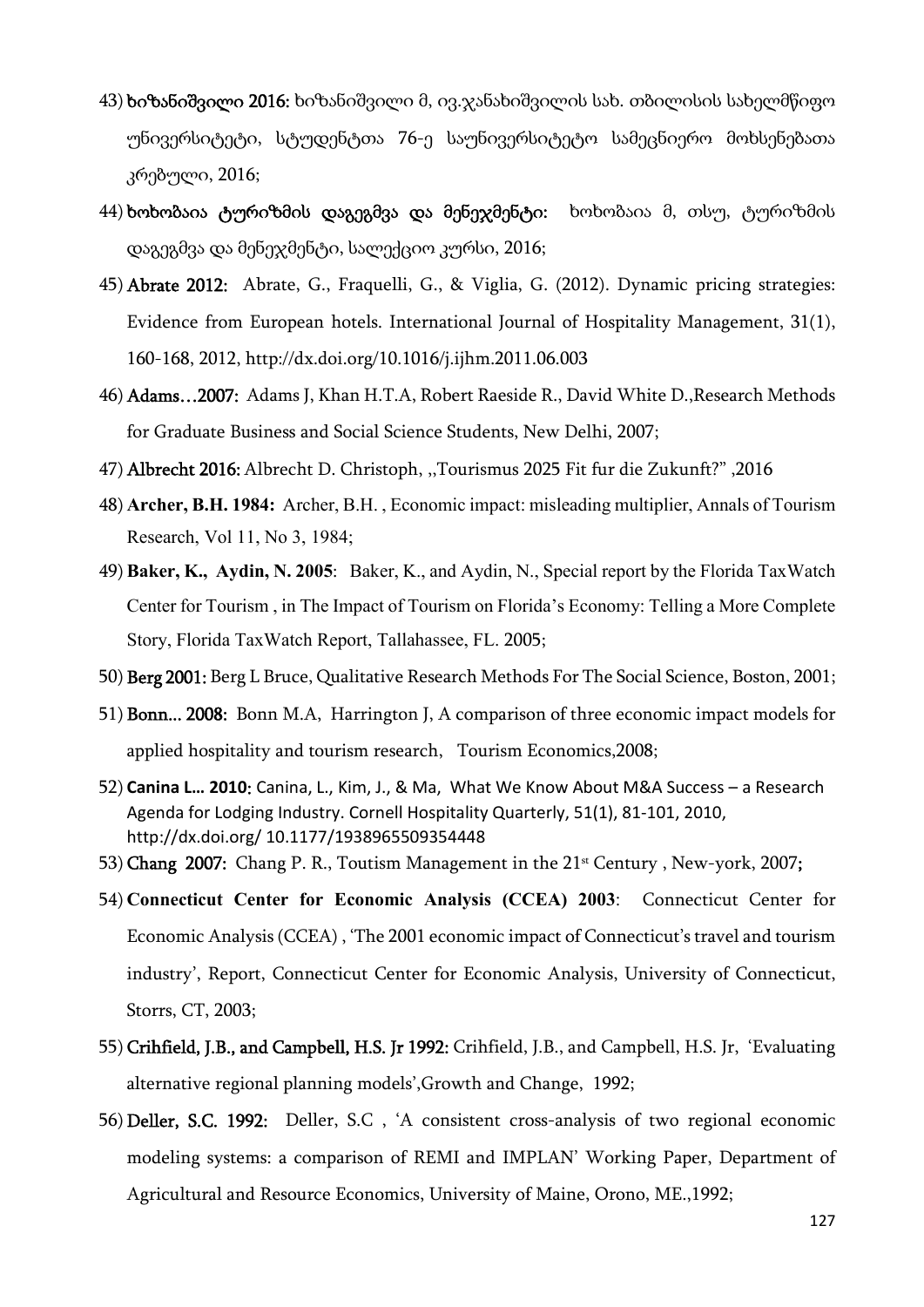43) **ხიზანიშვილი 2016:** ხიზანიშვილი მ, ივ.ჯანახიშვილის სახ. თბილისის სახელმწიფო უნივერსიტეტი, სტუდენტთა 76-ე საუნივერსიტეტო სამეცნიერო მოხსენებათა კრებული, 2016;

44) **ხოხობაია ტურიზმის დაგეგმვა და მენეჯმენტი:** ხოხობაია მ, თსუ, ტურიზმის დაგეგმვა და მენეჯმენტი, სალექციო კურსი, 2016;

45) **Abrate 2012:** Abrate, G., Fraquelli, G., & Viglia, G. (2012). Dynamic pricing strategies: Evidence from European hotels. International Journal of Hospitality Management, 31(1), 160-168, 2012, http://dx.doi.org/10.1016/j.ijhm.2011.06.003

46) **Adams…2007:** Adams J, Khan H.T.A, Robert Raeside R., David White D.,Research Methods for Graduate Business and Social Science Students, New Delhi, 2007;

47) **Albrecht 2016:** Albrecht D. Christoph, ,,Tourismus 2025 Fit fur die Zukunft?" ,2016

48) **Archer, B.H. 1984:** Archer, B.H. , Economic impact: misleading multiplier, Annals of Tourism Research, Vol 11, No 3, 1984;

49) **Baker, K., Aydin, N. 2005**: Baker, K., and Aydin, N., Special report by the Florida TaxWatch Center for Tourism , in The Impact of Tourism on Florida's Economy: Telling a More Complete Story, Florida TaxWatch Report, Tallahassee, FL. 2005;

50) **Berg 2001:** Berg L Bruce, Qualitative Research Methods For The Social Science, Boston, 2001;

51) **Bonn... 2008:** Bonn M.A, Harrington J, A comparison of three economic impact models for applied hospitality and tourism research, Tourism Economics,2008;

52) **Canina L… 2010**: Canina, L., Kim, J., & Ma, What We Know About M&A Success – a Research Agenda for Lodging Industry. Cornell Hospitality Quarterly, 51(1), 81-101, 2010, http://dx.doi.org/ 10.1177/1938965509354448

53) **Chang 2007:** Chang P. R., Toutism Management in the 21st Century , New-york, 2007;

54) **Connecticut Center for Economic Analysis (CCEA) 2003**: Connecticut Center for Economic Analysis (CCEA) , 'The 2001 economic impact of Connecticut's travel and tourism industry', Report, Connecticut Center for Economic Analysis, University of Connecticut, Storrs, CT, 2003;

55) **Crihfield, J.B., and Campbell, H.S. Jr 1992:** Crihfield, J.B., and Campbell, H.S. Jr, 'Evaluating alternative regional planning models',Growth and Change, 1992;

56) **Deller, S.C. 1992:** Deller, S.C , 'A consistent cross-analysis of two regional economic modeling systems: a comparison of REMI and IMPLAN' Working Paper, Department of Agricultural and Resource Economics, University of Maine, Orono, ME.,1992;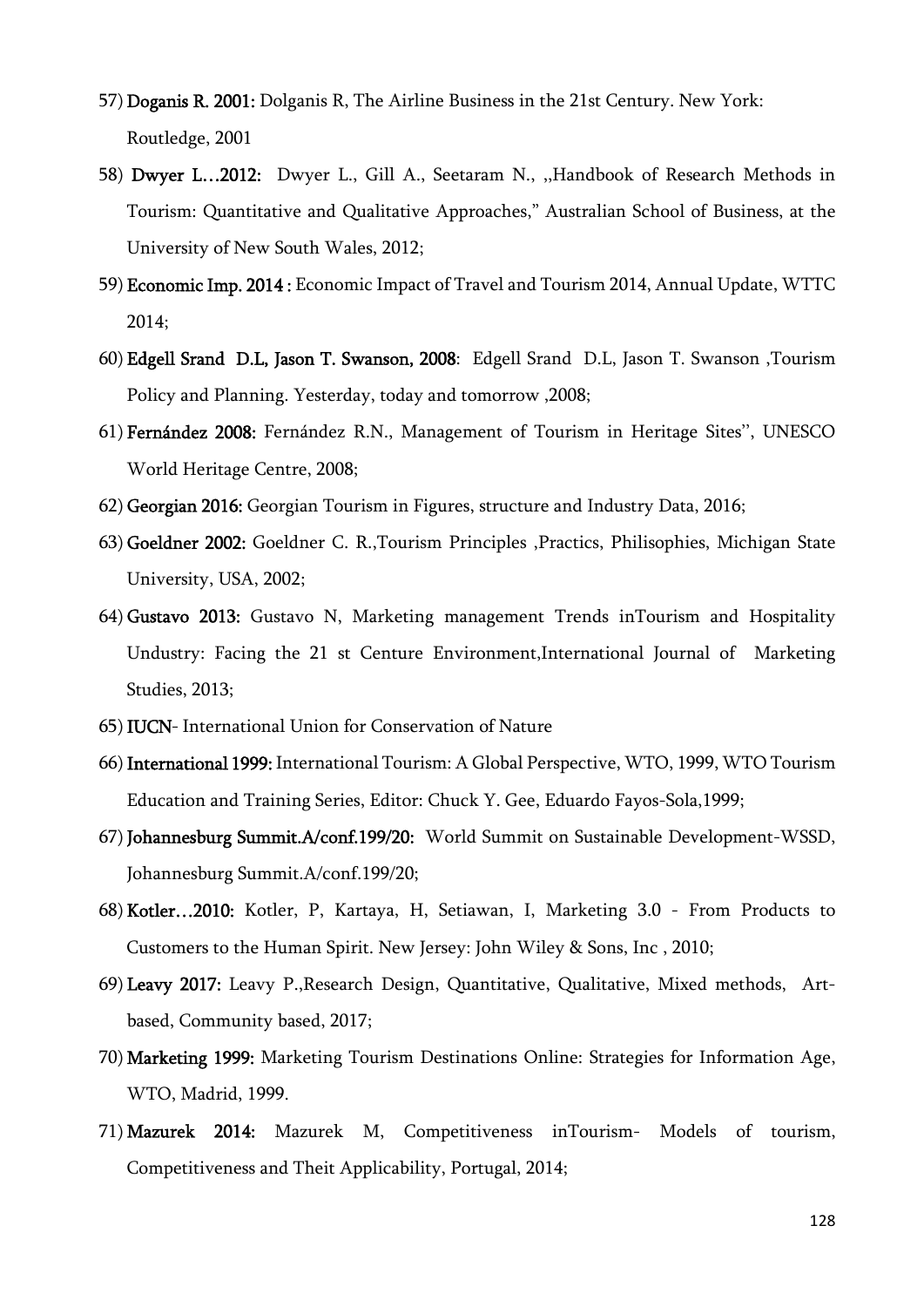57) **Doganis R. 2001:** Dolganis R, The Airline Business in the 21st Century. New York: Routledge, 2001

58) **Dwyer L…2012:** Dwyer L., Gill A., Seetaram N., ,,Handbook of Research Methods in Tourism: Quantitative and Qualitative Approaches," Australian School of Business, at the University of New South Wales, 2012;

59) **Economic Imp. 2014 :** Economic Impact of Travel and Tourism 2014, Annual Update, WTTC 2014;

60) **Edgell Srand D.L, Jason T. Swanson, 2008**: Edgell Srand D.L, Jason T. Swanson ,Tourism Policy and Planning. Yesterday, today and tomorrow ,2008;

61) **Fernández 2008:** Fernández R.N., Management of Tourism in Heritage Sites'', UNESCO World Heritage Centre, 2008;

62) **Georgian 2016:** Georgian Tourism in Figures, structure and Industry Data, 2016;

63) **Goeldner 2002:** Goeldner C. R.,Tourism Principles ,Practics, Philisophies, Michigan State University, USA, 2002;

64) **Gustavo 2013:** Gustavo N, Marketing management Trends inTourism and Hospitality Undustry: Facing the 21 st Centure Environment,International Journal of Marketing Studies, 2013;

65) **IUCN**- International Union for Conservation of Nature

66) **International 1999:** International Tourism: A Global Perspective, WTO, 1999, WTO Tourism Education and Training Series, Editor: Chuck Y. Gee, Eduardo Fayos-Sola,1999;

67) **Johannesburg Summit.A/conf.199/20:** World Summit on Sustainable Development-WSSD, Johannesburg Summit.A/conf.199/20;

68) **Kotler…2010:** Kotler, P, Kartaya, H, Setiawan, I, Marketing 3.0 - From Products to Customers to the Human Spirit. New Jersey: John Wiley & Sons, Inc , 2010;

69) **Leavy 2017:** Leavy P.,Research Design, Quantitative, Qualitative, Mixed methods, Art-based, Community based, 2017;

70) **Marketing 1999:** Marketing Tourism Destinations Online: Strategies for Information Age, WTO, Madrid, 1999.

71) **Mazurek 2014:** Mazurek M, Competitiveness inTourism- Models of tourism, Competitiveness and Theit Applicability, Portugal, 2014;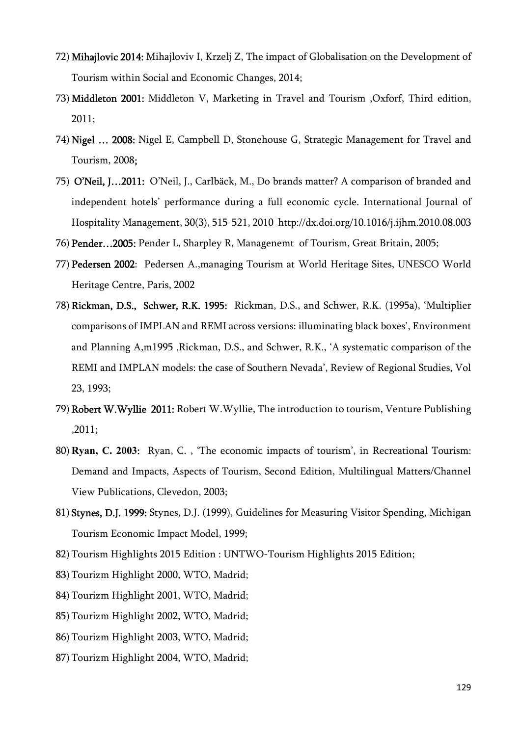72) **Mihajlovic 2014:** Mihajloviv I, Krzelj Z, The impact of Globalisation on the Development of Tourism within Social and Economic Changes, 2014;

73) **Middleton 2001:** Middleton V, Marketing in Travel and Tourism ,Oxforf, Third edition, 2011;

74) **Nigel … 2008:** Nigel E, Campbell D, Stonehouse G, Strategic Management for Travel and Tourism, 2008**;**

75) **O'Neil, J…2011:** O'Neil, J., Carlbäck, M., Do brands matter? A comparison of branded and independent hotels' performance during a full economic cycle. International Journal of Hospitality Management, 30(3), 515-521, 2010 http://dx.doi.org/10.1016/j.ijhm.2010.08.003

76) **Pender…2005:** Pender L, Sharpley R, Managenemt of Tourism, Great Britain, 2005;

77) **Pedersen 2002**: Pedersen A.,managing Tourism at World Heritage Sites, UNESCO World Heritage Centre, Paris, 2002

78) **Rickman, D.S., Schwer, R.K. 1995:** Rickman, D.S., and Schwer, R.K. (1995a), 'Multiplier comparisons of IMPLAN and REMI across versions: illuminating black boxes', Environment and Planning A,m1995 ,Rickman, D.S., and Schwer, R.K., 'A systematic comparison of the REMI and IMPLAN models: the case of Southern Nevada', Review of Regional Studies, Vol 23, 1993;

79) **Robert W.Wyllie 2011:** Robert W.Wyllie, The introduction to tourism, Venture Publishing ,2011;

80) **Ryan, C. 2003:** Ryan, C. , 'The economic impacts of tourism', in Recreational Tourism: Demand and Impacts, Aspects of Tourism, Second Edition, Multilingual Matters/Channel View Publications, Clevedon, 2003;

81) **Stynes, D.J. 1999:** Stynes, D.J. (1999), Guidelines for Measuring Visitor Spending, Michigan Tourism Economic Impact Model, 1999;

82) Tourism Highlights 2015 Edition : UNTWO-Tourism Highlights 2015 Edition;

83) Tourizm Highlight 2000, WTO, Madrid;

84) Tourizm Highlight 2001, WTO, Madrid;

85) Tourizm Highlight 2002, WTO, Madrid;

86) Tourizm Highlight 2003, WTO, Madrid;

87) Tourizm Highlight 2004, WTO, Madrid;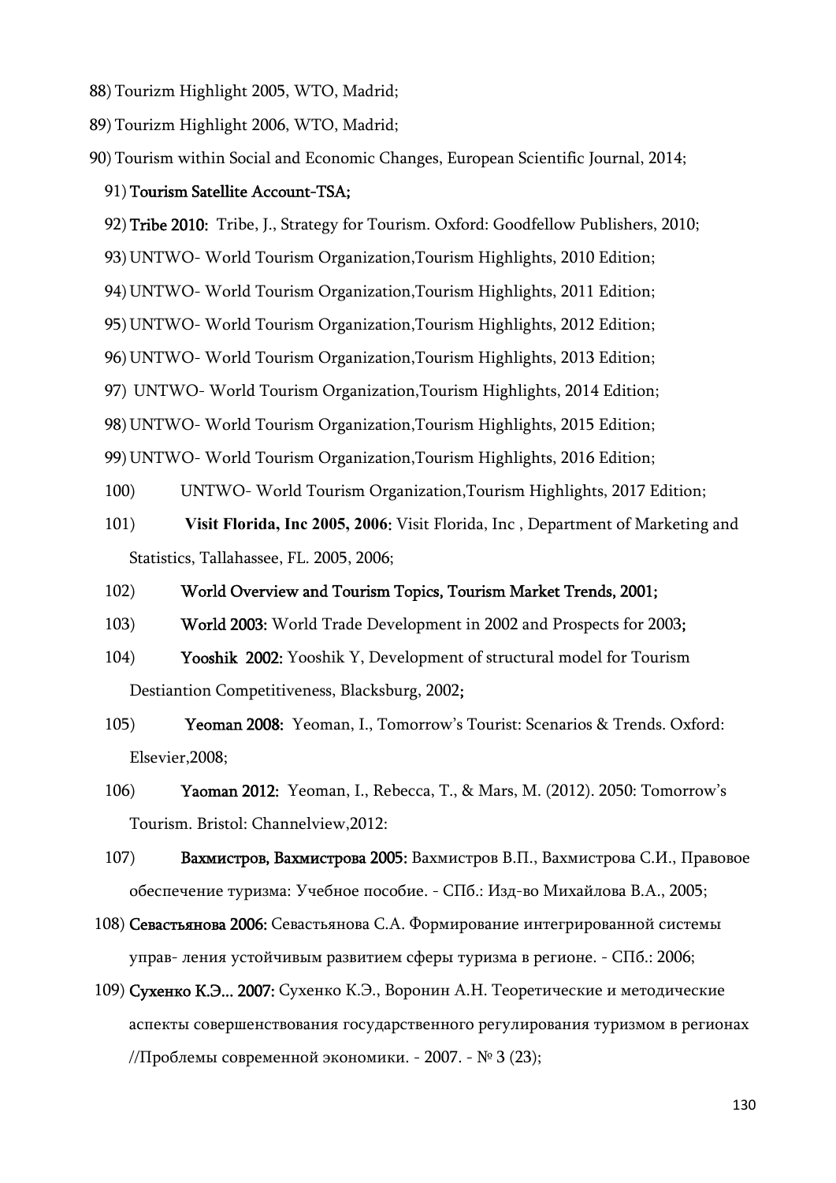88) Tourizm Highlight 2005, WTO, Madrid;

89) Tourizm Highlight 2006, WTO, Madrid;

90) Tourism within Social and Economic Changes, European Scientific Journal, 2014;

91) **Tourism Satellite Account-TSA;**

92) **Tribe 2010:** Tribe, J., Strategy for Tourism. Oxford: Goodfellow Publishers, 2010;

93) UNTWO- World Tourism Organization,Tourism Highlights, 2010 Edition;

94) UNTWO- World Tourism Organization,Tourism Highlights, 2011 Edition;

95) UNTWO- World Tourism Organization,Tourism Highlights, 2012 Edition;

96) UNTWO- World Tourism Organization,Tourism Highlights, 2013 Edition;

97) UNTWO- World Tourism Organization,Tourism Highlights, 2014 Edition;

98) UNTWO- World Tourism Organization,Tourism Highlights, 2015 Edition;

99) UNTWO- World Tourism Organization,Tourism Highlights, 2016 Edition;

100) UNTWO- World Tourism Organization,Tourism Highlights, 2017 Edition;

101) **Visit Florida, Inc 2005, 2006:** Visit Florida, Inc , Department of Marketing and Statistics, Tallahassee, FL. 2005, 2006;

102) **World Overview and Tourism Topics, Tourism Market Trends, 2001;**

103) **World 2003:** World Trade Development in 2002 and Prospects for 2003**;**

104) **Yooshik 2002:** Yooshik Y, Development of structural model for Tourism Destiantion Competitiveness, Blacksburg, 2002**;**

105) **Yeoman 2008:** Yeoman, I., Tomorrow's Tourist: Scenarios & Trends. Oxford: Elsevier,2008;

106) **Yaoman 2012:** Yeoman, I., Rebecca, T., & Mars, M. (2012). 2050: Tomorrow's Tourism. Bristol: Channelview,2012:

107) **Вахмистров, Вахмистрова 2005:** Вахмистров В.П., Вахмистрова С.И., Правовое обеспечение туризма: Учебное пособие. - СПб.: Изд-во Михайлова В.А., 2005;

108) **Севастьянова 2006:** Севастьянова С.А. Формирование интегрированной системы управ- ления устойчивым развитием сферы туризма в регионе. - СПб.: 2006;

109) **Сухенко К.Э... 2007:** Сухенко К.Э., Воронин А.Н. Теоретические и методические аспекты совершенствования государственного регулирования туризмом в регионах //Проблемы современной экономики. - 2007. - № 3 (23);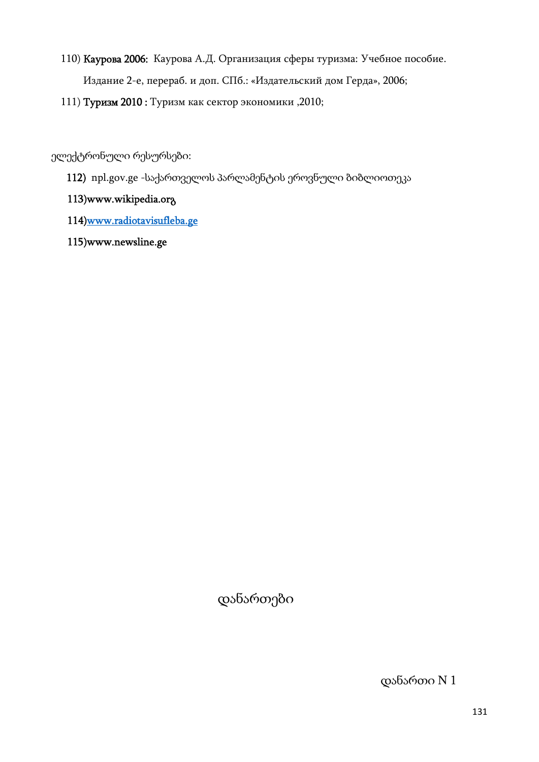110) **Каурова 2006:** Каурова А.Д. Организация сферы туризма: Учебное пособие. Издание 2-е, перераб. и доп. СПб.: «Издательский дом Герда», 2006;

111) **Туризм 2010 :** Туризм как сектор экономики ,2010;

ელექტრონული რესურსები:

**112)** npl.gov.ge -საქართველოს პარლამენტის ეროვნული ბიბლიოთეკა

**113)www.wikipedia.orგ**

**114)www.radiotavisufleba.ge**

**115)www.newsline.ge**

დანართები

დანართი N 1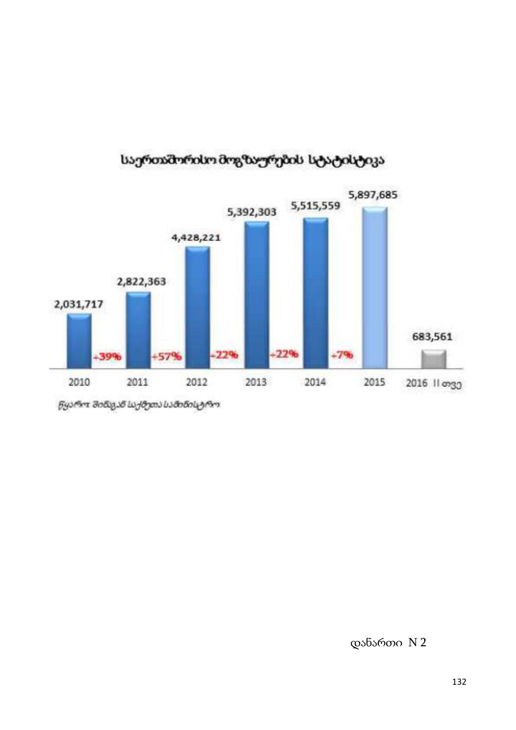## საერთაშორისო მოგზაურების სტატისტიკა

| 2010 | 2011 | 2012 | 2013 | 2014 | 2015 | 2016 II თვე |
|---|---|---|---|---|---|---|
| 2,031,717 | 2,822,363 | 4,428,221 | 5,392,303 | 5,515,559 | 5,897,685 | 683,561 |
| +39% | +57% | +22% | +22% | +7% | | |

წყარო: შინაგან საქმეთა სამინისტრო

დანართი N 2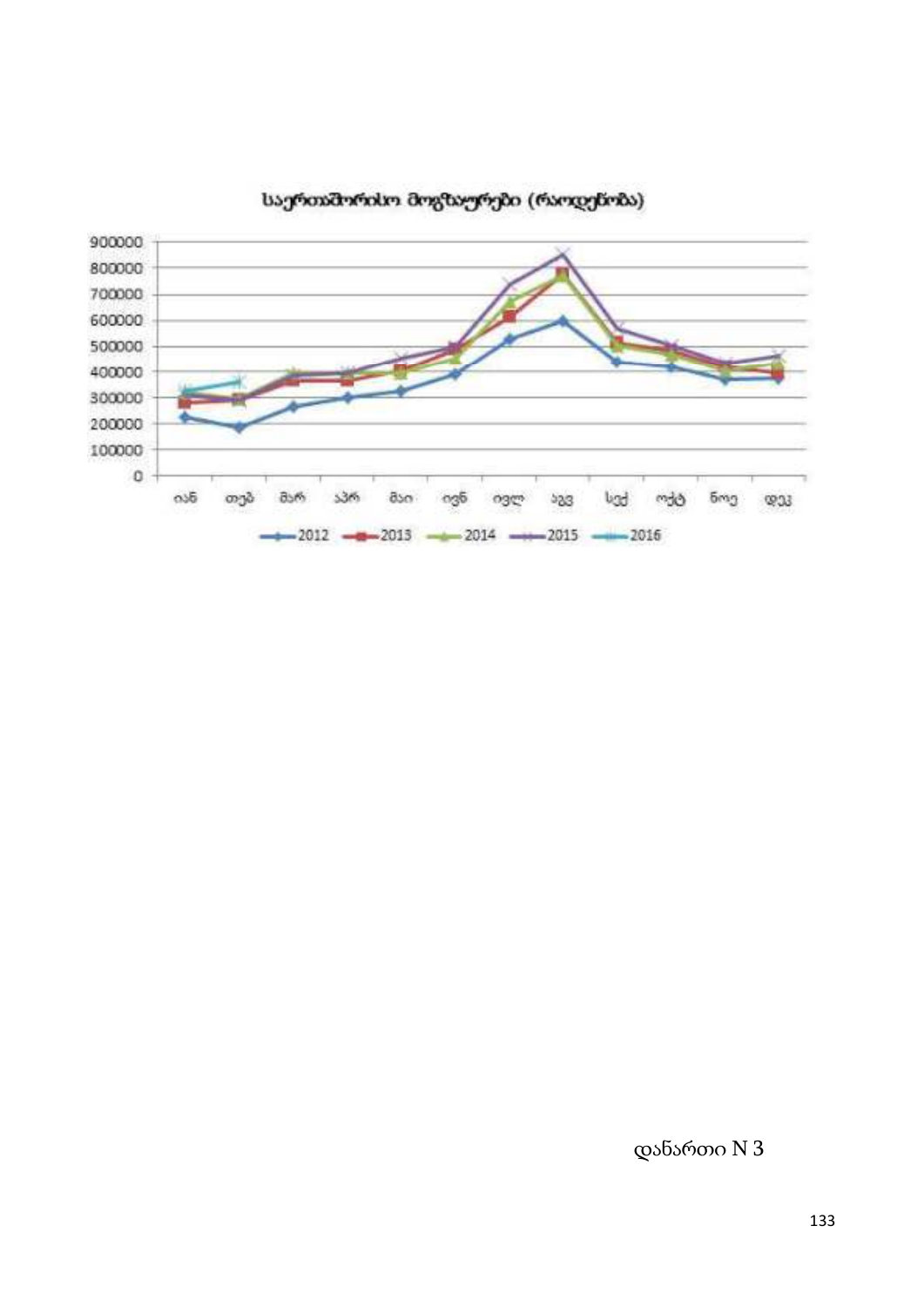საერთაშორისო მოგზაურები (რაოდენობა)

დანართი N 3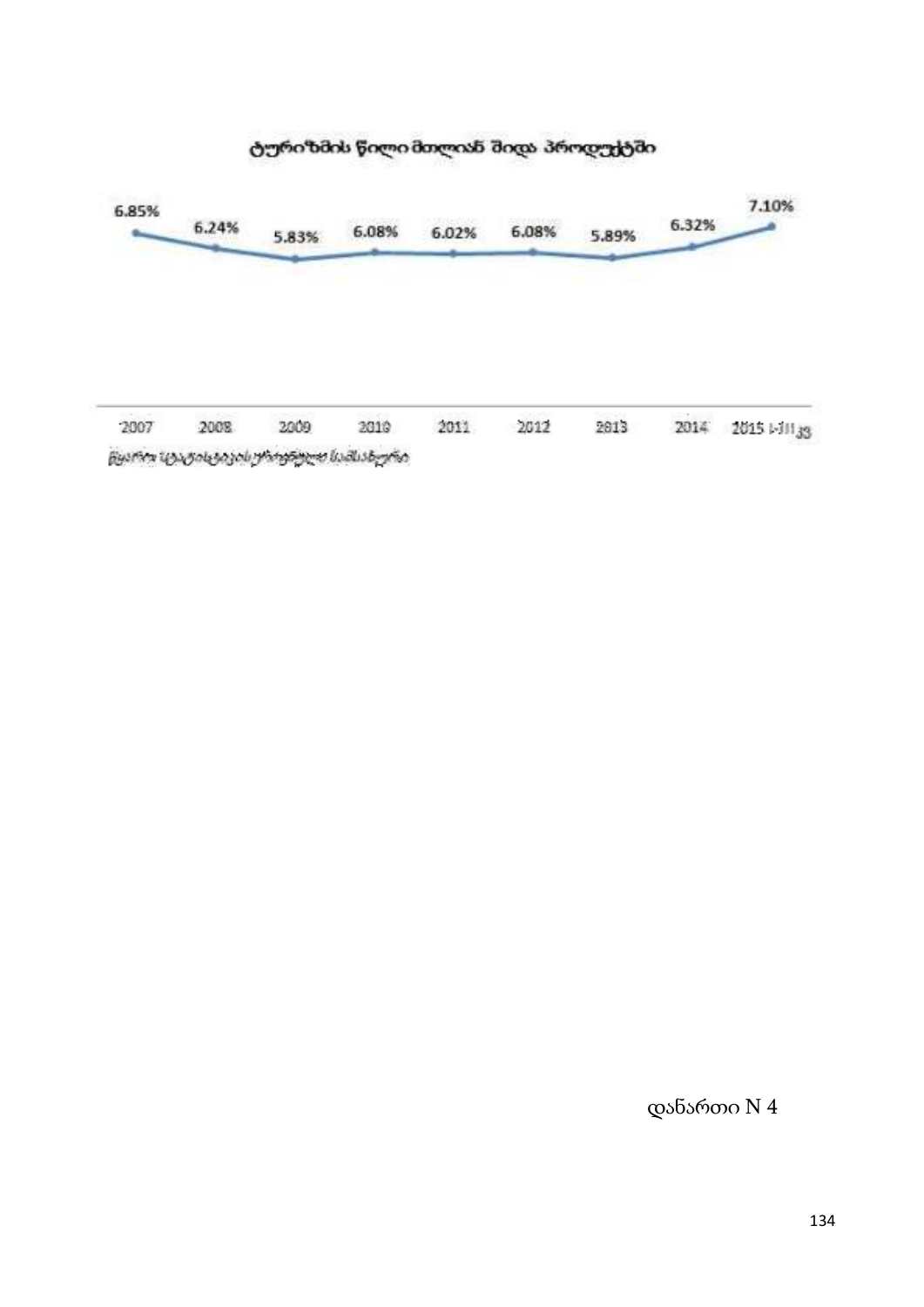### ტურიზმის წილი მთლიან შიდა პროდუქტში

| 2007 | 2008 | 2009 | 2010 | 2011 | 2012 | 2013 | 2014 | 2015 I-III კვ |
|---|---|---|---|---|---|---|---|---|
| 6.85% | 6.24% | 5.83% | 6.08% | 6.02% | 6.08% | 5.89% | 6.32% | 7.10% |

*წყარო: საქართველოს სტატისტიკის ეროვნული სამსახური*

დანართი N 4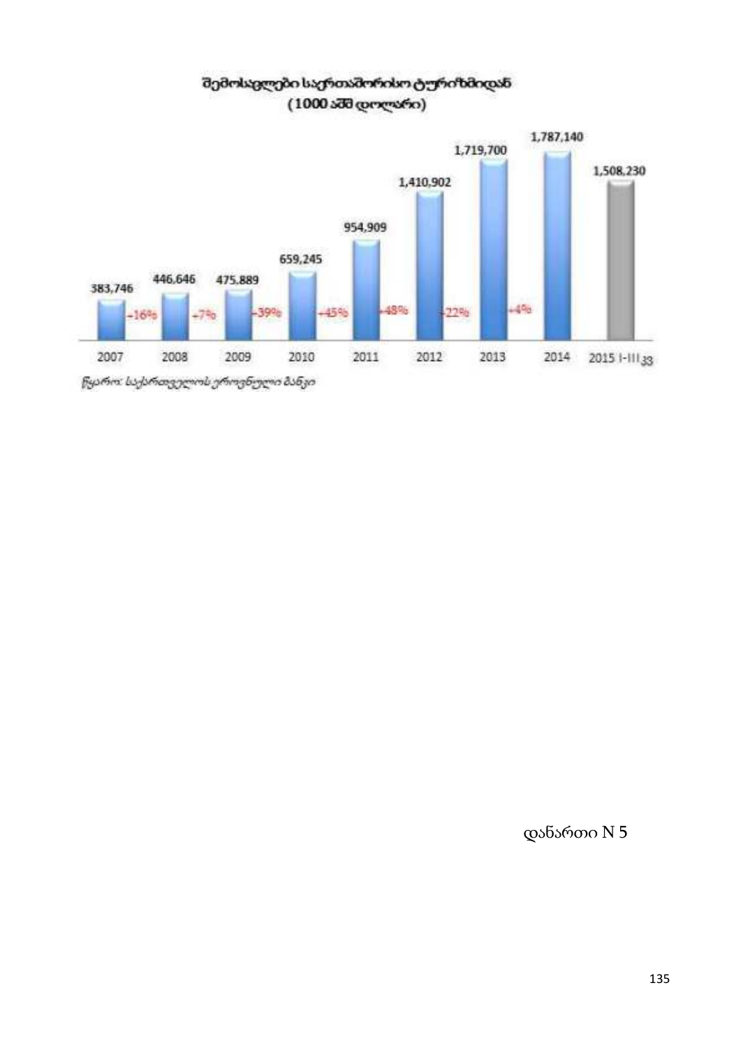**შემოსავლები საერთაშორისო ტურიზმიდან (1000 აშშ დოლარი)**

| წელი | შემოსავალი | ზრდა |
| --- | --- | --- |
| 2007 | 383,746 | |
| 2008 | 446,646 | +16% |
| 2009 | 475,889 | +7% |
| 2010 | 659,245 | +39% |
| 2011 | 954,909 | +45% |
| 2012 | 1,410,902 | +48% |
| 2013 | 1,719,700 | +22% |
| 2014 | 1,787,140 | +4% |
| 2015 I-III კვ | 1,508,230 | |

*წყარო: საქართველოს ეროვნული ბანკი*

დანართი N 5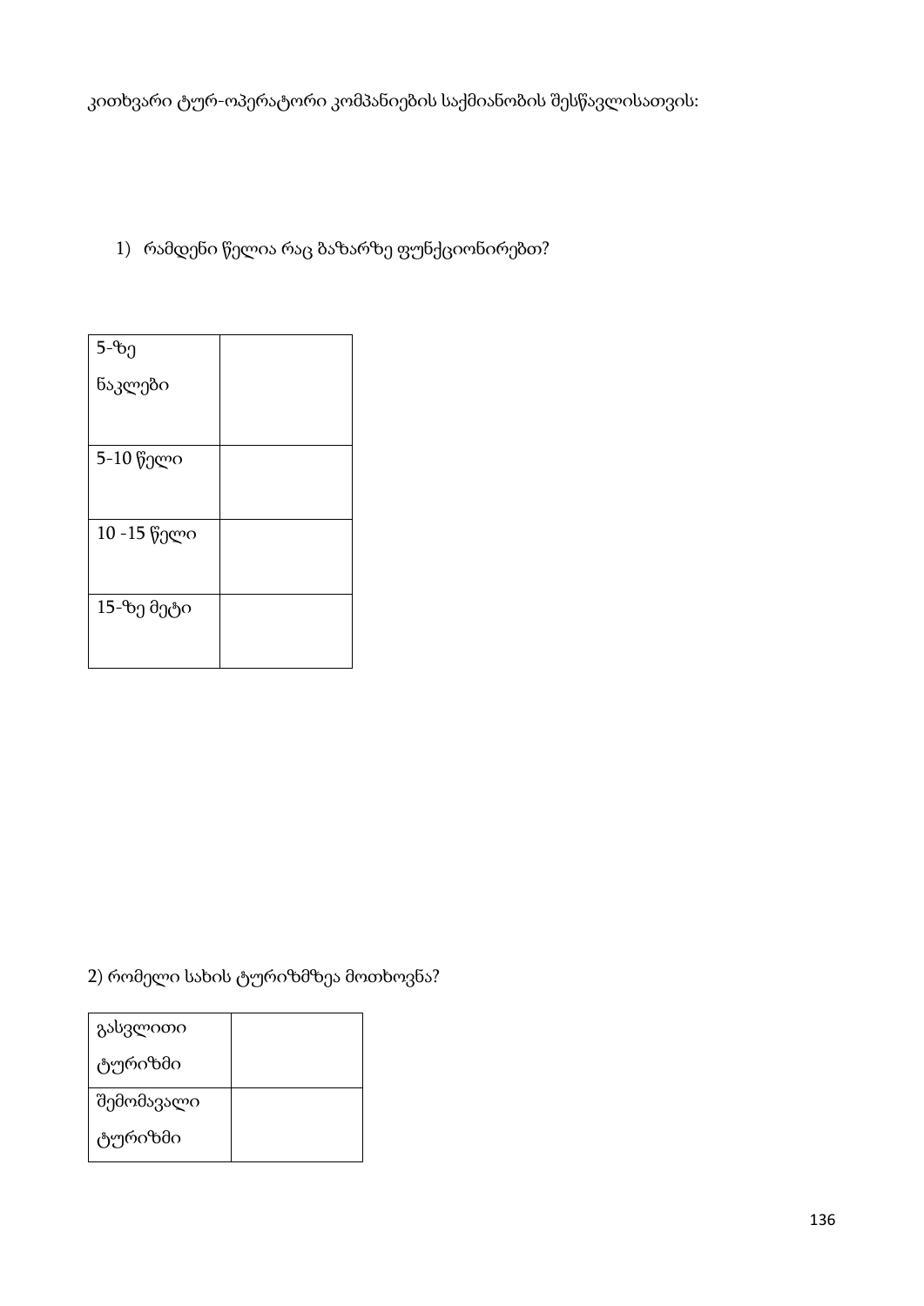კითხვარი ტურ-ოპერატორი კომპანიების საქმიანობის შესწავლისათვის:

1) რამდენი წელია რაც ბაზარზე ფუნქციონირებთ?

| | |
|---|---|
| 5-ზე ნაკლები | |
| 5-10 წელი | |
| 10 -15 წელი | |
| 15-ზე მეტი | |

2) რომელი სახის ტურიზმზეა მოთხოვნა?

| | |
|---|---|
| გასვლითი ტურიზმი | |
| შემომავალი ტურიზმი | |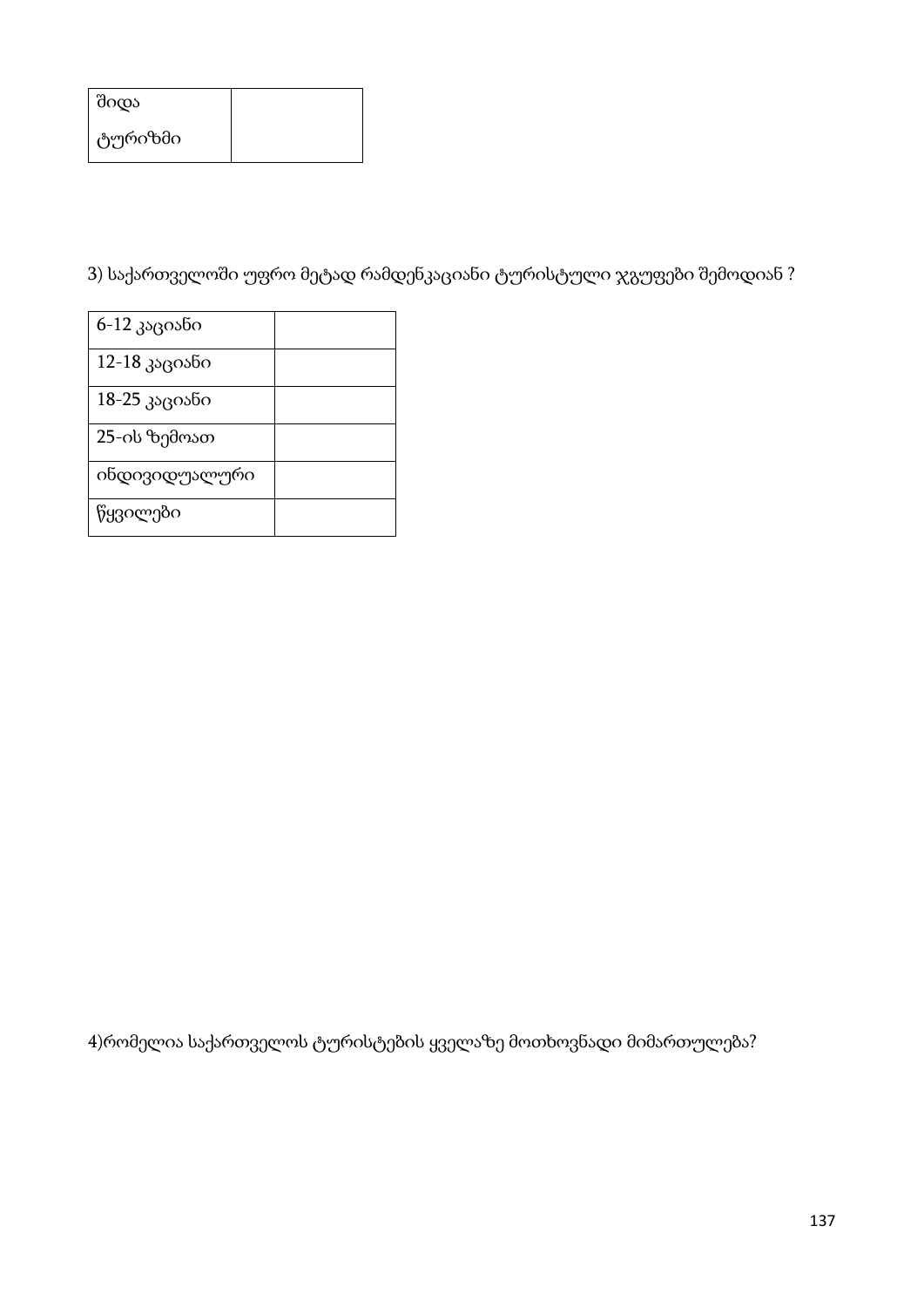| შიდა ტურიზმი | |
|---|---|

3) საქართველოში უფრო მეტად რამდენკაციანი ტურისტული ჯგუფები შემოდიან ?

| 6-12 კაციანი | |
|---|---|
| 12-18 კაციანი | |
| 18-25 კაციანი | |
| 25-ის ზემოათ | |
| ინდივიდუალური | |
| წყვილები | |

4)რომელია საქართველოს ტურისტების ყველაზე მოთხოვნადი მიმართულება?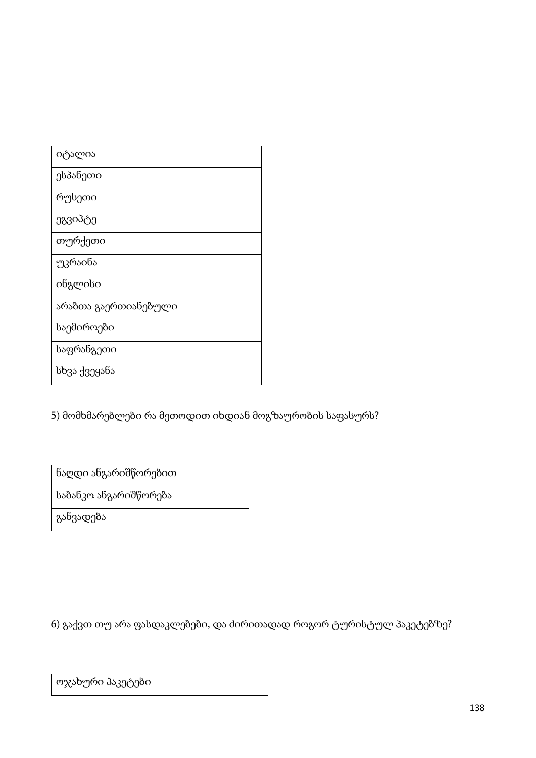| იტალია | |
|---|---|
| ესპანეთი | |
| რუსეთი | |
| ეგვიპტე | |
| თურქეთი | |
| უკრაინა | |
| ინგლისი | |
| არაბთა გაერთიანებული საემიროები | |
| საფრანგეთი | |
| სხვა ქვეყანა | |

5) მომხმარებლები რა მეთოდით იხდიან მოგზაურობის საფასურს?

| ნაღდი ანგარიშწორებით | |
|---|---|
| საბანკო ანგარიშწორება | |
| განვადება | |

6) გაქვთ თუ არა ფასდაკლებები, და ძირითადად როგორ ტურისტულ პაკეტებზე?

| ოჯახური პაკეტები | |
|---|---|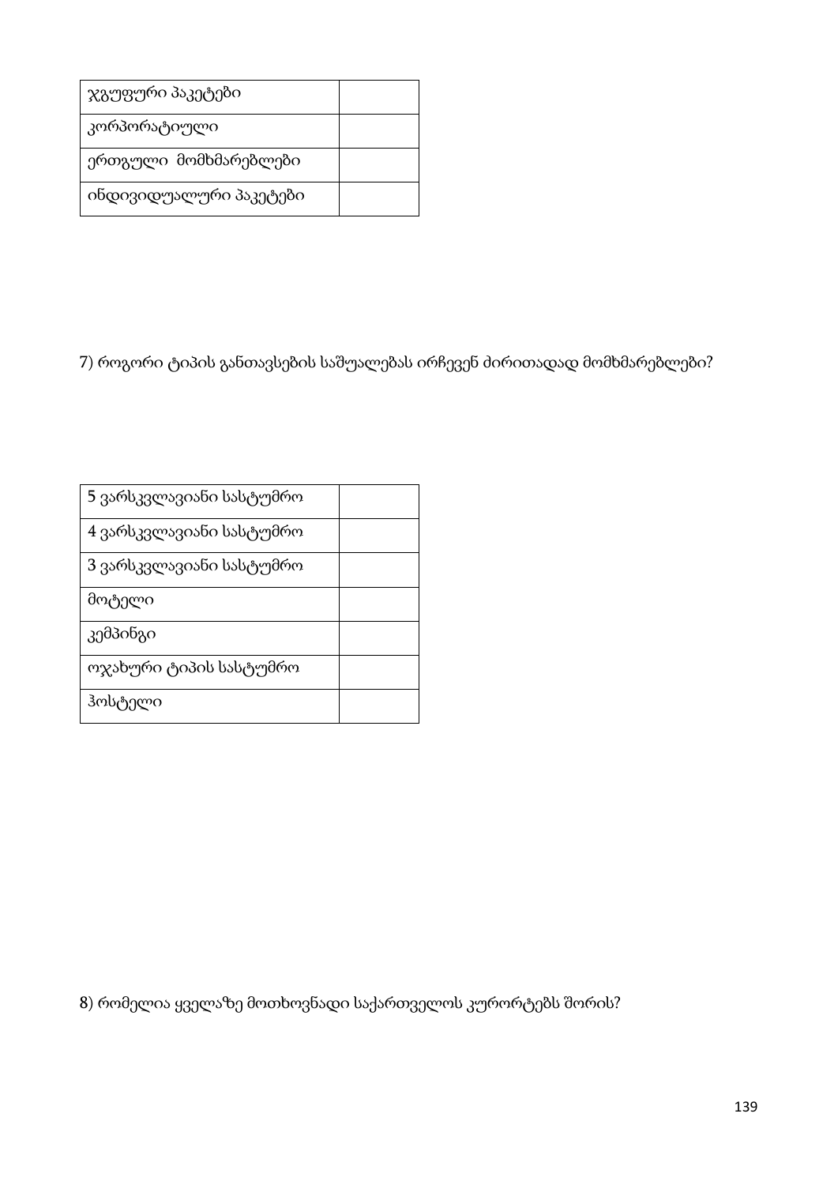| ჯგუფური პაკეტები | |
|---|---|
| კორპორატიული | |
| ერთგული  მომხმარებლები | |
| ინდივიდუალური პაკეტები | |

7) როგორი ტიპის განთავსების საშუალებას ირჩევენ ძირითადად მომხმარებლები?

| 5 ვარსკვლავიანი სასტუმრო | |
|---|---|
| 4 ვარსკვლავიანი სასტუმრო | |
| 3 ვარსკვლავიანი სასტუმრო | |
| მოტელი | |
| კემპინგი | |
| ოჯახური ტიპის სასტუმრო | |
| ჰოსტელი | |

8) რომელია ყველაზე მოთხოვნადი საქართველოს კურორტებს შორის?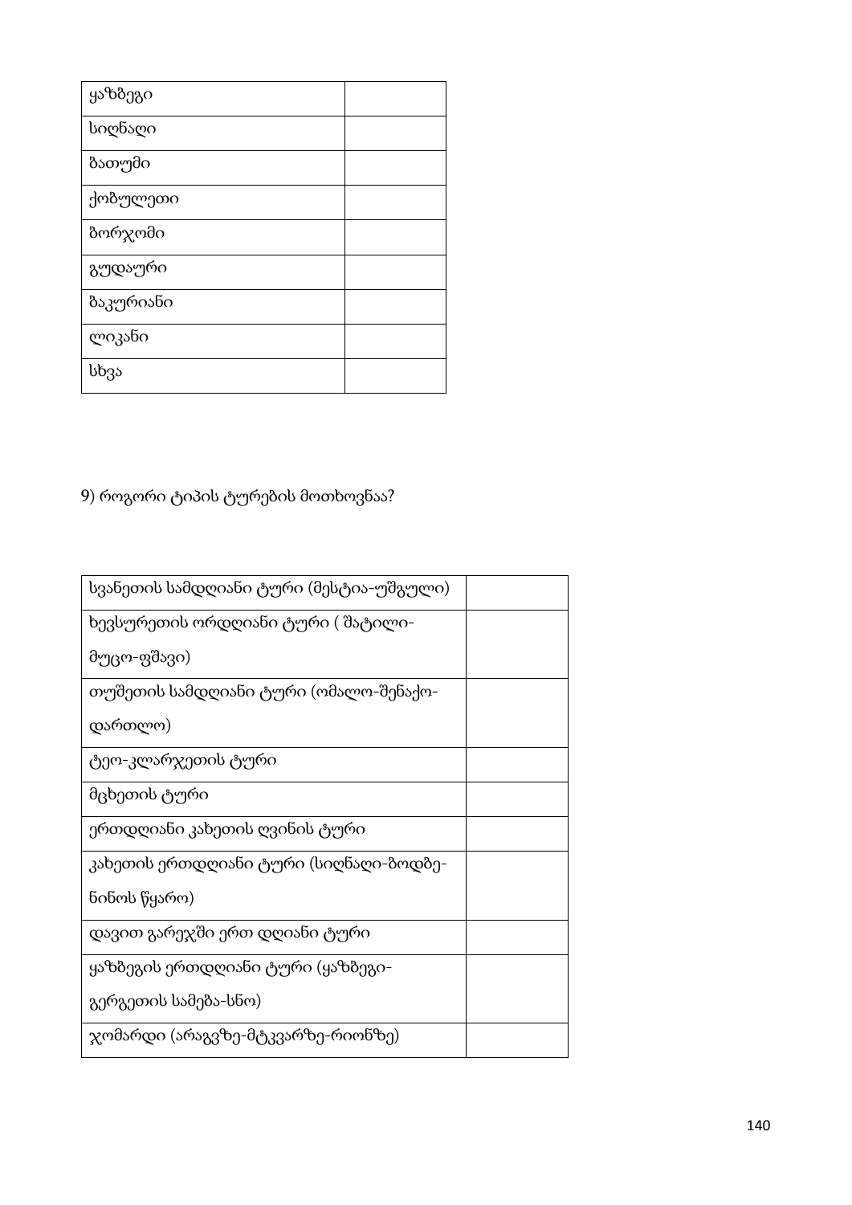| ყაზბეგი | |
|---|---|
| სიღნაღი | |
| ბათუმი | |
| ქობულეთი | |
| ბორჯომი | |
| გუდაური | |
| ბაკურიანი | |
| ლიკანი | |
| სხვა | |

9) როგორი ტიპის ტურების მოთხოვნაა?

| სვანეთის სამდღიანი ტური (მესტია-უშგული) | |
|---|---|
| ხევსურეთის ორდღიანი ტური ( შატილი-მუცო-ფშავი) | |
| თუშეთის სამდღიანი ტური (ომალო-შენაქო-დართლო) | |
| ტეო-კლარჯეთის ტური | |
| მცხეთის ტური | |
| ერთდღიანი კახეთის ღვინის ტური | |
| კახეთის ერთდღიანი ტური (სიღნაღი-ბოდბე-ნინოს წყარო) | |
| დავით გარეჯში ერთ დღიანი ტური | |
| ყაზბეგის ერთდღიანი ტური (ყაზბეგი-გერგეთის სამება-სნო) | |
| ჯომარდი (არაგვზე-მტკვარზე-რიონზე) | |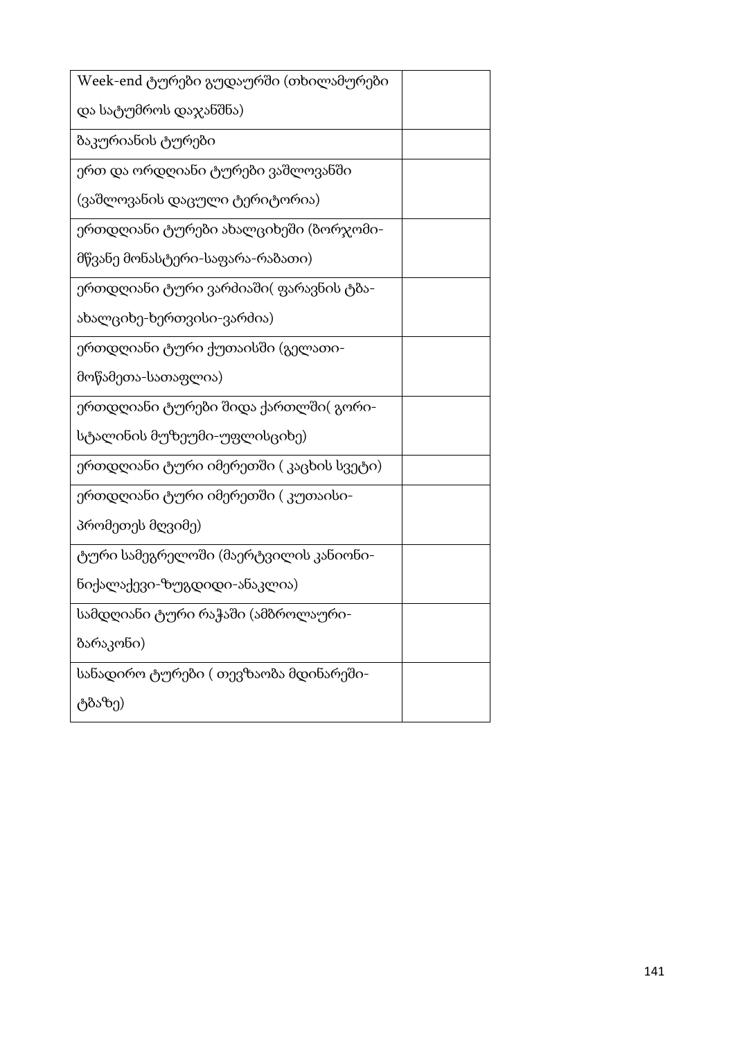| | |
|---|---|
| Week-end ტურები გუდაურში (თხილამურები და სატუმროს დაჯანშნა) | |
| ბაკურიანის ტურები | |
| ერთ და ორდღიანი ტურები ვაშლოვანში (ვაშლოვანის დაცული ტერიტორია) | |
| ერთდღიანი ტურები ახალციხეში (ბორჯომი-მწვანე მონასტერი-საფარა-რაბათი) | |
| ერთდღიანი ტური ვარძიაში( ფარავნის ტბა-ახალციხე-ხერთვისი-ვარძია) | |
| ერთდღიანი ტური ქუთაისში (გელათი-მოწამეთა-სათაფლია) | |
| ერთდღიანი ტურები შიდა ქართლში( გორი-სტალინის მუზეუმი-უფლისციხე) | |
| ერთდღიანი ტური იმერეთში ( კაცხის სვეტი) | |
| ერთდღიანი ტური იმერეთში ( კუთაისი-პრომეთეს მღვიმე) | |
| ტური სამეგრელოში (მაერტვილის კანიონი-ნიქალაქევი-ზუგდიდი-ანაკლია) | |
| სამდღიანი ტური რაჭაში (ამბროლაური-ბარაკონი) | |
| სანადირო ტურები ( თევზაობა მდინარეში-ტბაზე) | |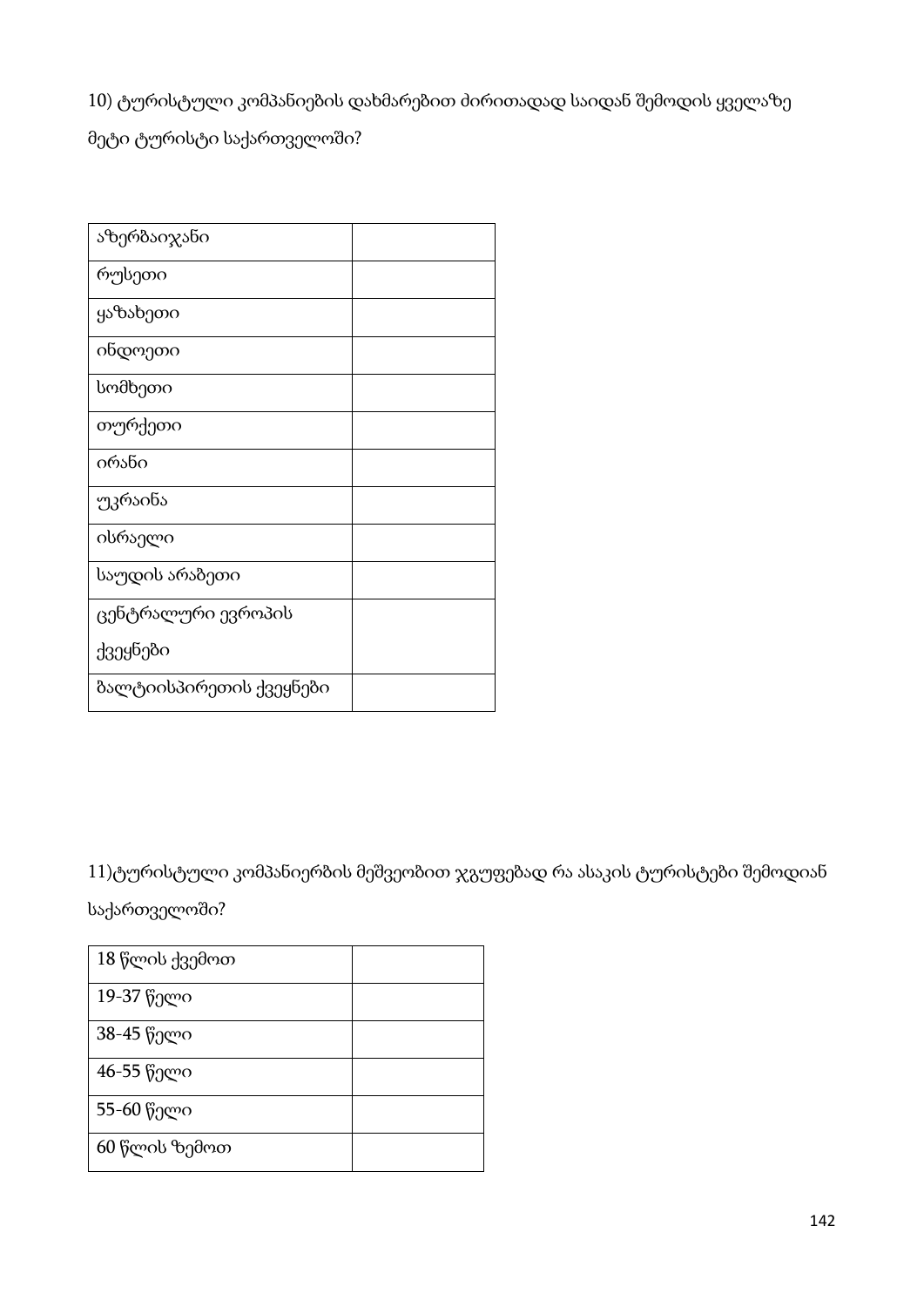10) ტურისტული კომპანიების დახმარებით ძირითადად საიდან შემოდის ყველაზე მეტი ტურისტი საქართველოში?

| | |
|---|---|
| აზერბაიჯანი | |
| რუსეთი | |
| ყაზახეთი | |
| ინდოეთი | |
| სომხეთი | |
| თურქეთი | |
| ირანი | |
| უკრაინა | |
| ისრაელი | |
| საუდის არაბეთი | |
| ცენტრალური ევროპის ქვეყნები | |
| ბალტიისპირეთის ქვეყნები | |

11)ტურისტული კომპანიერბის მეშვეობით ჯგუფებად რა ასაკის ტურისტები შემოდიან საქართველოში?

| | |
|---|---|
| 18 წლის ქვემოთ | |
| 19-37 წელი | |
| 38-45 წელი | |
| 46-55 წელი | |
| 55-60 წელი | |
| 60 წლის ზემოთ | |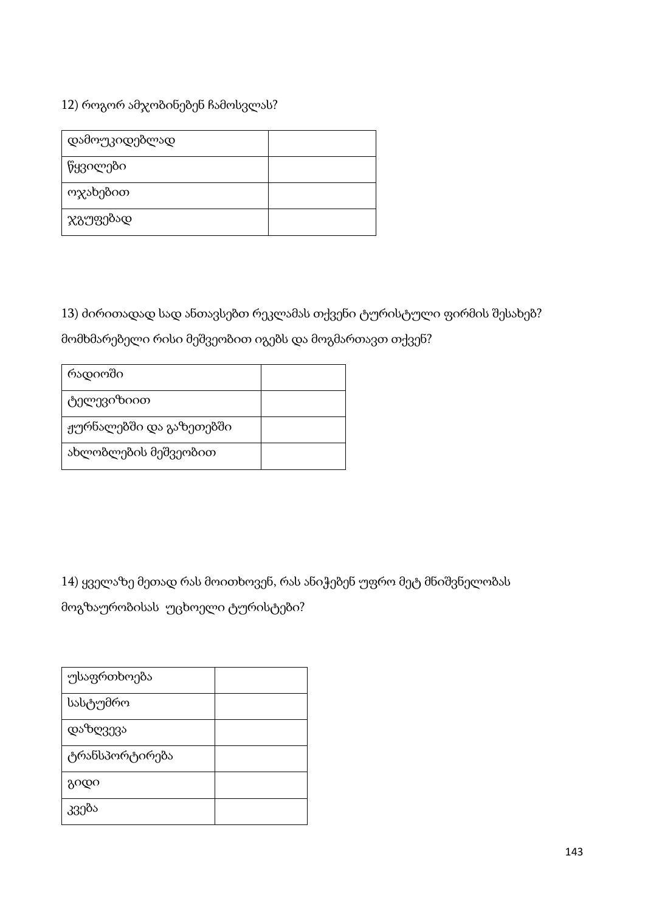12) როგორ ამჯობინებენ ჩამოსვლას?

| დამოუკიდებლად | |
|---|---|
| წყვილები | |
| ოჯახებით | |
| ჯგუფებად | |

13) ძირითადად სად ანთავსებთ რეკლამას თქვენი ტურისტული ფირმის შესახებ? მომხმარებელი რისი მეშვეობით იგებს და მოგმართავთ თქვენ?

| რადიოში | |
|---|---|
| ტელევიზიით | |
| ჟურნალებში და გაზეთებში | |
| ახლობლების მეშვეობით | |

14) ყველაზე მეთად რას მოითხოვენ, რას ანიჭებენ უფრო მეტ მნიშვნელობას მოგზაურობისას უცხოელი ტურისტები?

| უსაფრთხოება | |
|---|---|
| სასტუმრო | |
| დაზღვევა | |
| ტრანსპორტირება | |
| გიდი | |
| კვება | |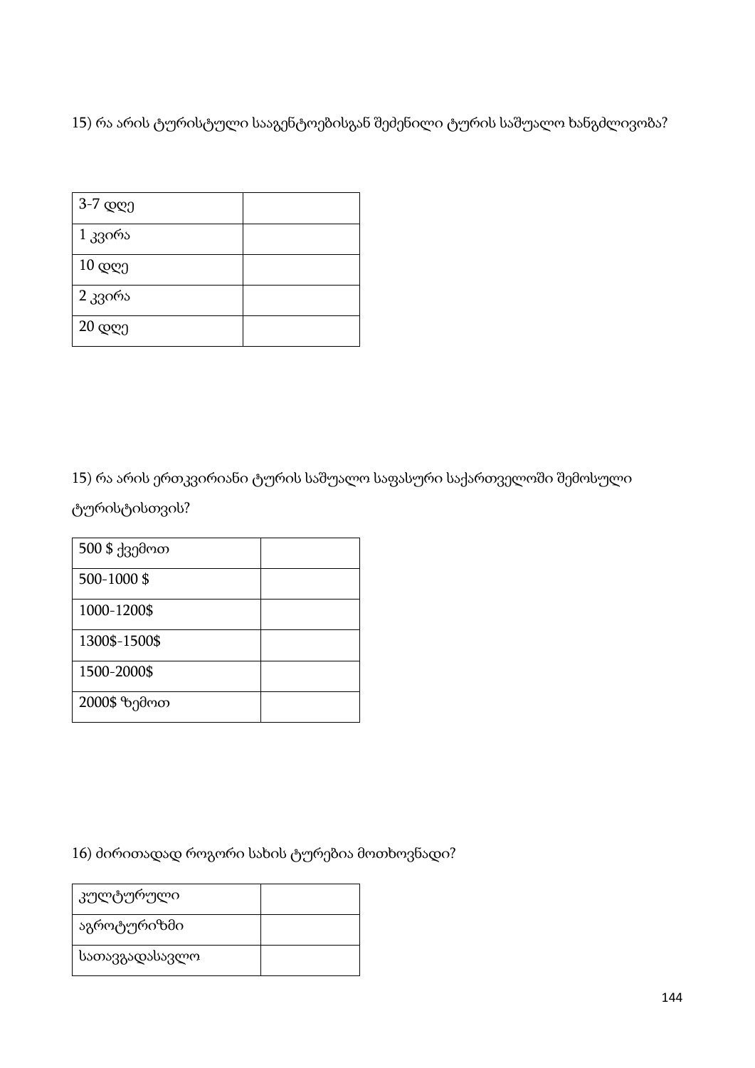15) რა არის ტურისტული სააგენტოებისგან შეძენილი ტურის საშუალო ხანგძლივობა?

| 3-7 დღე | |
|---|---|
| 1 კვირა | |
| 10 დღე | |
| 2 კვირა | |
| 20 დღე | |

15) რა არის ერთკვირიანი ტურის საშუალო საფასური საქართველოში შემოსული ტურისტისთვის?

| 500 $ ქვემოთ | |
|---|---|
| 500-1000 $ | |
| 1000-1200$ | |
| 1300$-1500$ | |
| 1500-2000$ | |
| 2000$ ზემოთ | |

16) ძირითადად როგორი სახის ტურებია მოთხოვნადი?

| კულტურული | |
|---|---|
| აგროტურიზმი | |
| სათავგადასავლო | |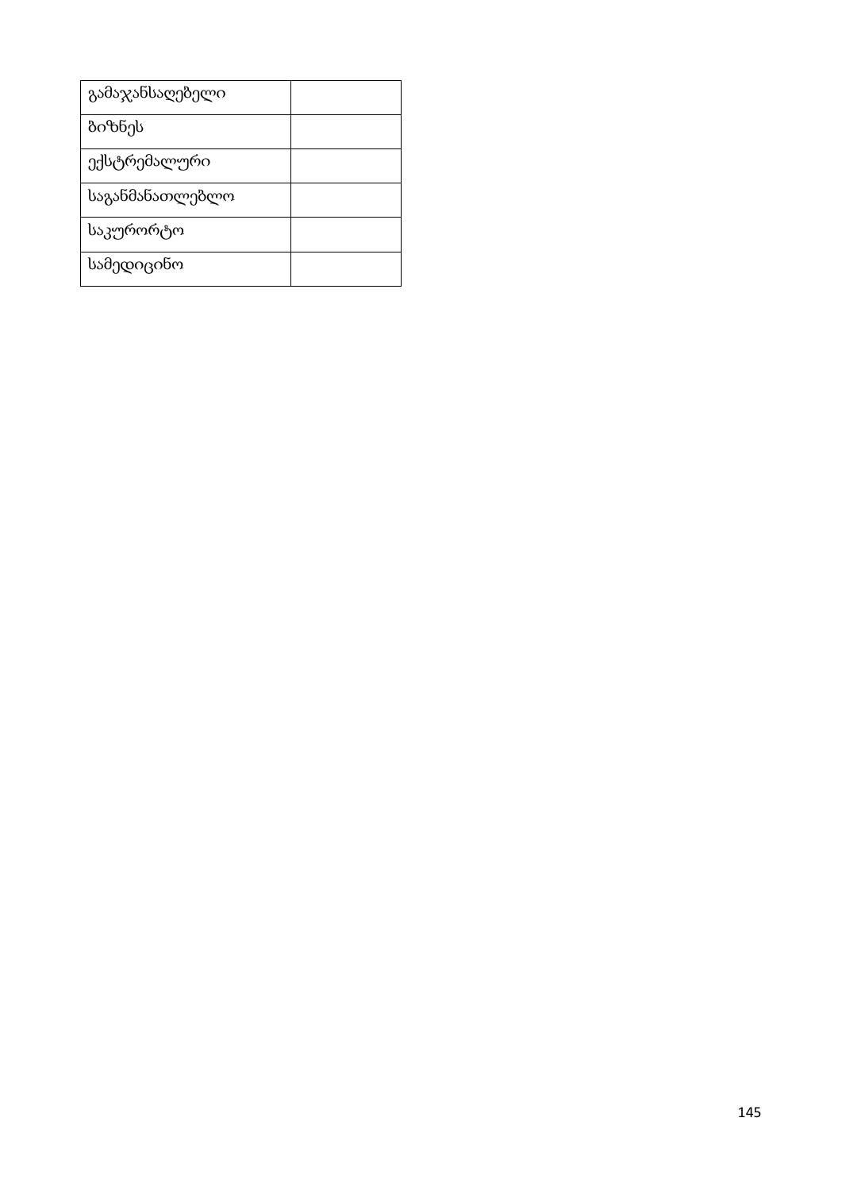| | |
|---|---|
| გამაჯანსაღებელი | |
| ბიზნეს | |
| ექსტრემალური | |
| საგანმანათლებლო | |
| საკურორტო | |
| სამედიცინო | |